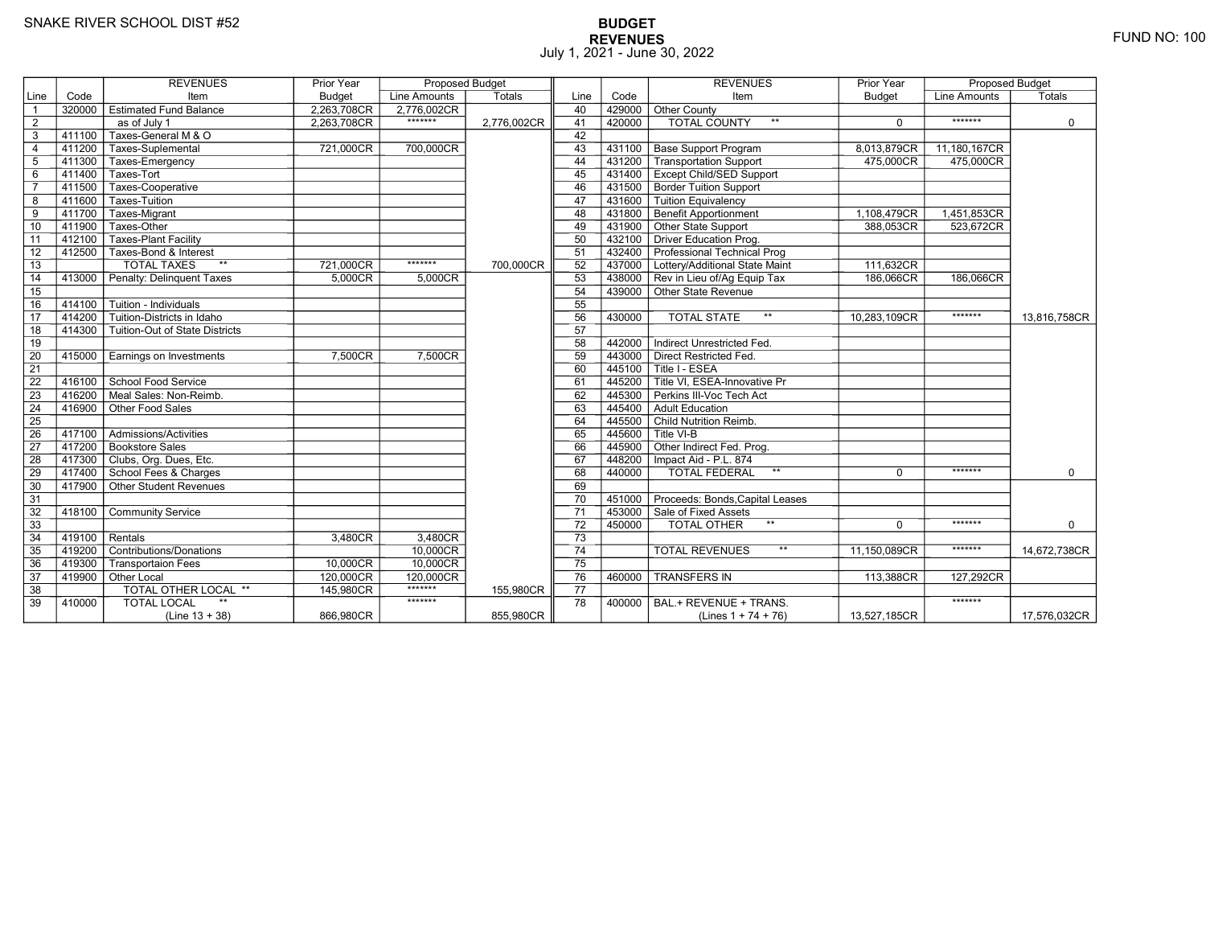SNAKE RIVER SCHOOL DIST #52

FUND NO: 100

# BUDGET
## REVENUES
July 1, 2021 - June 30, 2022

| Line | Code | REVENUES Item | Prior Year Budget | Proposed Budget Line Amounts | Proposed Budget Totals | Line | Code | REVENUES Item | Prior Year Budget | Proposed Budget Line Amounts | Proposed Budget Totals |
|---|---|---|---|---|---|---|---|---|---|---|---|
| 1 | 320000 | Estimated Fund Balance | 2,263,708CR | 2,776,002CR | | 40 | 429000 | Other County | | | |
| 2 | | as of July 1 | 2,263,708CR | ******* | 2,776,002CR | 41 | 420000 | TOTAL COUNTY ** | 0 | ******* | 0 |
| 3 | 411100 | Taxes-General M & O | | | | 42 | | | | | |
| 4 | 411200 | Taxes-Suplemental | 721,000CR | 700,000CR | | 43 | 431100 | Base Support Program | 8,013,879CR | 11,180,167CR | |
| 5 | 411300 | Taxes-Emergency | | | | 44 | 431200 | Transportation Support | 475,000CR | 475,000CR | |
| 6 | 411400 | Taxes-Tort | | | | 45 | 431400 | Except Child/SED Support | | | |
| 7 | 411500 | Taxes-Cooperative | | | | 46 | 431500 | Border Tuition Support | | | |
| 8 | 411600 | Taxes-Tuition | | | | 47 | 431600 | Tuition Equivalency | | | |
| 9 | 411700 | Taxes-Migrant | | | | 48 | 431800 | Benefit Apportionment | 1,108,479CR | 1,451,853CR | |
| 10 | 411900 | Taxes-Other | | | | 49 | 431900 | Other State Support | 388,053CR | 523,672CR | |
| 11 | 412100 | Taxes-Plant Facility | | | | 50 | 432100 | Driver Education Prog. | | | |
| 12 | 412500 | Taxes-Bond & Interest | | | | 51 | 432400 | Professional Technical Prog | | | |
| 13 | | TOTAL TAXES ** | 721,000CR | ******* | 700,000CR | 52 | 437000 | Lottery/Additional State Maint | 111,632CR | | |
| 14 | 413000 | Penalty: Delinquent Taxes | 5,000CR | 5,000CR | | 53 | 438000 | Rev in Lieu of/Ag Equip Tax | 186,066CR | 186,066CR | |
| 15 | | | | | | 54 | 439000 | Other State Revenue | | | |
| 16 | 414100 | Tuition - Individuals | | | | 55 | | | | | |
| 17 | 414200 | Tuition-Districts in Idaho | | | | 56 | 430000 | TOTAL STATE ** | 10,283,109CR | ******* | 13,816,758CR |
| 18 | 414300 | Tuition-Out of State Districts | | | | 57 | | | | | |
| 19 | | | | | | 58 | 442000 | Indirect Unrestricted Fed. | | | |
| 20 | 415000 | Earnings on Investments | 7,500CR | 7,500CR | | 59 | 443000 | Direct Restricted Fed. | | | |
| 21 | | | | | | 60 | 445100 | Title I - ESEA | | | |
| 22 | 416100 | School Food Service | | | | 61 | 445200 | Title VI, ESEA-Innovative Pr | | | |
| 23 | 416200 | Meal Sales: Non-Reimb. | | | | 62 | 445300 | Perkins III-Voc Tech Act | | | |
| 24 | 416900 | Other Food Sales | | | | 63 | 445400 | Adult Education | | | |
| 25 | | | | | | 64 | 445500 | Child Nutrition Reimb. | | | |
| 26 | 417100 | Admissions/Activities | | | | 65 | 445600 | Title VI-B | | | |
| 27 | 417200 | Bookstore Sales | | | | 66 | 445900 | Other Indirect Fed. Prog. | | | |
| 28 | 417300 | Clubs, Org. Dues, Etc. | | | | 67 | 448200 | Impact Aid - P.L. 874 | | | |
| 29 | 417400 | School Fees & Charges | | | | 68 | 440000 | TOTAL FEDERAL ** | 0 | ******* | 0 |
| 30 | 417900 | Other Student Revenues | | | | 69 | | | | | |
| 31 | | | | | | 70 | 451000 | Proceeds: Bonds,Capital Leases | | | |
| 32 | 418100 | Community Service | | | | 71 | 453000 | Sale of Fixed Assets | | | |
| 33 | | | | | | 72 | 450000 | TOTAL OTHER ** | 0 | ******* | 0 |
| 34 | 419100 | Rentals | 3,480CR | 3,480CR | | 73 | | | | | |
| 35 | 419200 | Contributions/Donations | | 10,000CR | | 74 | | TOTAL REVENUES ** | 11,150,089CR | ******* | 14,672,738CR |
| 36 | 419300 | Transportaion Fees | 10,000CR | 10,000CR | | 75 | | | | | |
| 37 | 419900 | Other Local | 120,000CR | 120,000CR | | 76 | 460000 | TRANSFERS IN | 113,388CR | 127,292CR | |
| 38 | | TOTAL OTHER LOCAL ** | 145,980CR | ******* | 155,980CR | 77 | | | | | |
| 39 | 410000 | TOTAL LOCAL ** (Line 13 + 38) | 866,980CR | ******* | 855,980CR | 78 | 400000 | BAL.+ REVENUE + TRANS. (Lines 1 + 74 + 76) | 13,527,185CR | ******* | 17,576,032CR |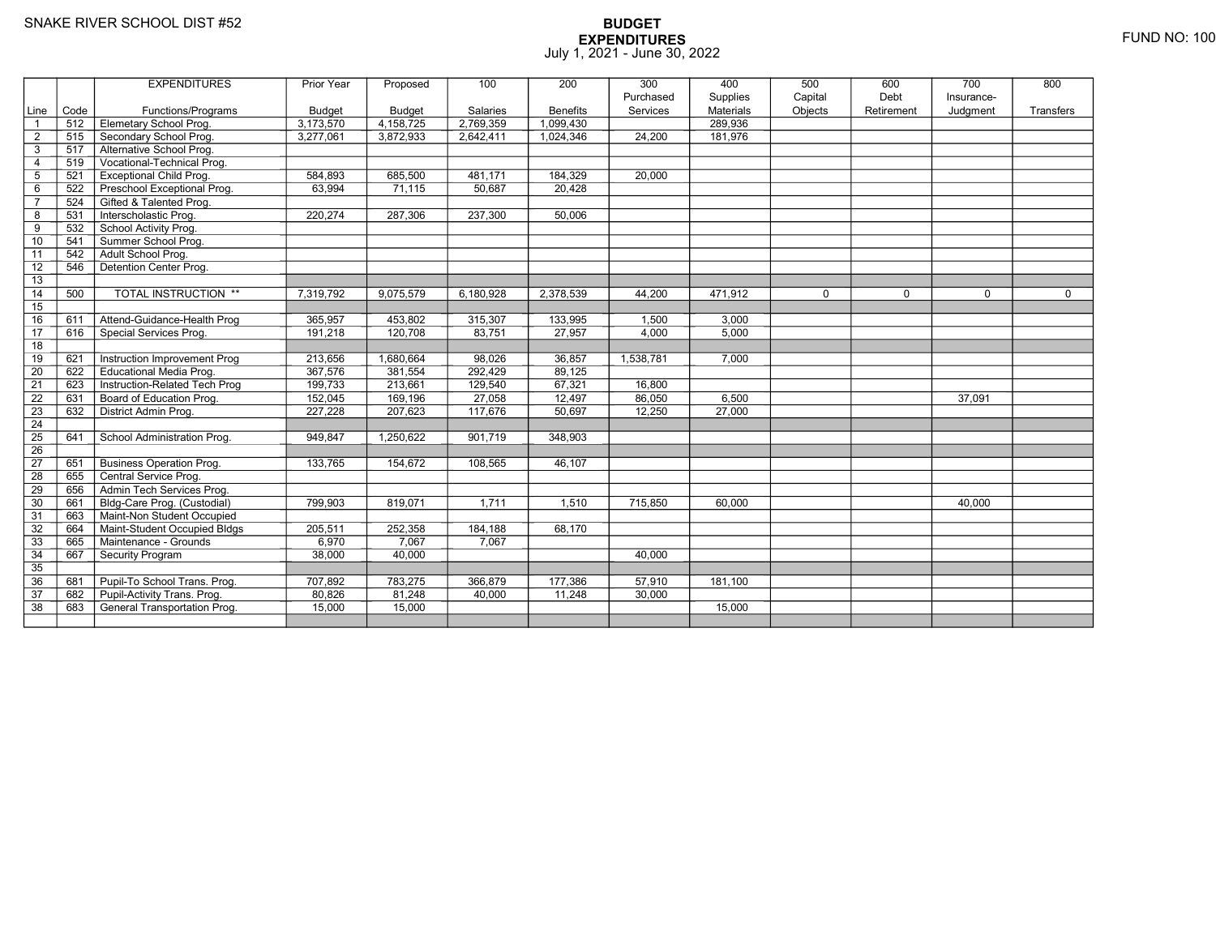SNAKE RIVER SCHOOL DIST #52

# BUDGET
## EXPENDITURES
July 1, 2021 - June 30, 2022

FUND NO: 100

| Line | Code | EXPENDITURES Functions/Programs | Prior Year Budget | Proposed Budget | 100 Salaries | 200 Benefits | 300 Purchased Services | 400 Supplies Materials | 500 Capital Objects | 600 Debt Retirement | 700 Insurance-Judgment | 800 Transfers |
|---|---|---|---|---|---|---|---|---|---|---|---|---|
| 1 | 512 | Elemetary School Prog. | 3,173,570 | 4,158,725 | 2,769,359 | 1,099,430 | | 289,936 | | | | |
| 2 | 515 | Secondary School Prog. | 3,277,061 | 3,872,933 | 2,642,411 | 1,024,346 | 24,200 | 181,976 | | | | |
| 3 | 517 | Alternative School Prog. | | | | | | | | | | |
| 4 | 519 | Vocational-Technical Prog. | | | | | | | | | | |
| 5 | 521 | Exceptional Child Prog. | 584,893 | 685,500 | 481,171 | 184,329 | 20,000 | | | | | |
| 6 | 522 | Preschool Exceptional Prog. | 63,994 | 71,115 | 50,687 | 20,428 | | | | | | |
| 7 | 524 | Gifted & Talented Prog. | | | | | | | | | | |
| 8 | 531 | Interscholastic Prog. | 220,274 | 287,306 | 237,300 | 50,006 | | | | | | |
| 9 | 532 | School Activity Prog. | | | | | | | | | | |
| 10 | 541 | Summer School Prog. | | | | | | | | | | |
| 11 | 542 | Adult School Prog. | | | | | | | | | | |
| 12 | 546 | Detention Center Prog. | | | | | | | | | | |
| 13 | | | | | | | | | | | | |
| 14 | 500 | TOTAL INSTRUCTION ** | 7,319,792 | 9,075,579 | 6,180,928 | 2,378,539 | 44,200 | 471,912 | 0 | 0 | 0 | 0 |
| 15 | | | | | | | | | | | | |
| 16 | 611 | Attend-Guidance-Health Prog | 365,957 | 453,802 | 315,307 | 133,995 | 1,500 | 3,000 | | | | |
| 17 | 616 | Special Services Prog. | 191,218 | 120,708 | 83,751 | 27,957 | 4,000 | 5,000 | | | | |
| 18 | | | | | | | | | | | | |
| 19 | 621 | Instruction Improvement Prog | 213,656 | 1,680,664 | 98,026 | 36,857 | 1,538,781 | 7,000 | | | | |
| 20 | 622 | Educational Media Prog. | 367,576 | 381,554 | 292,429 | 89,125 | | | | | | |
| 21 | 623 | Instruction-Related Tech Prog | 199,733 | 213,661 | 129,540 | 67,321 | 16,800 | | | | | |
| 22 | 631 | Board of Education Prog. | 152,045 | 169,196 | 27,058 | 12,497 | 86,050 | 6,500 | | | 37,091 | |
| 23 | 632 | District Admin Prog. | 227,228 | 207,623 | 117,676 | 50,697 | 12,250 | 27,000 | | | | |
| 24 | | | | | | | | | | | | |
| 25 | 641 | School Administration Prog. | 949,847 | 1,250,622 | 901,719 | 348,903 | | | | | | |
| 26 | | | | | | | | | | | | |
| 27 | 651 | Business Operation Prog. | 133,765 | 154,672 | 108,565 | 46,107 | | | | | | |
| 28 | 655 | Central Service Prog. | | | | | | | | | | |
| 29 | 656 | Admin Tech Services Prog. | | | | | | | | | | |
| 30 | 661 | Bldg-Care Prog. (Custodial) | 799,903 | 819,071 | 1,711 | 1,510 | 715,850 | 60,000 | | | 40,000 | |
| 31 | 663 | Maint-Non Student Occupied | | | | | | | | | | |
| 32 | 664 | Maint-Student Occupied Bldgs | 205,511 | 252,358 | 184,188 | 68,170 | | | | | | |
| 33 | 665 | Maintenance - Grounds | 6,970 | 7,067 | 7,067 | | | | | | | |
| 34 | 667 | Security Program | 38,000 | 40,000 | | | 40,000 | | | | | |
| 35 | | | | | | | | | | | | |
| 36 | 681 | Pupil-To School Trans. Prog. | 707,892 | 783,275 | 366,879 | 177,386 | 57,910 | 181,100 | | | | |
| 37 | 682 | Pupil-Activity Trans. Prog. | 80,826 | 81,248 | 40,000 | 11,248 | 30,000 | | | | | |
| 38 | 683 | General Transportation Prog. | 15,000 | 15,000 | | | | 15,000 | | | | |
| | | | | | | | | | | | | |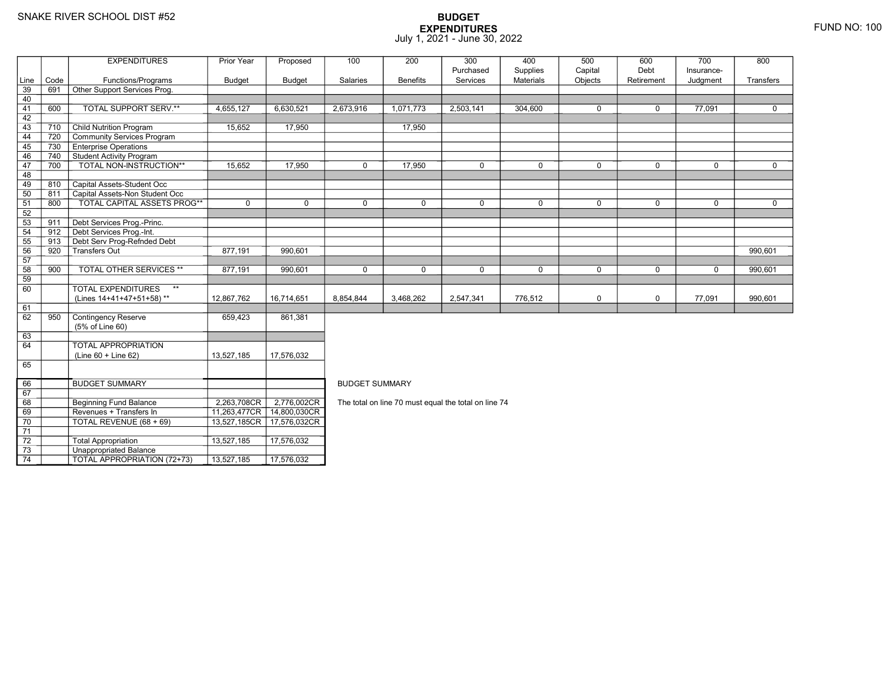SNAKE RIVER SCHOOL DIST #52

# BUDGET EXPENDITURES
July 1, 2021 - June 30, 2022

FUND NO: 100

| Line | Code | EXPENDITURES Functions/Programs | Prior Year Budget | Proposed Budget | 100 Salaries | 200 Benefits | 300 Purchased Services | 400 Supplies Materials | 500 Capital Objects | 600 Debt Retirement | 700 Insurance-Judgment | 800 Transfers |
|---|---|---|---|---|---|---|---|---|---|---|---|---|
| 39 | 691 | Other Support Services Prog. | | | | | | | | | | |
| 40 | | | | | | | | | | | | |
| 41 | 600 | TOTAL SUPPORT SERV.** | 4,655,127 | 6,630,521 | 2,673,916 | 1,071,773 | 2,503,141 | 304,600 | 0 | 0 | 77,091 | 0 |
| 42 | | | | | | | | | | | | |
| 43 | 710 | Child Nutrition Program | 15,652 | 17,950 | | 17,950 | | | | | | |
| 44 | 720 | Community Services Program | | | | | | | | | | |
| 45 | 730 | Enterprise Operations | | | | | | | | | | |
| 46 | 740 | Student Activity Program | | | | | | | | | | |
| 47 | 700 | TOTAL NON-INSTRUCTION** | 15,652 | 17,950 | 0 | 17,950 | 0 | 0 | 0 | 0 | 0 | 0 |
| 48 | | | | | | | | | | | | |
| 49 | 810 | Capital Assets-Student Occ | | | | | | | | | | |
| 50 | 811 | Capital Assets-Non Student Occ | | | | | | | | | | |
| 51 | 800 | TOTAL CAPITAL ASSETS PROG** | 0 | 0 | 0 | 0 | 0 | 0 | 0 | 0 | 0 | 0 |
| 52 | | | | | | | | | | | | |
| 53 | 911 | Debt Services Prog.-Princ. | | | | | | | | | | |
| 54 | 912 | Debt Services Prog.-Int. | | | | | | | | | | |
| 55 | 913 | Debt Serv Prog-Refnded Debt | | | | | | | | | | |
| 56 | 920 | Transfers Out | 877,191 | 990,601 | | | | | | | | 990,601 |
| 57 | | | | | | | | | | | | |
| 58 | 900 | TOTAL OTHER SERVICES ** | 877,191 | 990,601 | 0 | 0 | 0 | 0 | 0 | 0 | 0 | 990,601 |
| 59 | | | | | | | | | | | | |
| 60 | | TOTAL EXPENDITURES ** (Lines 14+41+47+51+58) ** | 12,867,762 | 16,714,651 | 8,854,844 | 3,468,262 | 2,547,341 | 776,512 | 0 | 0 | 77,091 | 990,601 |
| 61 | | | | | | | | | | | | |
| 62 | 950 | Contingency Reserve (5% of Line 60) | 659,423 | 861,381 | | | | | | | | |
| 63 | | | | | | | | | | | | |
| 64 | | TOTAL APPROPRIATION (Line 60 + Line 62) | 13,527,185 | 17,576,032 | | | | | | | | |
| 65 | | | | | | | | | | | | |

| Line | Code | BUDGET SUMMARY | Prior Year Budget | Proposed Budget |
|---|---|---|---|---|
| 66 | | BUDGET SUMMARY | | |
| 67 | | | | |
| 68 | | Beginning Fund Balance | 2,263,708CR | 2,776,002CR |
| 69 | | Revenues + Transfers In | 11,263,477CR | 14,800,030CR |
| 70 | | TOTAL REVENUE (68 + 69) | 13,527,185CR | 17,576,032CR |
| 71 | | | | |
| 72 | | Total Appropriation | 13,527,185 | 17,576,032 |
| 73 | | Unappropriated Balance | | |
| 74 | | TOTAL APPROPRIATION (72+73) | 13,527,185 | 17,576,032 |

BUDGET SUMMARY

The total on line 70 must equal the total on line 74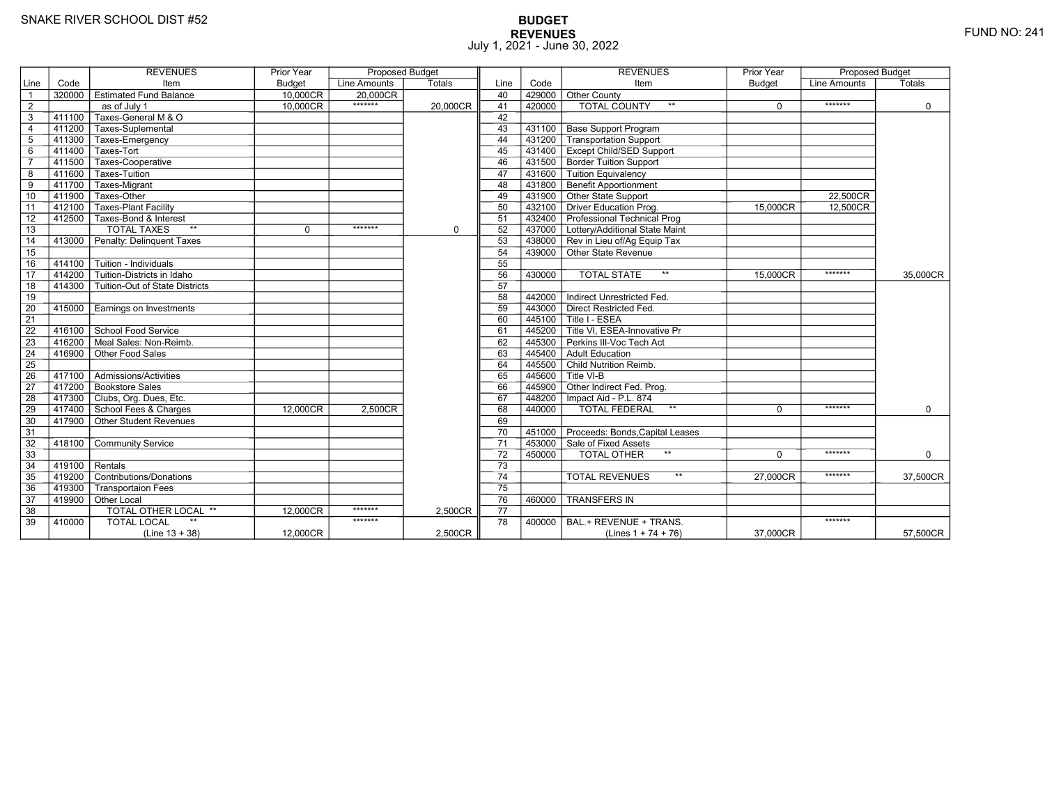SNAKE RIVER SCHOOL DIST #52

# BUDGET
## REVENUES
July 1, 2021 - June 30, 2022

FUND NO: 241

| Line | Code | REVENUES Item | Prior Year Budget | Proposed Budget Line Amounts | Proposed Budget Totals |
|---|---|---|---|---|---|
| 1 | 320000 | Estimated Fund Balance | 10,000CR | 20,000CR | |
| 2 | | as of July 1 | 10,000CR | ******* | 20,000CR |
| 3 | 411100 | Taxes-General M & O | | | |
| 4 | 411200 | Taxes-Suplemental | | | |
| 5 | 411300 | Taxes-Emergency | | | |
| 6 | 411400 | Taxes-Tort | | | |
| 7 | 411500 | Taxes-Cooperative | | | |
| 8 | 411600 | Taxes-Tuition | | | |
| 9 | 411700 | Taxes-Migrant | | | |
| 10 | 411900 | Taxes-Other | | | |
| 11 | 412100 | Taxes-Plant Facility | | | |
| 12 | 412500 | Taxes-Bond & Interest | | | |
| 13 | | TOTAL TAXES ** | 0 | ******* | 0 |
| 14 | 413000 | Penalty: Delinquent Taxes | | | |
| 15 | | | | | |
| 16 | 414100 | Tuition - Individuals | | | |
| 17 | 414200 | Tuition-Districts in Idaho | | | |
| 18 | 414300 | Tuition-Out of State Districts | | | |
| 19 | | | | | |
| 20 | 415000 | Earnings on Investments | | | |
| 21 | | | | | |
| 22 | 416100 | School Food Service | | | |
| 23 | 416200 | Meal Sales: Non-Reimb. | | | |
| 24 | 416900 | Other Food Sales | | | |
| 25 | | | | | |
| 26 | 417100 | Admissions/Activities | | | |
| 27 | 417200 | Bookstore Sales | | | |
| 28 | 417300 | Clubs, Org. Dues, Etc. | | | |
| 29 | 417400 | School Fees & Charges | 12,000CR | 2,500CR | |
| 30 | 417900 | Other Student Revenues | | | |
| 31 | | | | | |
| 32 | 418100 | Community Service | | | |
| 33 | | | | | |
| 34 | 419100 | Rentals | | | |
| 35 | 419200 | Contributions/Donations | | | |
| 36 | 419300 | Transportaion Fees | | | |
| 37 | 419900 | Other Local | | | |
| 38 | | TOTAL OTHER LOCAL ** | 12,000CR | ******* | 2,500CR |
| 39 | 410000 | TOTAL LOCAL ** (Line 13 + 38) | 12,000CR | ******* | 2,500CR |
| 40 | 429000 | Other County | | | |
| 41 | 420000 | TOTAL COUNTY ** | 0 | ******* | 0 |
| 42 | | | | | |
| 43 | 431100 | Base Support Program | | | |
| 44 | 431200 | Transportation Support | | | |
| 45 | 431400 | Except Child/SED Support | | | |
| 46 | 431500 | Border Tuition Support | | | |
| 47 | 431600 | Tuition Equivalency | | | |
| 48 | 431800 | Benefit Apportionment | | | |
| 49 | 431900 | Other State Support | | 22,500CR | |
| 50 | 432100 | Driver Education Prog. | 15,000CR | 12,500CR | |
| 51 | 432400 | Professional Technical Prog | | | |
| 52 | 437000 | Lottery/Additional State Maint | | | |
| 53 | 438000 | Rev in Lieu of/Ag Equip Tax | | | |
| 54 | 439000 | Other State Revenue | | | |
| 55 | | | | | |
| 56 | 430000 | TOTAL STATE ** | 15,000CR | ******* | 35,000CR |
| 57 | | | | | |
| 58 | 442000 | Indirect Unrestricted Fed. | | | |
| 59 | 443000 | Direct Restricted Fed. | | | |
| 60 | 445100 | Title I - ESEA | | | |
| 61 | 445200 | Title VI, ESEA-Innovative Pr | | | |
| 62 | 445300 | Perkins III-Voc Tech Act | | | |
| 63 | 445400 | Adult Education | | | |
| 64 | 445500 | Child Nutrition Reimb. | | | |
| 65 | 445600 | Title VI-B | | | |
| 66 | 445900 | Other Indirect Fed. Prog. | | | |
| 67 | 448200 | Impact Aid - P.L. 874 | | | |
| 68 | 440000 | TOTAL FEDERAL ** | 0 | ******* | 0 |
| 69 | | | | | |
| 70 | 451000 | Proceeds: Bonds,Capital Leases | | | |
| 71 | 453000 | Sale of Fixed Assets | | | |
| 72 | 450000 | TOTAL OTHER ** | 0 | ******* | 0 |
| 73 | | | | | |
| 74 | | TOTAL REVENUES ** | 27,000CR | ******* | 37,500CR |
| 75 | | | | | |
| 76 | 460000 | TRANSFERS IN | | | |
| 77 | | | | | |
| 78 | 400000 | BAL.+ REVENUE + TRANS. (Lines 1 + 74 + 76) | 37,000CR | ******* | 57,500CR |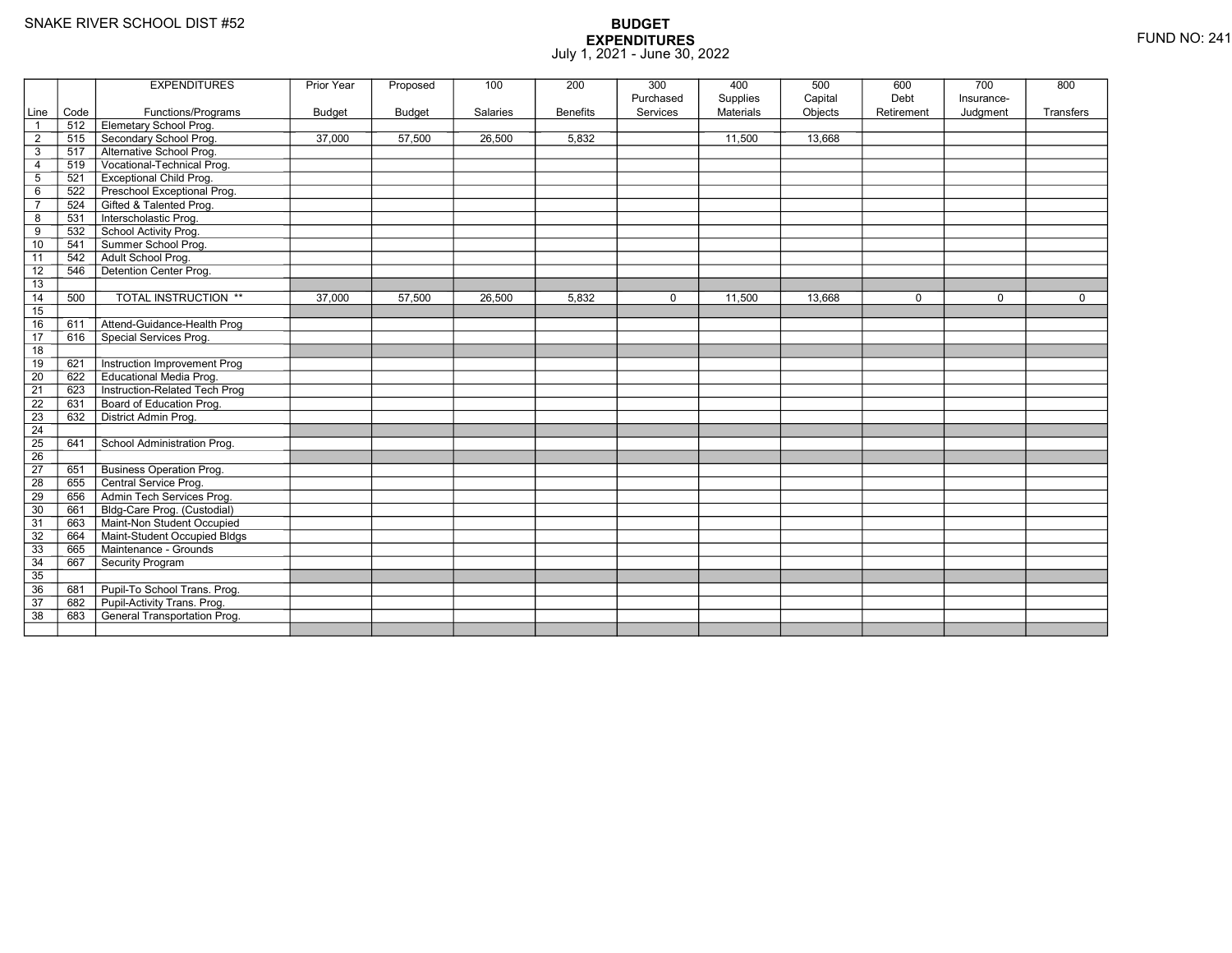SNAKE RIVER SCHOOL DIST #52

# BUDGET
## EXPENDITURES
July 1, 2021 - June 30, 2022

FUND NO: 241

| Line | Code | EXPENDITURES Functions/Programs | Prior Year Budget | Proposed Budget | 100 Salaries | 200 Benefits | 300 Purchased Services | 400 Supplies Materials | 500 Capital Objects | 600 Debt Retirement | 700 Insurance-Judgment | 800 Transfers |
|---|---|---|---|---|---|---|---|---|---|---|---|---|
| 1 | 512 | Elemetary School Prog. | | | | | | | | | | |
| 2 | 515 | Secondary School Prog. | 37,000 | 57,500 | 26,500 | 5,832 | | 11,500 | 13,668 | | | |
| 3 | 517 | Alternative School Prog. | | | | | | | | | | |
| 4 | 519 | Vocational-Technical Prog. | | | | | | | | | | |
| 5 | 521 | Exceptional Child Prog. | | | | | | | | | | |
| 6 | 522 | Preschool Exceptional Prog. | | | | | | | | | | |
| 7 | 524 | Gifted & Talented Prog. | | | | | | | | | | |
| 8 | 531 | Interscholastic Prog. | | | | | | | | | | |
| 9 | 532 | School Activity Prog. | | | | | | | | | | |
| 10 | 541 | Summer School Prog. | | | | | | | | | | |
| 11 | 542 | Adult School Prog. | | | | | | | | | | |
| 12 | 546 | Detention Center Prog. | | | | | | | | | | |
| 13 | | | | | | | | | | | | |
| 14 | 500 | TOTAL INSTRUCTION ** | 37,000 | 57,500 | 26,500 | 5,832 | 0 | 11,500 | 13,668 | 0 | 0 | 0 |
| 15 | | | | | | | | | | | | |
| 16 | 611 | Attend-Guidance-Health Prog | | | | | | | | | | |
| 17 | 616 | Special Services Prog. | | | | | | | | | | |
| 18 | | | | | | | | | | | | |
| 19 | 621 | Instruction Improvement Prog | | | | | | | | | | |
| 20 | 622 | Educational Media Prog. | | | | | | | | | | |
| 21 | 623 | Instruction-Related Tech Prog | | | | | | | | | | |
| 22 | 631 | Board of Education Prog. | | | | | | | | | | |
| 23 | 632 | District Admin Prog. | | | | | | | | | | |
| 24 | | | | | | | | | | | | |
| 25 | 641 | School Administration Prog. | | | | | | | | | | |
| 26 | | | | | | | | | | | | |
| 27 | 651 | Business Operation Prog. | | | | | | | | | | |
| 28 | 655 | Central Service Prog. | | | | | | | | | | |
| 29 | 656 | Admin Tech Services Prog. | | | | | | | | | | |
| 30 | 661 | Bldg-Care Prog. (Custodial) | | | | | | | | | | |
| 31 | 663 | Maint-Non Student Occupied | | | | | | | | | | |
| 32 | 664 | Maint-Student Occupied Bldgs | | | | | | | | | | |
| 33 | 665 | Maintenance - Grounds | | | | | | | | | | |
| 34 | 667 | Security Program | | | | | | | | | | |
| 35 | | | | | | | | | | | | |
| 36 | 681 | Pupil-To School Trans. Prog. | | | | | | | | | | |
| 37 | 682 | Pupil-Activity Trans. Prog. | | | | | | | | | | |
| 38 | 683 | General Transportation Prog. | | | | | | | | | | |
| | | | | | | | | | | | | |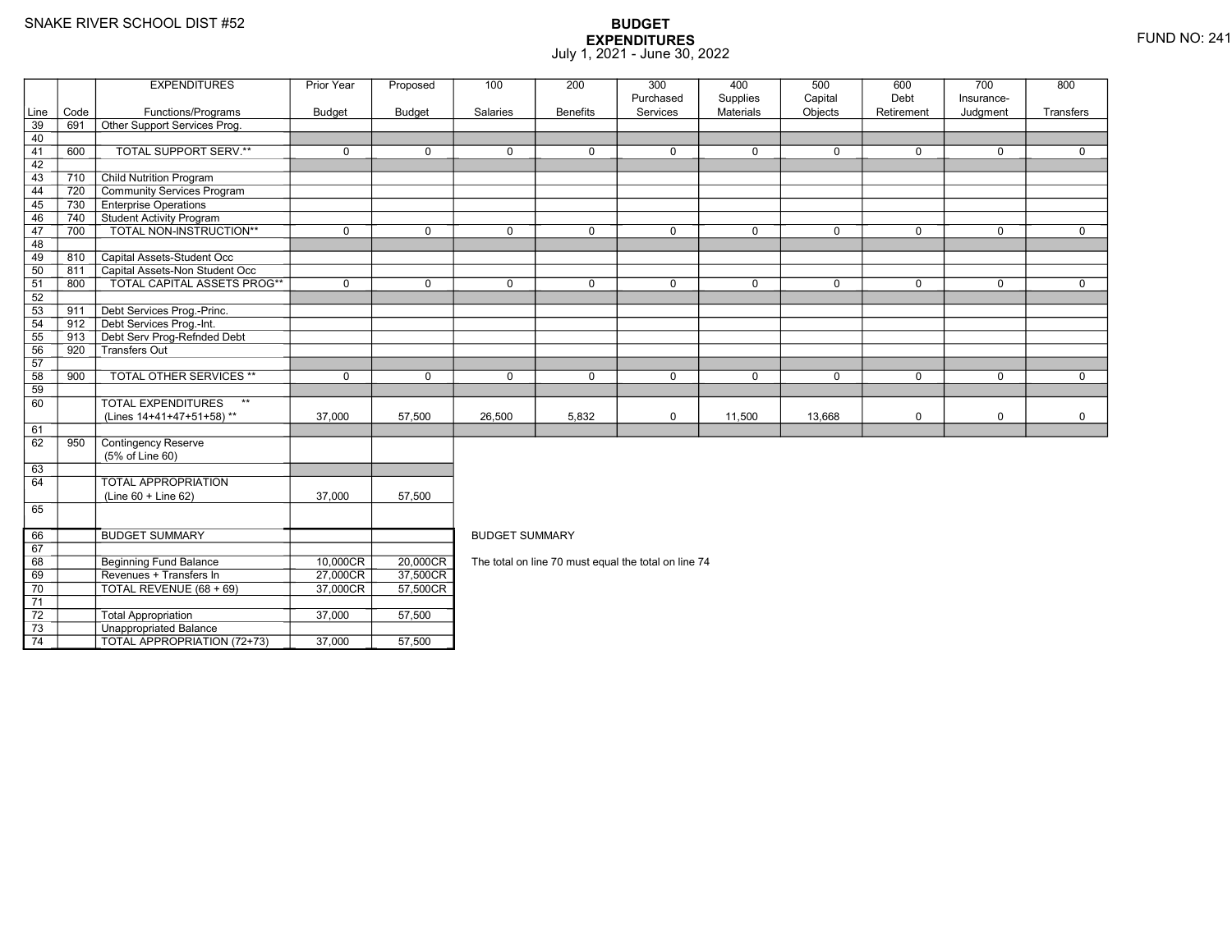SNAKE RIVER SCHOOL DIST #52

# BUDGET EXPENDITURES
July 1, 2021 - June 30, 2022

FUND NO: 241

| Line | Code | EXPENDITURES Functions/Programs | Prior Year Budget | Proposed Budget | 100 Salaries | 200 Benefits | 300 Purchased Services | 400 Supplies Materials | 500 Capital Objects | 600 Debt Retirement | 700 Insurance-Judgment | 800 Transfers |
|---|---|---|---|---|---|---|---|---|---|---|---|---|
| 39 | 691 | Other Support Services Prog. | | | | | | | | | | |
| 40 | | | | | | | | | | | | |
| 41 | 600 | TOTAL SUPPORT SERV.** | 0 | 0 | 0 | 0 | 0 | 0 | 0 | 0 | 0 | 0 |
| 42 | | | | | | | | | | | | |
| 43 | 710 | Child Nutrition Program | | | | | | | | | | |
| 44 | 720 | Community Services Program | | | | | | | | | | |
| 45 | 730 | Enterprise Operations | | | | | | | | | | |
| 46 | 740 | Student Activity Program | | | | | | | | | | |
| 47 | 700 | TOTAL NON-INSTRUCTION** | 0 | 0 | 0 | 0 | 0 | 0 | 0 | 0 | 0 | 0 |
| 48 | | | | | | | | | | | | |
| 49 | 810 | Capital Assets-Student Occ | | | | | | | | | | |
| 50 | 811 | Capital Assets-Non Student Occ | | | | | | | | | | |
| 51 | 800 | TOTAL CAPITAL ASSETS PROG** | 0 | 0 | 0 | 0 | 0 | 0 | 0 | 0 | 0 | 0 |
| 52 | | | | | | | | | | | | |
| 53 | 911 | Debt Services Prog.-Princ. | | | | | | | | | | |
| 54 | 912 | Debt Services Prog.-Int. | | | | | | | | | | |
| 55 | 913 | Debt Serv Prog-Refnded Debt | | | | | | | | | | |
| 56 | 920 | Transfers Out | | | | | | | | | | |
| 57 | | | | | | | | | | | | |
| 58 | 900 | TOTAL OTHER SERVICES ** | 0 | 0 | 0 | 0 | 0 | 0 | 0 | 0 | 0 | 0 |
| 59 | | | | | | | | | | | | |
| 60 | | TOTAL EXPENDITURES ** (Lines 14+41+47+51+58) ** | 37,000 | 57,500 | 26,500 | 5,832 | 0 | 11,500 | 13,668 | 0 | 0 | 0 |
| 61 | | | | | | | | | | | | |
| 62 | 950 | Contingency Reserve (5% of Line 60) | | | | | | | | | | |
| 63 | | | | | | | | | | | | |
| 64 | | TOTAL APPROPRIATION (Line 60 + Line 62) | 37,000 | 57,500 | | | | | | | | |
| 65 | | | | | | | | | | | | |

| Line | Code | BUDGET SUMMARY | Prior Year Budget | Proposed Budget |
|---|---|---|---|---|
| 66 | | BUDGET SUMMARY | | |
| 67 | | | | |
| 68 | | Beginning Fund Balance | 10,000CR | 20,000CR |
| 69 | | Revenues + Transfers In | 27,000CR | 37,500CR |
| 70 | | TOTAL REVENUE (68 + 69) | 37,000CR | 57,500CR |
| 71 | | | | |
| 72 | | Total Appropriation | 37,000 | 57,500 |
| 73 | | Unappropriated Balance | | |
| 74 | | TOTAL APPROPRIATION (72+73) | 37,000 | 57,500 |

BUDGET SUMMARY

The total on line 70 must equal the total on line 74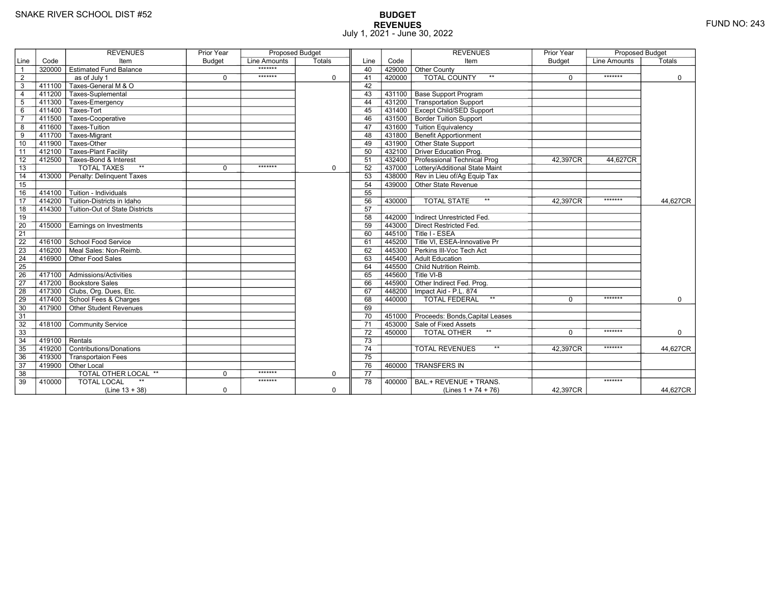SNAKE RIVER SCHOOL DIST #52

# BUDGET
## REVENUES
July 1, 2021 - June 30, 2022

FUND NO: 243

| Line | Code | REVENUES Item | Prior Year Budget | Proposed Budget Line Amounts | Proposed Budget Totals |
|---|---|---|---|---|---|
| 1 | 320000 | Estimated Fund Balance | | ******* | |
| 2 | | as of July 1 | 0 | ******* | 0 |
| 3 | 411100 | Taxes-General M & O | | | |
| 4 | 411200 | Taxes-Suplemental | | | |
| 5 | 411300 | Taxes-Emergency | | | |
| 6 | 411400 | Taxes-Tort | | | |
| 7 | 411500 | Taxes-Cooperative | | | |
| 8 | 411600 | Taxes-Tuition | | | |
| 9 | 411700 | Taxes-Migrant | | | |
| 10 | 411900 | Taxes-Other | | | |
| 11 | 412100 | Taxes-Plant Facility | | | |
| 12 | 412500 | Taxes-Bond & Interest | | | |
| 13 | | TOTAL TAXES ** | 0 | ******* | 0 |
| 14 | 413000 | Penalty: Delinquent Taxes | | | |
| 15 | | | | | |
| 16 | 414100 | Tuition - Individuals | | | |
| 17 | 414200 | Tuition-Districts in Idaho | | | |
| 18 | 414300 | Tuition-Out of State Districts | | | |
| 19 | | | | | |
| 20 | 415000 | Earnings on Investments | | | |
| 21 | | | | | |
| 22 | 416100 | School Food Service | | | |
| 23 | 416200 | Meal Sales: Non-Reimb. | | | |
| 24 | 416900 | Other Food Sales | | | |
| 25 | | | | | |
| 26 | 417100 | Admissions/Activities | | | |
| 27 | 417200 | Bookstore Sales | | | |
| 28 | 417300 | Clubs, Org. Dues, Etc. | | | |
| 29 | 417400 | School Fees & Charges | | | |
| 30 | 417900 | Other Student Revenues | | | |
| 31 | | | | | |
| 32 | 418100 | Community Service | | | |
| 33 | | | | | |
| 34 | 419100 | Rentals | | | |
| 35 | 419200 | Contributions/Donations | | | |
| 36 | 419300 | Transportaion Fees | | | |
| 37 | 419900 | Other Local | | | |
| 38 | | TOTAL OTHER LOCAL ** | 0 | ******* | 0 |
| 39 | 410000 | TOTAL LOCAL ** (Line 13 + 38) | 0 | ******* | 0 |
| 40 | 429000 | Other County | | | |
| 41 | 420000 | TOTAL COUNTY ** | 0 | ******* | 0 |
| 42 | | | | | |
| 43 | 431100 | Base Support Program | | | |
| 44 | 431200 | Transportation Support | | | |
| 45 | 431400 | Except Child/SED Support | | | |
| 46 | 431500 | Border Tuition Support | | | |
| 47 | 431600 | Tuition Equivalency | | | |
| 48 | 431800 | Benefit Apportionment | | | |
| 49 | 431900 | Other State Support | | | |
| 50 | 432100 | Driver Education Prog. | | | |
| 51 | 432400 | Professional Technical Prog | 42,397CR | 44,627CR | |
| 52 | 437000 | Lottery/Additional State Maint | | | |
| 53 | 438000 | Rev in Lieu of/Ag Equip Tax | | | |
| 54 | 439000 | Other State Revenue | | | |
| 55 | | | | | |
| 56 | 430000 | TOTAL STATE ** | 42,397CR | ******* | 44,627CR |
| 57 | | | | | |
| 58 | 442000 | Indirect Unrestricted Fed. | | | |
| 59 | 443000 | Direct Restricted Fed. | | | |
| 60 | 445100 | Title I - ESEA | | | |
| 61 | 445200 | Title VI, ESEA-Innovative Pr | | | |
| 62 | 445300 | Perkins III-Voc Tech Act | | | |
| 63 | 445400 | Adult Education | | | |
| 64 | 445500 | Child Nutrition Reimb. | | | |
| 65 | 445600 | Title VI-B | | | |
| 66 | 445900 | Other Indirect Fed. Prog. | | | |
| 67 | 448200 | Impact Aid - P.L. 874 | | | |
| 68 | 440000 | TOTAL FEDERAL ** | 0 | ******* | 0 |
| 69 | | | | | |
| 70 | 451000 | Proceeds: Bonds,Capital Leases | | | |
| 71 | 453000 | Sale of Fixed Assets | | | |
| 72 | 450000 | TOTAL OTHER ** | 0 | ******* | 0 |
| 73 | | | | | |
| 74 | | TOTAL REVENUES ** | 42,397CR | ******* | 44,627CR |
| 75 | | | | | |
| 76 | 460000 | TRANSFERS IN | | | |
| 77 | | | | | |
| 78 | 400000 | BAL.+ REVENUE + TRANS. (Lines 1 + 74 + 76) | 42,397CR | ******* | 44,627CR |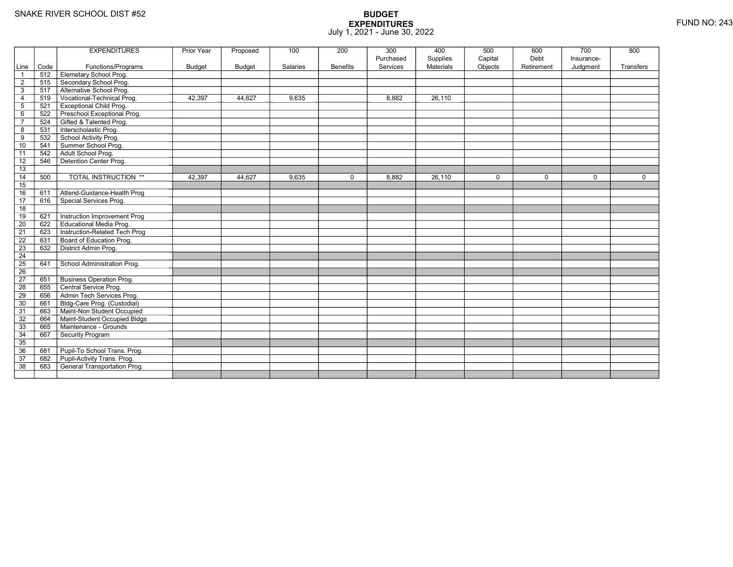SNAKE RIVER SCHOOL DIST #52

# BUDGET
## EXPENDITURES
July 1, 2021 - June 30, 2022

FUND NO: 243

| Line | Code | EXPENDITURES Functions/Programs | Prior Year Budget | Proposed Budget | 100 Salaries | 200 Benefits | 300 Purchased Services | 400 Supplies Materials | 500 Capital Objects | 600 Debt Retirement | 700 Insurance-Judgment | 800 Transfers |
|---|---|---|---|---|---|---|---|---|---|---|---|---|
| 1 | 512 | Elemetary School Prog. | | | | | | | | | | |
| 2 | 515 | Secondary School Prog. | | | | | | | | | | |
| 3 | 517 | Alternative School Prog. | | | | | | | | | | |
| 4 | 519 | Vocational-Technical Prog. | 42,397 | 44,627 | 9,635 | | 8,882 | 26,110 | | | | |
| 5 | 521 | Exceptional Child Prog. | | | | | | | | | | |
| 6 | 522 | Preschool Exceptional Prog. | | | | | | | | | | |
| 7 | 524 | Gifted & Talented Prog. | | | | | | | | | | |
| 8 | 531 | Interscholastic Prog. | | | | | | | | | | |
| 9 | 532 | School Activity Prog. | | | | | | | | | | |
| 10 | 541 | Summer School Prog. | | | | | | | | | | |
| 11 | 542 | Adult School Prog. | | | | | | | | | | |
| 12 | 546 | Detention Center Prog. | | | | | | | | | | |
| 13 | | | | | | | | | | | | |
| 14 | 500 | TOTAL INSTRUCTION ** | 42,397 | 44,627 | 9,635 | 0 | 8,882 | 26,110 | 0 | 0 | 0 | 0 |
| 15 | | | | | | | | | | | | |
| 16 | 611 | Attend-Guidance-Health Prog | | | | | | | | | | |
| 17 | 616 | Special Services Prog. | | | | | | | | | | |
| 18 | | | | | | | | | | | | |
| 19 | 621 | Instruction Improvement Prog | | | | | | | | | | |
| 20 | 622 | Educational Media Prog. | | | | | | | | | | |
| 21 | 623 | Instruction-Related Tech Prog | | | | | | | | | | |
| 22 | 631 | Board of Education Prog. | | | | | | | | | | |
| 23 | 632 | District Admin Prog. | | | | | | | | | | |
| 24 | | | | | | | | | | | | |
| 25 | 641 | School Administration Prog. | | | | | | | | | | |
| 26 | | | | | | | | | | | | |
| 27 | 651 | Business Operation Prog. | | | | | | | | | | |
| 28 | 655 | Central Service Prog. | | | | | | | | | | |
| 29 | 656 | Admin Tech Services Prog. | | | | | | | | | | |
| 30 | 661 | Bldg-Care Prog. (Custodial) | | | | | | | | | | |
| 31 | 663 | Maint-Non Student Occupied | | | | | | | | | | |
| 32 | 664 | Maint-Student Occupied Bldgs | | | | | | | | | | |
| 33 | 665 | Maintenance - Grounds | | | | | | | | | | |
| 34 | 667 | Security Program | | | | | | | | | | |
| 35 | | | | | | | | | | | | |
| 36 | 681 | Pupil-To School Trans. Prog. | | | | | | | | | | |
| 37 | 682 | Pupil-Activity Trans. Prog. | | | | | | | | | | |
| 38 | 683 | General Transportation Prog. | | | | | | | | | | |
| | | | | | | | | | | | | |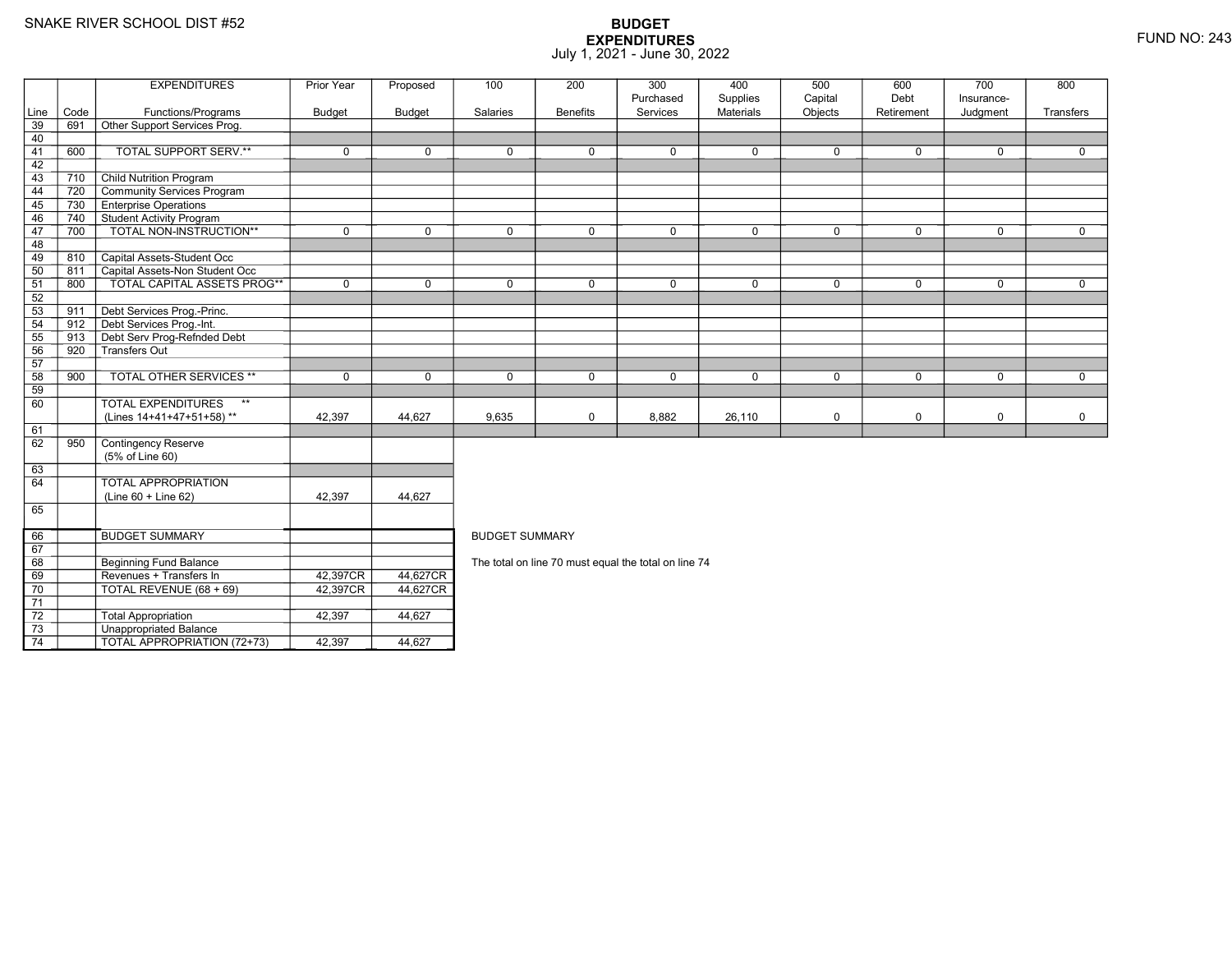SNAKE RIVER SCHOOL DIST #52

# BUDGET EXPENDITURES

July 1, 2021 - June 30, 2022

FUND NO: 243

| Line | Code | EXPENDITURES Functions/Programs | Prior Year Budget | Proposed Budget | 100 Salaries | 200 Benefits | 300 Purchased Services | 400 Supplies Materials | 500 Capital Objects | 600 Debt Retirement | 700 Insurance-Judgment | 800 Transfers |
|---|---|---|---|---|---|---|---|---|---|---|---|---|
| 39 | 691 | Other Support Services Prog. | | | | | | | | | | |
| 40 | | | | | | | | | | | | |
| 41 | 600 | TOTAL SUPPORT SERV.** | 0 | 0 | 0 | 0 | 0 | 0 | 0 | 0 | 0 | 0 |
| 42 | | | | | | | | | | | | |
| 43 | 710 | Child Nutrition Program | | | | | | | | | | |
| 44 | 720 | Community Services Program | | | | | | | | | | |
| 45 | 730 | Enterprise Operations | | | | | | | | | | |
| 46 | 740 | Student Activity Program | | | | | | | | | | |
| 47 | 700 | TOTAL NON-INSTRUCTION** | 0 | 0 | 0 | 0 | 0 | 0 | 0 | 0 | 0 | 0 |
| 48 | | | | | | | | | | | | |
| 49 | 810 | Capital Assets-Student Occ | | | | | | | | | | |
| 50 | 811 | Capital Assets-Non Student Occ | | | | | | | | | | |
| 51 | 800 | TOTAL CAPITAL ASSETS PROG** | 0 | 0 | 0 | 0 | 0 | 0 | 0 | 0 | 0 | 0 |
| 52 | | | | | | | | | | | | |
| 53 | 911 | Debt Services Prog.-Princ. | | | | | | | | | | |
| 54 | 912 | Debt Services Prog.-Int. | | | | | | | | | | |
| 55 | 913 | Debt Serv Prog-Refnded Debt | | | | | | | | | | |
| 56 | 920 | Transfers Out | | | | | | | | | | |
| 57 | | | | | | | | | | | | |
| 58 | 900 | TOTAL OTHER SERVICES ** | 0 | 0 | 0 | 0 | 0 | 0 | 0 | 0 | 0 | 0 |
| 59 | | | | | | | | | | | | |
| 60 | | TOTAL EXPENDITURES ** (Lines 14+41+47+51+58) ** | 42,397 | 44,627 | 9,635 | 0 | 8,882 | 26,110 | 0 | 0 | 0 | 0 |
| 61 | | | | | | | | | | | | |
| 62 | 950 | Contingency Reserve (5% of Line 60) | | | | | | | | | | |
| 63 | | | | | | | | | | | | |
| 64 | | TOTAL APPROPRIATION (Line 60 + Line 62) | 42,397 | 44,627 | | | | | | | | |
| 65 | | | | | | | | | | | | |

| Line | Code | | Prior Year Budget | Proposed Budget |
|---|---|---|---|---|
| 66 | | BUDGET SUMMARY | | |
| 67 | | | | |
| 68 | | Beginning Fund Balance | | |
| 69 | | Revenues + Transfers In | 42,397CR | 44,627CR |
| 70 | | TOTAL REVENUE (68 + 69) | 42,397CR | 44,627CR |
| 71 | | | | |
| 72 | | Total Appropriation | 42,397 | 44,627 |
| 73 | | Unappropriated Balance | | |
| 74 | | TOTAL APPROPRIATION (72+73) | 42,397 | 44,627 |

BUDGET SUMMARY

The total on line 70 must equal the total on line 74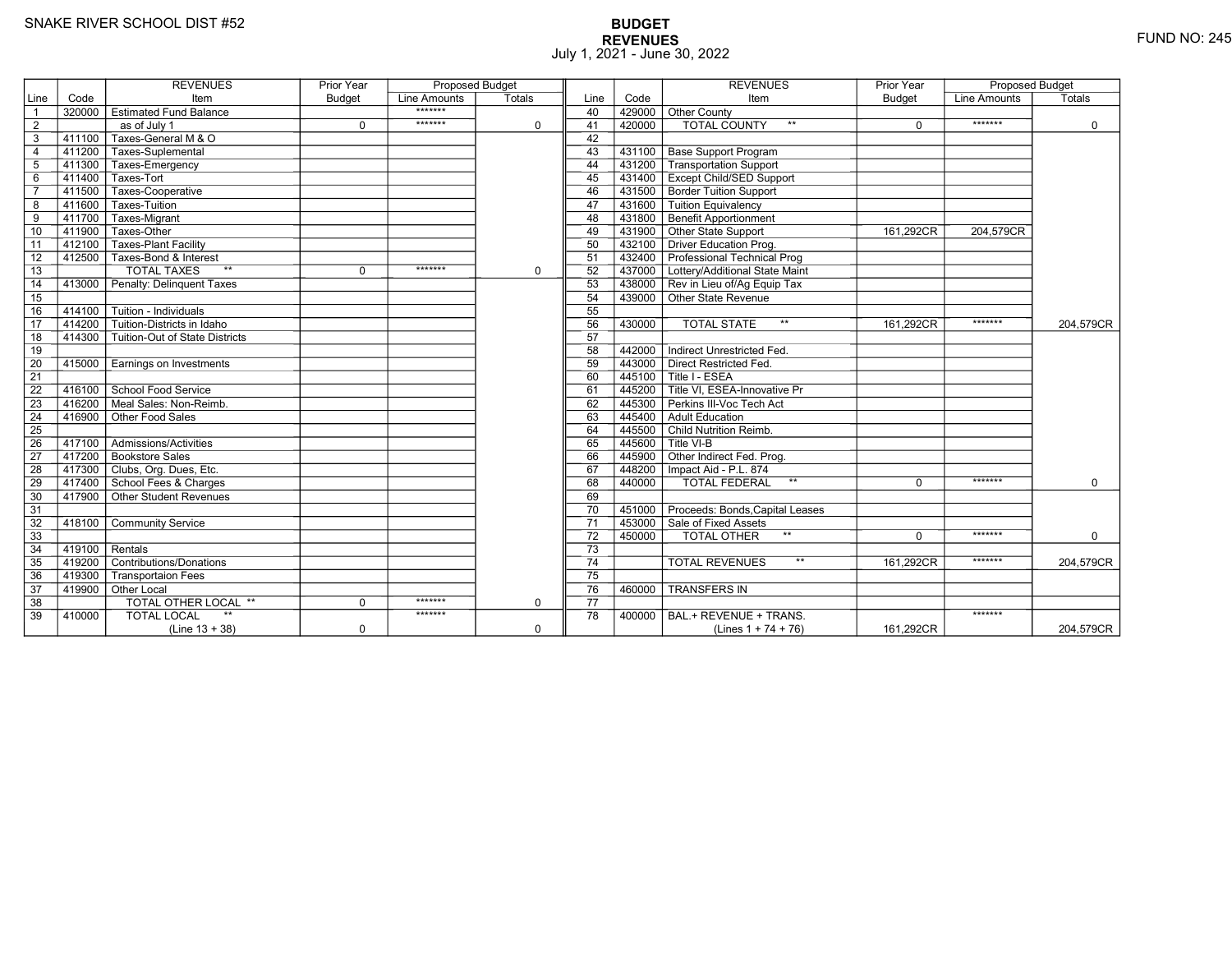SNAKE RIVER SCHOOL DIST #52

FUND NO: 245

# BUDGET
## REVENUES
July 1, 2021 - June 30, 2022

| Line | Code | REVENUES Item | Prior Year Budget | Proposed Budget Line Amounts | Proposed Budget Totals |
|---|---|---|---|---|---|
| 1 | 320000 | Estimated Fund Balance | | ******* | |
| 2 | | as of July 1 | 0 | ******* | 0 |
| 3 | 411100 | Taxes-General M & O | | | |
| 4 | 411200 | Taxes-Suplemental | | | |
| 5 | 411300 | Taxes-Emergency | | | |
| 6 | 411400 | Taxes-Tort | | | |
| 7 | 411500 | Taxes-Cooperative | | | |
| 8 | 411600 | Taxes-Tuition | | | |
| 9 | 411700 | Taxes-Migrant | | | |
| 10 | 411900 | Taxes-Other | | | |
| 11 | 412100 | Taxes-Plant Facility | | | |
| 12 | 412500 | Taxes-Bond & Interest | | | |
| 13 | | TOTAL TAXES ** | 0 | ******* | 0 |
| 14 | 413000 | Penalty: Delinquent Taxes | | | |
| 15 | | | | | |
| 16 | 414100 | Tuition - Individuals | | | |
| 17 | 414200 | Tuition-Districts in Idaho | | | |
| 18 | 414300 | Tuition-Out of State Districts | | | |
| 19 | | | | | |
| 20 | 415000 | Earnings on Investments | | | |
| 21 | | | | | |
| 22 | 416100 | School Food Service | | | |
| 23 | 416200 | Meal Sales: Non-Reimb. | | | |
| 24 | 416900 | Other Food Sales | | | |
| 25 | | | | | |
| 26 | 417100 | Admissions/Activities | | | |
| 27 | 417200 | Bookstore Sales | | | |
| 28 | 417300 | Clubs, Org. Dues, Etc. | | | |
| 29 | 417400 | School Fees & Charges | | | |
| 30 | 417900 | Other Student Revenues | | | |
| 31 | | | | | |
| 32 | 418100 | Community Service | | | |
| 33 | | | | | |
| 34 | 419100 | Rentals | | | |
| 35 | 419200 | Contributions/Donations | | | |
| 36 | 419300 | Transportaion Fees | | | |
| 37 | 419900 | Other Local | | | |
| 38 | | TOTAL OTHER LOCAL ** | 0 | ******* | 0 |
| 39 | 410000 | TOTAL LOCAL ** (Line 13 + 38) | 0 | ******* | 0 |
| 40 | 429000 | Other County | | | |
| 41 | 420000 | TOTAL COUNTY ** | 0 | ******* | 0 |
| 42 | | | | | |
| 43 | 431100 | Base Support Program | | | |
| 44 | 431200 | Transportation Support | | | |
| 45 | 431400 | Except Child/SED Support | | | |
| 46 | 431500 | Border Tuition Support | | | |
| 47 | 431600 | Tuition Equivalency | | | |
| 48 | 431800 | Benefit Apportionment | | | |
| 49 | 431900 | Other State Support | 161,292CR | 204,579CR | |
| 50 | 432100 | Driver Education Prog. | | | |
| 51 | 432400 | Professional Technical Prog | | | |
| 52 | 437000 | Lottery/Additional State Maint | | | |
| 53 | 438000 | Rev in Lieu of/Ag Equip Tax | | | |
| 54 | 439000 | Other State Revenue | | | |
| 55 | | | | | |
| 56 | 430000 | TOTAL STATE ** | 161,292CR | ******* | 204,579CR |
| 57 | | | | | |
| 58 | 442000 | Indirect Unrestricted Fed. | | | |
| 59 | 443000 | Direct Restricted Fed. | | | |
| 60 | 445100 | Title I - ESEA | | | |
| 61 | 445200 | Title VI, ESEA-Innovative Pr | | | |
| 62 | 445300 | Perkins III-Voc Tech Act | | | |
| 63 | 445400 | Adult Education | | | |
| 64 | 445500 | Child Nutrition Reimb. | | | |
| 65 | 445600 | Title VI-B | | | |
| 66 | 445900 | Other Indirect Fed. Prog. | | | |
| 67 | 448200 | Impact Aid - P.L. 874 | | | |
| 68 | 440000 | TOTAL FEDERAL ** | 0 | ******* | 0 |
| 69 | | | | | |
| 70 | 451000 | Proceeds: Bonds,Capital Leases | | | |
| 71 | 453000 | Sale of Fixed Assets | | | |
| 72 | 450000 | TOTAL OTHER ** | 0 | ******* | 0 |
| 73 | | | | | |
| 74 | | TOTAL REVENUES ** | 161,292CR | ******* | 204,579CR |
| 75 | | | | | |
| 76 | 460000 | TRANSFERS IN | | | |
| 77 | | | | | |
| 78 | 400000 | BAL.+ REVENUE + TRANS. (Lines 1 + 74 + 76) | 161,292CR | ******* | 204,579CR |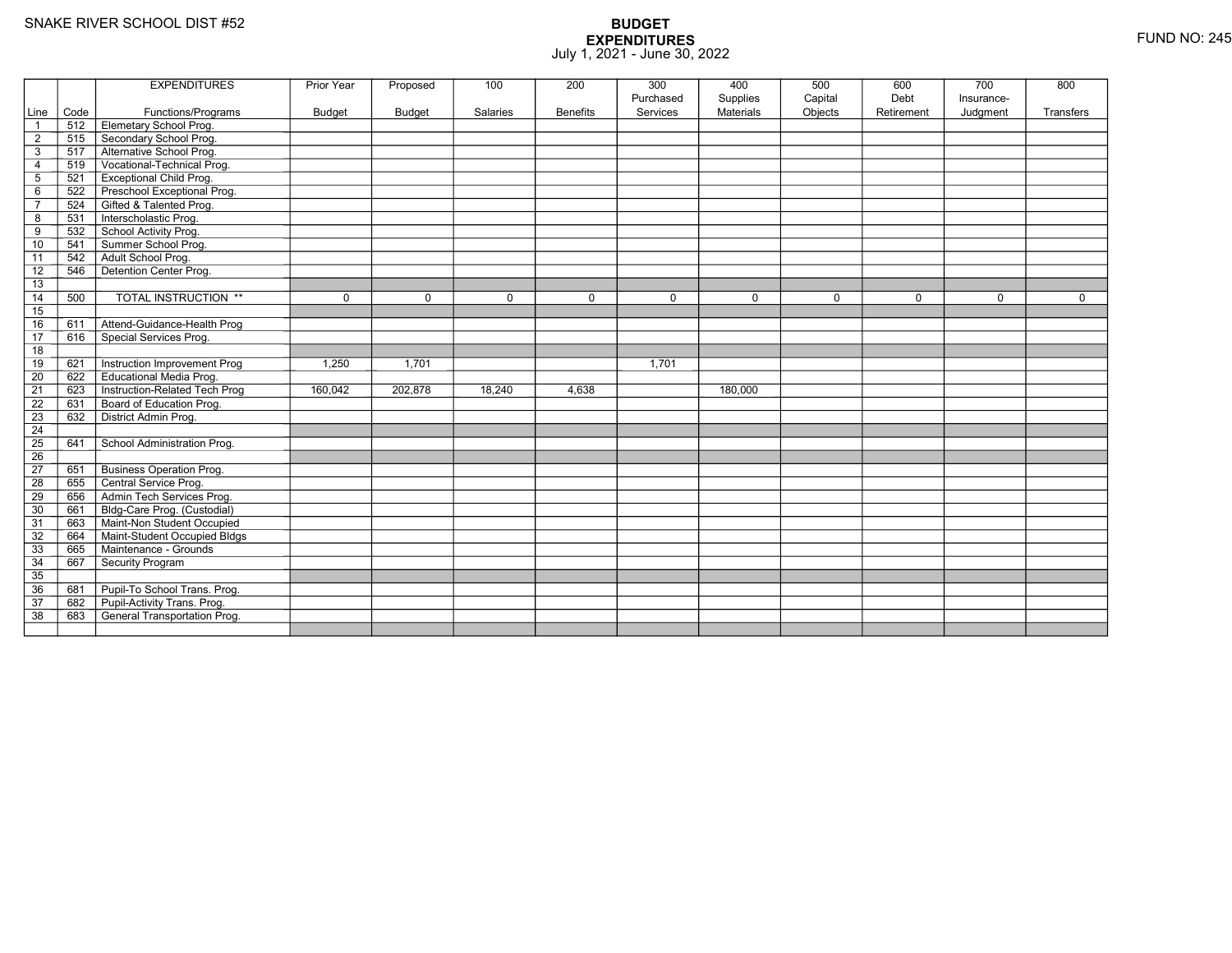SNAKE RIVER SCHOOL DIST #52

# BUDGET
## EXPENDITURES
July 1, 2021 - June 30, 2022

FUND NO: 245

| Line | Code | EXPENDITURES Functions/Programs | Prior Year Budget | Proposed Budget | 100 Salaries | 200 Benefits | 300 Purchased Services | 400 Supplies Materials | 500 Capital Objects | 600 Debt Retirement | 700 Insurance-Judgment | 800 Transfers |
|---|---|---|---|---|---|---|---|---|---|---|---|---|
| 1 | 512 | Elemetary School Prog. | | | | | | | | | | |
| 2 | 515 | Secondary School Prog. | | | | | | | | | | |
| 3 | 517 | Alternative School Prog. | | | | | | | | | | |
| 4 | 519 | Vocational-Technical Prog. | | | | | | | | | | |
| 5 | 521 | Exceptional Child Prog. | | | | | | | | | | |
| 6 | 522 | Preschool Exceptional Prog. | | | | | | | | | | |
| 7 | 524 | Gifted & Talented Prog. | | | | | | | | | | |
| 8 | 531 | Interscholastic Prog. | | | | | | | | | | |
| 9 | 532 | School Activity Prog. | | | | | | | | | | |
| 10 | 541 | Summer School Prog. | | | | | | | | | | |
| 11 | 542 | Adult School Prog. | | | | | | | | | | |
| 12 | 546 | Detention Center Prog. | | | | | | | | | | |
| 13 | | | | | | | | | | | | |
| 14 | 500 | TOTAL INSTRUCTION ** | 0 | 0 | 0 | 0 | 0 | 0 | 0 | 0 | 0 | 0 |
| 15 | | | | | | | | | | | | |
| 16 | 611 | Attend-Guidance-Health Prog | | | | | | | | | | |
| 17 | 616 | Special Services Prog. | | | | | | | | | | |
| 18 | | | | | | | | | | | | |
| 19 | 621 | Instruction Improvement Prog | 1,250 | 1,701 | | | 1,701 | | | | | |
| 20 | 622 | Educational Media Prog. | | | | | | | | | | |
| 21 | 623 | Instruction-Related Tech Prog | 160,042 | 202,878 | 18,240 | 4,638 | | 180,000 | | | | |
| 22 | 631 | Board of Education Prog. | | | | | | | | | | |
| 23 | 632 | District Admin Prog. | | | | | | | | | | |
| 24 | | | | | | | | | | | | |
| 25 | 641 | School Administration Prog. | | | | | | | | | | |
| 26 | | | | | | | | | | | | |
| 27 | 651 | Business Operation Prog. | | | | | | | | | | |
| 28 | 655 | Central Service Prog. | | | | | | | | | | |
| 29 | 656 | Admin Tech Services Prog. | | | | | | | | | | |
| 30 | 661 | Bldg-Care Prog. (Custodial) | | | | | | | | | | |
| 31 | 663 | Maint-Non Student Occupied | | | | | | | | | | |
| 32 | 664 | Maint-Student Occupied Bldgs | | | | | | | | | | |
| 33 | 665 | Maintenance - Grounds | | | | | | | | | | |
| 34 | 667 | Security Program | | | | | | | | | | |
| 35 | | | | | | | | | | | | |
| 36 | 681 | Pupil-To School Trans. Prog. | | | | | | | | | | |
| 37 | 682 | Pupil-Activity Trans. Prog. | | | | | | | | | | |
| 38 | 683 | General Transportation Prog. | | | | | | | | | | |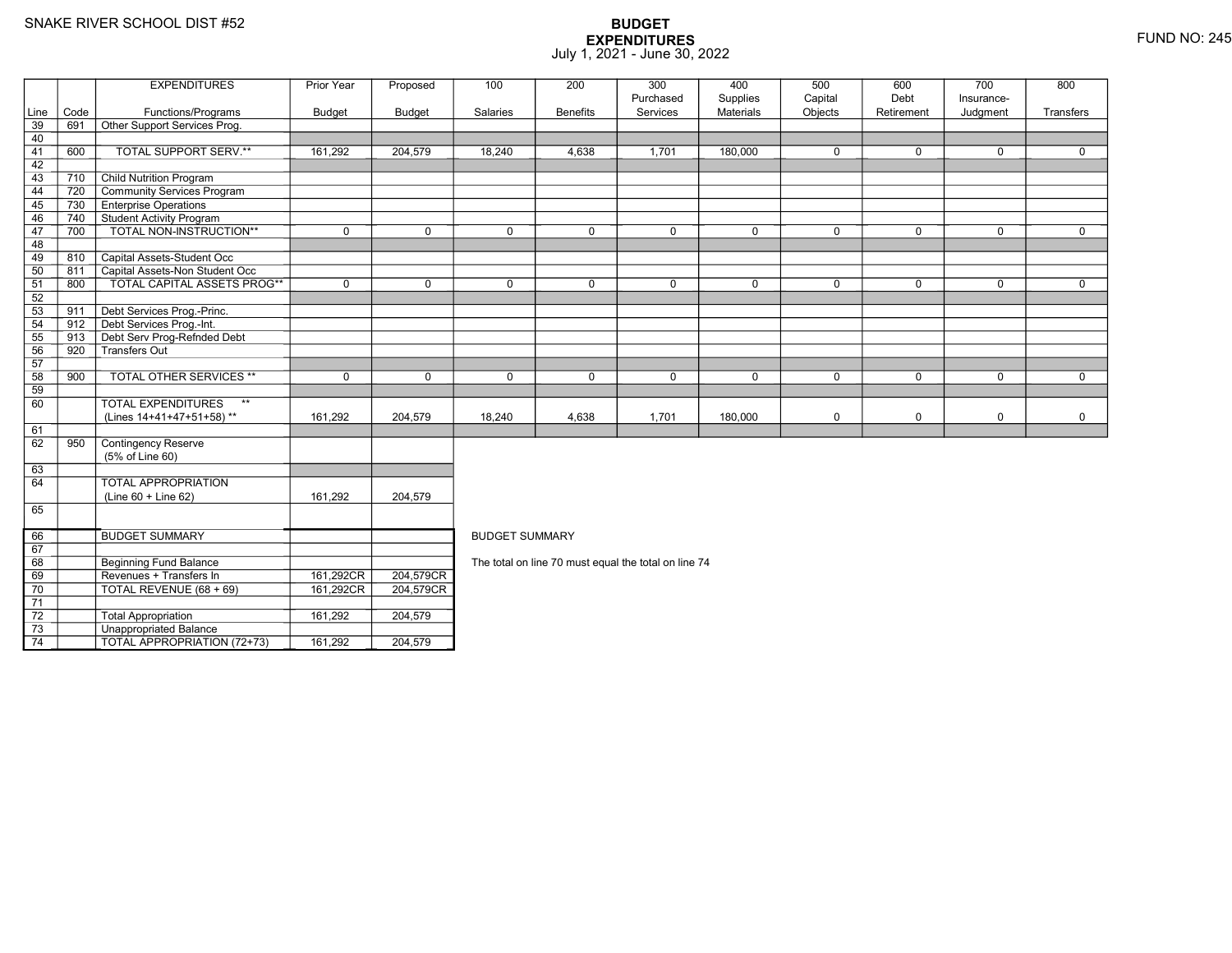SNAKE RIVER SCHOOL DIST #52

# BUDGET EXPENDITURES
July 1, 2021 - June 30, 2022

FUND NO: 245

| Line | Code | EXPENDITURES Functions/Programs | Prior Year Budget | Proposed Budget | 100 Salaries | 200 Benefits | 300 Purchased Services | 400 Supplies Materials | 500 Capital Objects | 600 Debt Retirement | 700 Insurance-Judgment | 800 Transfers |
|---|---|---|---|---|---|---|---|---|---|---|---|---|
| 39 | 691 | Other Support Services Prog. | | | | | | | | | | |
| 40 | | | | | | | | | | | | |
| 41 | 600 | TOTAL SUPPORT SERV.** | 161,292 | 204,579 | 18,240 | 4,638 | 1,701 | 180,000 | 0 | 0 | 0 | 0 |
| 42 | | | | | | | | | | | | |
| 43 | 710 | Child Nutrition Program | | | | | | | | | | |
| 44 | 720 | Community Services Program | | | | | | | | | | |
| 45 | 730 | Enterprise Operations | | | | | | | | | | |
| 46 | 740 | Student Activity Program | | | | | | | | | | |
| 47 | 700 | TOTAL NON-INSTRUCTION** | 0 | 0 | 0 | 0 | 0 | 0 | 0 | 0 | 0 | 0 |
| 48 | | | | | | | | | | | | |
| 49 | 810 | Capital Assets-Student Occ | | | | | | | | | | |
| 50 | 811 | Capital Assets-Non Student Occ | | | | | | | | | | |
| 51 | 800 | TOTAL CAPITAL ASSETS PROG** | 0 | 0 | 0 | 0 | 0 | 0 | 0 | 0 | 0 | 0 |
| 52 | | | | | | | | | | | | |
| 53 | 911 | Debt Services Prog.-Princ. | | | | | | | | | | |
| 54 | 912 | Debt Services Prog.-Int. | | | | | | | | | | |
| 55 | 913 | Debt Serv Prog-Refnded Debt | | | | | | | | | | |
| 56 | 920 | Transfers Out | | | | | | | | | | |
| 57 | | | | | | | | | | | | |
| 58 | 900 | TOTAL OTHER SERVICES ** | 0 | 0 | 0 | 0 | 0 | 0 | 0 | 0 | 0 | 0 |
| 59 | | | | | | | | | | | | |
| 60 | | TOTAL EXPENDITURES ** (Lines 14+41+47+51+58) ** | 161,292 | 204,579 | 18,240 | 4,638 | 1,701 | 180,000 | 0 | 0 | 0 | 0 |
| 61 | | | | | | | | | | | | |
| 62 | 950 | Contingency Reserve (5% of Line 60) | | | | | | | | | | |
| 63 | | | | | | | | | | | | |
| 64 | | TOTAL APPROPRIATION (Line 60 + Line 62) | 161,292 | 204,579 | | | | | | | | |
| 65 | | | | | | | | | | | | |

| Line | Code | BUDGET SUMMARY | Prior Year Budget | Proposed Budget |
|---|---|---|---|---|
| 66 | | BUDGET SUMMARY | | |
| 67 | | | | |
| 68 | | Beginning Fund Balance | | |
| 69 | | Revenues + Transfers In | 161,292CR | 204,579CR |
| 70 | | TOTAL REVENUE (68 + 69) | 161,292CR | 204,579CR |
| 71 | | | | |
| 72 | | Total Appropriation | 161,292 | 204,579 |
| 73 | | Unappropriated Balance | | |
| 74 | | TOTAL APPROPRIATION (72+73) | 161,292 | 204,579 |

BUDGET SUMMARY

The total on line 70 must equal the total on line 74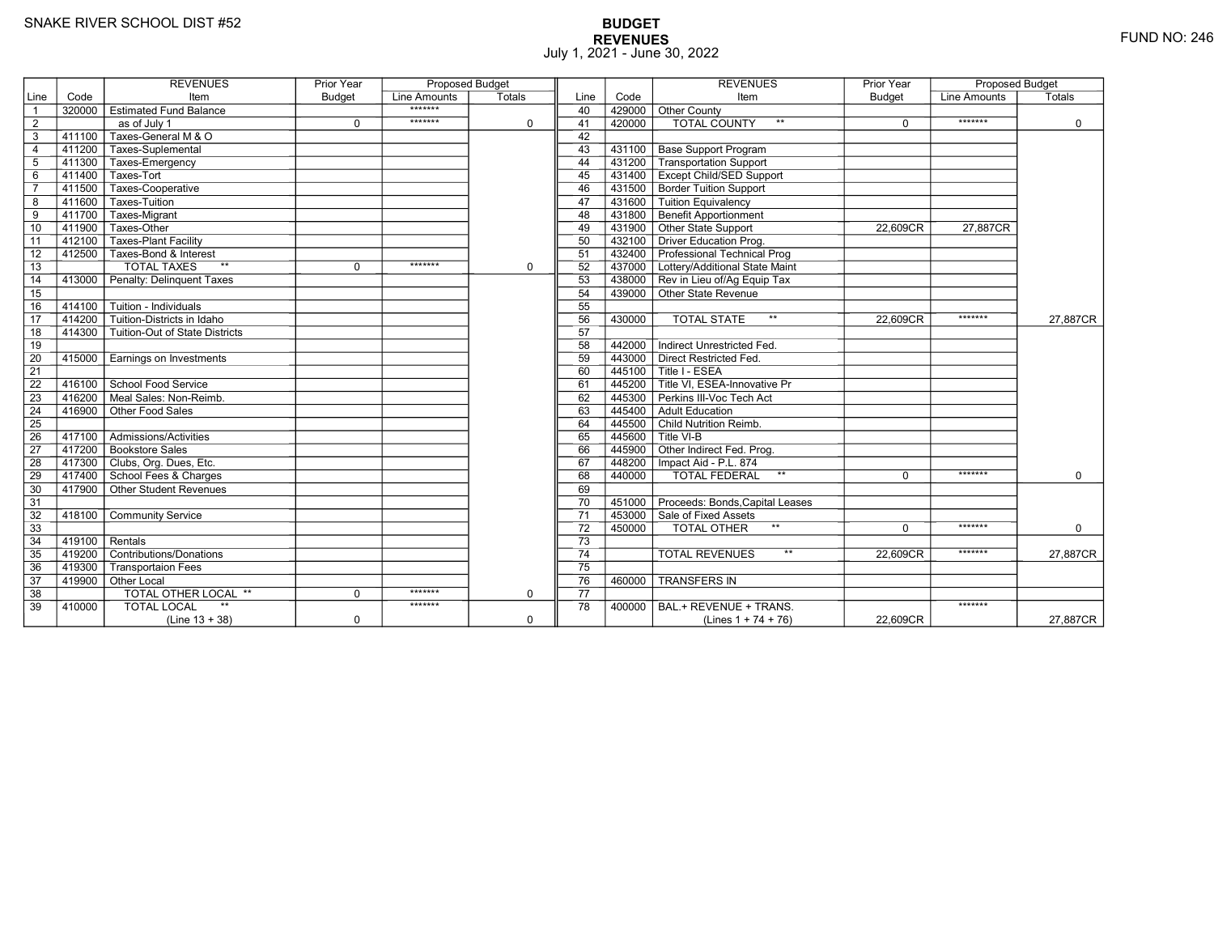SNAKE RIVER SCHOOL DIST #52

# BUDGET
## REVENUES
July 1, 2021 - June 30, 2022

FUND NO: 246

| Line | Code | REVENUES Item | Prior Year Budget | Proposed Budget Line Amounts | Proposed Budget Totals |
|---|---|---|---|---|---|
| 1 | 320000 | Estimated Fund Balance | | ******* | |
| 2 | | as of July 1 | 0 | ******* | 0 |
| 3 | 411100 | Taxes-General M & O | | | |
| 4 | 411200 | Taxes-Suplemental | | | |
| 5 | 411300 | Taxes-Emergency | | | |
| 6 | 411400 | Taxes-Tort | | | |
| 7 | 411500 | Taxes-Cooperative | | | |
| 8 | 411600 | Taxes-Tuition | | | |
| 9 | 411700 | Taxes-Migrant | | | |
| 10 | 411900 | Taxes-Other | | | |
| 11 | 412100 | Taxes-Plant Facility | | | |
| 12 | 412500 | Taxes-Bond & Interest | | | |
| 13 | | TOTAL TAXES ** | 0 | ******* | 0 |
| 14 | 413000 | Penalty: Delinquent Taxes | | | |
| 15 | | | | | |
| 16 | 414100 | Tuition - Individuals | | | |
| 17 | 414200 | Tuition-Districts in Idaho | | | |
| 18 | 414300 | Tuition-Out of State Districts | | | |
| 19 | | | | | |
| 20 | 415000 | Earnings on Investments | | | |
| 21 | | | | | |
| 22 | 416100 | School Food Service | | | |
| 23 | 416200 | Meal Sales: Non-Reimb. | | | |
| 24 | 416900 | Other Food Sales | | | |
| 25 | | | | | |
| 26 | 417100 | Admissions/Activities | | | |
| 27 | 417200 | Bookstore Sales | | | |
| 28 | 417300 | Clubs, Org. Dues, Etc. | | | |
| 29 | 417400 | School Fees & Charges | | | |
| 30 | 417900 | Other Student Revenues | | | |
| 31 | | | | | |
| 32 | 418100 | Community Service | | | |
| 33 | | | | | |
| 34 | 419100 | Rentals | | | |
| 35 | 419200 | Contributions/Donations | | | |
| 36 | 419300 | Transportaion Fees | | | |
| 37 | 419900 | Other Local | | | |
| 38 | | TOTAL OTHER LOCAL ** | 0 | ******* | 0 |
| 39 | 410000 | TOTAL LOCAL ** (Line 13 + 38) | 0 | ******* | 0 |
| 40 | 429000 | Other County | | | |
| 41 | 420000 | TOTAL COUNTY ** | 0 | ******* | 0 |
| 42 | | | | | |
| 43 | 431100 | Base Support Program | | | |
| 44 | 431200 | Transportation Support | | | |
| 45 | 431400 | Except Child/SED Support | | | |
| 46 | 431500 | Border Tuition Support | | | |
| 47 | 431600 | Tuition Equivalency | | | |
| 48 | 431800 | Benefit Apportionment | | | |
| 49 | 431900 | Other State Support | 22,609CR | 27,887CR | |
| 50 | 432100 | Driver Education Prog. | | | |
| 51 | 432400 | Professional Technical Prog | | | |
| 52 | 437000 | Lottery/Additional State Maint | | | |
| 53 | 438000 | Rev in Lieu of/Ag Equip Tax | | | |
| 54 | 439000 | Other State Revenue | | | |
| 55 | | | | | |
| 56 | 430000 | TOTAL STATE ** | 22,609CR | ******* | 27,887CR |
| 57 | | | | | |
| 58 | 442000 | Indirect Unrestricted Fed. | | | |
| 59 | 443000 | Direct Restricted Fed. | | | |
| 60 | 445100 | Title I - ESEA | | | |
| 61 | 445200 | Title VI, ESEA-Innovative Pr | | | |
| 62 | 445300 | Perkins III-Voc Tech Act | | | |
| 63 | 445400 | Adult Education | | | |
| 64 | 445500 | Child Nutrition Reimb. | | | |
| 65 | 445600 | Title VI-B | | | |
| 66 | 445900 | Other Indirect Fed. Prog. | | | |
| 67 | 448200 | Impact Aid - P.L. 874 | | | |
| 68 | 440000 | TOTAL FEDERAL ** | 0 | ******* | 0 |
| 69 | | | | | |
| 70 | 451000 | Proceeds: Bonds,Capital Leases | | | |
| 71 | 453000 | Sale of Fixed Assets | | | |
| 72 | 450000 | TOTAL OTHER ** | 0 | ******* | 0 |
| 73 | | | | | |
| 74 | | TOTAL REVENUES ** | 22,609CR | ******* | 27,887CR |
| 75 | | | | | |
| 76 | 460000 | TRANSFERS IN | | | |
| 77 | | | | | |
| 78 | 400000 | BAL.+ REVENUE + TRANS. (Lines 1 + 74 + 76) | 22,609CR | ******* | 27,887CR |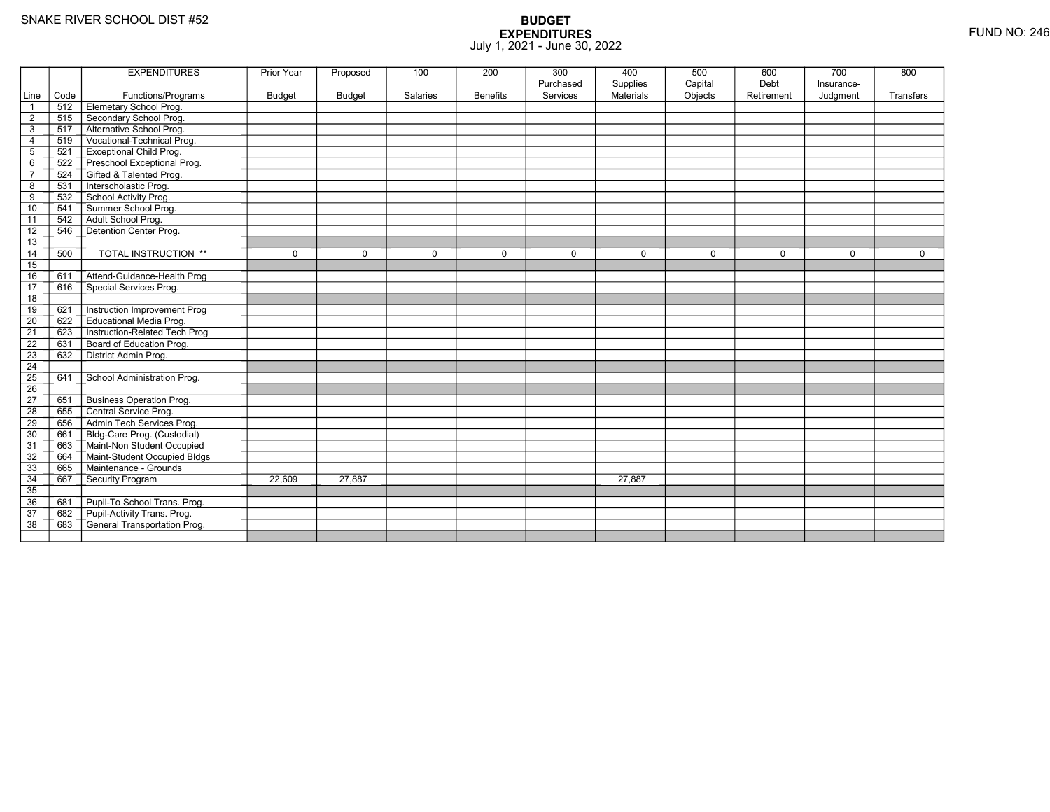SNAKE RIVER SCHOOL DIST #52

# BUDGET
## EXPENDITURES
July 1, 2021 - June 30, 2022

FUND NO: 246

| Line | Code | EXPENDITURES Functions/Programs | Prior Year Budget | Proposed Budget | 100 Salaries | 200 Benefits | 300 Purchased Services | 400 Supplies Materials | 500 Capital Objects | 600 Debt Retirement | 700 Insurance-Judgment | 800 Transfers |
|---|---|---|---|---|---|---|---|---|---|---|---|---|
| 1 | 512 | Elemetary School Prog. | | | | | | | | | | |
| 2 | 515 | Secondary School Prog. | | | | | | | | | | |
| 3 | 517 | Alternative School Prog. | | | | | | | | | | |
| 4 | 519 | Vocational-Technical Prog. | | | | | | | | | | |
| 5 | 521 | Exceptional Child Prog. | | | | | | | | | | |
| 6 | 522 | Preschool Exceptional Prog. | | | | | | | | | | |
| 7 | 524 | Gifted & Talented Prog. | | | | | | | | | | |
| 8 | 531 | Interscholastic Prog. | | | | | | | | | | |
| 9 | 532 | School Activity Prog. | | | | | | | | | | |
| 10 | 541 | Summer School Prog. | | | | | | | | | | |
| 11 | 542 | Adult School Prog. | | | | | | | | | | |
| 12 | 546 | Detention Center Prog. | | | | | | | | | | |
| 13 | | | | | | | | | | | | |
| 14 | 500 | TOTAL INSTRUCTION ** | 0 | 0 | 0 | 0 | 0 | 0 | 0 | 0 | 0 | 0 |
| 15 | | | | | | | | | | | | |
| 16 | 611 | Attend-Guidance-Health Prog | | | | | | | | | | |
| 17 | 616 | Special Services Prog. | | | | | | | | | | |
| 18 | | | | | | | | | | | | |
| 19 | 621 | Instruction Improvement Prog | | | | | | | | | | |
| 20 | 622 | Educational Media Prog. | | | | | | | | | | |
| 21 | 623 | Instruction-Related Tech Prog | | | | | | | | | | |
| 22 | 631 | Board of Education Prog. | | | | | | | | | | |
| 23 | 632 | District Admin Prog. | | | | | | | | | | |
| 24 | | | | | | | | | | | | |
| 25 | 641 | School Administration Prog. | | | | | | | | | | |
| 26 | | | | | | | | | | | | |
| 27 | 651 | Business Operation Prog. | | | | | | | | | | |
| 28 | 655 | Central Service Prog. | | | | | | | | | | |
| 29 | 656 | Admin Tech Services Prog. | | | | | | | | | | |
| 30 | 661 | Bldg-Care Prog. (Custodial) | | | | | | | | | | |
| 31 | 663 | Maint-Non Student Occupied | | | | | | | | | | |
| 32 | 664 | Maint-Student Occupied Bldgs | | | | | | | | | | |
| 33 | 665 | Maintenance - Grounds | | | | | | | | | | |
| 34 | 667 | Security Program | 22,609 | 27,887 | | | | 27,887 | | | | |
| 35 | | | | | | | | | | | | |
| 36 | 681 | Pupil-To School Trans. Prog. | | | | | | | | | | |
| 37 | 682 | Pupil-Activity Trans. Prog. | | | | | | | | | | |
| 38 | 683 | General Transportation Prog. | | | | | | | | | | |
| | | | | | | | | | | | | |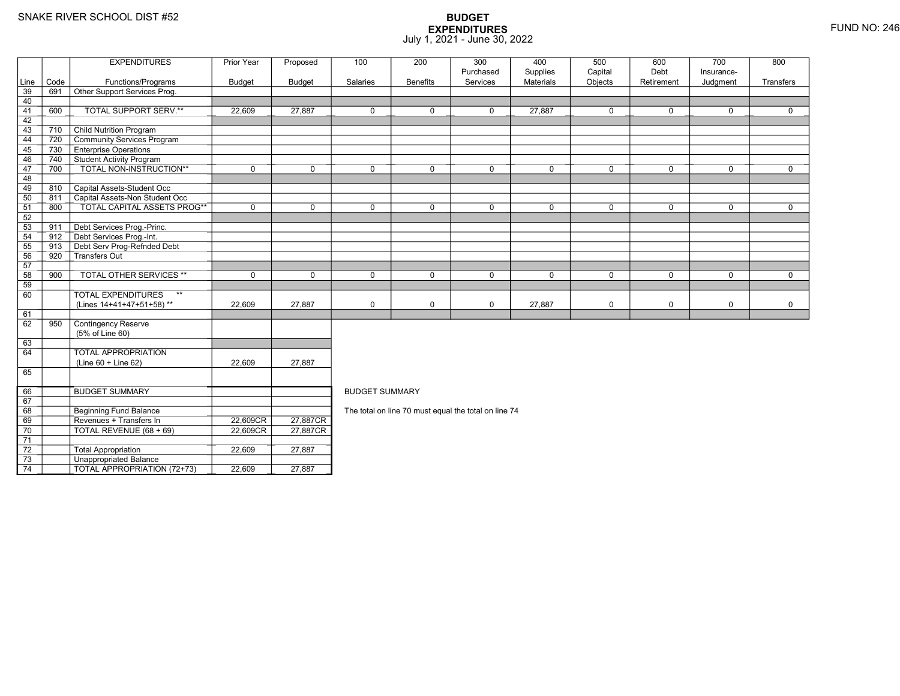SNAKE RIVER SCHOOL DIST #52

# BUDGET EXPENDITURES
July 1, 2021 - June 30, 2022

FUND NO: 246

| Line | Code | EXPENDITURES Functions/Programs | Prior Year Budget | Proposed Budget | 100 Salaries | 200 Benefits | 300 Purchased Services | 400 Supplies Materials | 500 Capital Objects | 600 Debt Retirement | 700 Insurance-Judgment | 800 Transfers |
|---|---|---|---|---|---|---|---|---|---|---|---|---|
| 39 | 691 | Other Support Services Prog. | | | | | | | | | | |
| 40 | | | | | | | | | | | | |
| 41 | 600 | TOTAL SUPPORT SERV.** | 22,609 | 27,887 | 0 | 0 | 0 | 27,887 | 0 | 0 | 0 | 0 |
| 42 | | | | | | | | | | | | |
| 43 | 710 | Child Nutrition Program | | | | | | | | | | |
| 44 | 720 | Community Services Program | | | | | | | | | | |
| 45 | 730 | Enterprise Operations | | | | | | | | | | |
| 46 | 740 | Student Activity Program | | | | | | | | | | |
| 47 | 700 | TOTAL NON-INSTRUCTION** | 0 | 0 | 0 | 0 | 0 | 0 | 0 | 0 | 0 | 0 |
| 48 | | | | | | | | | | | | |
| 49 | 810 | Capital Assets-Student Occ | | | | | | | | | | |
| 50 | 811 | Capital Assets-Non Student Occ | | | | | | | | | | |
| 51 | 800 | TOTAL CAPITAL ASSETS PROG** | 0 | 0 | 0 | 0 | 0 | 0 | 0 | 0 | 0 | 0 |
| 52 | | | | | | | | | | | | |
| 53 | 911 | Debt Services Prog.-Princ. | | | | | | | | | | |
| 54 | 912 | Debt Services Prog.-Int. | | | | | | | | | | |
| 55 | 913 | Debt Serv Prog-Refnded Debt | | | | | | | | | | |
| 56 | 920 | Transfers Out | | | | | | | | | | |
| 57 | | | | | | | | | | | | |
| 58 | 900 | TOTAL OTHER SERVICES ** | 0 | 0 | 0 | 0 | 0 | 0 | 0 | 0 | 0 | 0 |
| 59 | | | | | | | | | | | | |
| 60 | | TOTAL EXPENDITURES ** (Lines 14+41+47+51+58) ** | 22,609 | 27,887 | 0 | 0 | 0 | 27,887 | 0 | 0 | 0 | 0 |
| 61 | | | | | | | | | | | | |
| 62 | 950 | Contingency Reserve (5% of Line 60) | | | | | | | | | | |
| 63 | | | | | | | | | | | | |
| 64 | | TOTAL APPROPRIATION (Line 60 + Line 62) | 22,609 | 27,887 | | | | | | | | |
| 65 | | | | | | | | | | | | |

| Line | | BUDGET SUMMARY | Prior Year Budget | Proposed Budget |
|---|---|---|---|---|
| 66 | | BUDGET SUMMARY | | |
| 67 | | | | |
| 68 | | Beginning Fund Balance | | |
| 69 | | Revenues + Transfers In | 22,609CR | 27,887CR |
| 70 | | TOTAL REVENUE (68 + 69) | 22,609CR | 27,887CR |
| 71 | | | | |
| 72 | | Total Appropriation | 22,609 | 27,887 |
| 73 | | Unappropriated Balance | | |
| 74 | | TOTAL APPROPRIATION (72+73) | 22,609 | 27,887 |

BUDGET SUMMARY

The total on line 70 must equal the total on line 74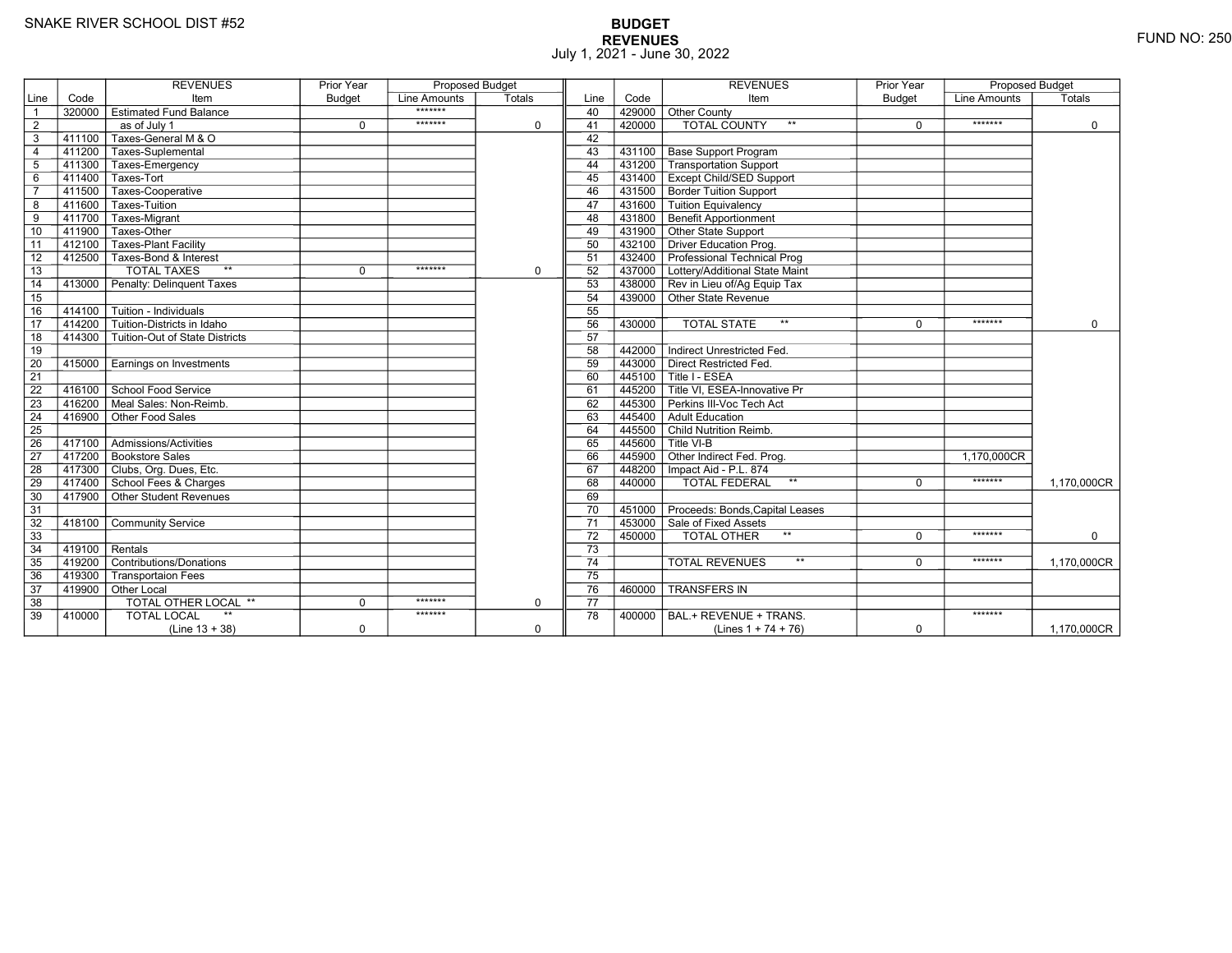SNAKE RIVER SCHOOL DIST #52

# BUDGET
## REVENUES
July 1, 2021 - June 30, 2022

FUND NO: 250

| Line | Code | REVENUES Item | Prior Year Budget | Proposed Budget Line Amounts | Proposed Budget Totals | Line | Code | REVENUES Item | Prior Year Budget | Proposed Budget Line Amounts | Proposed Budget Totals |
|---|---|---|---|---|---|---|---|---|---|---|---|
| 1 | 320000 | Estimated Fund Balance | | ******* | | 40 | 429000 | Other County | | | |
| 2 | | as of July 1 | 0 | ******* | 0 | 41 | 420000 | TOTAL COUNTY ** | 0 | ******* | 0 |
| 3 | 411100 | Taxes-General M & O | | | | 42 | | | | | |
| 4 | 411200 | Taxes-Suplemental | | | | 43 | 431100 | Base Support Program | | | |
| 5 | 411300 | Taxes-Emergency | | | | 44 | 431200 | Transportation Support | | | |
| 6 | 411400 | Taxes-Tort | | | | 45 | 431400 | Except Child/SED Support | | | |
| 7 | 411500 | Taxes-Cooperative | | | | 46 | 431500 | Border Tuition Support | | | |
| 8 | 411600 | Taxes-Tuition | | | | 47 | 431600 | Tuition Equivalency | | | |
| 9 | 411700 | Taxes-Migrant | | | | 48 | 431800 | Benefit Apportionment | | | |
| 10 | 411900 | Taxes-Other | | | | 49 | 431900 | Other State Support | | | |
| 11 | 412100 | Taxes-Plant Facility | | | | 50 | 432100 | Driver Education Prog. | | | |
| 12 | 412500 | Taxes-Bond & Interest | | | | 51 | 432400 | Professional Technical Prog | | | |
| 13 | | TOTAL TAXES ** | 0 | ******* | 0 | 52 | 437000 | Lottery/Additional State Maint | | | |
| 14 | 413000 | Penalty: Delinquent Taxes | | | | 53 | 438000 | Rev in Lieu of/Ag Equip Tax | | | |
| 15 | | | | | | 54 | 439000 | Other State Revenue | | | |
| 16 | 414100 | Tuition - Individuals | | | | 55 | | | | | |
| 17 | 414200 | Tuition-Districts in Idaho | | | | 56 | 430000 | TOTAL STATE ** | 0 | ******* | 0 |
| 18 | 414300 | Tuition-Out of State Districts | | | | 57 | | | | | |
| 19 | | | | | | 58 | 442000 | Indirect Unrestricted Fed. | | | |
| 20 | 415000 | Earnings on Investments | | | | 59 | 443000 | Direct Restricted Fed. | | | |
| 21 | | | | | | 60 | 445100 | Title I - ESEA | | | |
| 22 | 416100 | School Food Service | | | | 61 | 445200 | Title VI, ESEA-Innovative Pr | | | |
| 23 | 416200 | Meal Sales: Non-Reimb. | | | | 62 | 445300 | Perkins III-Voc Tech Act | | | |
| 24 | 416900 | Other Food Sales | | | | 63 | 445400 | Adult Education | | | |
| 25 | | | | | | 64 | 445500 | Child Nutrition Reimb. | | | |
| 26 | 417100 | Admissions/Activities | | | | 65 | 445600 | Title VI-B | | | |
| 27 | 417200 | Bookstore Sales | | | | 66 | 445900 | Other Indirect Fed. Prog. | | 1,170,000CR | |
| 28 | 417300 | Clubs, Org. Dues, Etc. | | | | 67 | 448200 | Impact Aid - P.L. 874 | | | |
| 29 | 417400 | School Fees & Charges | | | | 68 | 440000 | TOTAL FEDERAL ** | 0 | ******* | 1,170,000CR |
| 30 | 417900 | Other Student Revenues | | | | 69 | | | | | |
| 31 | | | | | | 70 | 451000 | Proceeds: Bonds,Capital Leases | | | |
| 32 | 418100 | Community Service | | | | 71 | 453000 | Sale of Fixed Assets | | | |
| 33 | | | | | | 72 | 450000 | TOTAL OTHER ** | 0 | ******* | 0 |
| 34 | 419100 | Rentals | | | | 73 | | | | | |
| 35 | 419200 | Contributions/Donations | | | | 74 | | TOTAL REVENUES ** | 0 | ******* | 1,170,000CR |
| 36 | 419300 | Transportaion Fees | | | | 75 | | | | | |
| 37 | 419900 | Other Local | | | | 76 | 460000 | TRANSFERS IN | | | |
| 38 | | TOTAL OTHER LOCAL ** | 0 | ******* | 0 | 77 | | | | | |
| 39 | 410000 | TOTAL LOCAL ** (Line 13 + 38) | 0 | ******* | 0 | 78 | 400000 | BAL.+ REVENUE + TRANS. (Lines 1 + 74 + 76) | 0 | ******* | 1,170,000CR |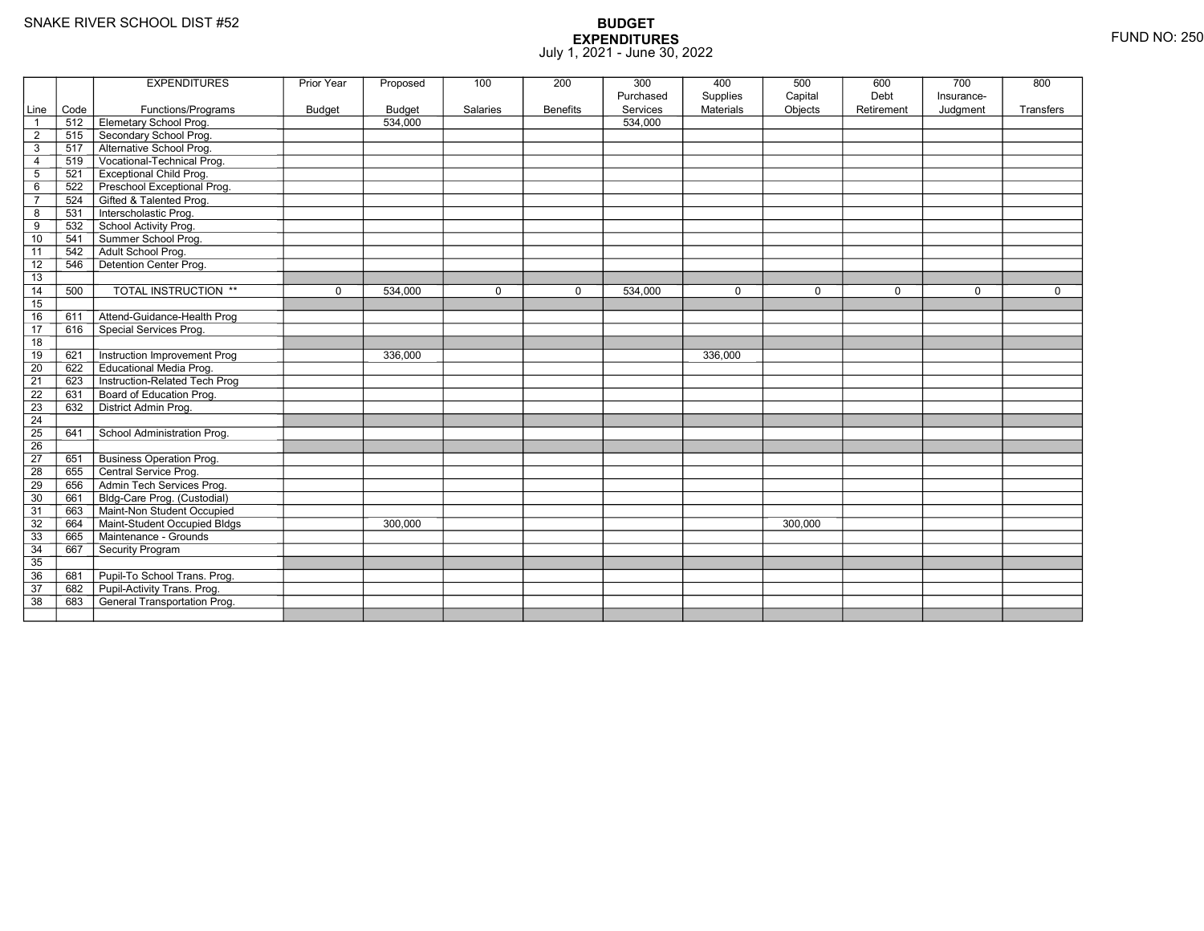SNAKE RIVER SCHOOL DIST #52

FUND NO: 250

# BUDGET
## EXPENDITURES
July 1, 2021 - June 30, 2022

| Line | Code | EXPENDITURES Functions/Programs | Prior Year Budget | Proposed Budget | 100 Salaries | 200 Benefits | 300 Purchased Services | 400 Supplies Materials | 500 Capital Objects | 600 Debt Retirement | 700 Insurance-Judgment | 800 Transfers |
|---|---|---|---|---|---|---|---|---|---|---|---|---|
| 1 | 512 | Elemetary School Prog. | | 534,000 | | | 534,000 | | | | | |
| 2 | 515 | Secondary School Prog. | | | | | | | | | | |
| 3 | 517 | Alternative School Prog. | | | | | | | | | | |
| 4 | 519 | Vocational-Technical Prog. | | | | | | | | | | |
| 5 | 521 | Exceptional Child Prog. | | | | | | | | | | |
| 6 | 522 | Preschool Exceptional Prog. | | | | | | | | | | |
| 7 | 524 | Gifted & Talented Prog. | | | | | | | | | | |
| 8 | 531 | Interscholastic Prog. | | | | | | | | | | |
| 9 | 532 | School Activity Prog. | | | | | | | | | | |
| 10 | 541 | Summer School Prog. | | | | | | | | | | |
| 11 | 542 | Adult School Prog. | | | | | | | | | | |
| 12 | 546 | Detention Center Prog. | | | | | | | | | | |
| 13 | | | | | | | | | | | | |
| 14 | 500 | TOTAL INSTRUCTION ** | 0 | 534,000 | 0 | 0 | 534,000 | 0 | 0 | 0 | 0 | 0 |
| 15 | | | | | | | | | | | | |
| 16 | 611 | Attend-Guidance-Health Prog | | | | | | | | | | |
| 17 | 616 | Special Services Prog. | | | | | | | | | | |
| 18 | | | | | | | | | | | | |
| 19 | 621 | Instruction Improvement Prog | | 336,000 | | | | 336,000 | | | | |
| 20 | 622 | Educational Media Prog. | | | | | | | | | | |
| 21 | 623 | Instruction-Related Tech Prog | | | | | | | | | | |
| 22 | 631 | Board of Education Prog. | | | | | | | | | | |
| 23 | 632 | District Admin Prog. | | | | | | | | | | |
| 24 | | | | | | | | | | | | |
| 25 | 641 | School Administration Prog. | | | | | | | | | | |
| 26 | | | | | | | | | | | | |
| 27 | 651 | Business Operation Prog. | | | | | | | | | | |
| 28 | 655 | Central Service Prog. | | | | | | | | | | |
| 29 | 656 | Admin Tech Services Prog. | | | | | | | | | | |
| 30 | 661 | Bldg-Care Prog. (Custodial) | | | | | | | | | | |
| 31 | 663 | Maint-Non Student Occupied | | | | | | | | | | |
| 32 | 664 | Maint-Student Occupied Bldgs | | 300,000 | | | | | 300,000 | | | |
| 33 | 665 | Maintenance - Grounds | | | | | | | | | | |
| 34 | 667 | Security Program | | | | | | | | | | |
| 35 | | | | | | | | | | | | |
| 36 | 681 | Pupil-To School Trans. Prog. | | | | | | | | | | |
| 37 | 682 | Pupil-Activity Trans. Prog. | | | | | | | | | | |
| 38 | 683 | General Transportation Prog. | | | | | | | | | | |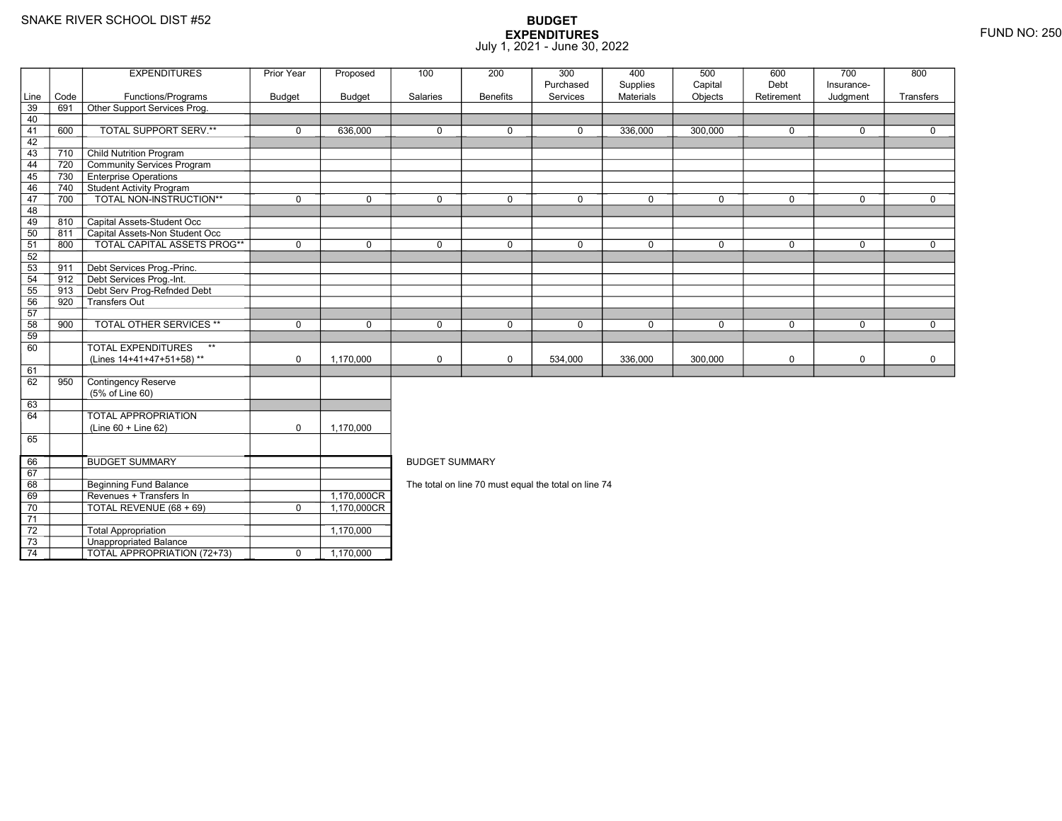SNAKE RIVER SCHOOL DIST #52

# BUDGET EXPENDITURES
July 1, 2021 - June 30, 2022

FUND NO: 250

| Line | Code | EXPENDITURES Functions/Programs | Prior Year Budget | Proposed Budget | 100 Salaries | 200 Benefits | 300 Purchased Services | 400 Supplies Materials | 500 Capital Objects | 600 Debt Retirement | 700 Insurance-Judgment | 800 Transfers |
|---|---|---|---|---|---|---|---|---|---|---|---|---|
| 39 | 691 | Other Support Services Prog. | | | | | | | | | | |
| 40 | | | | | | | | | | | | |
| 41 | 600 | TOTAL SUPPORT SERV.** | 0 | 636,000 | 0 | 0 | 0 | 336,000 | 300,000 | 0 | 0 | 0 |
| 42 | | | | | | | | | | | | |
| 43 | 710 | Child Nutrition Program | | | | | | | | | | |
| 44 | 720 | Community Services Program | | | | | | | | | | |
| 45 | 730 | Enterprise Operations | | | | | | | | | | |
| 46 | 740 | Student Activity Program | | | | | | | | | | |
| 47 | 700 | TOTAL NON-INSTRUCTION** | 0 | 0 | 0 | 0 | 0 | 0 | 0 | 0 | 0 | 0 |
| 48 | | | | | | | | | | | | |
| 49 | 810 | Capital Assets-Student Occ | | | | | | | | | | |
| 50 | 811 | Capital Assets-Non Student Occ | | | | | | | | | | |
| 51 | 800 | TOTAL CAPITAL ASSETS PROG** | 0 | 0 | 0 | 0 | 0 | 0 | 0 | 0 | 0 | 0 |
| 52 | | | | | | | | | | | | |
| 53 | 911 | Debt Services Prog.-Princ. | | | | | | | | | | |
| 54 | 912 | Debt Services Prog.-Int. | | | | | | | | | | |
| 55 | 913 | Debt Serv Prog-Refnded Debt | | | | | | | | | | |
| 56 | 920 | Transfers Out | | | | | | | | | | |
| 57 | | | | | | | | | | | | |
| 58 | 900 | TOTAL OTHER SERVICES ** | 0 | 0 | 0 | 0 | 0 | 0 | 0 | 0 | 0 | 0 |
| 59 | | | | | | | | | | | | |
| 60 | | TOTAL EXPENDITURES ** (Lines 14+41+47+51+58) ** | 0 | 1,170,000 | 0 | 0 | 534,000 | 336,000 | 300,000 | 0 | 0 | 0 |
| 61 | | | | | | | | | | | | |
| 62 | 950 | Contingency Reserve (5% of Line 60) | | | | | | | | | | |
| 63 | | | | | | | | | | | | |
| 64 | | TOTAL APPROPRIATION (Line 60 + Line 62) | 0 | 1,170,000 | | | | | | | | |
| 65 | | | | | | | | | | | | |

| Line | Code | BUDGET SUMMARY | Prior Year Budget | Proposed Budget |
|---|---|---|---|---|
| 66 | | BUDGET SUMMARY | | |
| 67 | | | | |
| 68 | | Beginning Fund Balance | | |
| 69 | | Revenues + Transfers In | | 1,170,000CR |
| 70 | | TOTAL REVENUE (68 + 69) | 0 | 1,170,000CR |
| 71 | | | | |
| 72 | | Total Appropriation | | 1,170,000 |
| 73 | | Unappropriated Balance | | |
| 74 | | TOTAL APPROPRIATION (72+73) | 0 | 1,170,000 |

BUDGET SUMMARY

The total on line 70 must equal the total on line 74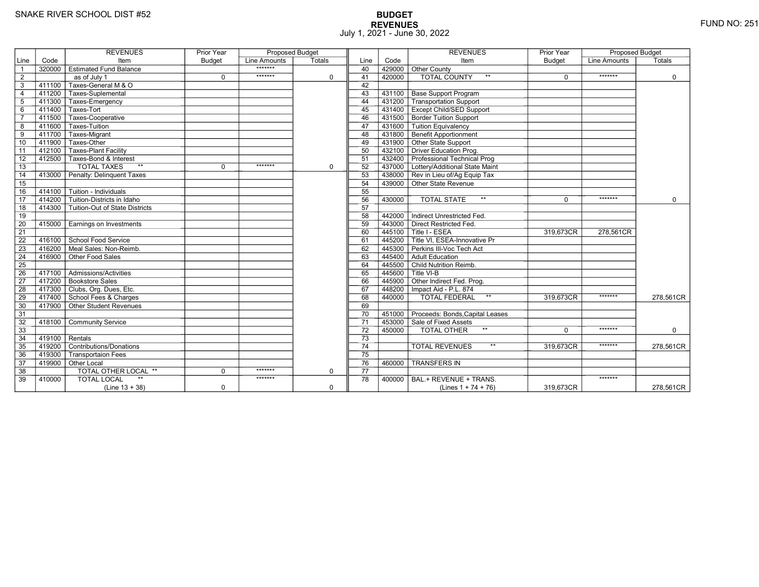SNAKE RIVER SCHOOL DIST #52

# BUDGET
## REVENUES
July 1, 2021 - June 30, 2022

FUND NO: 251

| Line | Code | REVENUES Item | Prior Year Budget | Proposed Budget Line Amounts | Proposed Budget Totals |
|---|---|---|---|---|---|
| 1 | 320000 | Estimated Fund Balance | | ******* | |
| 2 | | as of July 1 | 0 | ******* | 0 |
| 3 | 411100 | Taxes-General M & O | | | |
| 4 | 411200 | Taxes-Suplemental | | | |
| 5 | 411300 | Taxes-Emergency | | | |
| 6 | 411400 | Taxes-Tort | | | |
| 7 | 411500 | Taxes-Cooperative | | | |
| 8 | 411600 | Taxes-Tuition | | | |
| 9 | 411700 | Taxes-Migrant | | | |
| 10 | 411900 | Taxes-Other | | | |
| 11 | 412100 | Taxes-Plant Facility | | | |
| 12 | 412500 | Taxes-Bond & Interest | | | |
| 13 | | TOTAL TAXES ** | 0 | ******* | 0 |
| 14 | 413000 | Penalty: Delinquent Taxes | | | |
| 15 | | | | | |
| 16 | 414100 | Tuition - Individuals | | | |
| 17 | 414200 | Tuition-Districts in Idaho | | | |
| 18 | 414300 | Tuition-Out of State Districts | | | |
| 19 | | | | | |
| 20 | 415000 | Earnings on Investments | | | |
| 21 | | | | | |
| 22 | 416100 | School Food Service | | | |
| 23 | 416200 | Meal Sales: Non-Reimb. | | | |
| 24 | 416900 | Other Food Sales | | | |
| 25 | | | | | |
| 26 | 417100 | Admissions/Activities | | | |
| 27 | 417200 | Bookstore Sales | | | |
| 28 | 417300 | Clubs, Org. Dues, Etc. | | | |
| 29 | 417400 | School Fees & Charges | | | |
| 30 | 417900 | Other Student Revenues | | | |
| 31 | | | | | |
| 32 | 418100 | Community Service | | | |
| 33 | | | | | |
| 34 | 419100 | Rentals | | | |
| 35 | 419200 | Contributions/Donations | | | |
| 36 | 419300 | Transportaion Fees | | | |
| 37 | 419900 | Other Local | | | |
| 38 | | TOTAL OTHER LOCAL ** | 0 | ******* | 0 |
| 39 | 410000 | TOTAL LOCAL ** (Line 13 + 38) | 0 | ******* | 0 |
| 40 | 429000 | Other County | | | |
| 41 | 420000 | TOTAL COUNTY ** | 0 | ******* | 0 |
| 42 | | | | | |
| 43 | 431100 | Base Support Program | | | |
| 44 | 431200 | Transportation Support | | | |
| 45 | 431400 | Except Child/SED Support | | | |
| 46 | 431500 | Border Tuition Support | | | |
| 47 | 431600 | Tuition Equivalency | | | |
| 48 | 431800 | Benefit Apportionment | | | |
| 49 | 431900 | Other State Support | | | |
| 50 | 432100 | Driver Education Prog. | | | |
| 51 | 432400 | Professional Technical Prog | | | |
| 52 | 437000 | Lottery/Additional State Maint | | | |
| 53 | 438000 | Rev in Lieu of/Ag Equip Tax | | | |
| 54 | 439000 | Other State Revenue | | | |
| 55 | | | | | |
| 56 | 430000 | TOTAL STATE ** | 0 | ******* | 0 |
| 57 | | | | | |
| 58 | 442000 | Indirect Unrestricted Fed. | | | |
| 59 | 443000 | Direct Restricted Fed. | | | |
| 60 | 445100 | Title I - ESEA | 319,673CR | 278,561CR | |
| 61 | 445200 | Title VI, ESEA-Innovative Pr | | | |
| 62 | 445300 | Perkins III-Voc Tech Act | | | |
| 63 | 445400 | Adult Education | | | |
| 64 | 445500 | Child Nutrition Reimb. | | | |
| 65 | 445600 | Title VI-B | | | |
| 66 | 445900 | Other Indirect Fed. Prog. | | | |
| 67 | 448200 | Impact Aid - P.L. 874 | | | |
| 68 | 440000 | TOTAL FEDERAL ** | 319,673CR | ******* | 278,561CR |
| 69 | | | | | |
| 70 | 451000 | Proceeds: Bonds,Capital Leases | | | |
| 71 | 453000 | Sale of Fixed Assets | | | |
| 72 | 450000 | TOTAL OTHER ** | 0 | ******* | 0 |
| 73 | | | | | |
| 74 | | TOTAL REVENUES ** | 319,673CR | ******* | 278,561CR |
| 75 | | | | | |
| 76 | 460000 | TRANSFERS IN | | | |
| 77 | | | | | |
| 78 | 400000 | BAL.+ REVENUE + TRANS. (Lines 1 + 74 + 76) | 319,673CR | ******* | 278,561CR |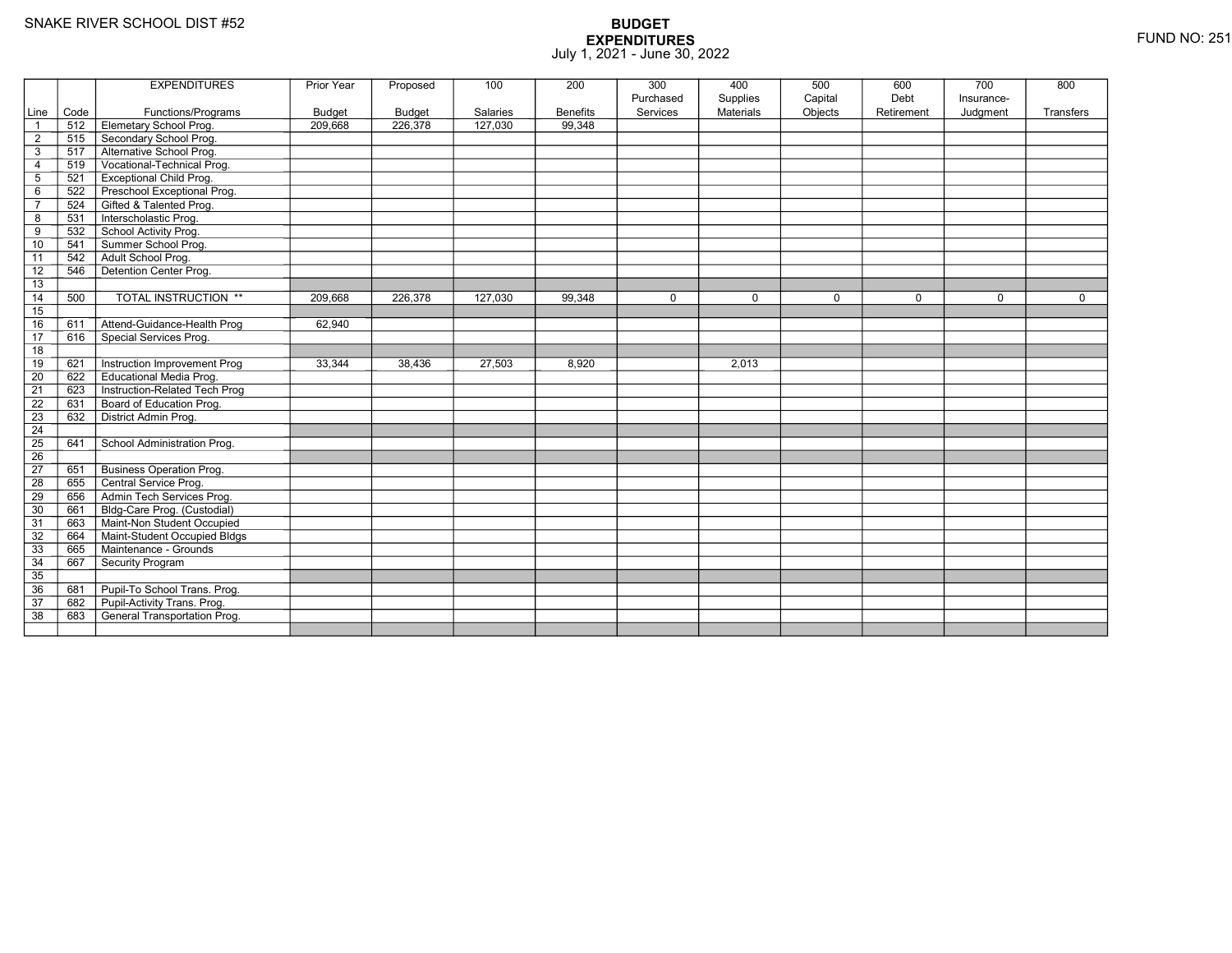SNAKE RIVER SCHOOL DIST #52

FUND NO: 251

# BUDGET
## EXPENDITURES
July 1, 2021 - June 30, 2022

| Line | Code | EXPENDITURES Functions/Programs | Prior Year Budget | Proposed Budget | 100 Salaries | 200 Benefits | 300 Purchased Services | 400 Supplies Materials | 500 Capital Objects | 600 Debt Retirement | 700 Insurance-Judgment | 800 Transfers |
|---|---|---|---|---|---|---|---|---|---|---|---|---|
| 1 | 512 | Elemetary School Prog. | 209,668 | 226,378 | 127,030 | 99,348 | | | | | | |
| 2 | 515 | Secondary School Prog. | | | | | | | | | | |
| 3 | 517 | Alternative School Prog. | | | | | | | | | | |
| 4 | 519 | Vocational-Technical Prog. | | | | | | | | | | |
| 5 | 521 | Exceptional Child Prog. | | | | | | | | | | |
| 6 | 522 | Preschool Exceptional Prog. | | | | | | | | | | |
| 7 | 524 | Gifted & Talented Prog. | | | | | | | | | | |
| 8 | 531 | Interscholastic Prog. | | | | | | | | | | |
| 9 | 532 | School Activity Prog. | | | | | | | | | | |
| 10 | 541 | Summer School Prog. | | | | | | | | | | |
| 11 | 542 | Adult School Prog. | | | | | | | | | | |
| 12 | 546 | Detention Center Prog. | | | | | | | | | | |
| 13 | | | | | | | | | | | | |
| 14 | 500 | TOTAL INSTRUCTION ** | 209,668 | 226,378 | 127,030 | 99,348 | 0 | 0 | 0 | 0 | 0 | 0 |
| 15 | | | | | | | | | | | | |
| 16 | 611 | Attend-Guidance-Health Prog | 62,940 | | | | | | | | | |
| 17 | 616 | Special Services Prog. | | | | | | | | | | |
| 18 | | | | | | | | | | | | |
| 19 | 621 | Instruction Improvement Prog | 33,344 | 38,436 | 27,503 | 8,920 | | 2,013 | | | | |
| 20 | 622 | Educational Media Prog. | | | | | | | | | | |
| 21 | 623 | Instruction-Related Tech Prog | | | | | | | | | | |
| 22 | 631 | Board of Education Prog. | | | | | | | | | | |
| 23 | 632 | District Admin Prog. | | | | | | | | | | |
| 24 | | | | | | | | | | | | |
| 25 | 641 | School Administration Prog. | | | | | | | | | | |
| 26 | | | | | | | | | | | | |
| 27 | 651 | Business Operation Prog. | | | | | | | | | | |
| 28 | 655 | Central Service Prog. | | | | | | | | | | |
| 29 | 656 | Admin Tech Services Prog. | | | | | | | | | | |
| 30 | 661 | Bldg-Care Prog. (Custodial) | | | | | | | | | | |
| 31 | 663 | Maint-Non Student Occupied | | | | | | | | | | |
| 32 | 664 | Maint-Student Occupied Bldgs | | | | | | | | | | |
| 33 | 665 | Maintenance - Grounds | | | | | | | | | | |
| 34 | 667 | Security Program | | | | | | | | | | |
| 35 | | | | | | | | | | | | |
| 36 | 681 | Pupil-To School Trans. Prog. | | | | | | | | | | |
| 37 | 682 | Pupil-Activity Trans. Prog. | | | | | | | | | | |
| 38 | 683 | General Transportation Prog. | | | | | | | | | | |
| | | | | | | | | | | | | |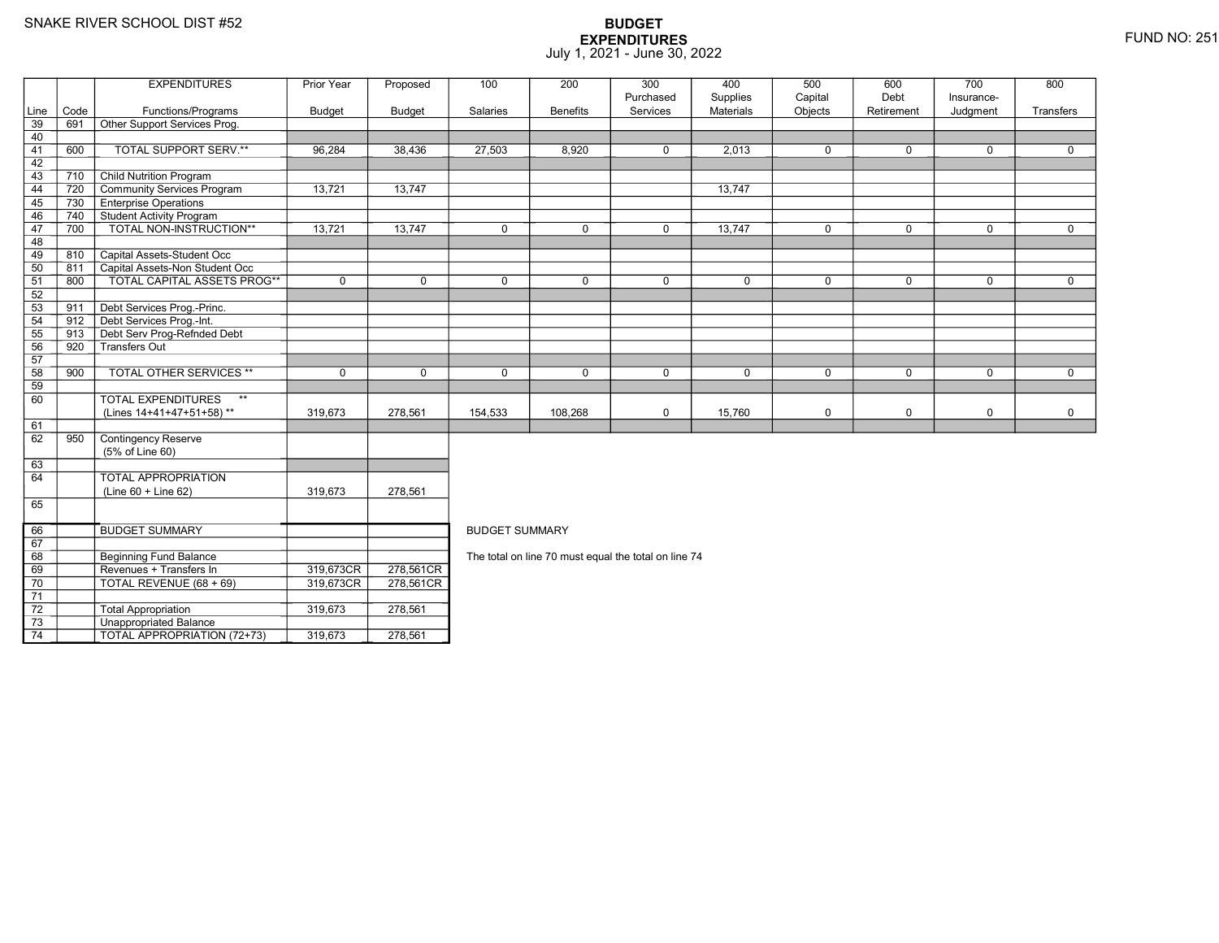SNAKE RIVER SCHOOL DIST #52

# BUDGET
## EXPENDITURES
July 1, 2021 - June 30, 2022

FUND NO: 251

| Line | Code | EXPENDITURES Functions/Programs | Prior Year Budget | Proposed Budget | 100 Salaries | 200 Benefits | 300 Purchased Services | 400 Supplies Materials | 500 Capital Objects | 600 Debt Retirement | 700 Insurance-Judgment | 800 Transfers |
|---|---|---|---|---|---|---|---|---|---|---|---|---|
| 39 | 691 | Other Support Services Prog. | | | | | | | | | | |
| 40 | | | | | | | | | | | | |
| 41 | 600 | TOTAL SUPPORT SERV.** | 96,284 | 38,436 | 27,503 | 8,920 | 0 | 2,013 | 0 | 0 | 0 | 0 |
| 42 | | | | | | | | | | | | |
| 43 | 710 | Child Nutrition Program | | | | | | | | | | |
| 44 | 720 | Community Services Program | 13,721 | 13,747 | | | | 13,747 | | | | |
| 45 | 730 | Enterprise Operations | | | | | | | | | | |
| 46 | 740 | Student Activity Program | | | | | | | | | | |
| 47 | 700 | TOTAL NON-INSTRUCTION** | 13,721 | 13,747 | 0 | 0 | 0 | 13,747 | 0 | 0 | 0 | 0 |
| 48 | | | | | | | | | | | | |
| 49 | 810 | Capital Assets-Student Occ | | | | | | | | | | |
| 50 | 811 | Capital Assets-Non Student Occ | | | | | | | | | | |
| 51 | 800 | TOTAL CAPITAL ASSETS PROG** | 0 | 0 | 0 | 0 | 0 | 0 | 0 | 0 | 0 | 0 |
| 52 | | | | | | | | | | | | |
| 53 | 911 | Debt Services Prog.-Princ. | | | | | | | | | | |
| 54 | 912 | Debt Services Prog.-Int. | | | | | | | | | | |
| 55 | 913 | Debt Serv Prog-Refnded Debt | | | | | | | | | | |
| 56 | 920 | Transfers Out | | | | | | | | | | |
| 57 | | | | | | | | | | | | |
| 58 | 900 | TOTAL OTHER SERVICES ** | 0 | 0 | 0 | 0 | 0 | 0 | 0 | 0 | 0 | 0 |
| 59 | | | | | | | | | | | | |
| 60 | | TOTAL EXPENDITURES ** (Lines 14+41+47+51+58) ** | 319,673 | 278,561 | 154,533 | 108,268 | 0 | 15,760 | 0 | 0 | 0 | 0 |
| 61 | | | | | | | | | | | | |
| 62 | 950 | Contingency Reserve (5% of Line 60) | | | | | | | | | | |
| 63 | | | | | | | | | | | | |
| 64 | | TOTAL APPROPRIATION (Line 60 + Line 62) | 319,673 | 278,561 | | | | | | | | |
| 65 | | | | | | | | | | | | |

| Line | Code | BUDGET SUMMARY | Prior Year Budget | Proposed Budget |
|---|---|---|---|---|
| 66 | | BUDGET SUMMARY | | |
| 67 | | | | |
| 68 | | Beginning Fund Balance | | |
| 69 | | Revenues + Transfers In | 319,673CR | 278,561CR |
| 70 | | TOTAL REVENUE (68 + 69) | 319,673CR | 278,561CR |
| 71 | | | | |
| 72 | | Total Appropriation | 319,673 | 278,561 |
| 73 | | Unappropriated Balance | | |
| 74 | | TOTAL APPROPRIATION (72+73) | 319,673 | 278,561 |

BUDGET SUMMARY

The total on line 70 must equal the total on line 74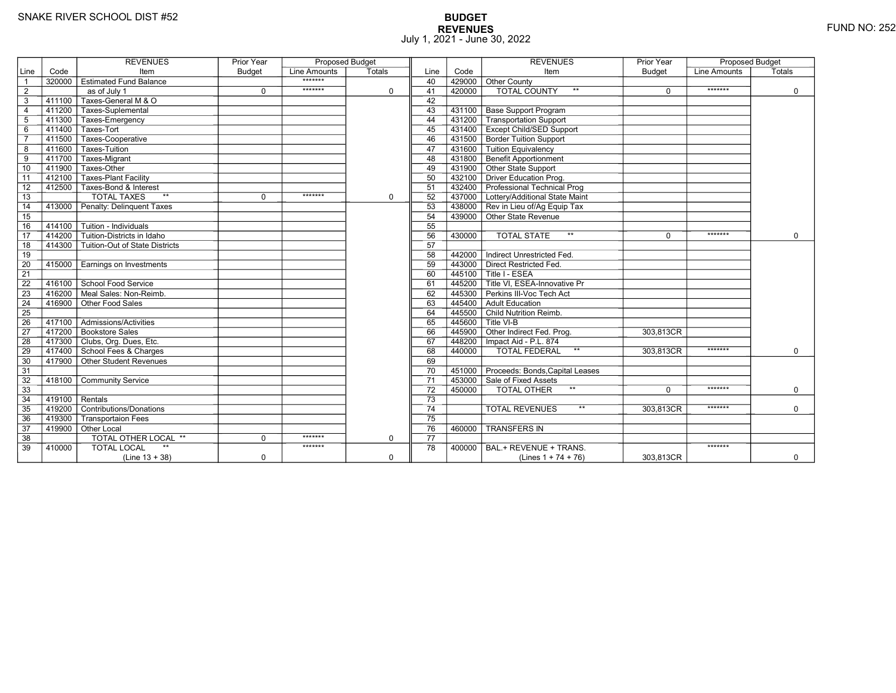SNAKE RIVER SCHOOL DIST #52

# BUDGET
## REVENUES
July 1, 2021 - June 30, 2022

FUND NO: 252

| Line | Code | REVENUES Item | Prior Year Budget | Proposed Budget Line Amounts | Proposed Budget Totals |
|---|---|---|---|---|---|
| 1 | 320000 | Estimated Fund Balance | | ******* | |
| 2 | | as of July 1 | 0 | ******* | 0 |
| 3 | 411100 | Taxes-General M & O | | | |
| 4 | 411200 | Taxes-Suplemental | | | |
| 5 | 411300 | Taxes-Emergency | | | |
| 6 | 411400 | Taxes-Tort | | | |
| 7 | 411500 | Taxes-Cooperative | | | |
| 8 | 411600 | Taxes-Tuition | | | |
| 9 | 411700 | Taxes-Migrant | | | |
| 10 | 411900 | Taxes-Other | | | |
| 11 | 412100 | Taxes-Plant Facility | | | |
| 12 | 412500 | Taxes-Bond & Interest | | | |
| 13 | | TOTAL TAXES ** | 0 | ******* | 0 |
| 14 | 413000 | Penalty: Delinquent Taxes | | | |
| 15 | | | | | |
| 16 | 414100 | Tuition - Individuals | | | |
| 17 | 414200 | Tuition-Districts in Idaho | | | |
| 18 | 414300 | Tuition-Out of State Districts | | | |
| 19 | | | | | |
| 20 | 415000 | Earnings on Investments | | | |
| 21 | | | | | |
| 22 | 416100 | School Food Service | | | |
| 23 | 416200 | Meal Sales: Non-Reimb. | | | |
| 24 | 416900 | Other Food Sales | | | |
| 25 | | | | | |
| 26 | 417100 | Admissions/Activities | | | |
| 27 | 417200 | Bookstore Sales | | | |
| 28 | 417300 | Clubs, Org. Dues, Etc. | | | |
| 29 | 417400 | School Fees & Charges | | | |
| 30 | 417900 | Other Student Revenues | | | |
| 31 | | | | | |
| 32 | 418100 | Community Service | | | |
| 33 | | | | | |
| 34 | 419100 | Rentals | | | |
| 35 | 419200 | Contributions/Donations | | | |
| 36 | 419300 | Transportaion Fees | | | |
| 37 | 419900 | Other Local | | | |
| 38 | | TOTAL OTHER LOCAL ** | 0 | ******* | 0 |
| 39 | 410000 | TOTAL LOCAL ** (Line 13 + 38) | 0 | ******* | 0 |
| 40 | 429000 | Other County | | | |
| 41 | 420000 | TOTAL COUNTY ** | 0 | ******* | 0 |
| 42 | | | | | |
| 43 | 431100 | Base Support Program | | | |
| 44 | 431200 | Transportation Support | | | |
| 45 | 431400 | Except Child/SED Support | | | |
| 46 | 431500 | Border Tuition Support | | | |
| 47 | 431600 | Tuition Equivalency | | | |
| 48 | 431800 | Benefit Apportionment | | | |
| 49 | 431900 | Other State Support | | | |
| 50 | 432100 | Driver Education Prog. | | | |
| 51 | 432400 | Professional Technical Prog | | | |
| 52 | 437000 | Lottery/Additional State Maint | | | |
| 53 | 438000 | Rev in Lieu of/Ag Equip Tax | | | |
| 54 | 439000 | Other State Revenue | | | |
| 55 | | | | | |
| 56 | 430000 | TOTAL STATE ** | 0 | ******* | 0 |
| 57 | | | | | |
| 58 | 442000 | Indirect Unrestricted Fed. | | | |
| 59 | 443000 | Direct Restricted Fed. | | | |
| 60 | 445100 | Title I - ESEA | | | |
| 61 | 445200 | Title VI, ESEA-Innovative Pr | | | |
| 62 | 445300 | Perkins III-Voc Tech Act | | | |
| 63 | 445400 | Adult Education | | | |
| 64 | 445500 | Child Nutrition Reimb. | | | |
| 65 | 445600 | Title VI-B | | | |
| 66 | 445900 | Other Indirect Fed. Prog. | 303,813CR | | |
| 67 | 448200 | Impact Aid - P.L. 874 | | | |
| 68 | 440000 | TOTAL FEDERAL ** | 303,813CR | ******* | 0 |
| 69 | | | | | |
| 70 | 451000 | Proceeds: Bonds,Capital Leases | | | |
| 71 | 453000 | Sale of Fixed Assets | | | |
| 72 | 450000 | TOTAL OTHER ** | 0 | ******* | 0 |
| 73 | | | | | |
| 74 | | TOTAL REVENUES ** | 303,813CR | ******* | 0 |
| 75 | | | | | |
| 76 | 460000 | TRANSFERS IN | | | |
| 77 | | | | | |
| 78 | 400000 | BAL.+ REVENUE + TRANS. (Lines 1 + 74 + 76) | 303,813CR | ******* | 0 |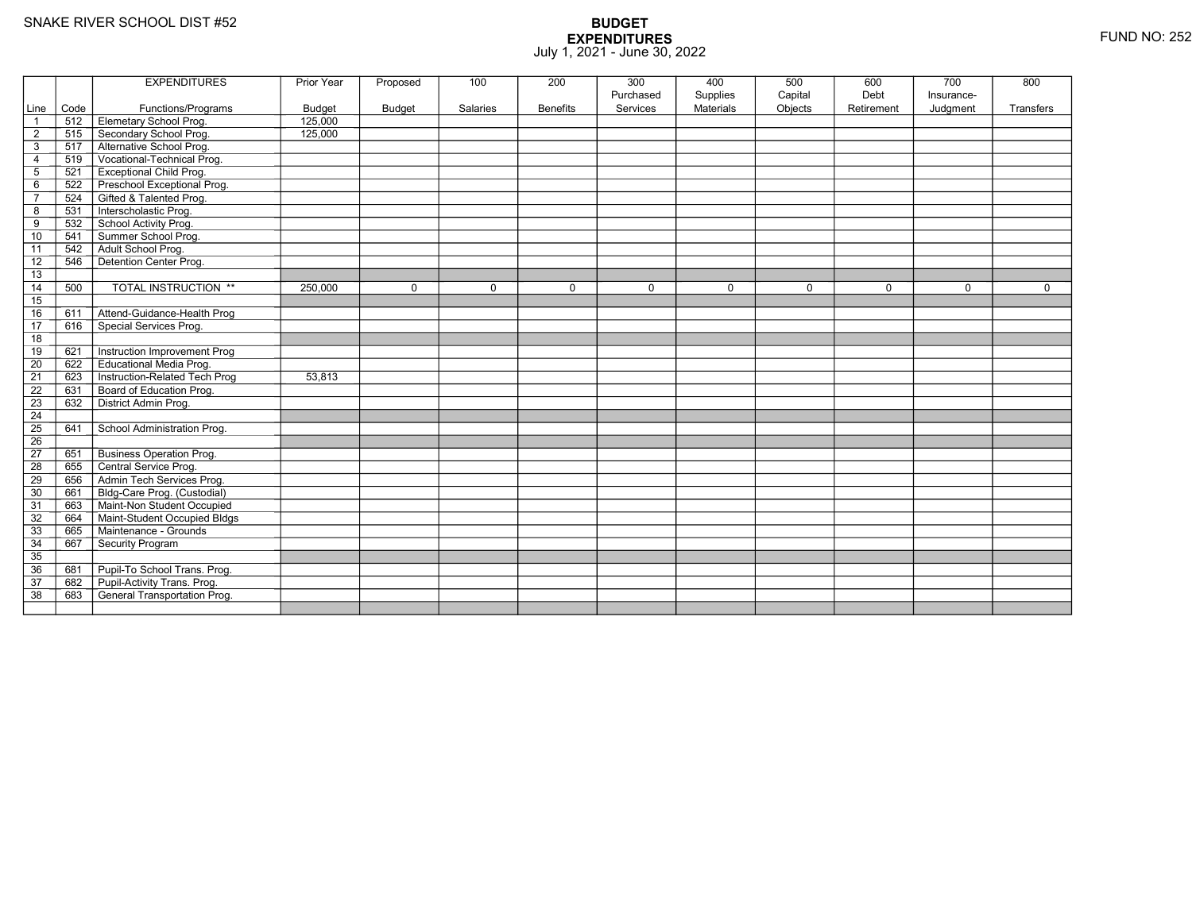SNAKE RIVER SCHOOL DIST #52

FUND NO: 252

# BUDGET
## EXPENDITURES
July 1, 2021 - June 30, 2022

| Line | Code | EXPENDITURES Functions/Programs | Prior Year Budget | Proposed Budget | 100 Salaries | 200 Benefits | 300 Purchased Services | 400 Supplies Materials | 500 Capital Objects | 600 Debt Retirement | 700 Insurance-Judgment | 800 Transfers |
|---|---|---|---|---|---|---|---|---|---|---|---|---|
| 1 | 512 | Elemetary School Prog. | 125,000 | | | | | | | | | |
| 2 | 515 | Secondary School Prog. | 125,000 | | | | | | | | | |
| 3 | 517 | Alternative School Prog. | | | | | | | | | | |
| 4 | 519 | Vocational-Technical Prog. | | | | | | | | | | |
| 5 | 521 | Exceptional Child Prog. | | | | | | | | | | |
| 6 | 522 | Preschool Exceptional Prog. | | | | | | | | | | |
| 7 | 524 | Gifted & Talented Prog. | | | | | | | | | | |
| 8 | 531 | Interscholastic Prog. | | | | | | | | | | |
| 9 | 532 | School Activity Prog. | | | | | | | | | | |
| 10 | 541 | Summer School Prog. | | | | | | | | | | |
| 11 | 542 | Adult School Prog. | | | | | | | | | | |
| 12 | 546 | Detention Center Prog. | | | | | | | | | | |
| 13 | | | | | | | | | | | | |
| 14 | 500 | TOTAL INSTRUCTION ** | 250,000 | 0 | 0 | 0 | 0 | 0 | 0 | 0 | 0 | 0 |
| 15 | | | | | | | | | | | | |
| 16 | 611 | Attend-Guidance-Health Prog | | | | | | | | | | |
| 17 | 616 | Special Services Prog. | | | | | | | | | | |
| 18 | | | | | | | | | | | | |
| 19 | 621 | Instruction Improvement Prog | | | | | | | | | | |
| 20 | 622 | Educational Media Prog. | | | | | | | | | | |
| 21 | 623 | Instruction-Related Tech Prog | 53,813 | | | | | | | | | |
| 22 | 631 | Board of Education Prog. | | | | | | | | | | |
| 23 | 632 | District Admin Prog. | | | | | | | | | | |
| 24 | | | | | | | | | | | | |
| 25 | 641 | School Administration Prog. | | | | | | | | | | |
| 26 | | | | | | | | | | | | |
| 27 | 651 | Business Operation Prog. | | | | | | | | | | |
| 28 | 655 | Central Service Prog. | | | | | | | | | | |
| 29 | 656 | Admin Tech Services Prog. | | | | | | | | | | |
| 30 | 661 | Bldg-Care Prog. (Custodial) | | | | | | | | | | |
| 31 | 663 | Maint-Non Student Occupied | | | | | | | | | | |
| 32 | 664 | Maint-Student Occupied Bldgs | | | | | | | | | | |
| 33 | 665 | Maintenance - Grounds | | | | | | | | | | |
| 34 | 667 | Security Program | | | | | | | | | | |
| 35 | | | | | | | | | | | | |
| 36 | 681 | Pupil-To School Trans. Prog. | | | | | | | | | | |
| 37 | 682 | Pupil-Activity Trans. Prog. | | | | | | | | | | |
| 38 | 683 | General Transportation Prog. | | | | | | | | | | |
| | | | | | | | | | | | | |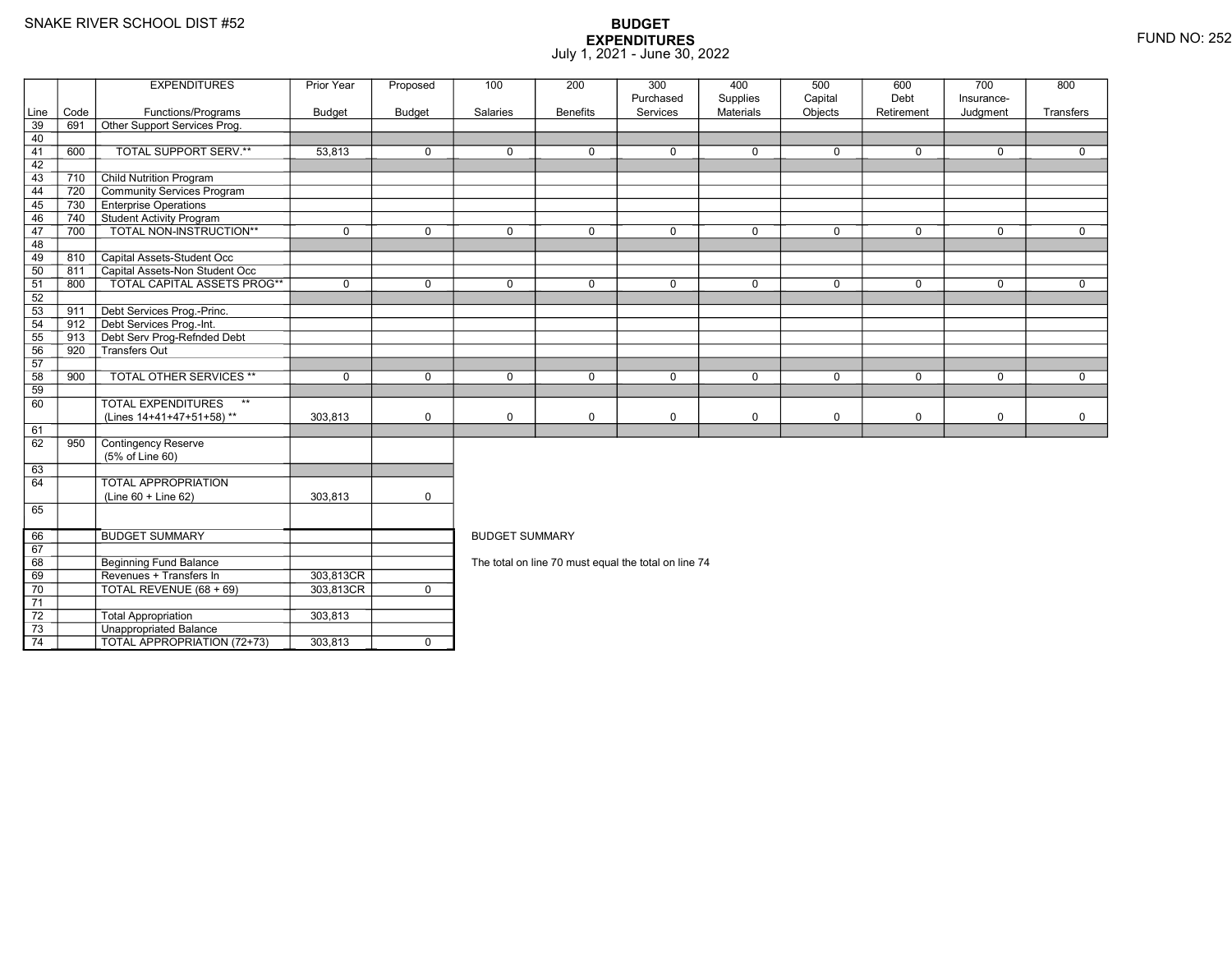SNAKE RIVER SCHOOL DIST #52

# BUDGET EXPENDITURES
July 1, 2021 - June 30, 2022

FUND NO: 252

| Line | Code | EXPENDITURES Functions/Programs | Prior Year Budget | Proposed Budget | 100 Salaries | 200 Benefits | 300 Purchased Services | 400 Supplies Materials | 500 Capital Objects | 600 Debt Retirement | 700 Insurance-Judgment | 800 Transfers |
|---|---|---|---|---|---|---|---|---|---|---|---|---|
| 39 | 691 | Other Support Services Prog. | | | | | | | | | | |
| 40 | | | | | | | | | | | | |
| 41 | 600 | TOTAL SUPPORT SERV.** | 53,813 | 0 | 0 | 0 | 0 | 0 | 0 | 0 | 0 | 0 |
| 42 | | | | | | | | | | | | |
| 43 | 710 | Child Nutrition Program | | | | | | | | | | |
| 44 | 720 | Community Services Program | | | | | | | | | | |
| 45 | 730 | Enterprise Operations | | | | | | | | | | |
| 46 | 740 | Student Activity Program | | | | | | | | | | |
| 47 | 700 | TOTAL NON-INSTRUCTION** | 0 | 0 | 0 | 0 | 0 | 0 | 0 | 0 | 0 | 0 |
| 48 | | | | | | | | | | | | |
| 49 | 810 | Capital Assets-Student Occ | | | | | | | | | | |
| 50 | 811 | Capital Assets-Non Student Occ | | | | | | | | | | |
| 51 | 800 | TOTAL CAPITAL ASSETS PROG** | 0 | 0 | 0 | 0 | 0 | 0 | 0 | 0 | 0 | 0 |
| 52 | | | | | | | | | | | | |
| 53 | 911 | Debt Services Prog.-Princ. | | | | | | | | | | |
| 54 | 912 | Debt Services Prog.-Int. | | | | | | | | | | |
| 55 | 913 | Debt Serv Prog-Refnded Debt | | | | | | | | | | |
| 56 | 920 | Transfers Out | | | | | | | | | | |
| 57 | | | | | | | | | | | | |
| 58 | 900 | TOTAL OTHER SERVICES ** | 0 | 0 | 0 | 0 | 0 | 0 | 0 | 0 | 0 | 0 |
| 59 | | | | | | | | | | | | |
| 60 | | TOTAL EXPENDITURES ** (Lines 14+41+47+51+58) ** | 303,813 | 0 | 0 | 0 | 0 | 0 | 0 | 0 | 0 | 0 |
| 61 | | | | | | | | | | | | |
| 62 | 950 | Contingency Reserve (5% of Line 60) | | | | | | | | | | |
| 63 | | | | | | | | | | | | |
| 64 | | TOTAL APPROPRIATION (Line 60 + Line 62) | 303,813 | 0 | | | | | | | | |
| 65 | | | | | | | | | | | | |

| Line | Code | BUDGET SUMMARY | Prior Year Budget | Proposed Budget |
|---|---|---|---|---|
| 66 | | BUDGET SUMMARY | | |
| 67 | | | | |
| 68 | | Beginning Fund Balance | | |
| 69 | | Revenues + Transfers In | 303,813CR | |
| 70 | | TOTAL REVENUE (68 + 69) | 303,813CR | 0 |
| 71 | | | | |
| 72 | | Total Appropriation | 303,813 | |
| 73 | | Unappropriated Balance | | |
| 74 | | TOTAL APPROPRIATION (72+73) | 303,813 | 0 |

BUDGET SUMMARY

The total on line 70 must equal the total on line 74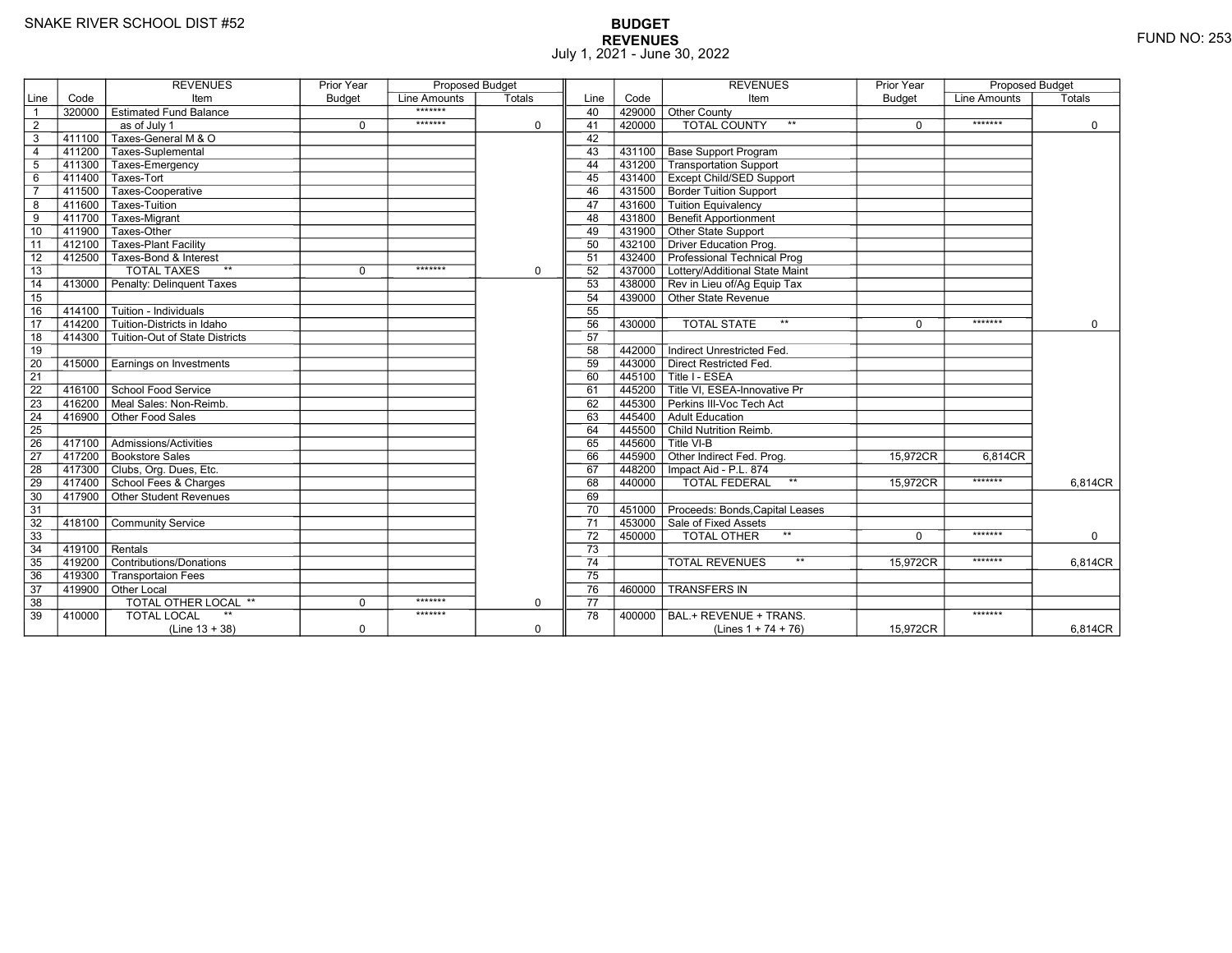SNAKE RIVER SCHOOL DIST #52

# BUDGET
## REVENUES
July 1, 2021 - June 30, 2022

FUND NO: 253

| Line | Code | REVENUES Item | Prior Year Budget | Proposed Budget Line Amounts | Proposed Budget Totals |
|---|---|---|---|---|---|
| 1 | 320000 | Estimated Fund Balance | | ******* | |
| 2 | | as of July 1 | 0 | ******* | 0 |
| 3 | 411100 | Taxes-General M & O | | | |
| 4 | 411200 | Taxes-Suplemental | | | |
| 5 | 411300 | Taxes-Emergency | | | |
| 6 | 411400 | Taxes-Tort | | | |
| 7 | 411500 | Taxes-Cooperative | | | |
| 8 | 411600 | Taxes-Tuition | | | |
| 9 | 411700 | Taxes-Migrant | | | |
| 10 | 411900 | Taxes-Other | | | |
| 11 | 412100 | Taxes-Plant Facility | | | |
| 12 | 412500 | Taxes-Bond & Interest | | | |
| 13 | | TOTAL TAXES ** | 0 | ******* | 0 |
| 14 | 413000 | Penalty: Delinquent Taxes | | | |
| 15 | | | | | |
| 16 | 414100 | Tuition - Individuals | | | |
| 17 | 414200 | Tuition-Districts in Idaho | | | |
| 18 | 414300 | Tuition-Out of State Districts | | | |
| 19 | | | | | |
| 20 | 415000 | Earnings on Investments | | | |
| 21 | | | | | |
| 22 | 416100 | School Food Service | | | |
| 23 | 416200 | Meal Sales: Non-Reimb. | | | |
| 24 | 416900 | Other Food Sales | | | |
| 25 | | | | | |
| 26 | 417100 | Admissions/Activities | | | |
| 27 | 417200 | Bookstore Sales | | | |
| 28 | 417300 | Clubs, Org. Dues, Etc. | | | |
| 29 | 417400 | School Fees & Charges | | | |
| 30 | 417900 | Other Student Revenues | | | |
| 31 | | | | | |
| 32 | 418100 | Community Service | | | |
| 33 | | | | | |
| 34 | 419100 | Rentals | | | |
| 35 | 419200 | Contributions/Donations | | | |
| 36 | 419300 | Transportaion Fees | | | |
| 37 | 419900 | Other Local | | | |
| 38 | | TOTAL OTHER LOCAL ** | 0 | ******* | 0 |
| 39 | 410000 | TOTAL LOCAL ** (Line 13 + 38) | 0 | ******* | 0 |
| 40 | 429000 | Other County | | | |
| 41 | 420000 | TOTAL COUNTY ** | 0 | ******* | 0 |
| 42 | | | | | |
| 43 | 431100 | Base Support Program | | | |
| 44 | 431200 | Transportation Support | | | |
| 45 | 431400 | Except Child/SED Support | | | |
| 46 | 431500 | Border Tuition Support | | | |
| 47 | 431600 | Tuition Equivalency | | | |
| 48 | 431800 | Benefit Apportionment | | | |
| 49 | 431900 | Other State Support | | | |
| 50 | 432100 | Driver Education Prog. | | | |
| 51 | 432400 | Professional Technical Prog | | | |
| 52 | 437000 | Lottery/Additional State Maint | | | |
| 53 | 438000 | Rev in Lieu of/Ag Equip Tax | | | |
| 54 | 439000 | Other State Revenue | | | |
| 55 | | | | | |
| 56 | 430000 | TOTAL STATE ** | 0 | ******* | 0 |
| 57 | | | | | |
| 58 | 442000 | Indirect Unrestricted Fed. | | | |
| 59 | 443000 | Direct Restricted Fed. | | | |
| 60 | 445100 | Title I - ESEA | | | |
| 61 | 445200 | Title VI, ESEA-Innovative Pr | | | |
| 62 | 445300 | Perkins III-Voc Tech Act | | | |
| 63 | 445400 | Adult Education | | | |
| 64 | 445500 | Child Nutrition Reimb. | | | |
| 65 | 445600 | Title VI-B | | | |
| 66 | 445900 | Other Indirect Fed. Prog. | 15,972CR | 6,814CR | |
| 67 | 448200 | Impact Aid - P.L. 874 | | | |
| 68 | 440000 | TOTAL FEDERAL ** | 15,972CR | ******* | 6,814CR |
| 69 | | | | | |
| 70 | 451000 | Proceeds: Bonds,Capital Leases | | | |
| 71 | 453000 | Sale of Fixed Assets | | | |
| 72 | 450000 | TOTAL OTHER ** | 0 | ******* | 0 |
| 73 | | | | | |
| 74 | | TOTAL REVENUES ** | 15,972CR | ******* | 6,814CR |
| 75 | | | | | |
| 76 | 460000 | TRANSFERS IN | | | |
| 77 | | | | | |
| 78 | 400000 | BAL.+ REVENUE + TRANS. (Lines 1 + 74 + 76) | 15,972CR | ******* | 6,814CR |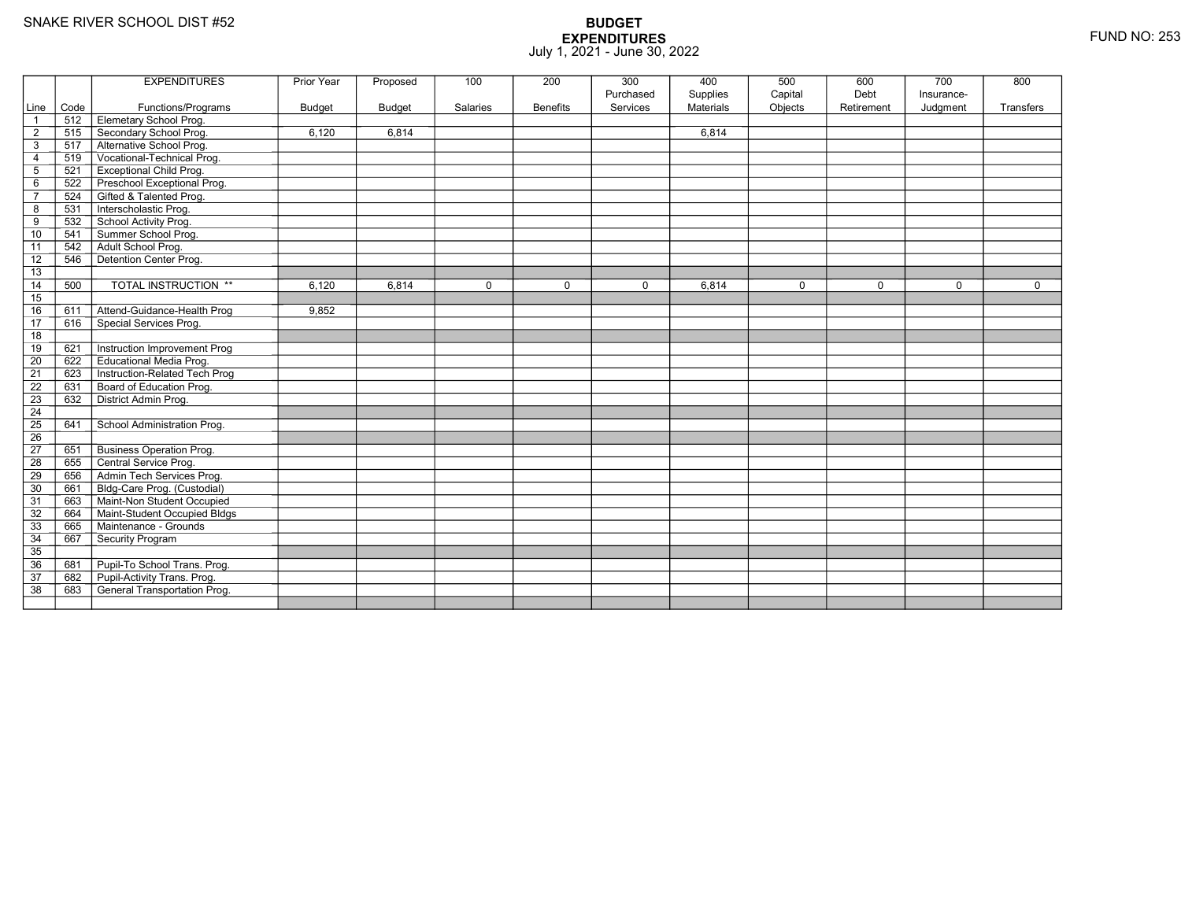SNAKE RIVER SCHOOL DIST #52

FUND NO: 253

# BUDGET
## EXPENDITURES
July 1, 2021 - June 30, 2022

| Line | Code | EXPENDITURES Functions/Programs | Prior Year Budget | Proposed Budget | 100 Salaries | 200 Benefits | 300 Purchased Services | 400 Supplies Materials | 500 Capital Objects | 600 Debt Retirement | 700 Insurance-Judgment | 800 Transfers |
|---|---|---|---|---|---|---|---|---|---|---|---|---|
| 1 | 512 | Elemetary School Prog. | | | | | | | | | | |
| 2 | 515 | Secondary School Prog. | 6,120 | 6,814 | | | | 6,814 | | | | |
| 3 | 517 | Alternative School Prog. | | | | | | | | | | |
| 4 | 519 | Vocational-Technical Prog. | | | | | | | | | | |
| 5 | 521 | Exceptional Child Prog. | | | | | | | | | | |
| 6 | 522 | Preschool Exceptional Prog. | | | | | | | | | | |
| 7 | 524 | Gifted & Talented Prog. | | | | | | | | | | |
| 8 | 531 | Interscholastic Prog. | | | | | | | | | | |
| 9 | 532 | School Activity Prog. | | | | | | | | | | |
| 10 | 541 | Summer School Prog. | | | | | | | | | | |
| 11 | 542 | Adult School Prog. | | | | | | | | | | |
| 12 | 546 | Detention Center Prog. | | | | | | | | | | |
| 13 | | | | | | | | | | | | |
| 14 | 500 | TOTAL INSTRUCTION ** | 6,120 | 6,814 | 0 | 0 | 0 | 6,814 | 0 | 0 | 0 | 0 |
| 15 | | | | | | | | | | | | |
| 16 | 611 | Attend-Guidance-Health Prog | 9,852 | | | | | | | | | |
| 17 | 616 | Special Services Prog. | | | | | | | | | | |
| 18 | | | | | | | | | | | | |
| 19 | 621 | Instruction Improvement Prog | | | | | | | | | | |
| 20 | 622 | Educational Media Prog. | | | | | | | | | | |
| 21 | 623 | Instruction-Related Tech Prog | | | | | | | | | | |
| 22 | 631 | Board of Education Prog. | | | | | | | | | | |
| 23 | 632 | District Admin Prog. | | | | | | | | | | |
| 24 | | | | | | | | | | | | |
| 25 | 641 | School Administration Prog. | | | | | | | | | | |
| 26 | | | | | | | | | | | | |
| 27 | 651 | Business Operation Prog. | | | | | | | | | | |
| 28 | 655 | Central Service Prog. | | | | | | | | | | |
| 29 | 656 | Admin Tech Services Prog. | | | | | | | | | | |
| 30 | 661 | Bldg-Care Prog. (Custodial) | | | | | | | | | | |
| 31 | 663 | Maint-Non Student Occupied | | | | | | | | | | |
| 32 | 664 | Maint-Student Occupied Bldgs | | | | | | | | | | |
| 33 | 665 | Maintenance - Grounds | | | | | | | | | | |
| 34 | 667 | Security Program | | | | | | | | | | |
| 35 | | | | | | | | | | | | |
| 36 | 681 | Pupil-To School Trans. Prog. | | | | | | | | | | |
| 37 | 682 | Pupil-Activity Trans. Prog. | | | | | | | | | | |
| 38 | 683 | General Transportation Prog. | | | | | | | | | | |
| | | | | | | | | | | | | |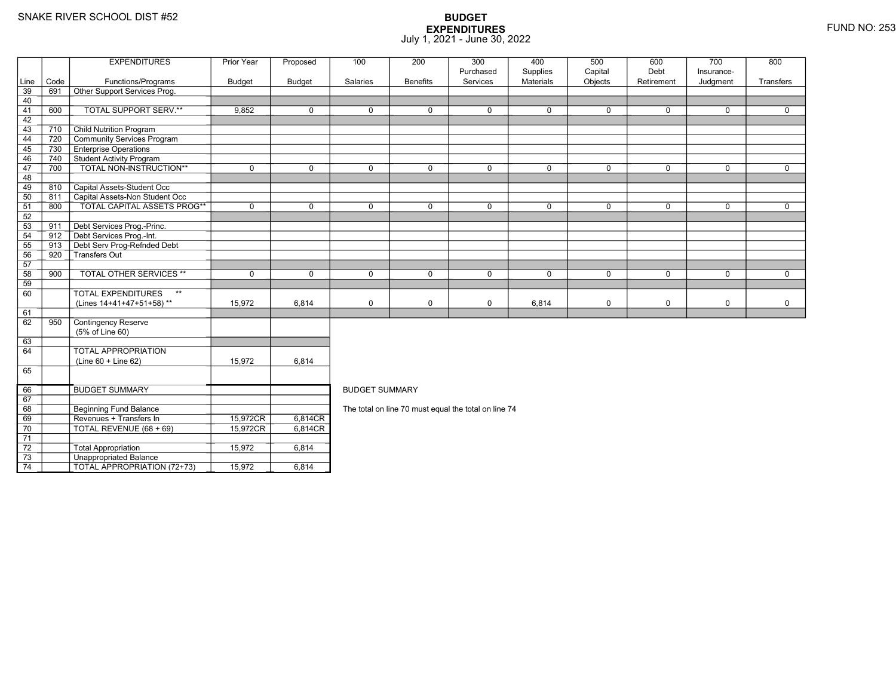SNAKE RIVER SCHOOL DIST #52

# BUDGET EXPENDITURES
July 1, 2021 - June 30, 2022

FUND NO: 253

| Line | Code | EXPENDITURES Functions/Programs | Prior Year Budget | Proposed Budget | 100 Salaries | 200 Benefits | 300 Purchased Services | 400 Supplies Materials | 500 Capital Objects | 600 Debt Retirement | 700 Insurance-Judgment | 800 Transfers |
|---|---|---|---|---|---|---|---|---|---|---|---|---|
| 39 | 691 | Other Support Services Prog. | | | | | | | | | | |
| 40 | | | | | | | | | | | | |
| 41 | 600 | TOTAL SUPPORT SERV.** | 9,852 | 0 | 0 | 0 | 0 | 0 | 0 | 0 | 0 | 0 |
| 42 | | | | | | | | | | | | |
| 43 | 710 | Child Nutrition Program | | | | | | | | | | |
| 44 | 720 | Community Services Program | | | | | | | | | | |
| 45 | 730 | Enterprise Operations | | | | | | | | | | |
| 46 | 740 | Student Activity Program | | | | | | | | | | |
| 47 | 700 | TOTAL NON-INSTRUCTION** | 0 | 0 | 0 | 0 | 0 | 0 | 0 | 0 | 0 | 0 |
| 48 | | | | | | | | | | | | |
| 49 | 810 | Capital Assets-Student Occ | | | | | | | | | | |
| 50 | 811 | Capital Assets-Non Student Occ | | | | | | | | | | |
| 51 | 800 | TOTAL CAPITAL ASSETS PROG** | 0 | 0 | 0 | 0 | 0 | 0 | 0 | 0 | 0 | 0 |
| 52 | | | | | | | | | | | | |
| 53 | 911 | Debt Services Prog.-Princ. | | | | | | | | | | |
| 54 | 912 | Debt Services Prog.-Int. | | | | | | | | | | |
| 55 | 913 | Debt Serv Prog-Refnded Debt | | | | | | | | | | |
| 56 | 920 | Transfers Out | | | | | | | | | | |
| 57 | | | | | | | | | | | | |
| 58 | 900 | TOTAL OTHER SERVICES ** | 0 | 0 | 0 | 0 | 0 | 0 | 0 | 0 | 0 | 0 |
| 59 | | | | | | | | | | | | |
| 60 | | TOTAL EXPENDITURES ** (Lines 14+41+47+51+58) ** | 15,972 | 6,814 | 0 | 0 | 0 | 6,814 | 0 | 0 | 0 | 0 |
| 61 | | | | | | | | | | | | |
| 62 | 950 | Contingency Reserve (5% of Line 60) | | | | | | | | | | |
| 63 | | | | | | | | | | | | |
| 64 | | TOTAL APPROPRIATION (Line 60 + Line 62) | 15,972 | 6,814 | | | | | | | | |
| 65 | | | | | | | | | | | | |
| 66 | | BUDGET SUMMARY | | | | | | | | | | |
| 67 | | | | | | | | | | | | |
| 68 | | Beginning Fund Balance | | | | | | | | | | |
| 69 | | Revenues + Transfers In | 15,972CR | 6,814CR | | | | | | | | |
| 70 | | TOTAL REVENUE (68 + 69) | 15,972CR | 6,814CR | | | | | | | | |
| 71 | | | | | | | | | | | | |
| 72 | | Total Appropriation | 15,972 | 6,814 | | | | | | | | |
| 73 | | Unappropriated Balance | | | | | | | | | | |
| 74 | | TOTAL APPROPRIATION (72+73) | 15,972 | 6,814 | | | | | | | | |

BUDGET SUMMARY

The total on line 70 must equal the total on line 74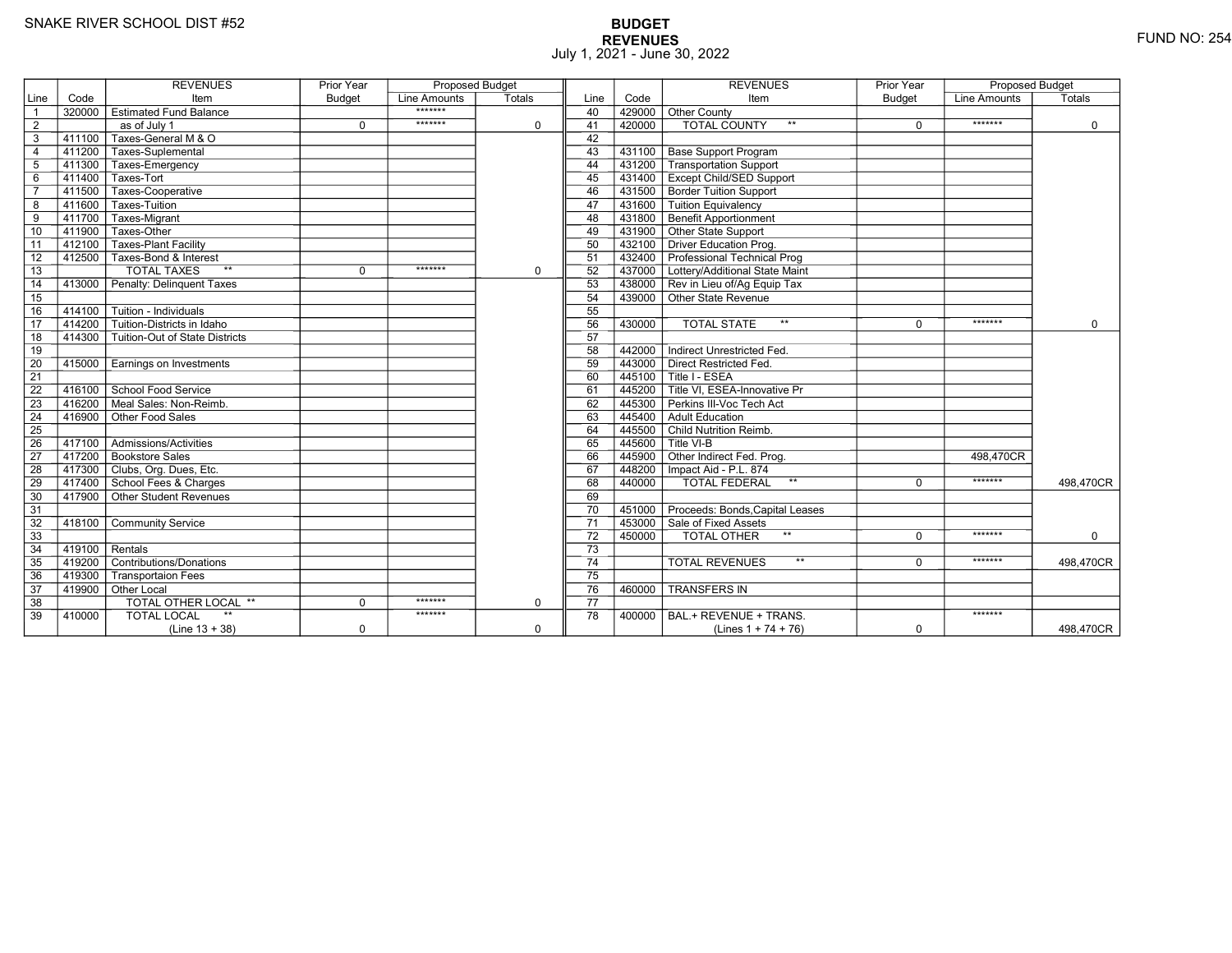SNAKE RIVER SCHOOL DIST #52

# BUDGET
## REVENUES
July 1, 2021 - June 30, 2022

FUND NO: 254

| Line | Code | REVENUES Item | Prior Year Budget | Proposed Budget Line Amounts | Proposed Budget Totals |
|---|---|---|---|---|---|
| 1 | 320000 | Estimated Fund Balance | | ******* | |
| 2 | | as of July 1 | 0 | ******* | 0 |
| 3 | 411100 | Taxes-General M & O | | | |
| 4 | 411200 | Taxes-Suplemental | | | |
| 5 | 411300 | Taxes-Emergency | | | |
| 6 | 411400 | Taxes-Tort | | | |
| 7 | 411500 | Taxes-Cooperative | | | |
| 8 | 411600 | Taxes-Tuition | | | |
| 9 | 411700 | Taxes-Migrant | | | |
| 10 | 411900 | Taxes-Other | | | |
| 11 | 412100 | Taxes-Plant Facility | | | |
| 12 | 412500 | Taxes-Bond & Interest | | | |
| 13 | | TOTAL TAXES ** | 0 | ******* | 0 |
| 14 | 413000 | Penalty: Delinquent Taxes | | | |
| 15 | | | | | |
| 16 | 414100 | Tuition - Individuals | | | |
| 17 | 414200 | Tuition-Districts in Idaho | | | |
| 18 | 414300 | Tuition-Out of State Districts | | | |
| 19 | | | | | |
| 20 | 415000 | Earnings on Investments | | | |
| 21 | | | | | |
| 22 | 416100 | School Food Service | | | |
| 23 | 416200 | Meal Sales: Non-Reimb. | | | |
| 24 | 416900 | Other Food Sales | | | |
| 25 | | | | | |
| 26 | 417100 | Admissions/Activities | | | |
| 27 | 417200 | Bookstore Sales | | | |
| 28 | 417300 | Clubs, Org. Dues, Etc. | | | |
| 29 | 417400 | School Fees & Charges | | | |
| 30 | 417900 | Other Student Revenues | | | |
| 31 | | | | | |
| 32 | 418100 | Community Service | | | |
| 33 | | | | | |
| 34 | 419100 | Rentals | | | |
| 35 | 419200 | Contributions/Donations | | | |
| 36 | 419300 | Transportaion Fees | | | |
| 37 | 419900 | Other Local | | | |
| 38 | | TOTAL OTHER LOCAL ** | 0 | ******* | 0 |
| 39 | 410000 | TOTAL LOCAL ** (Line 13 + 38) | 0 | ******* | 0 |

| Line | Code | REVENUES Item | Prior Year Budget | Proposed Budget Line Amounts | Proposed Budget Totals |
|---|---|---|---|---|---|
| 40 | 429000 | Other County | | | |
| 41 | 420000 | TOTAL COUNTY ** | 0 | ******* | 0 |
| 42 | | | | | |
| 43 | 431100 | Base Support Program | | | |
| 44 | 431200 | Transportation Support | | | |
| 45 | 431400 | Except Child/SED Support | | | |
| 46 | 431500 | Border Tuition Support | | | |
| 47 | 431600 | Tuition Equivalency | | | |
| 48 | 431800 | Benefit Apportionment | | | |
| 49 | 431900 | Other State Support | | | |
| 50 | 432100 | Driver Education Prog. | | | |
| 51 | 432400 | Professional Technical Prog | | | |
| 52 | 437000 | Lottery/Additional State Maint | | | |
| 53 | 438000 | Rev in Lieu of/Ag Equip Tax | | | |
| 54 | 439000 | Other State Revenue | | | |
| 55 | | | | | |
| 56 | 430000 | TOTAL STATE ** | 0 | ******* | 0 |
| 57 | | | | | |
| 58 | 442000 | Indirect Unrestricted Fed. | | | |
| 59 | 443000 | Direct Restricted Fed. | | | |
| 60 | 445100 | Title I - ESEA | | | |
| 61 | 445200 | Title VI, ESEA-Innovative Pr | | | |
| 62 | 445300 | Perkins III-Voc Tech Act | | | |
| 63 | 445400 | Adult Education | | | |
| 64 | 445500 | Child Nutrition Reimb. | | | |
| 65 | 445600 | Title VI-B | | | |
| 66 | 445900 | Other Indirect Fed. Prog. | | 498,470CR | |
| 67 | 448200 | Impact Aid - P.L. 874 | | | |
| 68 | 440000 | TOTAL FEDERAL ** | 0 | ******* | 498,470CR |
| 69 | | | | | |
| 70 | 451000 | Proceeds: Bonds,Capital Leases | | | |
| 71 | 453000 | Sale of Fixed Assets | | | |
| 72 | 450000 | TOTAL OTHER ** | 0 | ******* | 0 |
| 73 | | | | | |
| 74 | | TOTAL REVENUES ** | 0 | ******* | 498,470CR |
| 75 | | | | | |
| 76 | 460000 | TRANSFERS IN | | | |
| 77 | | | | | |
| 78 | 400000 | BAL.+ REVENUE + TRANS. (Lines 1 + 74 + 76) | 0 | ******* | 498,470CR |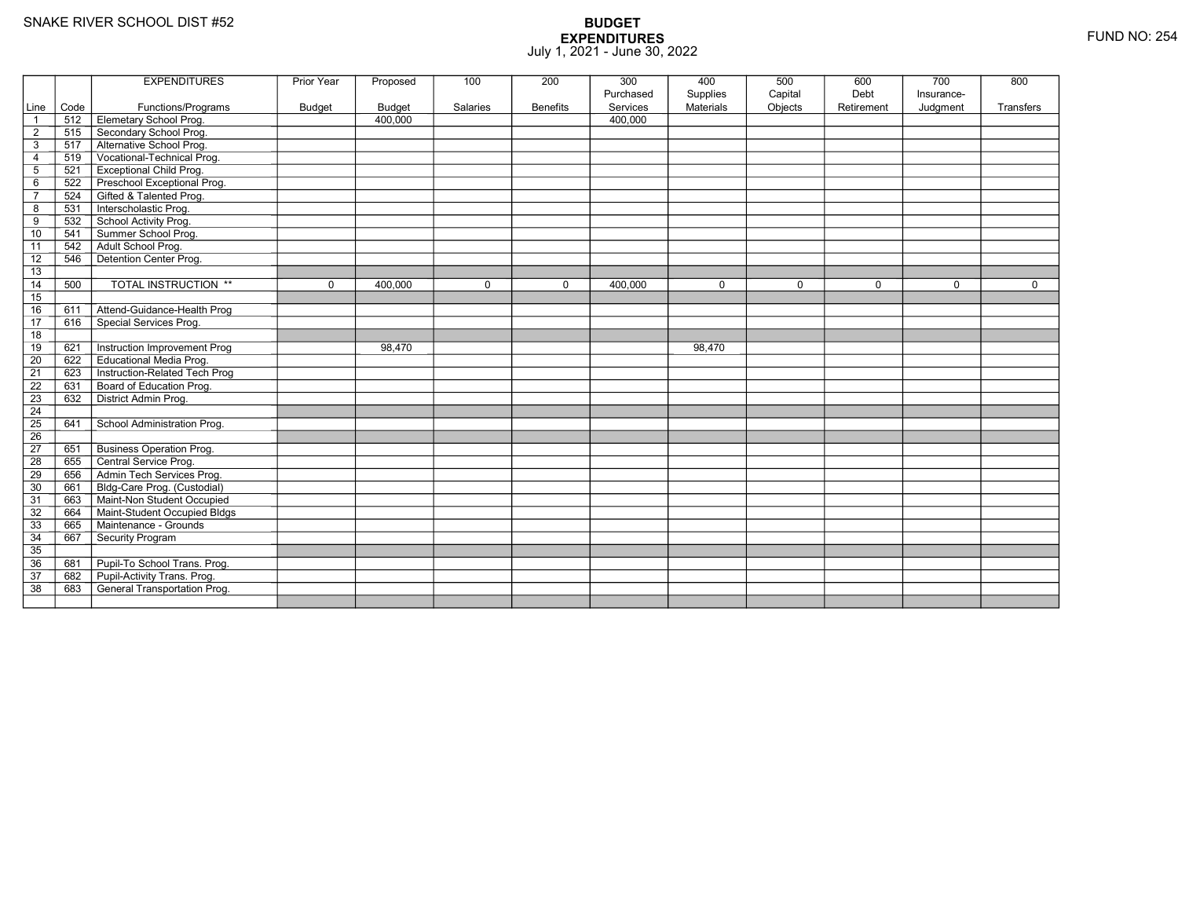SNAKE RIVER SCHOOL DIST #52

# BUDGET EXPENDITURES

July 1, 2021 - June 30, 2022

FUND NO: 254

| Line | Code | EXPENDITURES Functions/Programs | Prior Year Budget | Proposed Budget | 100 Salaries | 200 Benefits | 300 Purchased Services | 400 Supplies Materials | 500 Capital Objects | 600 Debt Retirement | 700 Insurance-Judgment | 800 Transfers |
|---|---|---|---|---|---|---|---|---|---|---|---|---|
| 1 | 512 | Elemetary School Prog. | | 400,000 | | | 400,000 | | | | | |
| 2 | 515 | Secondary School Prog. | | | | | | | | | | |
| 3 | 517 | Alternative School Prog. | | | | | | | | | | |
| 4 | 519 | Vocational-Technical Prog. | | | | | | | | | | |
| 5 | 521 | Exceptional Child Prog. | | | | | | | | | | |
| 6 | 522 | Preschool Exceptional Prog. | | | | | | | | | | |
| 7 | 524 | Gifted & Talented Prog. | | | | | | | | | | |
| 8 | 531 | Interscholastic Prog. | | | | | | | | | | |
| 9 | 532 | School Activity Prog. | | | | | | | | | | |
| 10 | 541 | Summer School Prog. | | | | | | | | | | |
| 11 | 542 | Adult School Prog. | | | | | | | | | | |
| 12 | 546 | Detention Center Prog. | | | | | | | | | | |
| 13 | | | | | | | | | | | | |
| 14 | 500 | TOTAL INSTRUCTION ** | 0 | 400,000 | 0 | 0 | 400,000 | 0 | 0 | 0 | 0 | 0 |
| 15 | | | | | | | | | | | | |
| 16 | 611 | Attend-Guidance-Health Prog | | | | | | | | | | |
| 17 | 616 | Special Services Prog. | | | | | | | | | | |
| 18 | | | | | | | | | | | | |
| 19 | 621 | Instruction Improvement Prog | | 98,470 | | | | 98,470 | | | | |
| 20 | 622 | Educational Media Prog. | | | | | | | | | | |
| 21 | 623 | Instruction-Related Tech Prog | | | | | | | | | | |
| 22 | 631 | Board of Education Prog. | | | | | | | | | | |
| 23 | 632 | District Admin Prog. | | | | | | | | | | |
| 24 | | | | | | | | | | | | |
| 25 | 641 | School Administration Prog. | | | | | | | | | | |
| 26 | | | | | | | | | | | | |
| 27 | 651 | Business Operation Prog. | | | | | | | | | | |
| 28 | 655 | Central Service Prog. | | | | | | | | | | |
| 29 | 656 | Admin Tech Services Prog. | | | | | | | | | | |
| 30 | 661 | Bldg-Care Prog. (Custodial) | | | | | | | | | | |
| 31 | 663 | Maint-Non Student Occupied | | | | | | | | | | |
| 32 | 664 | Maint-Student Occupied Bldgs | | | | | | | | | | |
| 33 | 665 | Maintenance - Grounds | | | | | | | | | | |
| 34 | 667 | Security Program | | | | | | | | | | |
| 35 | | | | | | | | | | | | |
| 36 | 681 | Pupil-To School Trans. Prog. | | | | | | | | | | |
| 37 | 682 | Pupil-Activity Trans. Prog. | | | | | | | | | | |
| 38 | 683 | General Transportation Prog. | | | | | | | | | | |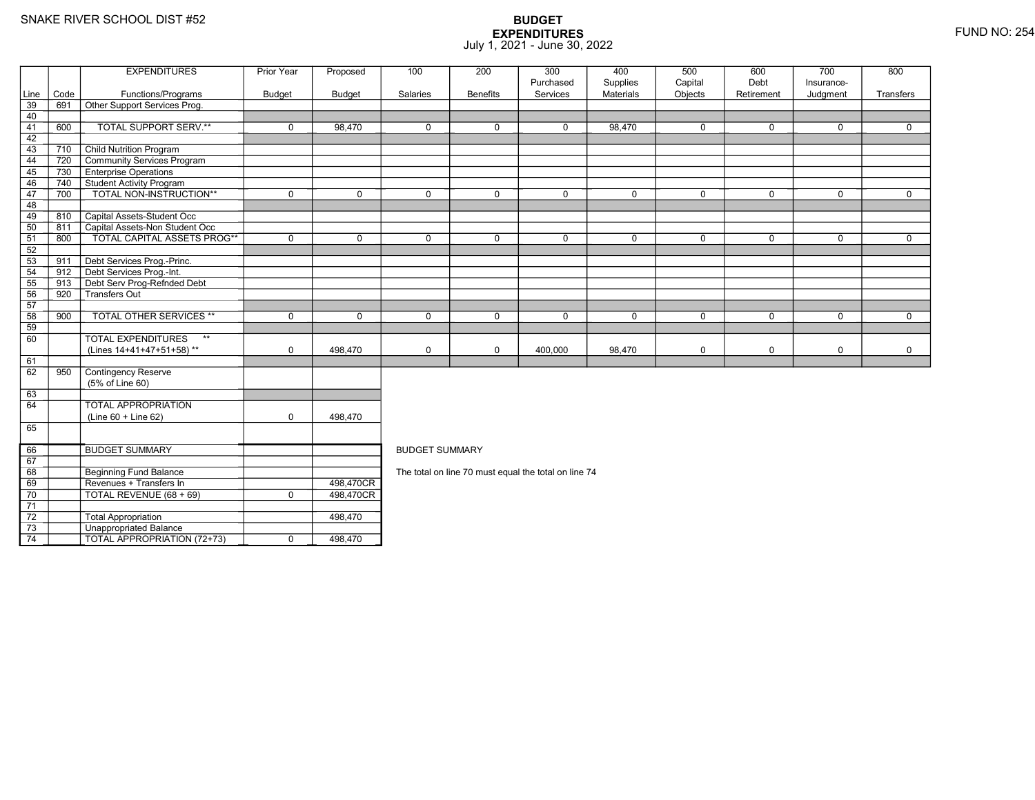SNAKE RIVER SCHOOL DIST #52

# BUDGET EXPENDITURES
July 1, 2021 - June 30, 2022

FUND NO: 254

| Line | Code | EXPENDITURES Functions/Programs | Prior Year Budget | Proposed Budget | 100 Salaries | 200 Benefits | 300 Purchased Services | 400 Supplies Materials | 500 Capital Objects | 600 Debt Retirement | 700 Insurance-Judgment | 800 Transfers |
|---|---|---|---|---|---|---|---|---|---|---|---|---|
| 39 | 691 | Other Support Services Prog. | | | | | | | | | | |
| 40 | | | | | | | | | | | | |
| 41 | 600 | TOTAL SUPPORT SERV.** | 0 | 98,470 | 0 | 0 | 0 | 98,470 | 0 | 0 | 0 | 0 |
| 42 | | | | | | | | | | | | |
| 43 | 710 | Child Nutrition Program | | | | | | | | | | |
| 44 | 720 | Community Services Program | | | | | | | | | | |
| 45 | 730 | Enterprise Operations | | | | | | | | | | |
| 46 | 740 | Student Activity Program | | | | | | | | | | |
| 47 | 700 | TOTAL NON-INSTRUCTION** | 0 | 0 | 0 | 0 | 0 | 0 | 0 | 0 | 0 | 0 |
| 48 | | | | | | | | | | | | |
| 49 | 810 | Capital Assets-Student Occ | | | | | | | | | | |
| 50 | 811 | Capital Assets-Non Student Occ | | | | | | | | | | |
| 51 | 800 | TOTAL CAPITAL ASSETS PROG** | 0 | 0 | 0 | 0 | 0 | 0 | 0 | 0 | 0 | 0 |
| 52 | | | | | | | | | | | | |
| 53 | 911 | Debt Services Prog.-Princ. | | | | | | | | | | |
| 54 | 912 | Debt Services Prog.-Int. | | | | | | | | | | |
| 55 | 913 | Debt Serv Prog-Refnded Debt | | | | | | | | | | |
| 56 | 920 | Transfers Out | | | | | | | | | | |
| 57 | | | | | | | | | | | | |
| 58 | 900 | TOTAL OTHER SERVICES ** | 0 | 0 | 0 | 0 | 0 | 0 | 0 | 0 | 0 | 0 |
| 59 | | | | | | | | | | | | |
| 60 | | TOTAL EXPENDITURES ** (Lines 14+41+47+51+58) ** | 0 | 498,470 | 0 | 0 | 400,000 | 98,470 | 0 | 0 | 0 | 0 |
| 61 | | | | | | | | | | | | |
| 62 | 950 | Contingency Reserve (5% of Line 60) | | | | | | | | | | |
| 63 | | | | | | | | | | | | |
| 64 | | TOTAL APPROPRIATION (Line 60 + Line 62) | 0 | 498,470 | | | | | | | | |
| 65 | | | | | | | | | | | | |

| Line | Code | BUDGET SUMMARY | Prior Year Budget | Proposed Budget |
|---|---|---|---|---|
| 66 | | BUDGET SUMMARY | | |
| 67 | | | | |
| 68 | | Beginning Fund Balance | | |
| 69 | | Revenues + Transfers In | | 498,470CR |
| 70 | | TOTAL REVENUE (68 + 69) | 0 | 498,470CR |
| 71 | | | | |
| 72 | | Total Appropriation | | 498,470 |
| 73 | | Unappropriated Balance | | |
| 74 | | TOTAL APPROPRIATION (72+73) | 0 | 498,470 |

BUDGET SUMMARY

The total on line 70 must equal the total on line 74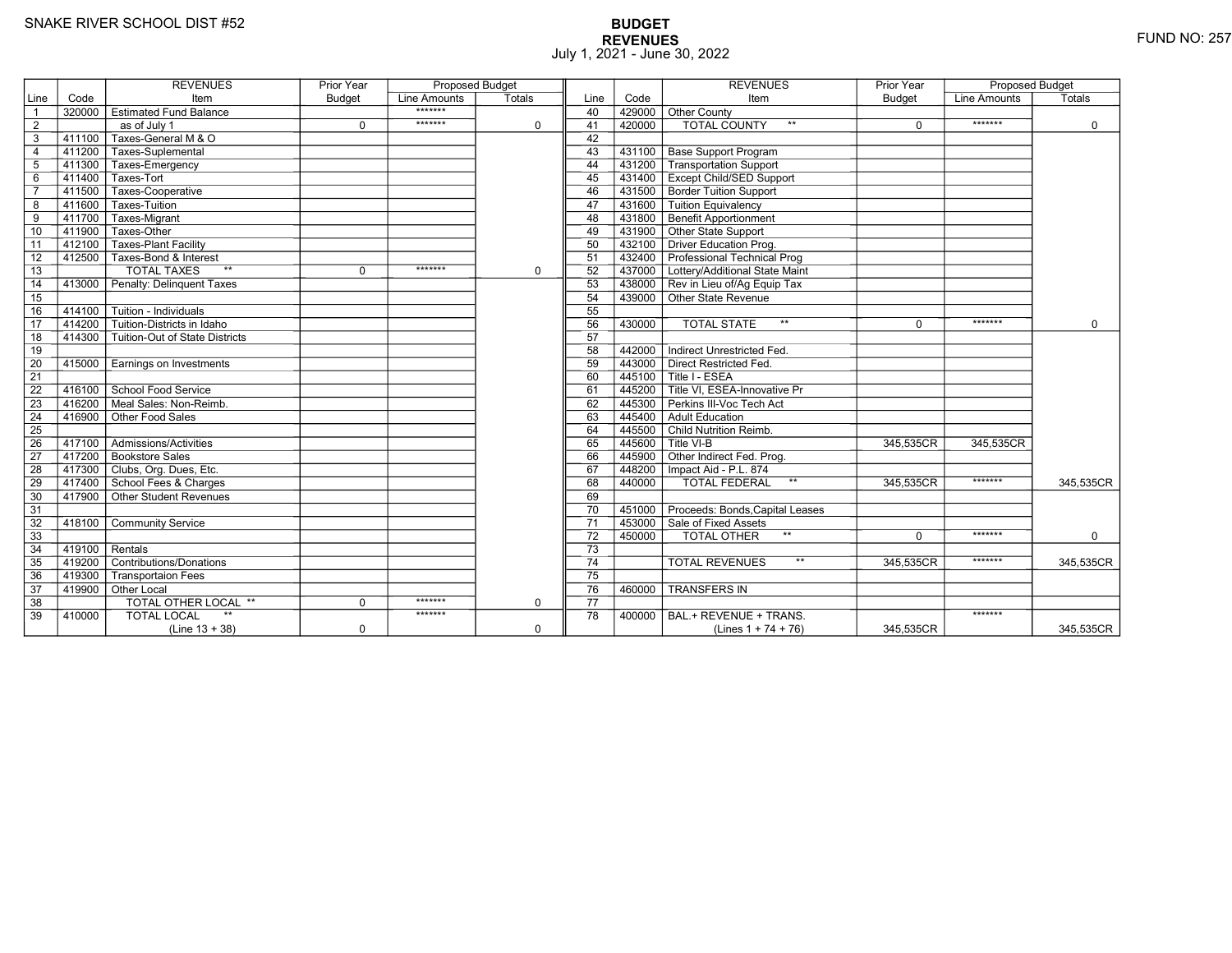SNAKE RIVER SCHOOL DIST #52

**BUDGET**
**REVENUES**
July 1, 2021 - June 30, 2022

FUND NO: 257

| Line | Code | REVENUES Item | Prior Year Budget | Proposed Budget Line Amounts | Proposed Budget Totals | Line | Code | REVENUES Item | Prior Year Budget | Proposed Budget Line Amounts | Proposed Budget Totals |
|---|---|---|---|---|---|---|---|---|---|---|---|
| 1 | 320000 | Estimated Fund Balance | | ******* | | 40 | 429000 | Other County | | | |
| 2 | | as of July 1 | 0 | ******* | 0 | 41 | 420000 | TOTAL COUNTY ** | 0 | ******* | 0 |
| 3 | 411100 | Taxes-General M & O | | | | 42 | | | | | |
| 4 | 411200 | Taxes-Suplemental | | | | 43 | 431100 | Base Support Program | | | |
| 5 | 411300 | Taxes-Emergency | | | | 44 | 431200 | Transportation Support | | | |
| 6 | 411400 | Taxes-Tort | | | | 45 | 431400 | Except Child/SED Support | | | |
| 7 | 411500 | Taxes-Cooperative | | | | 46 | 431500 | Border Tuition Support | | | |
| 8 | 411600 | Taxes-Tuition | | | | 47 | 431600 | Tuition Equivalency | | | |
| 9 | 411700 | Taxes-Migrant | | | | 48 | 431800 | Benefit Apportionment | | | |
| 10 | 411900 | Taxes-Other | | | | 49 | 431900 | Other State Support | | | |
| 11 | 412100 | Taxes-Plant Facility | | | | 50 | 432100 | Driver Education Prog. | | | |
| 12 | 412500 | Taxes-Bond & Interest | | | | 51 | 432400 | Professional Technical Prog | | | |
| 13 | | TOTAL TAXES ** | 0 | ******* | 0 | 52 | 437000 | Lottery/Additional State Maint | | | |
| 14 | 413000 | Penalty: Delinquent Taxes | | | | 53 | 438000 | Rev in Lieu of/Ag Equip Tax | | | |
| 15 | | | | | | 54 | 439000 | Other State Revenue | | | |
| 16 | 414100 | Tuition - Individuals | | | | 55 | | | | | |
| 17 | 414200 | Tuition-Districts in Idaho | | | | 56 | 430000 | TOTAL STATE ** | 0 | ******* | 0 |
| 18 | 414300 | Tuition-Out of State Districts | | | | 57 | | | | | |
| 19 | | | | | | 58 | 442000 | Indirect Unrestricted Fed. | | | |
| 20 | 415000 | Earnings on Investments | | | | 59 | 443000 | Direct Restricted Fed. | | | |
| 21 | | | | | | 60 | 445100 | Title I - ESEA | | | |
| 22 | 416100 | School Food Service | | | | 61 | 445200 | Title VI, ESEA-Innovative Pr | | | |
| 23 | 416200 | Meal Sales: Non-Reimb. | | | | 62 | 445300 | Perkins III-Voc Tech Act | | | |
| 24 | 416900 | Other Food Sales | | | | 63 | 445400 | Adult Education | | | |
| 25 | | | | | | 64 | 445500 | Child Nutrition Reimb. | | | |
| 26 | 417100 | Admissions/Activities | | | | 65 | 445600 | Title VI-B | 345,535CR | 345,535CR | |
| 27 | 417200 | Bookstore Sales | | | | 66 | 445900 | Other Indirect Fed. Prog. | | | |
| 28 | 417300 | Clubs, Org. Dues, Etc. | | | | 67 | 448200 | Impact Aid - P.L. 874 | | | |
| 29 | 417400 | School Fees & Charges | | | | 68 | 440000 | TOTAL FEDERAL ** | 345,535CR | ******* | 345,535CR |
| 30 | 417900 | Other Student Revenues | | | | 69 | | | | | |
| 31 | | | | | | 70 | 451000 | Proceeds: Bonds,Capital Leases | | | |
| 32 | 418100 | Community Service | | | | 71 | 453000 | Sale of Fixed Assets | | | |
| 33 | | | | | | 72 | 450000 | TOTAL OTHER ** | 0 | ******* | 0 |
| 34 | 419100 | Rentals | | | | 73 | | | | | |
| 35 | 419200 | Contributions/Donations | | | | 74 | | TOTAL REVENUES ** | 345,535CR | ******* | 345,535CR |
| 36 | 419300 | Transportaion Fees | | | | 75 | | | | | |
| 37 | 419900 | Other Local | | | | 76 | 460000 | TRANSFERS IN | | | |
| 38 | | TOTAL OTHER LOCAL ** | 0 | ******* | 0 | 77 | | | | | |
| 39 | 410000 | TOTAL LOCAL ** (Line 13 + 38) | 0 | ******* | 0 | 78 | 400000 | BAL.+ REVENUE + TRANS. (Lines 1 + 74 + 76) | 345,535CR | ******* | 345,535CR |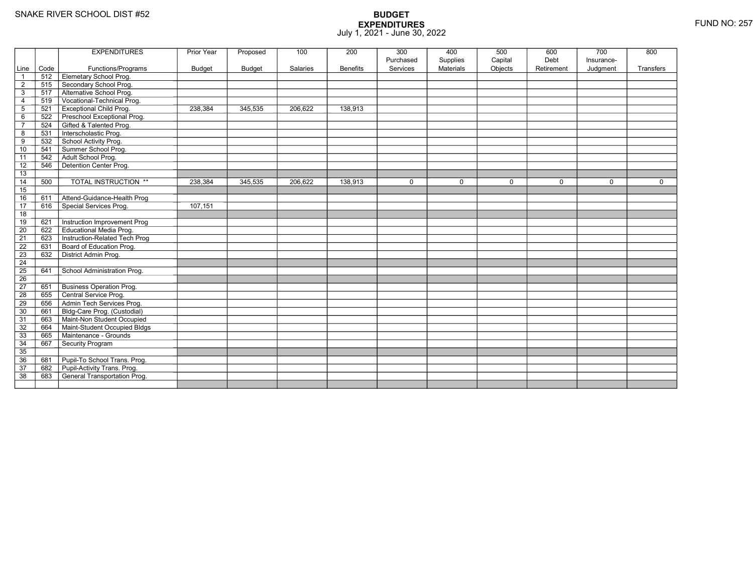SNAKE RIVER SCHOOL DIST #52

FUND NO: 257

# BUDGET EXPENDITURES

July 1, 2021 - June 30, 2022

| Line | Code | EXPENDITURES Functions/Programs | Prior Year Budget | Proposed Budget | 100 Salaries | 200 Benefits | 300 Purchased Services | 400 Supplies Materials | 500 Capital Objects | 600 Debt Retirement | 700 Insurance-Judgment | 800 Transfers |
|---|---|---|---|---|---|---|---|---|---|---|---|---|
| 1 | 512 | Elemetary School Prog. | | | | | | | | | | |
| 2 | 515 | Secondary School Prog. | | | | | | | | | | |
| 3 | 517 | Alternative School Prog. | | | | | | | | | | |
| 4 | 519 | Vocational-Technical Prog. | | | | | | | | | | |
| 5 | 521 | Exceptional Child Prog. | 238,384 | 345,535 | 206,622 | 138,913 | | | | | | |
| 6 | 522 | Preschool Exceptional Prog. | | | | | | | | | | |
| 7 | 524 | Gifted & Talented Prog. | | | | | | | | | | |
| 8 | 531 | Interscholastic Prog. | | | | | | | | | | |
| 9 | 532 | School Activity Prog. | | | | | | | | | | |
| 10 | 541 | Summer School Prog. | | | | | | | | | | |
| 11 | 542 | Adult School Prog. | | | | | | | | | | |
| 12 | 546 | Detention Center Prog. | | | | | | | | | | |
| 13 | | | | | | | | | | | | |
| 14 | 500 | TOTAL INSTRUCTION ** | 238,384 | 345,535 | 206,622 | 138,913 | 0 | 0 | 0 | 0 | 0 | 0 |
| 15 | | | | | | | | | | | | |
| 16 | 611 | Attend-Guidance-Health Prog | | | | | | | | | | |
| 17 | 616 | Special Services Prog. | 107,151 | | | | | | | | | |
| 18 | | | | | | | | | | | | |
| 19 | 621 | Instruction Improvement Prog | | | | | | | | | | |
| 20 | 622 | Educational Media Prog. | | | | | | | | | | |
| 21 | 623 | Instruction-Related Tech Prog | | | | | | | | | | |
| 22 | 631 | Board of Education Prog. | | | | | | | | | | |
| 23 | 632 | District Admin Prog. | | | | | | | | | | |
| 24 | | | | | | | | | | | | |
| 25 | 641 | School Administration Prog. | | | | | | | | | | |
| 26 | | | | | | | | | | | | |
| 27 | 651 | Business Operation Prog. | | | | | | | | | | |
| 28 | 655 | Central Service Prog. | | | | | | | | | | |
| 29 | 656 | Admin Tech Services Prog. | | | | | | | | | | |
| 30 | 661 | Bldg-Care Prog. (Custodial) | | | | | | | | | | |
| 31 | 663 | Maint-Non Student Occupied | | | | | | | | | | |
| 32 | 664 | Maint-Student Occupied Bldgs | | | | | | | | | | |
| 33 | 665 | Maintenance - Grounds | | | | | | | | | | |
| 34 | 667 | Security Program | | | | | | | | | | |
| 35 | | | | | | | | | | | | |
| 36 | 681 | Pupil-To School Trans. Prog. | | | | | | | | | | |
| 37 | 682 | Pupil-Activity Trans. Prog. | | | | | | | | | | |
| 38 | 683 | General Transportation Prog. | | | | | | | | | | |
| | | | | | | | | | | | | |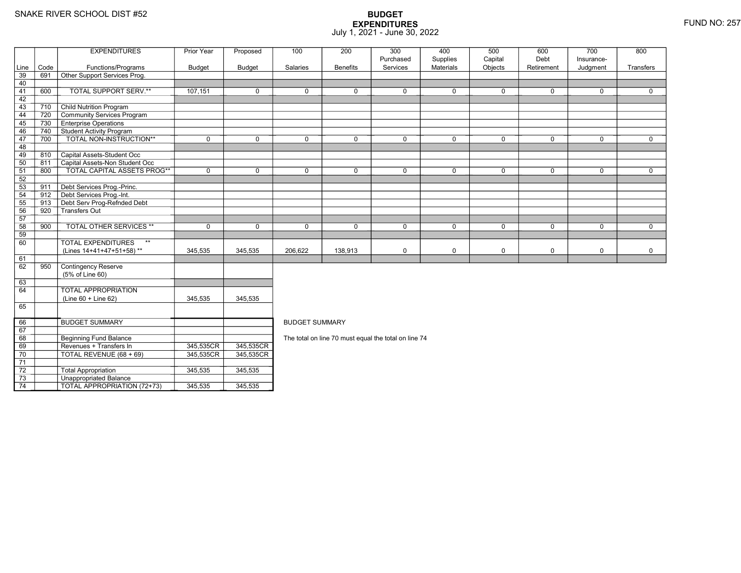SNAKE RIVER SCHOOL DIST #52

# BUDGET
## EXPENDITURES
July 1, 2021 - June 30, 2022

FUND NO: 257

| Line | Code | EXPENDITURES Functions/Programs | Prior Year Budget | Proposed Budget | 100 Salaries | 200 Benefits | 300 Purchased Services | 400 Supplies Materials | 500 Capital Objects | 600 Debt Retirement | 700 Insurance-Judgment | 800 Transfers |
|---|---|---|---|---|---|---|---|---|---|---|---|---|
| 39 | 691 | Other Support Services Prog. | | | | | | | | | | |
| 40 | | | | | | | | | | | | |
| 41 | 600 | TOTAL SUPPORT SERV.** | 107,151 | 0 | 0 | 0 | 0 | 0 | 0 | 0 | 0 | 0 |
| 42 | | | | | | | | | | | | |
| 43 | 710 | Child Nutrition Program | | | | | | | | | | |
| 44 | 720 | Community Services Program | | | | | | | | | | |
| 45 | 730 | Enterprise Operations | | | | | | | | | | |
| 46 | 740 | Student Activity Program | | | | | | | | | | |
| 47 | 700 | TOTAL NON-INSTRUCTION** | 0 | 0 | 0 | 0 | 0 | 0 | 0 | 0 | 0 | 0 |
| 48 | | | | | | | | | | | | |
| 49 | 810 | Capital Assets-Student Occ | | | | | | | | | | |
| 50 | 811 | Capital Assets-Non Student Occ | | | | | | | | | | |
| 51 | 800 | TOTAL CAPITAL ASSETS PROG** | 0 | 0 | 0 | 0 | 0 | 0 | 0 | 0 | 0 | 0 |
| 52 | | | | | | | | | | | | |
| 53 | 911 | Debt Services Prog.-Princ. | | | | | | | | | | |
| 54 | 912 | Debt Services Prog.-Int. | | | | | | | | | | |
| 55 | 913 | Debt Serv Prog-Refnded Debt | | | | | | | | | | |
| 56 | 920 | Transfers Out | | | | | | | | | | |
| 57 | | | | | | | | | | | | |
| 58 | 900 | TOTAL OTHER SERVICES ** | 0 | 0 | 0 | 0 | 0 | 0 | 0 | 0 | 0 | 0 |
| 59 | | | | | | | | | | | | |
| 60 | | TOTAL EXPENDITURES ** (Lines 14+41+47+51+58) ** | 345,535 | 345,535 | 206,622 | 138,913 | 0 | 0 | 0 | 0 | 0 | 0 |
| 61 | | | | | | | | | | | | |
| 62 | 950 | Contingency Reserve (5% of Line 60) | | | | | | | | | | |
| 63 | | | | | | | | | | | | |
| 64 | | TOTAL APPROPRIATION (Line 60 + Line 62) | 345,535 | 345,535 | | | | | | | | |
| 65 | | | | | | | | | | | | |

| Line | Code | BUDGET SUMMARY | Prior Year Budget | Proposed Budget |
|---|---|---|---|---|
| 66 | | BUDGET SUMMARY | | |
| 67 | | | | |
| 68 | | Beginning Fund Balance | | |
| 69 | | Revenues + Transfers In | 345,535CR | 345,535CR |
| 70 | | TOTAL REVENUE (68 + 69) | 345,535CR | 345,535CR |
| 71 | | | | |
| 72 | | Total Appropriation | 345,535 | 345,535 |
| 73 | | Unappropriated Balance | | |
| 74 | | TOTAL APPROPRIATION (72+73) | 345,535 | 345,535 |

BUDGET SUMMARY

The total on line 70 must equal the total on line 74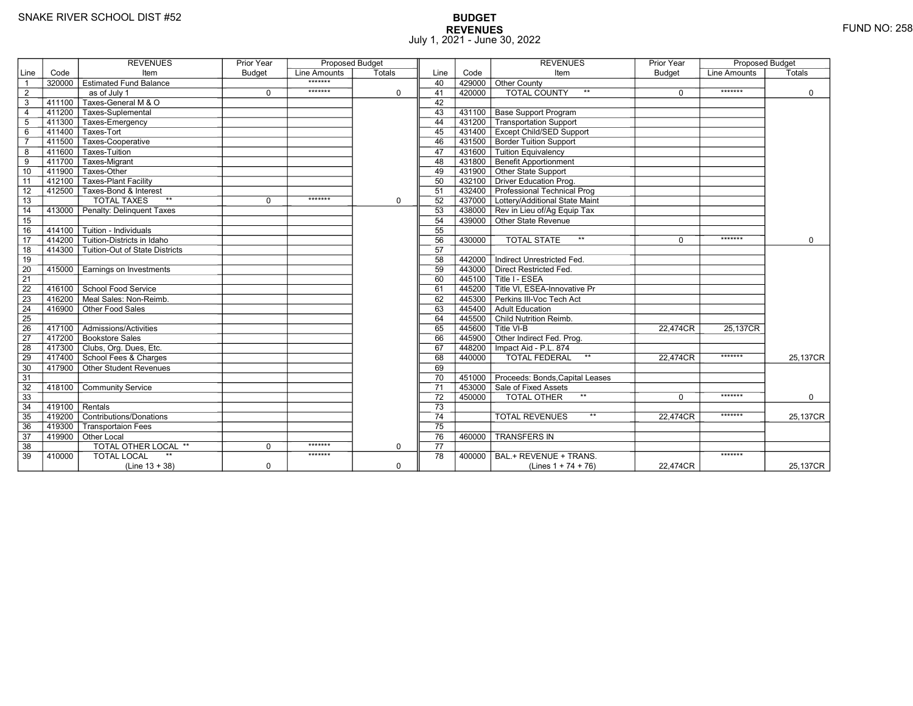SNAKE RIVER SCHOOL DIST #52

# BUDGET
## REVENUES
July 1, 2021 - June 30, 2022

FUND NO: 258

| Line | Code | REVENUES Item | Prior Year Budget | Proposed Budget Line Amounts | Proposed Budget Totals |
|---|---|---|---|---|---|
| 1 | 320000 | Estimated Fund Balance | | ******* | |
| 2 | | as of July 1 | 0 | ******* | 0 |
| 3 | 411100 | Taxes-General M & O | | | |
| 4 | 411200 | Taxes-Suplemental | | | |
| 5 | 411300 | Taxes-Emergency | | | |
| 6 | 411400 | Taxes-Tort | | | |
| 7 | 411500 | Taxes-Cooperative | | | |
| 8 | 411600 | Taxes-Tuition | | | |
| 9 | 411700 | Taxes-Migrant | | | |
| 10 | 411900 | Taxes-Other | | | |
| 11 | 412100 | Taxes-Plant Facility | | | |
| 12 | 412500 | Taxes-Bond & Interest | | | |
| 13 | | TOTAL TAXES ** | 0 | ******* | 0 |
| 14 | 413000 | Penalty: Delinquent Taxes | | | |
| 15 | | | | | |
| 16 | 414100 | Tuition - Individuals | | | |
| 17 | 414200 | Tuition-Districts in Idaho | | | |
| 18 | 414300 | Tuition-Out of State Districts | | | |
| 19 | | | | | |
| 20 | 415000 | Earnings on Investments | | | |
| 21 | | | | | |
| 22 | 416100 | School Food Service | | | |
| 23 | 416200 | Meal Sales: Non-Reimb. | | | |
| 24 | 416900 | Other Food Sales | | | |
| 25 | | | | | |
| 26 | 417100 | Admissions/Activities | | | |
| 27 | 417200 | Bookstore Sales | | | |
| 28 | 417300 | Clubs, Org. Dues, Etc. | | | |
| 29 | 417400 | School Fees & Charges | | | |
| 30 | 417900 | Other Student Revenues | | | |
| 31 | | | | | |
| 32 | 418100 | Community Service | | | |
| 33 | | | | | |
| 34 | 419100 | Rentals | | | |
| 35 | 419200 | Contributions/Donations | | | |
| 36 | 419300 | Transportaion Fees | | | |
| 37 | 419900 | Other Local | | | |
| 38 | | TOTAL OTHER LOCAL ** | 0 | ******* | 0 |
| 39 | 410000 | TOTAL LOCAL ** (Line 13 + 38) | 0 | ******* | 0 |
| 40 | 429000 | Other County | | | |
| 41 | 420000 | TOTAL COUNTY ** | 0 | ******* | 0 |
| 42 | | | | | |
| 43 | 431100 | Base Support Program | | | |
| 44 | 431200 | Transportation Support | | | |
| 45 | 431400 | Except Child/SED Support | | | |
| 46 | 431500 | Border Tuition Support | | | |
| 47 | 431600 | Tuition Equivalency | | | |
| 48 | 431800 | Benefit Apportionment | | | |
| 49 | 431900 | Other State Support | | | |
| 50 | 432100 | Driver Education Prog. | | | |
| 51 | 432400 | Professional Technical Prog | | | |
| 52 | 437000 | Lottery/Additional State Maint | | | |
| 53 | 438000 | Rev in Lieu of/Ag Equip Tax | | | |
| 54 | 439000 | Other State Revenue | | | |
| 55 | | | | | |
| 56 | 430000 | TOTAL STATE ** | 0 | ******* | 0 |
| 57 | | | | | |
| 58 | 442000 | Indirect Unrestricted Fed. | | | |
| 59 | 443000 | Direct Restricted Fed. | | | |
| 60 | 445100 | Title I - ESEA | | | |
| 61 | 445200 | Title VI, ESEA-Innovative Pr | | | |
| 62 | 445300 | Perkins III-Voc Tech Act | | | |
| 63 | 445400 | Adult Education | | | |
| 64 | 445500 | Child Nutrition Reimb. | | | |
| 65 | 445600 | Title VI-B | 22,474CR | 25,137CR | |
| 66 | 445900 | Other Indirect Fed. Prog. | | | |
| 67 | 448200 | Impact Aid - P.L. 874 | | | |
| 68 | 440000 | TOTAL FEDERAL ** | 22,474CR | ******* | 25,137CR |
| 69 | | | | | |
| 70 | 451000 | Proceeds: Bonds,Capital Leases | | | |
| 71 | 453000 | Sale of Fixed Assets | | | |
| 72 | 450000 | TOTAL OTHER ** | 0 | ******* | 0 |
| 73 | | | | | |
| 74 | | TOTAL REVENUES ** | 22,474CR | ******* | 25,137CR |
| 75 | | | | | |
| 76 | 460000 | TRANSFERS IN | | | |
| 77 | | | | | |
| 78 | 400000 | BAL.+ REVENUE + TRANS. (Lines 1 + 74 + 76) | 22,474CR | ******* | 25,137CR |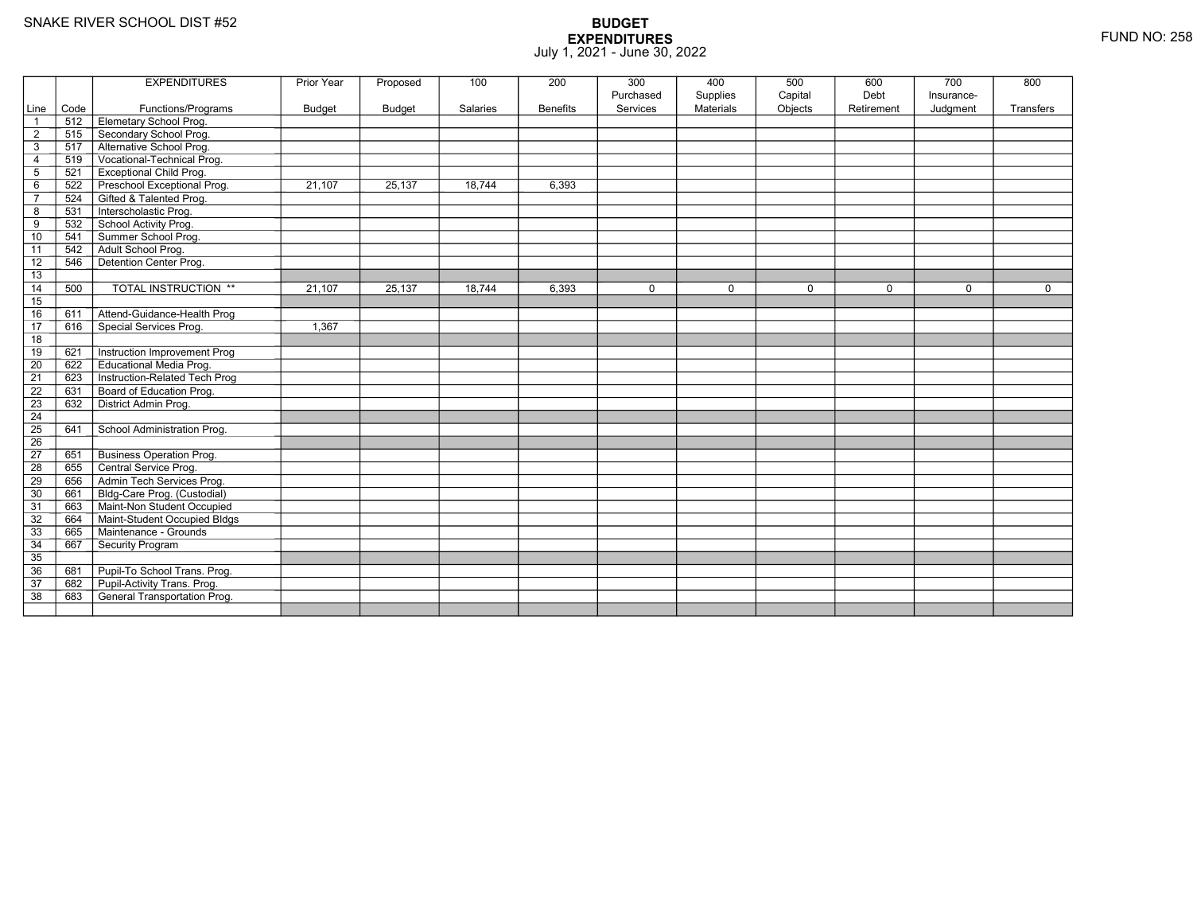SNAKE RIVER SCHOOL DIST #52

# BUDGET
## EXPENDITURES
July 1, 2021 - June 30, 2022

FUND NO: 258

| Line | Code | EXPENDITURES Functions/Programs | Prior Year Budget | Proposed Budget | 100 Salaries | 200 Benefits | 300 Purchased Services | 400 Supplies Materials | 500 Capital Objects | 600 Debt Retirement | 700 Insurance-Judgment | 800 Transfers |
|---|---|---|---|---|---|---|---|---|---|---|---|---|
| 1 | 512 | Elemetary School Prog. | | | | | | | | | | |
| 2 | 515 | Secondary School Prog. | | | | | | | | | | |
| 3 | 517 | Alternative School Prog. | | | | | | | | | | |
| 4 | 519 | Vocational-Technical Prog. | | | | | | | | | | |
| 5 | 521 | Exceptional Child Prog. | | | | | | | | | | |
| 6 | 522 | Preschool Exceptional Prog. | 21,107 | 25,137 | 18,744 | 6,393 | | | | | | |
| 7 | 524 | Gifted & Talented Prog. | | | | | | | | | | |
| 8 | 531 | Interscholastic Prog. | | | | | | | | | | |
| 9 | 532 | School Activity Prog. | | | | | | | | | | |
| 10 | 541 | Summer School Prog. | | | | | | | | | | |
| 11 | 542 | Adult School Prog. | | | | | | | | | | |
| 12 | 546 | Detention Center Prog. | | | | | | | | | | |
| 13 | | | | | | | | | | | | |
| 14 | 500 | TOTAL INSTRUCTION ** | 21,107 | 25,137 | 18,744 | 6,393 | 0 | 0 | 0 | 0 | 0 | 0 |
| 15 | | | | | | | | | | | | |
| 16 | 611 | Attend-Guidance-Health Prog | | | | | | | | | | |
| 17 | 616 | Special Services Prog. | 1,367 | | | | | | | | | |
| 18 | | | | | | | | | | | | |
| 19 | 621 | Instruction Improvement Prog | | | | | | | | | | |
| 20 | 622 | Educational Media Prog. | | | | | | | | | | |
| 21 | 623 | Instruction-Related Tech Prog | | | | | | | | | | |
| 22 | 631 | Board of Education Prog. | | | | | | | | | | |
| 23 | 632 | District Admin Prog. | | | | | | | | | | |
| 24 | | | | | | | | | | | | |
| 25 | 641 | School Administration Prog. | | | | | | | | | | |
| 26 | | | | | | | | | | | | |
| 27 | 651 | Business Operation Prog. | | | | | | | | | | |
| 28 | 655 | Central Service Prog. | | | | | | | | | | |
| 29 | 656 | Admin Tech Services Prog. | | | | | | | | | | |
| 30 | 661 | Bldg-Care Prog. (Custodial) | | | | | | | | | | |
| 31 | 663 | Maint-Non Student Occupied | | | | | | | | | | |
| 32 | 664 | Maint-Student Occupied Bldgs | | | | | | | | | | |
| 33 | 665 | Maintenance - Grounds | | | | | | | | | | |
| 34 | 667 | Security Program | | | | | | | | | | |
| 35 | | | | | | | | | | | | |
| 36 | 681 | Pupil-To School Trans. Prog. | | | | | | | | | | |
| 37 | 682 | Pupil-Activity Trans. Prog. | | | | | | | | | | |
| 38 | 683 | General Transportation Prog. | | | | | | | | | | |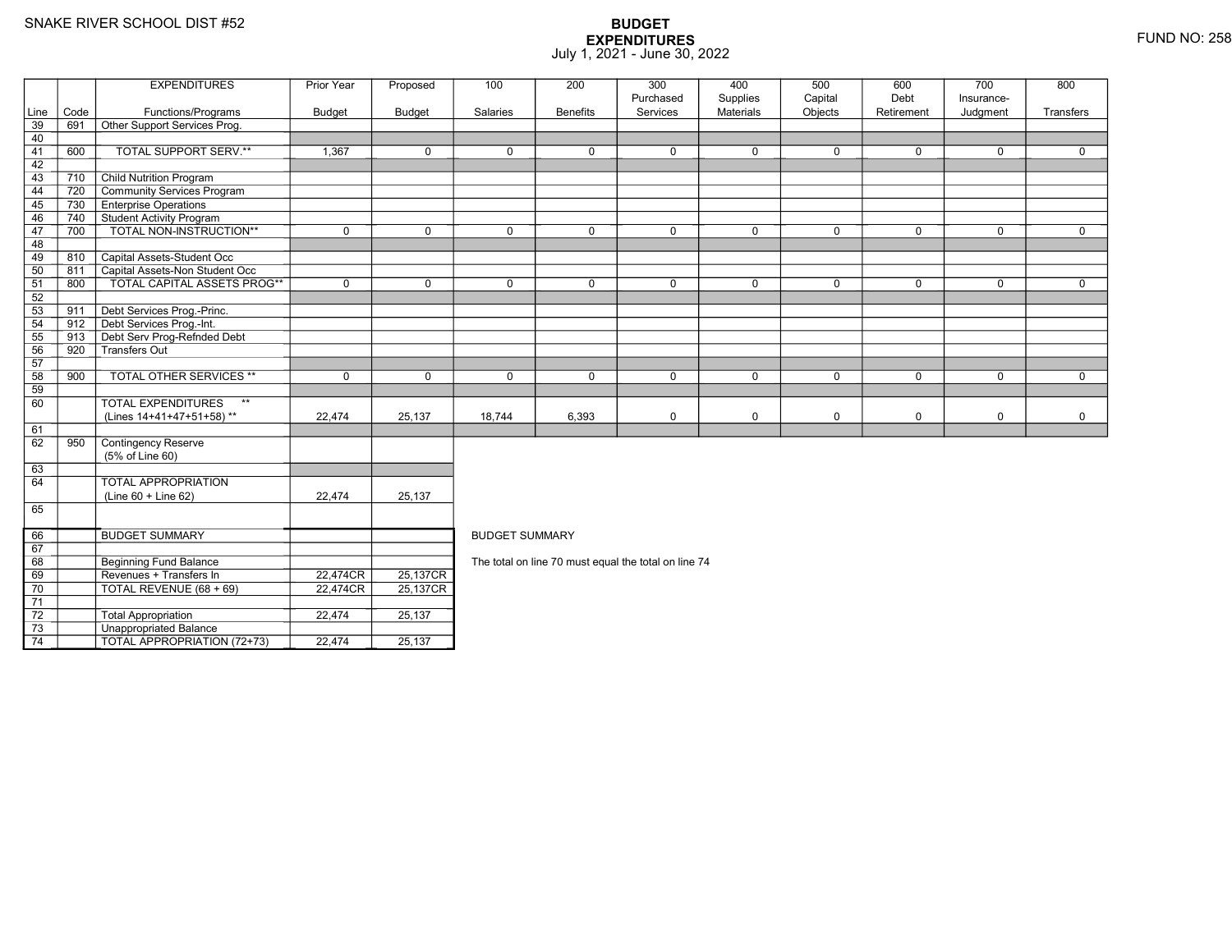SNAKE RIVER SCHOOL DIST #52

# BUDGET EXPENDITURES
July 1, 2021 - June 30, 2022

FUND NO: 258

| Line | Code | EXPENDITURES Functions/Programs | Prior Year Budget | Proposed Budget | 100 Salaries | 200 Benefits | 300 Purchased Services | 400 Supplies Materials | 500 Capital Objects | 600 Debt Retirement | 700 Insurance-Judgment | 800 Transfers |
|---|---|---|---|---|---|---|---|---|---|---|---|---|
| 39 | 691 | Other Support Services Prog. | | | | | | | | | | |
| 40 | | | | | | | | | | | | |
| 41 | 600 | TOTAL SUPPORT SERV.** | 1,367 | 0 | 0 | 0 | 0 | 0 | 0 | 0 | 0 | 0 |
| 42 | | | | | | | | | | | | |
| 43 | 710 | Child Nutrition Program | | | | | | | | | | |
| 44 | 720 | Community Services Program | | | | | | | | | | |
| 45 | 730 | Enterprise Operations | | | | | | | | | | |
| 46 | 740 | Student Activity Program | | | | | | | | | | |
| 47 | 700 | TOTAL NON-INSTRUCTION** | 0 | 0 | 0 | 0 | 0 | 0 | 0 | 0 | 0 | 0 |
| 48 | | | | | | | | | | | | |
| 49 | 810 | Capital Assets-Student Occ | | | | | | | | | | |
| 50 | 811 | Capital Assets-Non Student Occ | | | | | | | | | | |
| 51 | 800 | TOTAL CAPITAL ASSETS PROG** | 0 | 0 | 0 | 0 | 0 | 0 | 0 | 0 | 0 | 0 |
| 52 | | | | | | | | | | | | |
| 53 | 911 | Debt Services Prog.-Princ. | | | | | | | | | | |
| 54 | 912 | Debt Services Prog.-Int. | | | | | | | | | | |
| 55 | 913 | Debt Serv Prog-Refnded Debt | | | | | | | | | | |
| 56 | 920 | Transfers Out | | | | | | | | | | |
| 57 | | | | | | | | | | | | |
| 58 | 900 | TOTAL OTHER SERVICES ** | 0 | 0 | 0 | 0 | 0 | 0 | 0 | 0 | 0 | 0 |
| 59 | | | | | | | | | | | | |
| 60 | | TOTAL EXPENDITURES ** (Lines 14+41+47+51+58) ** | 22,474 | 25,137 | 18,744 | 6,393 | 0 | 0 | 0 | 0 | 0 | 0 |
| 61 | | | | | | | | | | | | |
| 62 | 950 | Contingency Reserve (5% of Line 60) | | | | | | | | | | |
| 63 | | | | | | | | | | | | |
| 64 | | TOTAL APPROPRIATION (Line 60 + Line 62) | 22,474 | 25,137 | | | | | | | | |
| 65 | | | | | | | | | | | | |

| Line | Code | BUDGET SUMMARY | Prior Year Budget | Proposed Budget |
|---|---|---|---|---|
| 66 | | BUDGET SUMMARY | | |
| 67 | | | | |
| 68 | | Beginning Fund Balance | | |
| 69 | | Revenues + Transfers In | 22,474CR | 25,137CR |
| 70 | | TOTAL REVENUE (68 + 69) | 22,474CR | 25,137CR |
| 71 | | | | |
| 72 | | Total Appropriation | 22,474 | 25,137 |
| 73 | | Unappropriated Balance | | |
| 74 | | TOTAL APPROPRIATION (72+73) | 22,474 | 25,137 |

BUDGET SUMMARY

The total on line 70 must equal the total on line 74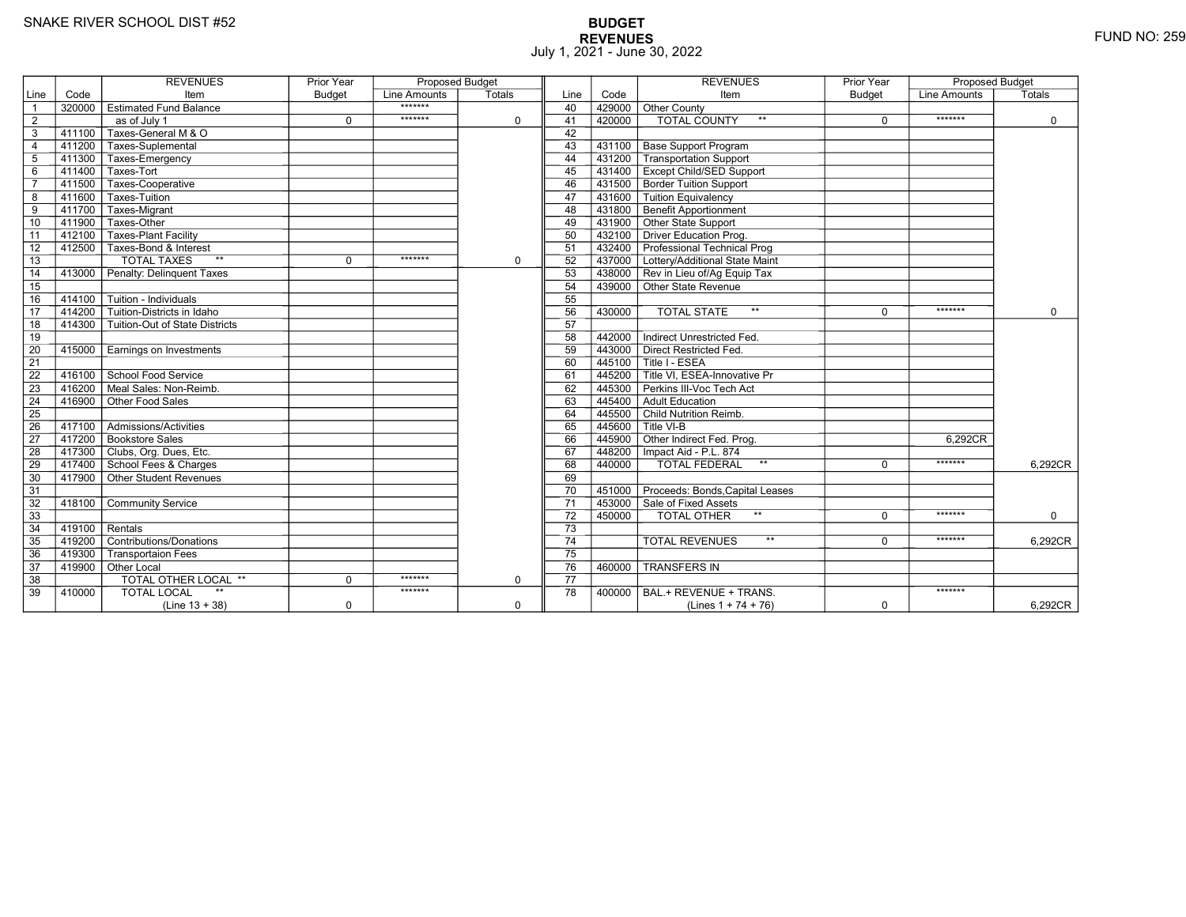SNAKE RIVER SCHOOL DIST #52

# BUDGET
## REVENUES
July 1, 2021 - June 30, 2022

FUND NO: 259

| Line | Code | REVENUES Item | Prior Year Budget | Proposed Budget Line Amounts | Proposed Budget Totals |
|---|---|---|---|---|---|
| 1 | 320000 | Estimated Fund Balance | | ******* | |
| 2 | | as of July 1 | 0 | ******* | 0 |
| 3 | 411100 | Taxes-General M & O | | | |
| 4 | 411200 | Taxes-Suplemental | | | |
| 5 | 411300 | Taxes-Emergency | | | |
| 6 | 411400 | Taxes-Tort | | | |
| 7 | 411500 | Taxes-Cooperative | | | |
| 8 | 411600 | Taxes-Tuition | | | |
| 9 | 411700 | Taxes-Migrant | | | |
| 10 | 411900 | Taxes-Other | | | |
| 11 | 412100 | Taxes-Plant Facility | | | |
| 12 | 412500 | Taxes-Bond & Interest | | | |
| 13 | | TOTAL TAXES ** | 0 | ******* | 0 |
| 14 | 413000 | Penalty: Delinquent Taxes | | | |
| 15 | | | | | |
| 16 | 414100 | Tuition - Individuals | | | |
| 17 | 414200 | Tuition-Districts in Idaho | | | |
| 18 | 414300 | Tuition-Out of State Districts | | | |
| 19 | | | | | |
| 20 | 415000 | Earnings on Investments | | | |
| 21 | | | | | |
| 22 | 416100 | School Food Service | | | |
| 23 | 416200 | Meal Sales: Non-Reimb. | | | |
| 24 | 416900 | Other Food Sales | | | |
| 25 | | | | | |
| 26 | 417100 | Admissions/Activities | | | |
| 27 | 417200 | Bookstore Sales | | | |
| 28 | 417300 | Clubs, Org. Dues, Etc. | | | |
| 29 | 417400 | School Fees & Charges | | | |
| 30 | 417900 | Other Student Revenues | | | |
| 31 | | | | | |
| 32 | 418100 | Community Service | | | |
| 33 | | | | | |
| 34 | 419100 | Rentals | | | |
| 35 | 419200 | Contributions/Donations | | | |
| 36 | 419300 | Transportaion Fees | | | |
| 37 | 419900 | Other Local | | | |
| 38 | | TOTAL OTHER LOCAL ** | 0 | ******* | 0 |
| 39 | 410000 | TOTAL LOCAL ** (Line 13 + 38) | 0 | ******* | 0 |
| 40 | 429000 | Other County | | | |
| 41 | 420000 | TOTAL COUNTY ** | 0 | ******* | 0 |
| 42 | | | | | |
| 43 | 431100 | Base Support Program | | | |
| 44 | 431200 | Transportation Support | | | |
| 45 | 431400 | Except Child/SED Support | | | |
| 46 | 431500 | Border Tuition Support | | | |
| 47 | 431600 | Tuition Equivalency | | | |
| 48 | 431800 | Benefit Apportionment | | | |
| 49 | 431900 | Other State Support | | | |
| 50 | 432100 | Driver Education Prog. | | | |
| 51 | 432400 | Professional Technical Prog | | | |
| 52 | 437000 | Lottery/Additional State Maint | | | |
| 53 | 438000 | Rev in Lieu of/Ag Equip Tax | | | |
| 54 | 439000 | Other State Revenue | | | |
| 55 | | | | | |
| 56 | 430000 | TOTAL STATE ** | 0 | ******* | 0 |
| 57 | | | | | |
| 58 | 442000 | Indirect Unrestricted Fed. | | | |
| 59 | 443000 | Direct Restricted Fed. | | | |
| 60 | 445100 | Title I - ESEA | | | |
| 61 | 445200 | Title VI, ESEA-Innovative Pr | | | |
| 62 | 445300 | Perkins III-Voc Tech Act | | | |
| 63 | 445400 | Adult Education | | | |
| 64 | 445500 | Child Nutrition Reimb. | | | |
| 65 | 445600 | Title VI-B | | | |
| 66 | 445900 | Other Indirect Fed. Prog. | | 6,292CR | |
| 67 | 448200 | Impact Aid - P.L. 874 | | | |
| 68 | 440000 | TOTAL FEDERAL ** | 0 | ******* | 6,292CR |
| 69 | | | | | |
| 70 | 451000 | Proceeds: Bonds,Capital Leases | | | |
| 71 | 453000 | Sale of Fixed Assets | | | |
| 72 | 450000 | TOTAL OTHER ** | 0 | ******* | 0 |
| 73 | | | | | |
| 74 | | TOTAL REVENUES ** | 0 | ******* | 6,292CR |
| 75 | | | | | |
| 76 | 460000 | TRANSFERS IN | | | |
| 77 | | | | | |
| 78 | 400000 | BAL.+ REVENUE + TRANS. (Lines 1 + 74 + 76) | 0 | ******* | 6,292CR |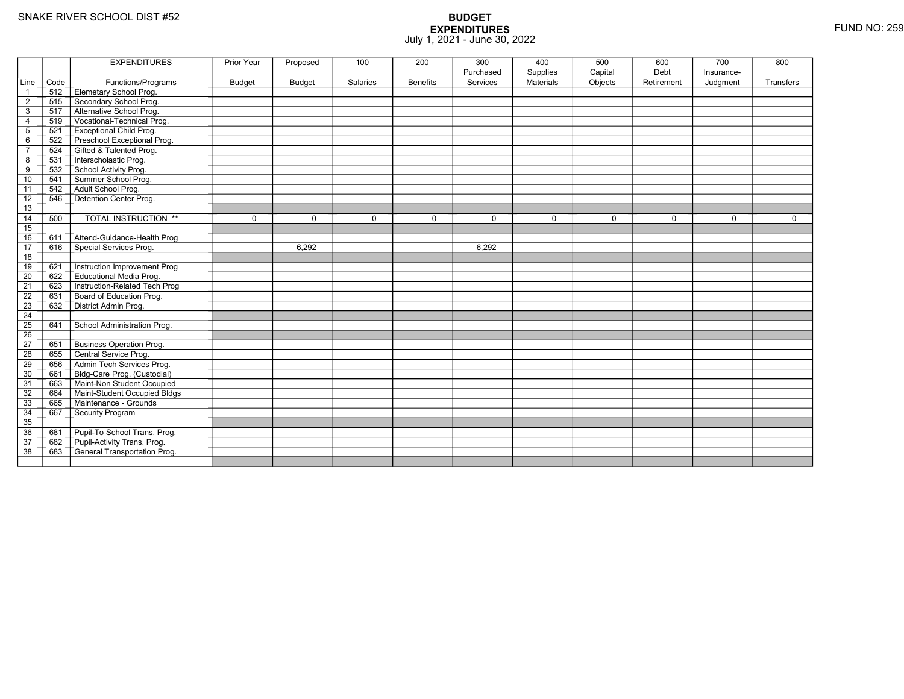SNAKE RIVER SCHOOL DIST #52

FUND NO: 259

**BUDGET**
**EXPENDITURES**
July 1, 2021 - June 30, 2022

| Line | Code | EXPENDITURES Functions/Programs | Prior Year Budget | Proposed Budget | 100 Salaries | 200 Benefits | 300 Purchased Services | 400 Supplies Materials | 500 Capital Objects | 600 Debt Retirement | 700 Insurance-Judgment | 800 Transfers |
|---|---|---|---|---|---|---|---|---|---|---|---|---|
| 1 | 512 | Elemetary School Prog. | | | | | | | | | | |
| 2 | 515 | Secondary School Prog. | | | | | | | | | | |
| 3 | 517 | Alternative School Prog. | | | | | | | | | | |
| 4 | 519 | Vocational-Technical Prog. | | | | | | | | | | |
| 5 | 521 | Exceptional Child Prog. | | | | | | | | | | |
| 6 | 522 | Preschool Exceptional Prog. | | | | | | | | | | |
| 7 | 524 | Gifted & Talented Prog. | | | | | | | | | | |
| 8 | 531 | Interscholastic Prog. | | | | | | | | | | |
| 9 | 532 | School Activity Prog. | | | | | | | | | | |
| 10 | 541 | Summer School Prog. | | | | | | | | | | |
| 11 | 542 | Adult School Prog. | | | | | | | | | | |
| 12 | 546 | Detention Center Prog. | | | | | | | | | | |
| 13 | | | | | | | | | | | | |
| 14 | 500 | TOTAL INSTRUCTION ** | 0 | 0 | 0 | 0 | 0 | 0 | 0 | 0 | 0 | 0 |
| 15 | | | | | | | | | | | | |
| 16 | 611 | Attend-Guidance-Health Prog | | | | | | | | | | |
| 17 | 616 | Special Services Prog. | | 6,292 | | | 6,292 | | | | | |
| 18 | | | | | | | | | | | | |
| 19 | 621 | Instruction Improvement Prog | | | | | | | | | | |
| 20 | 622 | Educational Media Prog. | | | | | | | | | | |
| 21 | 623 | Instruction-Related Tech Prog | | | | | | | | | | |
| 22 | 631 | Board of Education Prog. | | | | | | | | | | |
| 23 | 632 | District Admin Prog. | | | | | | | | | | |
| 24 | | | | | | | | | | | | |
| 25 | 641 | School Administration Prog. | | | | | | | | | | |
| 26 | | | | | | | | | | | | |
| 27 | 651 | Business Operation Prog. | | | | | | | | | | |
| 28 | 655 | Central Service Prog. | | | | | | | | | | |
| 29 | 656 | Admin Tech Services Prog. | | | | | | | | | | |
| 30 | 661 | Bldg-Care Prog. (Custodial) | | | | | | | | | | |
| 31 | 663 | Maint-Non Student Occupied | | | | | | | | | | |
| 32 | 664 | Maint-Student Occupied Bldgs | | | | | | | | | | |
| 33 | 665 | Maintenance - Grounds | | | | | | | | | | |
| 34 | 667 | Security Program | | | | | | | | | | |
| 35 | | | | | | | | | | | | |
| 36 | 681 | Pupil-To School Trans. Prog. | | | | | | | | | | |
| 37 | 682 | Pupil-Activity Trans. Prog. | | | | | | | | | | |
| 38 | 683 | General Transportation Prog. | | | | | | | | | | |
| | | | | | | | | | | | | |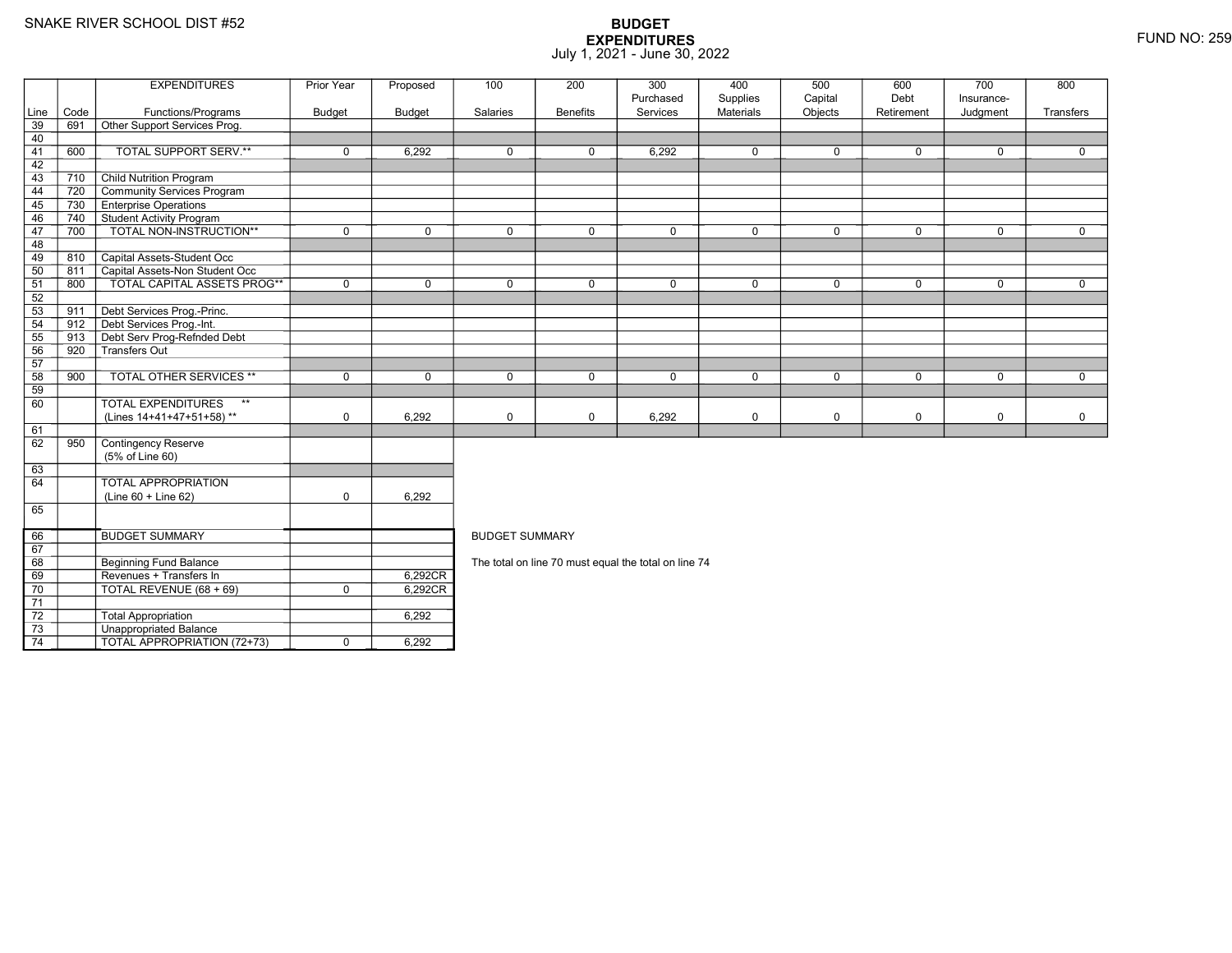SNAKE RIVER SCHOOL DIST #52

# BUDGET
## EXPENDITURES
July 1, 2021 - June 30, 2022

FUND NO: 259

| Line | Code | EXPENDITURES Functions/Programs | Prior Year Budget | Proposed Budget | 100 Salaries | 200 Benefits | 300 Purchased Services | 400 Supplies Materials | 500 Capital Objects | 600 Debt Retirement | 700 Insurance-Judgment | 800 Transfers |
|---|---|---|---|---|---|---|---|---|---|---|---|---|
| 39 | 691 | Other Support Services Prog. | | | | | | | | | | |
| 40 | | | | | | | | | | | | |
| 41 | 600 | TOTAL SUPPORT SERV.** | 0 | 6,292 | 0 | 0 | 6,292 | 0 | 0 | 0 | 0 | 0 |
| 42 | | | | | | | | | | | | |
| 43 | 710 | Child Nutrition Program | | | | | | | | | | |
| 44 | 720 | Community Services Program | | | | | | | | | | |
| 45 | 730 | Enterprise Operations | | | | | | | | | | |
| 46 | 740 | Student Activity Program | | | | | | | | | | |
| 47 | 700 | TOTAL NON-INSTRUCTION** | 0 | 0 | 0 | 0 | 0 | 0 | 0 | 0 | 0 | 0 |
| 48 | | | | | | | | | | | | |
| 49 | 810 | Capital Assets-Student Occ | | | | | | | | | | |
| 50 | 811 | Capital Assets-Non Student Occ | | | | | | | | | | |
| 51 | 800 | TOTAL CAPITAL ASSETS PROG** | 0 | 0 | 0 | 0 | 0 | 0 | 0 | 0 | 0 | 0 |
| 52 | | | | | | | | | | | | |
| 53 | 911 | Debt Services Prog.-Princ. | | | | | | | | | | |
| 54 | 912 | Debt Services Prog.-Int. | | | | | | | | | | |
| 55 | 913 | Debt Serv Prog-Refnded Debt | | | | | | | | | | |
| 56 | 920 | Transfers Out | | | | | | | | | | |
| 57 | | | | | | | | | | | | |
| 58 | 900 | TOTAL OTHER SERVICES ** | 0 | 0 | 0 | 0 | 0 | 0 | 0 | 0 | 0 | 0 |
| 59 | | | | | | | | | | | | |
| 60 | | TOTAL EXPENDITURES ** (Lines 14+41+47+51+58) ** | 0 | 6,292 | 0 | 0 | 6,292 | 0 | 0 | 0 | 0 | 0 |
| 61 | | | | | | | | | | | | |
| 62 | 950 | Contingency Reserve (5% of Line 60) | | | | | | | | | | |
| 63 | | | | | | | | | | | | |
| 64 | | TOTAL APPROPRIATION (Line 60 + Line 62) | 0 | 6,292 | | | | | | | | |
| 65 | | | | | | | | | | | | |

| Line | | BUDGET SUMMARY | Prior Year Budget | Proposed Budget |
|---|---|---|---|---|
| 66 | | BUDGET SUMMARY | | |
| 67 | | | | |
| 68 | | Beginning Fund Balance | | |
| 69 | | Revenues + Transfers In | | 6,292CR |
| 70 | | TOTAL REVENUE (68 + 69) | 0 | 6,292CR |
| 71 | | | | |
| 72 | | Total Appropriation | | 6,292 |
| 73 | | Unappropriated Balance | | |
| 74 | | TOTAL APPROPRIATION (72+73) | 0 | 6,292 |

BUDGET SUMMARY

The total on line 70 must equal the total on line 74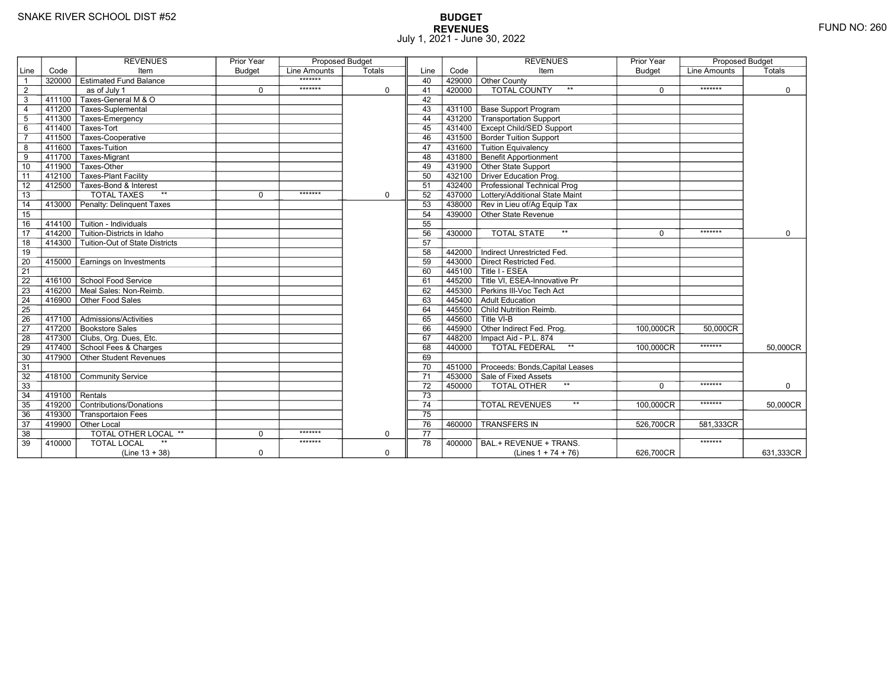SNAKE RIVER SCHOOL DIST #52

FUND NO: 260

# BUDGET
## REVENUES
July 1, 2021 - June 30, 2022

| Line | Code | REVENUES Item | Prior Year Budget | Proposed Budget Line Amounts | Proposed Budget Totals | Line | Code | REVENUES Item | Prior Year Budget | Proposed Budget Line Amounts | Proposed Budget Totals |
|---|---|---|---|---|---|---|---|---|---|---|---|
| 1 | 320000 | Estimated Fund Balance | | ******* | | 40 | 429000 | Other County | | | |
| 2 | | as of July 1 | 0 | ******* | 0 | 41 | 420000 | TOTAL COUNTY ** | 0 | ******* | 0 |
| 3 | 411100 | Taxes-General M & O | | | | 42 | | | | | |
| 4 | 411200 | Taxes-Suplemental | | | | 43 | 431100 | Base Support Program | | | |
| 5 | 411300 | Taxes-Emergency | | | | 44 | 431200 | Transportation Support | | | |
| 6 | 411400 | Taxes-Tort | | | | 45 | 431400 | Except Child/SED Support | | | |
| 7 | 411500 | Taxes-Cooperative | | | | 46 | 431500 | Border Tuition Support | | | |
| 8 | 411600 | Taxes-Tuition | | | | 47 | 431600 | Tuition Equivalency | | | |
| 9 | 411700 | Taxes-Migrant | | | | 48 | 431800 | Benefit Apportionment | | | |
| 10 | 411900 | Taxes-Other | | | | 49 | 431900 | Other State Support | | | |
| 11 | 412100 | Taxes-Plant Facility | | | | 50 | 432100 | Driver Education Prog. | | | |
| 12 | 412500 | Taxes-Bond & Interest | | | | 51 | 432400 | Professional Technical Prog | | | |
| 13 | | TOTAL TAXES ** | 0 | ******* | 0 | 52 | 437000 | Lottery/Additional State Maint | | | |
| 14 | 413000 | Penalty: Delinquent Taxes | | | | 53 | 438000 | Rev in Lieu of/Ag Equip Tax | | | |
| 15 | | | | | | 54 | 439000 | Other State Revenue | | | |
| 16 | 414100 | Tuition - Individuals | | | | 55 | | | | | |
| 17 | 414200 | Tuition-Districts in Idaho | | | | 56 | 430000 | TOTAL STATE ** | 0 | ******* | 0 |
| 18 | 414300 | Tuition-Out of State Districts | | | | 57 | | | | | |
| 19 | | | | | | 58 | 442000 | Indirect Unrestricted Fed. | | | |
| 20 | 415000 | Earnings on Investments | | | | 59 | 443000 | Direct Restricted Fed. | | | |
| 21 | | | | | | 60 | 445100 | Title I - ESEA | | | |
| 22 | 416100 | School Food Service | | | | 61 | 445200 | Title VI, ESEA-Innovative Pr | | | |
| 23 | 416200 | Meal Sales: Non-Reimb. | | | | 62 | 445300 | Perkins III-Voc Tech Act | | | |
| 24 | 416900 | Other Food Sales | | | | 63 | 445400 | Adult Education | | | |
| 25 | | | | | | 64 | 445500 | Child Nutrition Reimb. | | | |
| 26 | 417100 | Admissions/Activities | | | | 65 | 445600 | Title VI-B | | | |
| 27 | 417200 | Bookstore Sales | | | | 66 | 445900 | Other Indirect Fed. Prog. | 100,000CR | 50,000CR | |
| 28 | 417300 | Clubs, Org. Dues, Etc. | | | | 67 | 448200 | Impact Aid - P.L. 874 | | | |
| 29 | 417400 | School Fees & Charges | | | | 68 | 440000 | TOTAL FEDERAL ** | 100,000CR | ******* | 50,000CR |
| 30 | 417900 | Other Student Revenues | | | | 69 | | | | | |
| 31 | | | | | | 70 | 451000 | Proceeds: Bonds,Capital Leases | | | |
| 32 | 418100 | Community Service | | | | 71 | 453000 | Sale of Fixed Assets | | | |
| 33 | | | | | | 72 | 450000 | TOTAL OTHER ** | 0 | ******* | 0 |
| 34 | 419100 | Rentals | | | | 73 | | | | | |
| 35 | 419200 | Contributions/Donations | | | | 74 | | TOTAL REVENUES ** | 100,000CR | ******* | 50,000CR |
| 36 | 419300 | Transportaion Fees | | | | 75 | | | | | |
| 37 | 419900 | Other Local | | | | 76 | 460000 | TRANSFERS IN | 526,700CR | 581,333CR | |
| 38 | | TOTAL OTHER LOCAL ** | 0 | ******* | 0 | 77 | | | | | |
| 39 | 410000 | TOTAL LOCAL ** (Line 13 + 38) | 0 | ******* | 0 | 78 | 400000 | BAL.+ REVENUE + TRANS. (Lines 1 + 74 + 76) | 626,700CR | ******* | 631,333CR |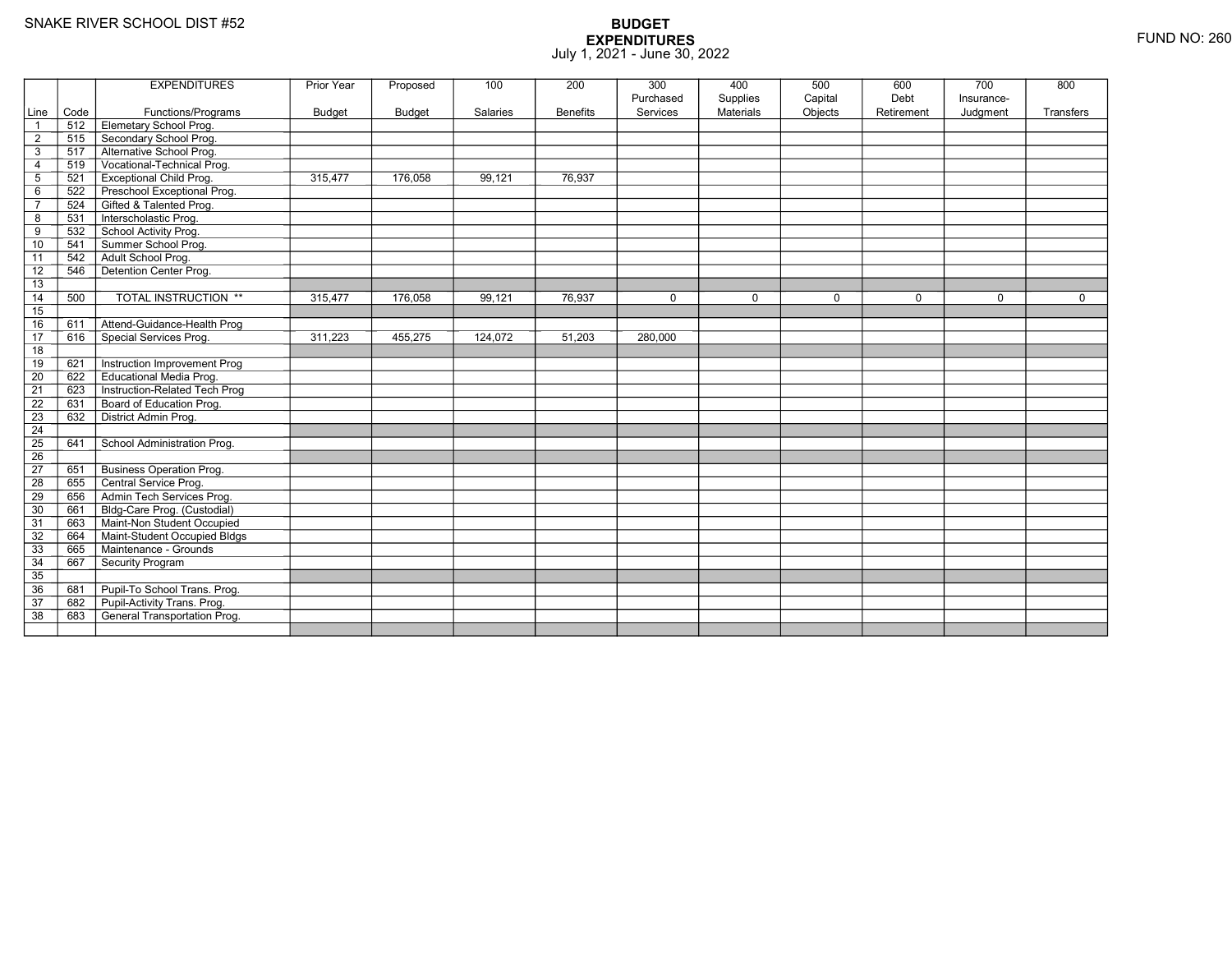SNAKE RIVER SCHOOL DIST #52

**BUDGET**
**EXPENDITURES**
July 1, 2021 - June 30, 2022

FUND NO: 260

| Line | Code | EXPENDITURES Functions/Programs | Prior Year Budget | Proposed Budget | 100 Salaries | 200 Benefits | 300 Purchased Services | 400 Supplies Materials | 500 Capital Objects | 600 Debt Retirement | 700 Insurance-Judgment | 800 Transfers |
|---|---|---|---|---|---|---|---|---|---|---|---|---|
| 1 | 512 | Elemetary School Prog. | | | | | | | | | | |
| 2 | 515 | Secondary School Prog. | | | | | | | | | | |
| 3 | 517 | Alternative School Prog. | | | | | | | | | | |
| 4 | 519 | Vocational-Technical Prog. | | | | | | | | | | |
| 5 | 521 | Exceptional Child Prog. | 315,477 | 176,058 | 99,121 | 76,937 | | | | | | |
| 6 | 522 | Preschool Exceptional Prog. | | | | | | | | | | |
| 7 | 524 | Gifted & Talented Prog. | | | | | | | | | | |
| 8 | 531 | Interscholastic Prog. | | | | | | | | | | |
| 9 | 532 | School Activity Prog. | | | | | | | | | | |
| 10 | 541 | Summer School Prog. | | | | | | | | | | |
| 11 | 542 | Adult School Prog. | | | | | | | | | | |
| 12 | 546 | Detention Center Prog. | | | | | | | | | | |
| 13 | | | | | | | | | | | | |
| 14 | 500 | TOTAL INSTRUCTION ** | 315,477 | 176,058 | 99,121 | 76,937 | 0 | 0 | 0 | 0 | 0 | 0 |
| 15 | | | | | | | | | | | | |
| 16 | 611 | Attend-Guidance-Health Prog | | | | | | | | | | |
| 17 | 616 | Special Services Prog. | 311,223 | 455,275 | 124,072 | 51,203 | 280,000 | | | | | |
| 18 | | | | | | | | | | | | |
| 19 | 621 | Instruction Improvement Prog | | | | | | | | | | |
| 20 | 622 | Educational Media Prog. | | | | | | | | | | |
| 21 | 623 | Instruction-Related Tech Prog | | | | | | | | | | |
| 22 | 631 | Board of Education Prog. | | | | | | | | | | |
| 23 | 632 | District Admin Prog. | | | | | | | | | | |
| 24 | | | | | | | | | | | | |
| 25 | 641 | School Administration Prog. | | | | | | | | | | |
| 26 | | | | | | | | | | | | |
| 27 | 651 | Business Operation Prog. | | | | | | | | | | |
| 28 | 655 | Central Service Prog. | | | | | | | | | | |
| 29 | 656 | Admin Tech Services Prog. | | | | | | | | | | |
| 30 | 661 | Bldg-Care Prog. (Custodial) | | | | | | | | | | |
| 31 | 663 | Maint-Non Student Occupied | | | | | | | | | | |
| 32 | 664 | Maint-Student Occupied Bldgs | | | | | | | | | | |
| 33 | 665 | Maintenance - Grounds | | | | | | | | | | |
| 34 | 667 | Security Program | | | | | | | | | | |
| 35 | | | | | | | | | | | | |
| 36 | 681 | Pupil-To School Trans. Prog. | | | | | | | | | | |
| 37 | 682 | Pupil-Activity Trans. Prog. | | | | | | | | | | |
| 38 | 683 | General Transportation Prog. | | | | | | | | | | |
| | | | | | | | | | | | | |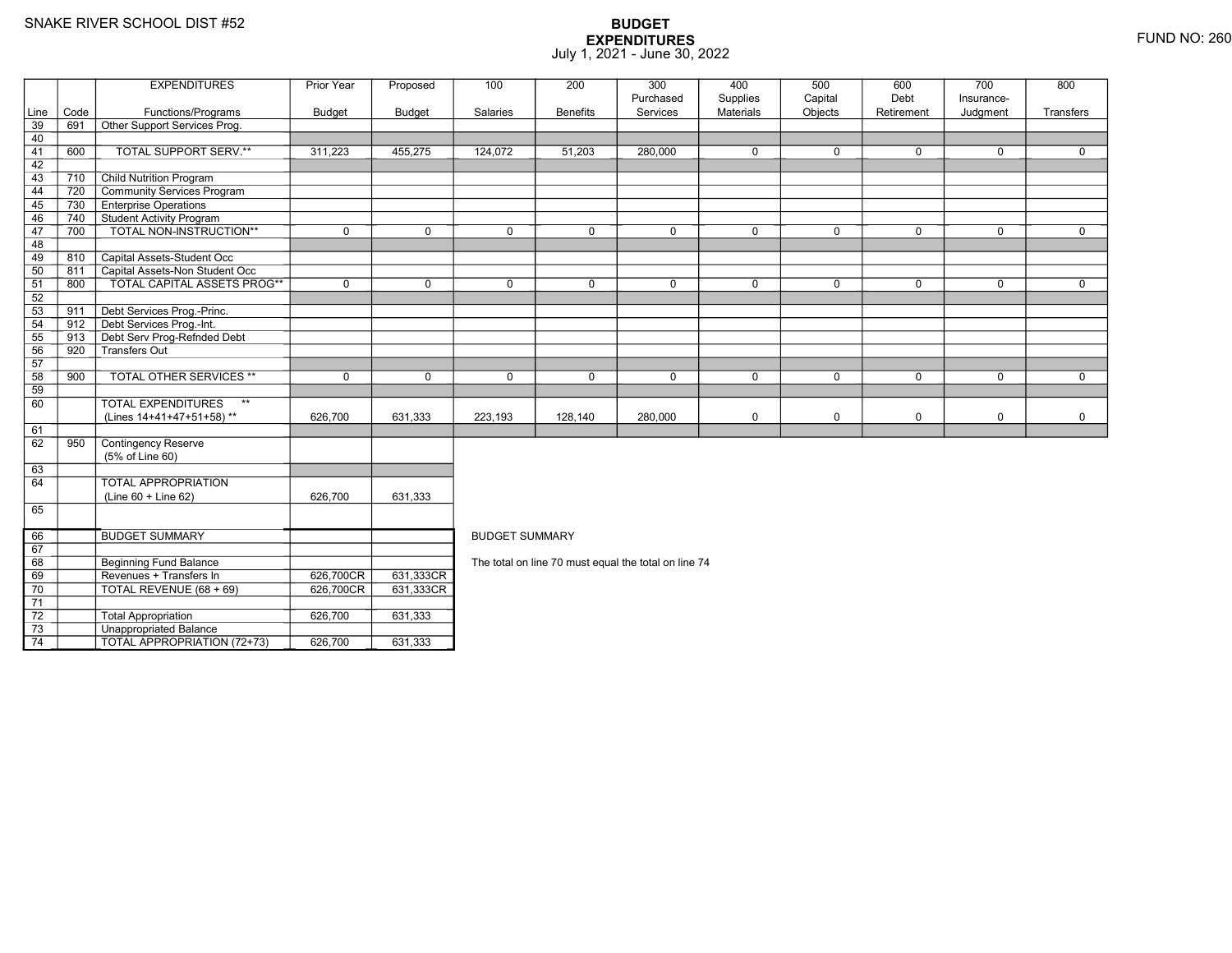SNAKE RIVER SCHOOL DIST #52

# BUDGET EXPENDITURES
July 1, 2021 - June 30, 2022

FUND NO: 260

| Line | Code | EXPENDITURES Functions/Programs | Prior Year Budget | Proposed Budget | 100 Salaries | 200 Benefits | 300 Purchased Services | 400 Supplies Materials | 500 Capital Objects | 600 Debt Retirement | 700 Insurance-Judgment | 800 Transfers |
|---|---|---|---|---|---|---|---|---|---|---|---|---|
| 39 | 691 | Other Support Services Prog. | | | | | | | | | | |
| 40 | | | | | | | | | | | | |
| 41 | 600 | TOTAL SUPPORT SERV.** | 311,223 | 455,275 | 124,072 | 51,203 | 280,000 | 0 | 0 | 0 | 0 | 0 |
| 42 | | | | | | | | | | | | |
| 43 | 710 | Child Nutrition Program | | | | | | | | | | |
| 44 | 720 | Community Services Program | | | | | | | | | | |
| 45 | 730 | Enterprise Operations | | | | | | | | | | |
| 46 | 740 | Student Activity Program | | | | | | | | | | |
| 47 | 700 | TOTAL NON-INSTRUCTION** | 0 | 0 | 0 | 0 | 0 | 0 | 0 | 0 | 0 | 0 |
| 48 | | | | | | | | | | | | |
| 49 | 810 | Capital Assets-Student Occ | | | | | | | | | | |
| 50 | 811 | Capital Assets-Non Student Occ | | | | | | | | | | |
| 51 | 800 | TOTAL CAPITAL ASSETS PROG** | 0 | 0 | 0 | 0 | 0 | 0 | 0 | 0 | 0 | 0 |
| 52 | | | | | | | | | | | | |
| 53 | 911 | Debt Services Prog.-Princ. | | | | | | | | | | |
| 54 | 912 | Debt Services Prog.-Int. | | | | | | | | | | |
| 55 | 913 | Debt Serv Prog-Refnded Debt | | | | | | | | | | |
| 56 | 920 | Transfers Out | | | | | | | | | | |
| 57 | | | | | | | | | | | | |
| 58 | 900 | TOTAL OTHER SERVICES ** | 0 | 0 | 0 | 0 | 0 | 0 | 0 | 0 | 0 | 0 |
| 59 | | | | | | | | | | | | |
| 60 | | TOTAL EXPENDITURES ** (Lines 14+41+47+51+58) ** | 626,700 | 631,333 | 223,193 | 128,140 | 280,000 | 0 | 0 | 0 | 0 | 0 |
| 61 | | | | | | | | | | | | |
| 62 | 950 | Contingency Reserve (5% of Line 60) | | | | | | | | | | |
| 63 | | | | | | | | | | | | |
| 64 | | TOTAL APPROPRIATION (Line 60 + Line 62) | 626,700 | 631,333 | | | | | | | | |
| 65 | | | | | | | | | | | | |
| 66 | | BUDGET SUMMARY | | | | | | | | | | |
| 67 | | | | | | | | | | | | |
| 68 | | Beginning Fund Balance | | | | | | | | | | |
| 69 | | Revenues + Transfers In | 626,700CR | 631,333CR | | | | | | | | |
| 70 | | TOTAL REVENUE (68 + 69) | 626,700CR | 631,333CR | | | | | | | | |
| 71 | | | | | | | | | | | | |
| 72 | | Total Appropriation | 626,700 | 631,333 | | | | | | | | |
| 73 | | Unappropriated Balance | | | | | | | | | | |
| 74 | | TOTAL APPROPRIATION (72+73) | 626,700 | 631,333 | | | | | | | | |

BUDGET SUMMARY

The total on line 70 must equal the total on line 74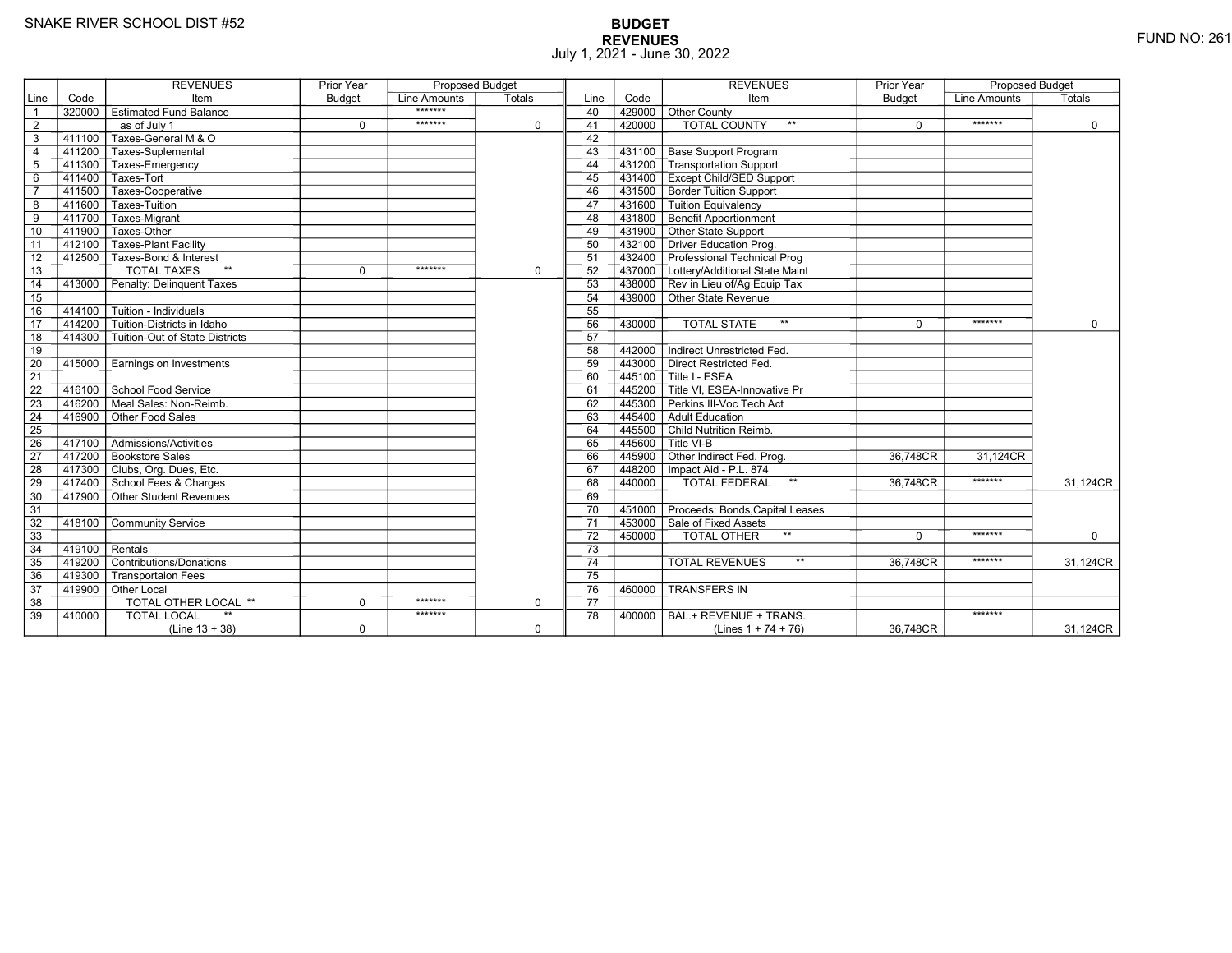SNAKE RIVER SCHOOL DIST #52

# BUDGET
## REVENUES
July 1, 2021 - June 30, 2022

FUND NO: 261

| Line | Code | REVENUES Item | Prior Year Budget | Proposed Budget Line Amounts | Proposed Budget Totals |
|---|---|---|---|---|---|
| 1 | 320000 | Estimated Fund Balance | | ******* | |
| 2 | | as of July 1 | 0 | ******* | 0 |
| 3 | 411100 | Taxes-General M & O | | | |
| 4 | 411200 | Taxes-Suplemental | | | |
| 5 | 411300 | Taxes-Emergency | | | |
| 6 | 411400 | Taxes-Tort | | | |
| 7 | 411500 | Taxes-Cooperative | | | |
| 8 | 411600 | Taxes-Tuition | | | |
| 9 | 411700 | Taxes-Migrant | | | |
| 10 | 411900 | Taxes-Other | | | |
| 11 | 412100 | Taxes-Plant Facility | | | |
| 12 | 412500 | Taxes-Bond & Interest | | | |
| 13 | | TOTAL TAXES ** | 0 | ******* | 0 |
| 14 | 413000 | Penalty: Delinquent Taxes | | | |
| 15 | | | | | |
| 16 | 414100 | Tuition - Individuals | | | |
| 17 | 414200 | Tuition-Districts in Idaho | | | |
| 18 | 414300 | Tuition-Out of State Districts | | | |
| 19 | | | | | |
| 20 | 415000 | Earnings on Investments | | | |
| 21 | | | | | |
| 22 | 416100 | School Food Service | | | |
| 23 | 416200 | Meal Sales: Non-Reimb. | | | |
| 24 | 416900 | Other Food Sales | | | |
| 25 | | | | | |
| 26 | 417100 | Admissions/Activities | | | |
| 27 | 417200 | Bookstore Sales | | | |
| 28 | 417300 | Clubs, Org. Dues, Etc. | | | |
| 29 | 417400 | School Fees & Charges | | | |
| 30 | 417900 | Other Student Revenues | | | |
| 31 | | | | | |
| 32 | 418100 | Community Service | | | |
| 33 | | | | | |
| 34 | 419100 | Rentals | | | |
| 35 | 419200 | Contributions/Donations | | | |
| 36 | 419300 | Transportaion Fees | | | |
| 37 | 419900 | Other Local | | | |
| 38 | | TOTAL OTHER LOCAL ** | 0 | ******* | 0 |
| 39 | 410000 | TOTAL LOCAL ** (Line 13 + 38) | 0 | ******* | 0 |
| 40 | 429000 | Other County | | | |
| 41 | 420000 | TOTAL COUNTY ** | 0 | ******* | 0 |
| 42 | | | | | |
| 43 | 431100 | Base Support Program | | | |
| 44 | 431200 | Transportation Support | | | |
| 45 | 431400 | Except Child/SED Support | | | |
| 46 | 431500 | Border Tuition Support | | | |
| 47 | 431600 | Tuition Equivalency | | | |
| 48 | 431800 | Benefit Apportionment | | | |
| 49 | 431900 | Other State Support | | | |
| 50 | 432100 | Driver Education Prog. | | | |
| 51 | 432400 | Professional Technical Prog | | | |
| 52 | 437000 | Lottery/Additional State Maint | | | |
| 53 | 438000 | Rev in Lieu of/Ag Equip Tax | | | |
| 54 | 439000 | Other State Revenue | | | |
| 55 | | | | | |
| 56 | 430000 | TOTAL STATE ** | 0 | ******* | 0 |
| 57 | | | | | |
| 58 | 442000 | Indirect Unrestricted Fed. | | | |
| 59 | 443000 | Direct Restricted Fed. | | | |
| 60 | 445100 | Title I - ESEA | | | |
| 61 | 445200 | Title VI, ESEA-Innovative Pr | | | |
| 62 | 445300 | Perkins III-Voc Tech Act | | | |
| 63 | 445400 | Adult Education | | | |
| 64 | 445500 | Child Nutrition Reimb. | | | |
| 65 | 445600 | Title VI-B | | | |
| 66 | 445900 | Other Indirect Fed. Prog. | 36,748CR | 31,124CR | |
| 67 | 448200 | Impact Aid - P.L. 874 | | | |
| 68 | 440000 | TOTAL FEDERAL ** | 36,748CR | ******* | 31,124CR |
| 69 | | | | | |
| 70 | 451000 | Proceeds: Bonds,Capital Leases | | | |
| 71 | 453000 | Sale of Fixed Assets | | | |
| 72 | 450000 | TOTAL OTHER ** | 0 | ******* | 0 |
| 73 | | | | | |
| 74 | | TOTAL REVENUES ** | 36,748CR | ******* | 31,124CR |
| 75 | | | | | |
| 76 | 460000 | TRANSFERS IN | | | |
| 77 | | | | | |
| 78 | 400000 | BAL.+ REVENUE + TRANS. (Lines 1 + 74 + 76) | 36,748CR | ******* | 31,124CR |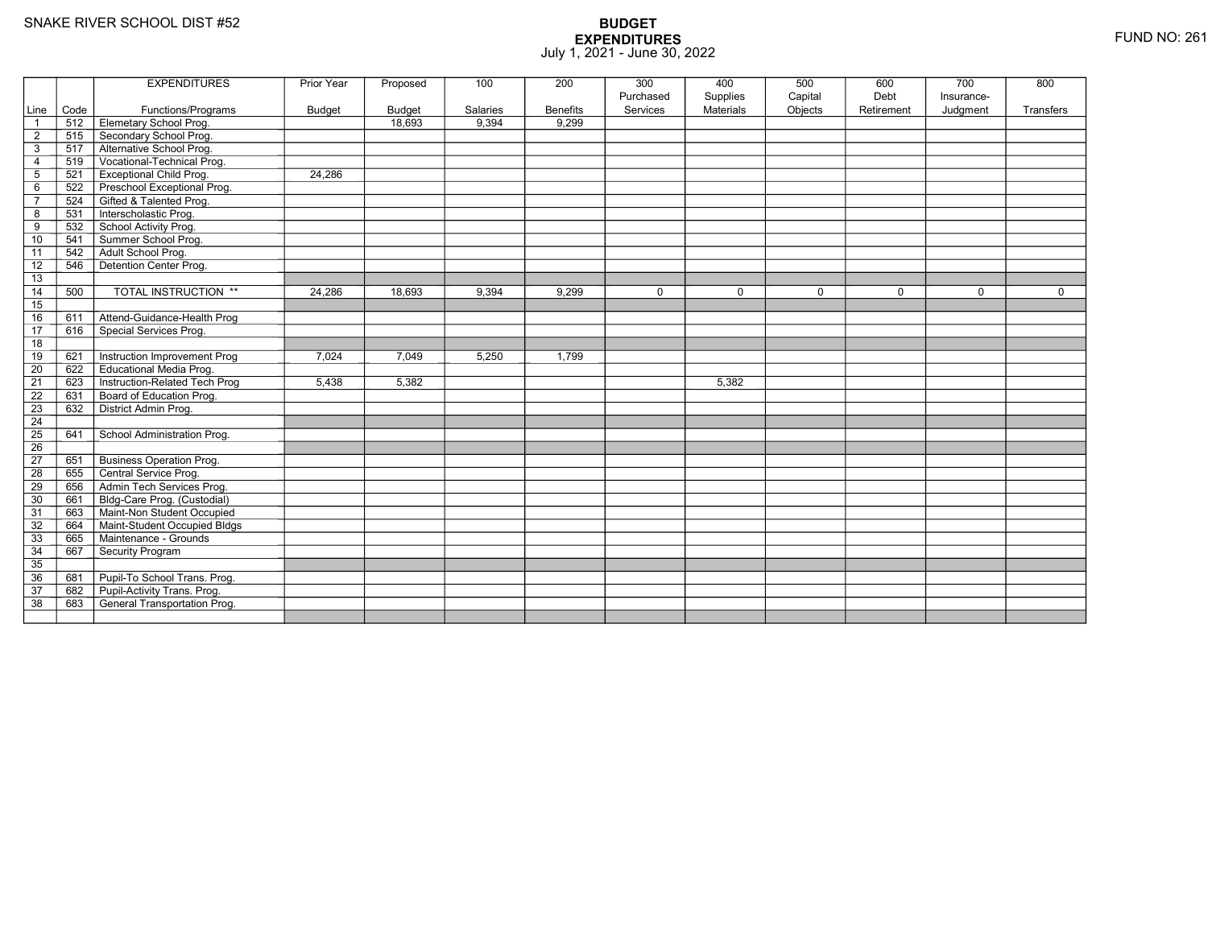SNAKE RIVER SCHOOL DIST #52

# BUDGET
## EXPENDITURES
July 1, 2021 - June 30, 2022

FUND NO: 261

| Line | Code | EXPENDITURES Functions/Programs | Prior Year Budget | Proposed Budget | 100 Salaries | 200 Benefits | 300 Purchased Services | 400 Supplies Materials | 500 Capital Objects | 600 Debt Retirement | 700 Insurance-Judgment | 800 Transfers |
|---|---|---|---|---|---|---|---|---|---|---|---|---|
| 1 | 512 | Elemetary School Prog. | | 18,693 | 9,394 | 9,299 | | | | | | |
| 2 | 515 | Secondary School Prog. | | | | | | | | | | |
| 3 | 517 | Alternative School Prog. | | | | | | | | | | |
| 4 | 519 | Vocational-Technical Prog. | | | | | | | | | | |
| 5 | 521 | Exceptional Child Prog. | 24,286 | | | | | | | | | |
| 6 | 522 | Preschool Exceptional Prog. | | | | | | | | | | |
| 7 | 524 | Gifted & Talented Prog. | | | | | | | | | | |
| 8 | 531 | Interscholastic Prog. | | | | | | | | | | |
| 9 | 532 | School Activity Prog. | | | | | | | | | | |
| 10 | 541 | Summer School Prog. | | | | | | | | | | |
| 11 | 542 | Adult School Prog. | | | | | | | | | | |
| 12 | 546 | Detention Center Prog. | | | | | | | | | | |
| 13 | | | | | | | | | | | | |
| 14 | 500 | TOTAL INSTRUCTION ** | 24,286 | 18,693 | 9,394 | 9,299 | 0 | 0 | 0 | 0 | 0 | 0 |
| 15 | | | | | | | | | | | | |
| 16 | 611 | Attend-Guidance-Health Prog | | | | | | | | | | |
| 17 | 616 | Special Services Prog. | | | | | | | | | | |
| 18 | | | | | | | | | | | | |
| 19 | 621 | Instruction Improvement Prog | 7,024 | 7,049 | 5,250 | 1,799 | | | | | | |
| 20 | 622 | Educational Media Prog. | | | | | | | | | | |
| 21 | 623 | Instruction-Related Tech Prog | 5,438 | 5,382 | | | | 5,382 | | | | |
| 22 | 631 | Board of Education Prog. | | | | | | | | | | |
| 23 | 632 | District Admin Prog. | | | | | | | | | | |
| 24 | | | | | | | | | | | | |
| 25 | 641 | School Administration Prog. | | | | | | | | | | |
| 26 | | | | | | | | | | | | |
| 27 | 651 | Business Operation Prog. | | | | | | | | | | |
| 28 | 655 | Central Service Prog. | | | | | | | | | | |
| 29 | 656 | Admin Tech Services Prog. | | | | | | | | | | |
| 30 | 661 | Bldg-Care Prog. (Custodial) | | | | | | | | | | |
| 31 | 663 | Maint-Non Student Occupied | | | | | | | | | | |
| 32 | 664 | Maint-Student Occupied Bldgs | | | | | | | | | | |
| 33 | 665 | Maintenance - Grounds | | | | | | | | | | |
| 34 | 667 | Security Program | | | | | | | | | | |
| 35 | | | | | | | | | | | | |
| 36 | 681 | Pupil-To School Trans. Prog. | | | | | | | | | | |
| 37 | 682 | Pupil-Activity Trans. Prog. | | | | | | | | | | |
| 38 | 683 | General Transportation Prog. | | | | | | | | | | |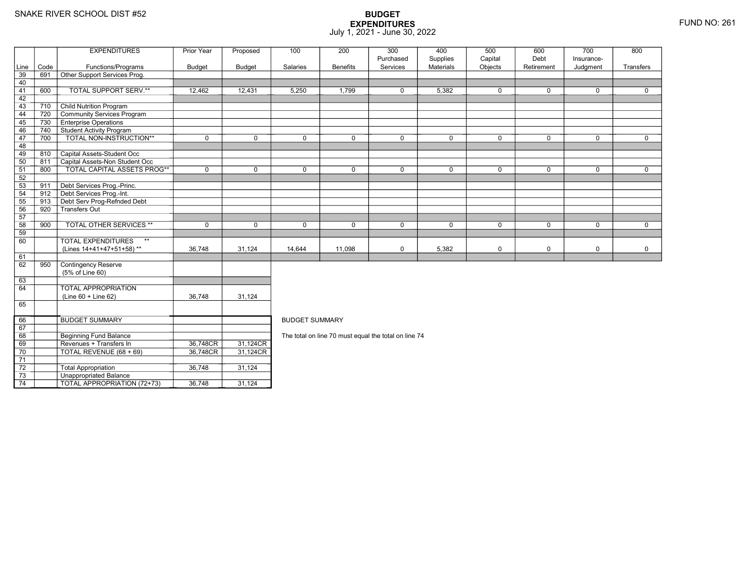SNAKE RIVER SCHOOL DIST #52

# BUDGET EXPENDITURES
July 1, 2021 - June 30, 2022

FUND NO: 261

| Line | Code | EXPENDITURES Functions/Programs | Prior Year Budget | Proposed Budget | 100 Salaries | 200 Benefits | 300 Purchased Services | 400 Supplies Materials | 500 Capital Objects | 600 Debt Retirement | 700 Insurance-Judgment | 800 Transfers |
|---|---|---|---|---|---|---|---|---|---|---|---|---|
| 39 | 691 | Other Support Services Prog. | | | | | | | | | | |
| 40 | | | | | | | | | | | | |
| 41 | 600 | TOTAL SUPPORT SERV.** | 12,462 | 12,431 | 5,250 | 1,799 | 0 | 5,382 | 0 | 0 | 0 | 0 |
| 42 | | | | | | | | | | | | |
| 43 | 710 | Child Nutrition Program | | | | | | | | | | |
| 44 | 720 | Community Services Program | | | | | | | | | | |
| 45 | 730 | Enterprise Operations | | | | | | | | | | |
| 46 | 740 | Student Activity Program | | | | | | | | | | |
| 47 | 700 | TOTAL NON-INSTRUCTION** | 0 | 0 | 0 | 0 | 0 | 0 | 0 | 0 | 0 | 0 |
| 48 | | | | | | | | | | | | |
| 49 | 810 | Capital Assets-Student Occ | | | | | | | | | | |
| 50 | 811 | Capital Assets-Non Student Occ | | | | | | | | | | |
| 51 | 800 | TOTAL CAPITAL ASSETS PROG** | 0 | 0 | 0 | 0 | 0 | 0 | 0 | 0 | 0 | 0 |
| 52 | | | | | | | | | | | | |
| 53 | 911 | Debt Services Prog.-Princ. | | | | | | | | | | |
| 54 | 912 | Debt Services Prog.-Int. | | | | | | | | | | |
| 55 | 913 | Debt Serv Prog-Refnded Debt | | | | | | | | | | |
| 56 | 920 | Transfers Out | | | | | | | | | | |
| 57 | | | | | | | | | | | | |
| 58 | 900 | TOTAL OTHER SERVICES ** | 0 | 0 | 0 | 0 | 0 | 0 | 0 | 0 | 0 | 0 |
| 59 | | | | | | | | | | | | |
| 60 | | TOTAL EXPENDITURES ** (Lines 14+41+47+51+58) ** | 36,748 | 31,124 | 14,644 | 11,098 | 0 | 5,382 | 0 | 0 | 0 | 0 |
| 61 | | | | | | | | | | | | |
| 62 | 950 | Contingency Reserve (5% of Line 60) | | | | | | | | | | |
| 63 | | | | | | | | | | | | |
| 64 | | TOTAL APPROPRIATION (Line 60 + Line 62) | 36,748 | 31,124 | | | | | | | | |
| 65 | | | | | | | | | | | | |
| 66 | | BUDGET SUMMARY | | | | | | | | | | |
| 67 | | | | | | | | | | | | |
| 68 | | Beginning Fund Balance | | | | | | | | | | |
| 69 | | Revenues + Transfers In | 36,748CR | 31,124CR | | | | | | | | |
| 70 | | TOTAL REVENUE (68 + 69) | 36,748CR | 31,124CR | | | | | | | | |
| 71 | | | | | | | | | | | | |
| 72 | | Total Appropriation | 36,748 | 31,124 | | | | | | | | |
| 73 | | Unappropriated Balance | | | | | | | | | | |
| 74 | | TOTAL APPROPRIATION (72+73) | 36,748 | 31,124 | | | | | | | | |

BUDGET SUMMARY

The total on line 70 must equal the total on line 74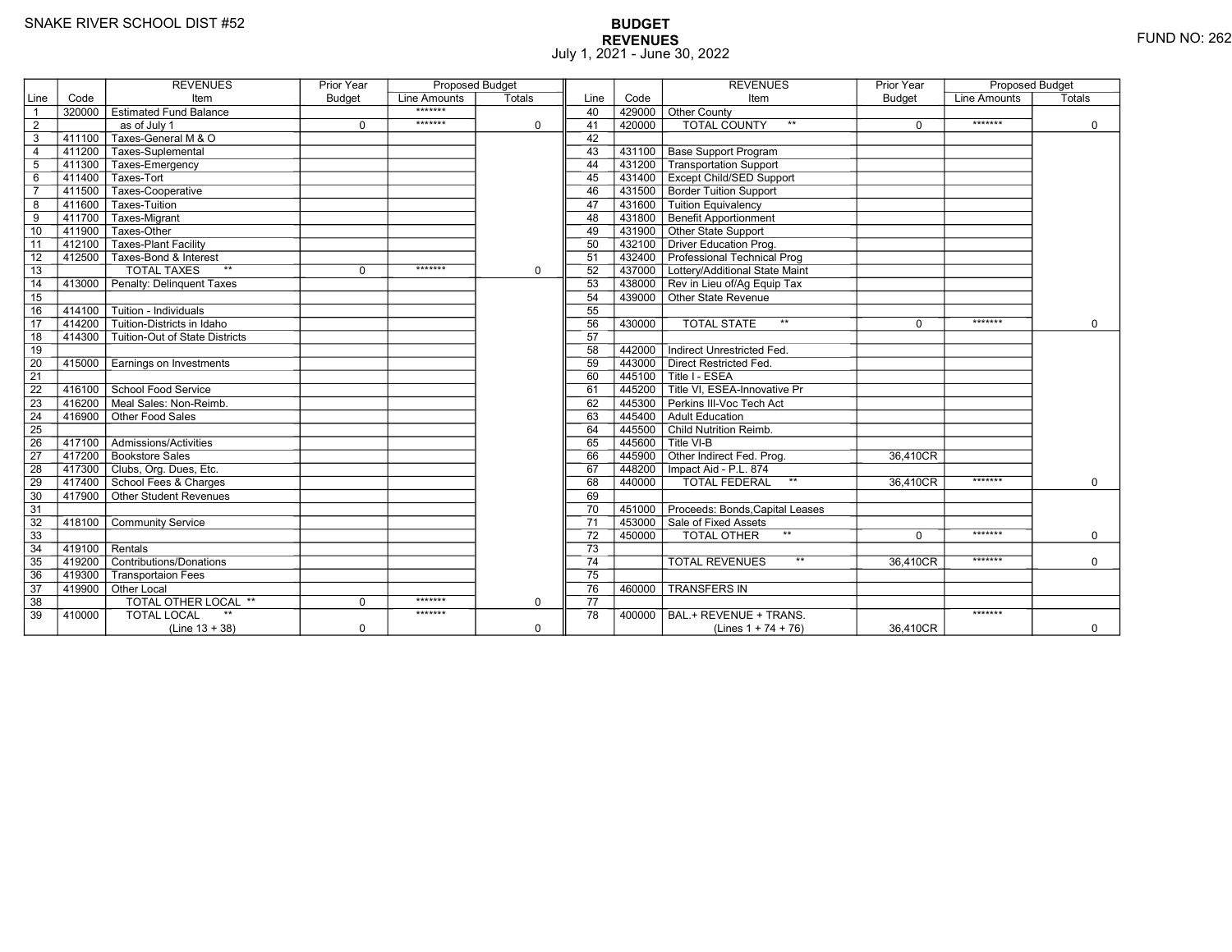SNAKE RIVER SCHOOL DIST #52

# BUDGET
## REVENUES
July 1, 2021 - June 30, 2022

FUND NO: 262

| Line | Code | REVENUES Item | Prior Year Budget | Proposed Budget Line Amounts | Proposed Budget Totals |
|---|---|---|---|---|---|
| 1 | 320000 | Estimated Fund Balance | | ******* | |
| 2 | | as of July 1 | 0 | ******* | 0 |
| 3 | 411100 | Taxes-General M & O | | | |
| 4 | 411200 | Taxes-Suplemental | | | |
| 5 | 411300 | Taxes-Emergency | | | |
| 6 | 411400 | Taxes-Tort | | | |
| 7 | 411500 | Taxes-Cooperative | | | |
| 8 | 411600 | Taxes-Tuition | | | |
| 9 | 411700 | Taxes-Migrant | | | |
| 10 | 411900 | Taxes-Other | | | |
| 11 | 412100 | Taxes-Plant Facility | | | |
| 12 | 412500 | Taxes-Bond & Interest | | | |
| 13 | | TOTAL TAXES ** | 0 | ******* | 0 |
| 14 | 413000 | Penalty: Delinquent Taxes | | | |
| 15 | | | | | |
| 16 | 414100 | Tuition - Individuals | | | |
| 17 | 414200 | Tuition-Districts in Idaho | | | |
| 18 | 414300 | Tuition-Out of State Districts | | | |
| 19 | | | | | |
| 20 | 415000 | Earnings on Investments | | | |
| 21 | | | | | |
| 22 | 416100 | School Food Service | | | |
| 23 | 416200 | Meal Sales: Non-Reimb. | | | |
| 24 | 416900 | Other Food Sales | | | |
| 25 | | | | | |
| 26 | 417100 | Admissions/Activities | | | |
| 27 | 417200 | Bookstore Sales | | | |
| 28 | 417300 | Clubs, Org. Dues, Etc. | | | |
| 29 | 417400 | School Fees & Charges | | | |
| 30 | 417900 | Other Student Revenues | | | |
| 31 | | | | | |
| 32 | 418100 | Community Service | | | |
| 33 | | | | | |
| 34 | 419100 | Rentals | | | |
| 35 | 419200 | Contributions/Donations | | | |
| 36 | 419300 | Transportaion Fees | | | |
| 37 | 419900 | Other Local | | | |
| 38 | | TOTAL OTHER LOCAL ** | 0 | ******* | 0 |
| 39 | 410000 | TOTAL LOCAL ** (Line 13 + 38) | 0 | ******* | 0 |
| 40 | 429000 | Other County | | | |
| 41 | 420000 | TOTAL COUNTY ** | 0 | ******* | 0 |
| 42 | | | | | |
| 43 | 431100 | Base Support Program | | | |
| 44 | 431200 | Transportation Support | | | |
| 45 | 431400 | Except Child/SED Support | | | |
| 46 | 431500 | Border Tuition Support | | | |
| 47 | 431600 | Tuition Equivalency | | | |
| 48 | 431800 | Benefit Apportionment | | | |
| 49 | 431900 | Other State Support | | | |
| 50 | 432100 | Driver Education Prog. | | | |
| 51 | 432400 | Professional Technical Prog | | | |
| 52 | 437000 | Lottery/Additional State Maint | | | |
| 53 | 438000 | Rev in Lieu of/Ag Equip Tax | | | |
| 54 | 439000 | Other State Revenue | | | |
| 55 | | | | | |
| 56 | 430000 | TOTAL STATE ** | 0 | ******* | 0 |
| 57 | | | | | |
| 58 | 442000 | Indirect Unrestricted Fed. | | | |
| 59 | 443000 | Direct Restricted Fed. | | | |
| 60 | 445100 | Title I - ESEA | | | |
| 61 | 445200 | Title VI, ESEA-Innovative Pr | | | |
| 62 | 445300 | Perkins III-Voc Tech Act | | | |
| 63 | 445400 | Adult Education | | | |
| 64 | 445500 | Child Nutrition Reimb. | | | |
| 65 | 445600 | Title VI-B | | | |
| 66 | 445900 | Other Indirect Fed. Prog. | 36,410CR | | |
| 67 | 448200 | Impact Aid - P.L. 874 | | | |
| 68 | 440000 | TOTAL FEDERAL ** | 36,410CR | ******* | 0 |
| 69 | | | | | |
| 70 | 451000 | Proceeds: Bonds,Capital Leases | | | |
| 71 | 453000 | Sale of Fixed Assets | | | |
| 72 | 450000 | TOTAL OTHER ** | 0 | ******* | 0 |
| 73 | | | | | |
| 74 | | TOTAL REVENUES ** | 36,410CR | ******* | 0 |
| 75 | | | | | |
| 76 | 460000 | TRANSFERS IN | | | |
| 77 | | | | | |
| 78 | 400000 | BAL.+ REVENUE + TRANS. (Lines 1 + 74 + 76) | 36,410CR | ******* | 0 |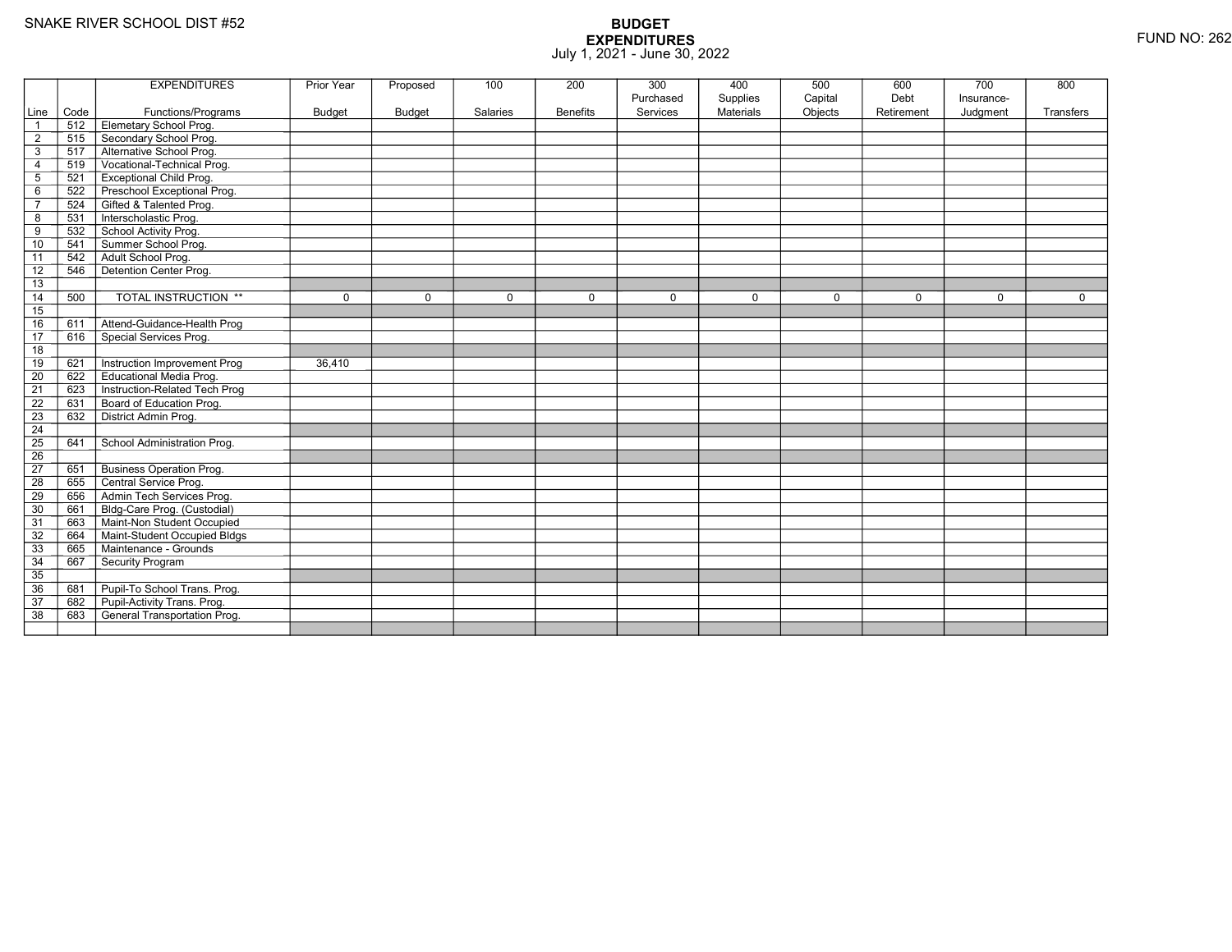SNAKE RIVER SCHOOL DIST #52

# BUDGET
## EXPENDITURES
July 1, 2021 - June 30, 2022

FUND NO: 262

| Line | Code | EXPENDITURES Functions/Programs | Prior Year Budget | Proposed Budget | 100 Salaries | 200 Benefits | 300 Purchased Services | 400 Supplies Materials | 500 Capital Objects | 600 Debt Retirement | 700 Insurance-Judgment | 800 Transfers |
|---|---|---|---|---|---|---|---|---|---|---|---|---|
| 1 | 512 | Elemetary School Prog. | | | | | | | | | | |
| 2 | 515 | Secondary School Prog. | | | | | | | | | | |
| 3 | 517 | Alternative School Prog. | | | | | | | | | | |
| 4 | 519 | Vocational-Technical Prog. | | | | | | | | | | |
| 5 | 521 | Exceptional Child Prog. | | | | | | | | | | |
| 6 | 522 | Preschool Exceptional Prog. | | | | | | | | | | |
| 7 | 524 | Gifted & Talented Prog. | | | | | | | | | | |
| 8 | 531 | Interscholastic Prog. | | | | | | | | | | |
| 9 | 532 | School Activity Prog. | | | | | | | | | | |
| 10 | 541 | Summer School Prog. | | | | | | | | | | |
| 11 | 542 | Adult School Prog. | | | | | | | | | | |
| 12 | 546 | Detention Center Prog. | | | | | | | | | | |
| 13 | | | | | | | | | | | | |
| 14 | 500 | TOTAL INSTRUCTION ** | 0 | 0 | 0 | 0 | 0 | 0 | 0 | 0 | 0 | 0 |
| 15 | | | | | | | | | | | | |
| 16 | 611 | Attend-Guidance-Health Prog | | | | | | | | | | |
| 17 | 616 | Special Services Prog. | | | | | | | | | | |
| 18 | | | | | | | | | | | | |
| 19 | 621 | Instruction Improvement Prog | 36,410 | | | | | | | | | |
| 20 | 622 | Educational Media Prog. | | | | | | | | | | |
| 21 | 623 | Instruction-Related Tech Prog | | | | | | | | | | |
| 22 | 631 | Board of Education Prog. | | | | | | | | | | |
| 23 | 632 | District Admin Prog. | | | | | | | | | | |
| 24 | | | | | | | | | | | | |
| 25 | 641 | School Administration Prog. | | | | | | | | | | |
| 26 | | | | | | | | | | | | |
| 27 | 651 | Business Operation Prog. | | | | | | | | | | |
| 28 | 655 | Central Service Prog. | | | | | | | | | | |
| 29 | 656 | Admin Tech Services Prog. | | | | | | | | | | |
| 30 | 661 | Bldg-Care Prog. (Custodial) | | | | | | | | | | |
| 31 | 663 | Maint-Non Student Occupied | | | | | | | | | | |
| 32 | 664 | Maint-Student Occupied Bldgs | | | | | | | | | | |
| 33 | 665 | Maintenance - Grounds | | | | | | | | | | |
| 34 | 667 | Security Program | | | | | | | | | | |
| 35 | | | | | | | | | | | | |
| 36 | 681 | Pupil-To School Trans. Prog. | | | | | | | | | | |
| 37 | 682 | Pupil-Activity Trans. Prog. | | | | | | | | | | |
| 38 | 683 | General Transportation Prog. | | | | | | | | | | |
| | | | | | | | | | | | | |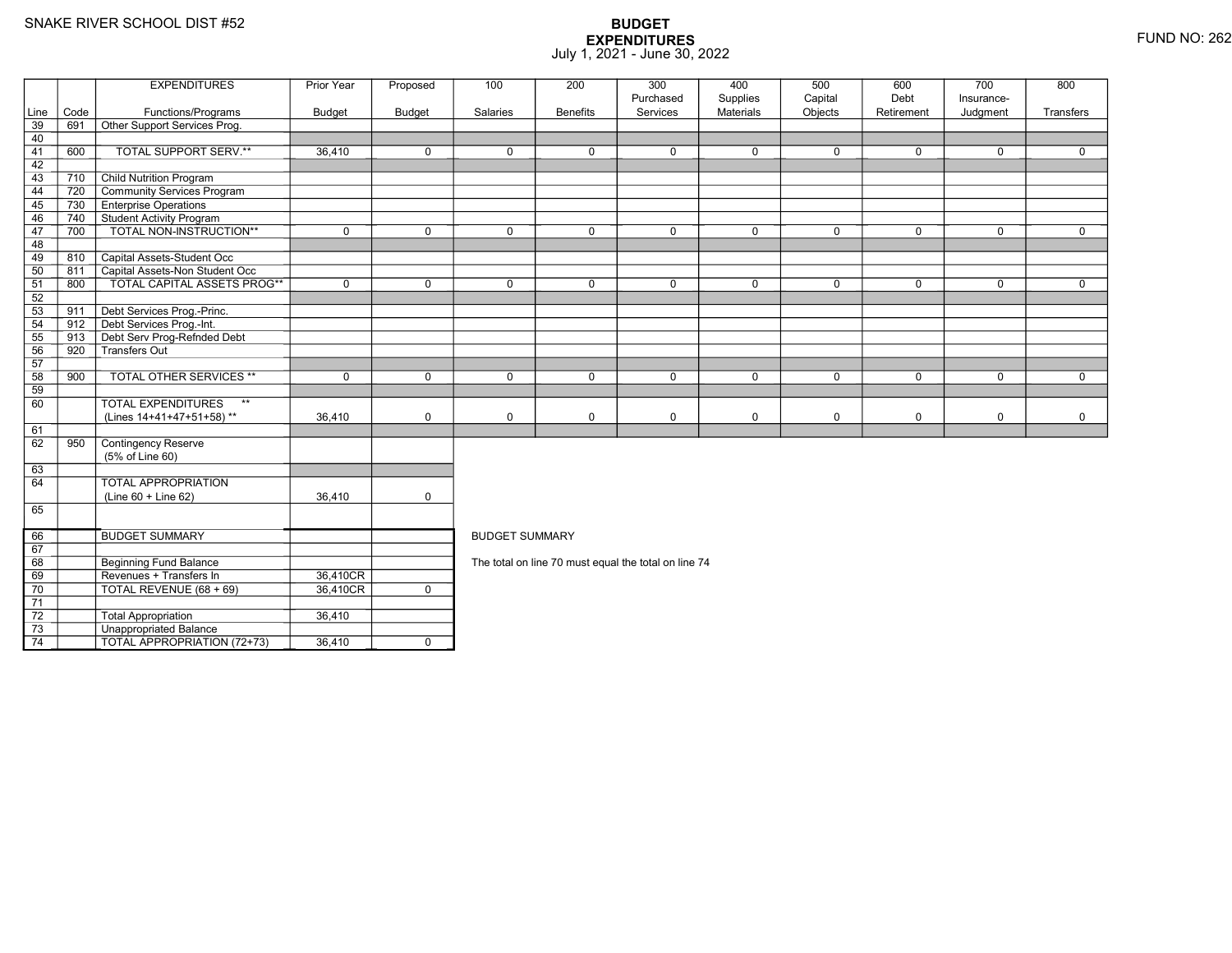SNAKE RIVER SCHOOL DIST #52

# BUDGET
## EXPENDITURES
July 1, 2021 - June 30, 2022

FUND NO: 262

| Line | Code | EXPENDITURES Functions/Programs | Prior Year Budget | Proposed Budget | 100 Salaries | 200 Benefits | 300 Purchased Services | 400 Supplies Materials | 500 Capital Objects | 600 Debt Retirement | 700 Insurance-Judgment | 800 Transfers |
|---|---|---|---|---|---|---|---|---|---|---|---|---|
| 39 | 691 | Other Support Services Prog. | | | | | | | | | | |
| 40 | | | | | | | | | | | | |
| 41 | 600 | TOTAL SUPPORT SERV.** | 36,410 | 0 | 0 | 0 | 0 | 0 | 0 | 0 | 0 | 0 |
| 42 | | | | | | | | | | | | |
| 43 | 710 | Child Nutrition Program | | | | | | | | | | |
| 44 | 720 | Community Services Program | | | | | | | | | | |
| 45 | 730 | Enterprise Operations | | | | | | | | | | |
| 46 | 740 | Student Activity Program | | | | | | | | | | |
| 47 | 700 | TOTAL NON-INSTRUCTION** | 0 | 0 | 0 | 0 | 0 | 0 | 0 | 0 | 0 | 0 |
| 48 | | | | | | | | | | | | |
| 49 | 810 | Capital Assets-Student Occ | | | | | | | | | | |
| 50 | 811 | Capital Assets-Non Student Occ | | | | | | | | | | |
| 51 | 800 | TOTAL CAPITAL ASSETS PROG** | 0 | 0 | 0 | 0 | 0 | 0 | 0 | 0 | 0 | 0 |
| 52 | | | | | | | | | | | | |
| 53 | 911 | Debt Services Prog.-Princ. | | | | | | | | | | |
| 54 | 912 | Debt Services Prog.-Int. | | | | | | | | | | |
| 55 | 913 | Debt Serv Prog-Refnded Debt | | | | | | | | | | |
| 56 | 920 | Transfers Out | | | | | | | | | | |
| 57 | | | | | | | | | | | | |
| 58 | 900 | TOTAL OTHER SERVICES ** | 0 | 0 | 0 | 0 | 0 | 0 | 0 | 0 | 0 | 0 |
| 59 | | | | | | | | | | | | |
| 60 | | TOTAL EXPENDITURES ** (Lines 14+41+47+51+58) ** | 36,410 | 0 | 0 | 0 | 0 | 0 | 0 | 0 | 0 | 0 |
| 61 | | | | | | | | | | | | |
| 62 | 950 | Contingency Reserve (5% of Line 60) | | | | | | | | | | |
| 63 | | | | | | | | | | | | |
| 64 | | TOTAL APPROPRIATION (Line 60 + Line 62) | 36,410 | 0 | | | | | | | | |
| 65 | | | | | | | | | | | | |
| 66 | | BUDGET SUMMARY | | | | | | | | | | |
| 67 | | | | | | | | | | | | |
| 68 | | Beginning Fund Balance | | | | | | | | | | |
| 69 | | Revenues + Transfers In | 36,410CR | | | | | | | | | |
| 70 | | TOTAL REVENUE (68 + 69) | 36,410CR | 0 | | | | | | | | |
| 71 | | | | | | | | | | | | |
| 72 | | Total Appropriation | 36,410 | | | | | | | | | |
| 73 | | Unappropriated Balance | | | | | | | | | | |
| 74 | | TOTAL APPROPRIATION (72+73) | 36,410 | 0 | | | | | | | | |

BUDGET SUMMARY

The total on line 70 must equal the total on line 74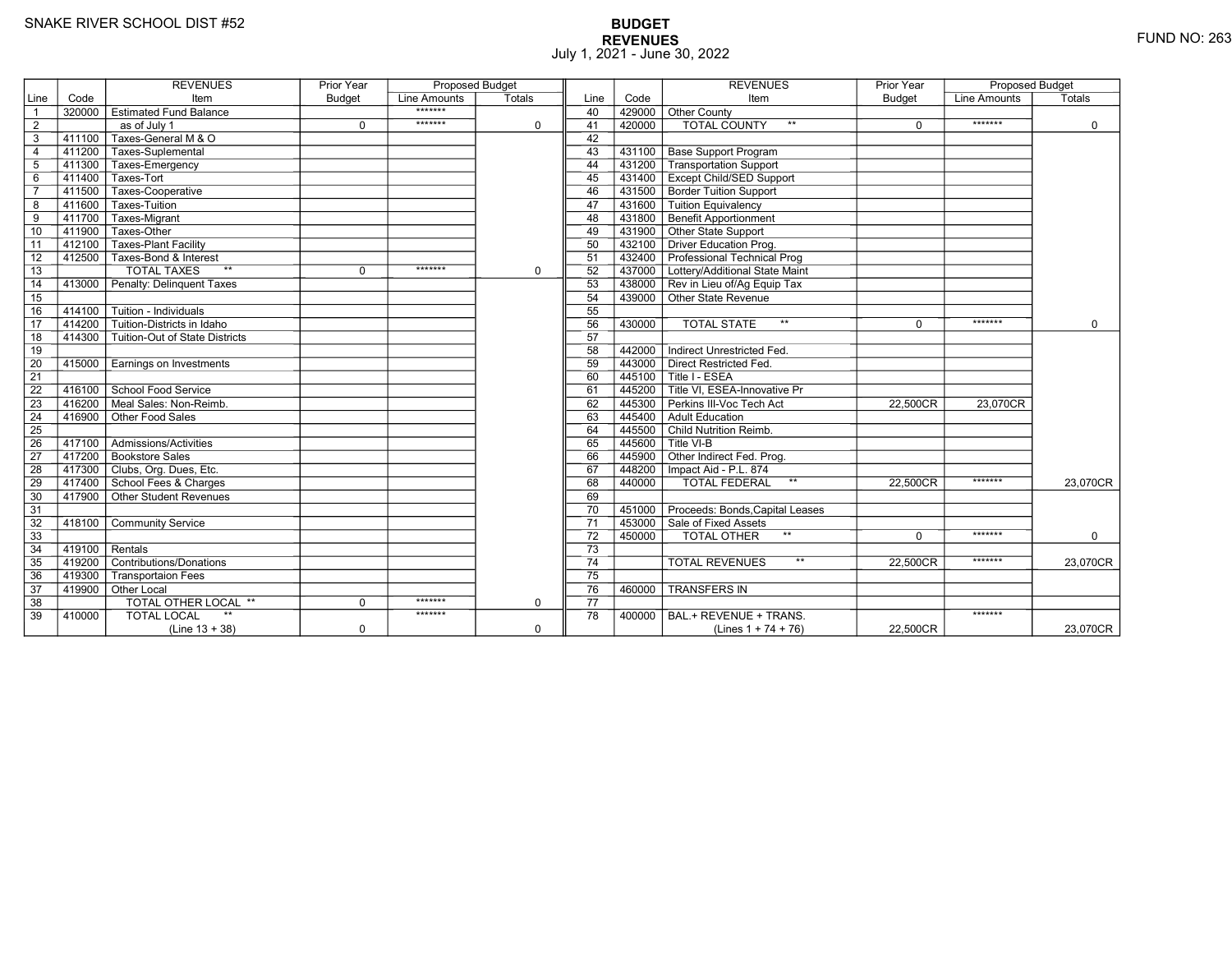SNAKE RIVER SCHOOL DIST #52

**BUDGET**
**REVENUES**
July 1, 2021 - June 30, 2022

FUND NO: 263

| Line | Code | REVENUES Item | Prior Year Budget | Proposed Budget Line Amounts | Proposed Budget Totals | Line | Code | REVENUES Item | Prior Year Budget | Proposed Budget Line Amounts | Proposed Budget Totals |
|---|---|---|---|---|---|---|---|---|---|---|---|
| 1 | 320000 | Estimated Fund Balance | | ******* | | 40 | 429000 | Other County | | | |
| 2 | | as of July 1 | 0 | ******* | 0 | 41 | 420000 | TOTAL COUNTY ** | 0 | ******* | 0 |
| 3 | 411100 | Taxes-General M & O | | | | 42 | | | | | |
| 4 | 411200 | Taxes-Suplemental | | | | 43 | 431100 | Base Support Program | | | |
| 5 | 411300 | Taxes-Emergency | | | | 44 | 431200 | Transportation Support | | | |
| 6 | 411400 | Taxes-Tort | | | | 45 | 431400 | Except Child/SED Support | | | |
| 7 | 411500 | Taxes-Cooperative | | | | 46 | 431500 | Border Tuition Support | | | |
| 8 | 411600 | Taxes-Tuition | | | | 47 | 431600 | Tuition Equivalency | | | |
| 9 | 411700 | Taxes-Migrant | | | | 48 | 431800 | Benefit Apportionment | | | |
| 10 | 411900 | Taxes-Other | | | | 49 | 431900 | Other State Support | | | |
| 11 | 412100 | Taxes-Plant Facility | | | | 50 | 432100 | Driver Education Prog. | | | |
| 12 | 412500 | Taxes-Bond & Interest | | | | 51 | 432400 | Professional Technical Prog | | | |
| 13 | | TOTAL TAXES ** | 0 | ******* | 0 | 52 | 437000 | Lottery/Additional State Maint | | | |
| 14 | 413000 | Penalty: Delinquent Taxes | | | | 53 | 438000 | Rev in Lieu of/Ag Equip Tax | | | |
| 15 | | | | | | 54 | 439000 | Other State Revenue | | | |
| 16 | 414100 | Tuition - Individuals | | | | 55 | | | | | |
| 17 | 414200 | Tuition-Districts in Idaho | | | | 56 | 430000 | TOTAL STATE ** | 0 | ******* | 0 |
| 18 | 414300 | Tuition-Out of State Districts | | | | 57 | | | | | |
| 19 | | | | | | 58 | 442000 | Indirect Unrestricted Fed. | | | |
| 20 | 415000 | Earnings on Investments | | | | 59 | 443000 | Direct Restricted Fed. | | | |
| 21 | | | | | | 60 | 445100 | Title I - ESEA | | | |
| 22 | 416100 | School Food Service | | | | 61 | 445200 | Title VI, ESEA-Innovative Pr | | | |
| 23 | 416200 | Meal Sales: Non-Reimb. | | | | 62 | 445300 | Perkins III-Voc Tech Act | 22,500CR | 23,070CR | |
| 24 | 416900 | Other Food Sales | | | | 63 | 445400 | Adult Education | | | |
| 25 | | | | | | 64 | 445500 | Child Nutrition Reimb. | | | |
| 26 | 417100 | Admissions/Activities | | | | 65 | 445600 | Title VI-B | | | |
| 27 | 417200 | Bookstore Sales | | | | 66 | 445900 | Other Indirect Fed. Prog. | | | |
| 28 | 417300 | Clubs, Org. Dues, Etc. | | | | 67 | 448200 | Impact Aid - P.L. 874 | | | |
| 29 | 417400 | School Fees & Charges | | | | 68 | 440000 | TOTAL FEDERAL ** | 22,500CR | ******* | 23,070CR |
| 30 | 417900 | Other Student Revenues | | | | 69 | | | | | |
| 31 | | | | | | 70 | 451000 | Proceeds: Bonds,Capital Leases | | | |
| 32 | 418100 | Community Service | | | | 71 | 453000 | Sale of Fixed Assets | | | |
| 33 | | | | | | 72 | 450000 | TOTAL OTHER ** | 0 | ******* | 0 |
| 34 | 419100 | Rentals | | | | 73 | | | | | |
| 35 | 419200 | Contributions/Donations | | | | 74 | | TOTAL REVENUES ** | 22,500CR | ******* | 23,070CR |
| 36 | 419300 | Transportaion Fees | | | | 75 | | | | | |
| 37 | 419900 | Other Local | | | | 76 | 460000 | TRANSFERS IN | | | |
| 38 | | TOTAL OTHER LOCAL ** | 0 | ******* | 0 | 77 | | | | | |
| 39 | 410000 | TOTAL LOCAL ** (Line 13 + 38) | 0 | ******* | 0 | 78 | 400000 | BAL.+ REVENUE + TRANS. (Lines 1 + 74 + 76) | 22,500CR | ******* | 23,070CR |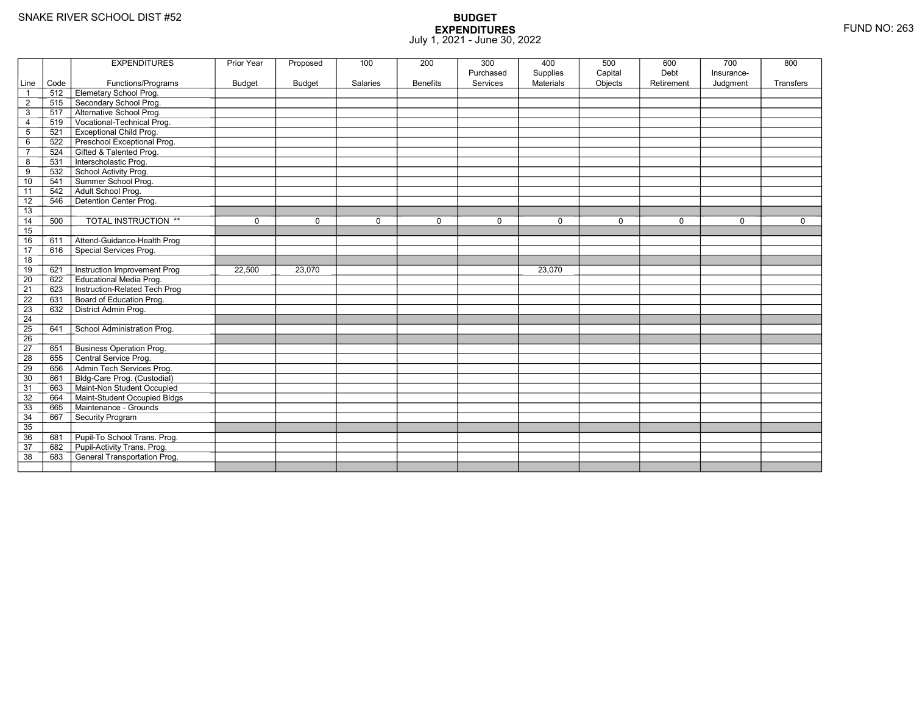SNAKE RIVER SCHOOL DIST #52

# BUDGET
## EXPENDITURES
July 1, 2021 - June 30, 2022

FUND NO: 263

| Line | Code | EXPENDITURES Functions/Programs | Prior Year Budget | Proposed Budget | 100 Salaries | 200 Benefits | 300 Purchased Services | 400 Supplies Materials | 500 Capital Objects | 600 Debt Retirement | 700 Insurance-Judgment | 800 Transfers |
|---|---|---|---|---|---|---|---|---|---|---|---|---|
| 1 | 512 | Elemetary School Prog. | | | | | | | | | | |
| 2 | 515 | Secondary School Prog. | | | | | | | | | | |
| 3 | 517 | Alternative School Prog. | | | | | | | | | | |
| 4 | 519 | Vocational-Technical Prog. | | | | | | | | | | |
| 5 | 521 | Exceptional Child Prog. | | | | | | | | | | |
| 6 | 522 | Preschool Exceptional Prog. | | | | | | | | | | |
| 7 | 524 | Gifted & Talented Prog. | | | | | | | | | | |
| 8 | 531 | Interscholastic Prog. | | | | | | | | | | |
| 9 | 532 | School Activity Prog. | | | | | | | | | | |
| 10 | 541 | Summer School Prog. | | | | | | | | | | |
| 11 | 542 | Adult School Prog. | | | | | | | | | | |
| 12 | 546 | Detention Center Prog. | | | | | | | | | | |
| 13 | | | | | | | | | | | | |
| 14 | 500 | TOTAL INSTRUCTION ** | 0 | 0 | 0 | 0 | 0 | 0 | 0 | 0 | 0 | 0 |
| 15 | | | | | | | | | | | | |
| 16 | 611 | Attend-Guidance-Health Prog | | | | | | | | | | |
| 17 | 616 | Special Services Prog. | | | | | | | | | | |
| 18 | | | | | | | | | | | | |
| 19 | 621 | Instruction Improvement Prog | 22,500 | 23,070 | | | | 23,070 | | | | |
| 20 | 622 | Educational Media Prog. | | | | | | | | | | |
| 21 | 623 | Instruction-Related Tech Prog | | | | | | | | | | |
| 22 | 631 | Board of Education Prog. | | | | | | | | | | |
| 23 | 632 | District Admin Prog. | | | | | | | | | | |
| 24 | | | | | | | | | | | | |
| 25 | 641 | School Administration Prog. | | | | | | | | | | |
| 26 | | | | | | | | | | | | |
| 27 | 651 | Business Operation Prog. | | | | | | | | | | |
| 28 | 655 | Central Service Prog. | | | | | | | | | | |
| 29 | 656 | Admin Tech Services Prog. | | | | | | | | | | |
| 30 | 661 | Bldg-Care Prog. (Custodial) | | | | | | | | | | |
| 31 | 663 | Maint-Non Student Occupied | | | | | | | | | | |
| 32 | 664 | Maint-Student Occupied Bldgs | | | | | | | | | | |
| 33 | 665 | Maintenance - Grounds | | | | | | | | | | |
| 34 | 667 | Security Program | | | | | | | | | | |
| 35 | | | | | | | | | | | | |
| 36 | 681 | Pupil-To School Trans. Prog. | | | | | | | | | | |
| 37 | 682 | Pupil-Activity Trans. Prog. | | | | | | | | | | |
| 38 | 683 | General Transportation Prog. | | | | | | | | | | |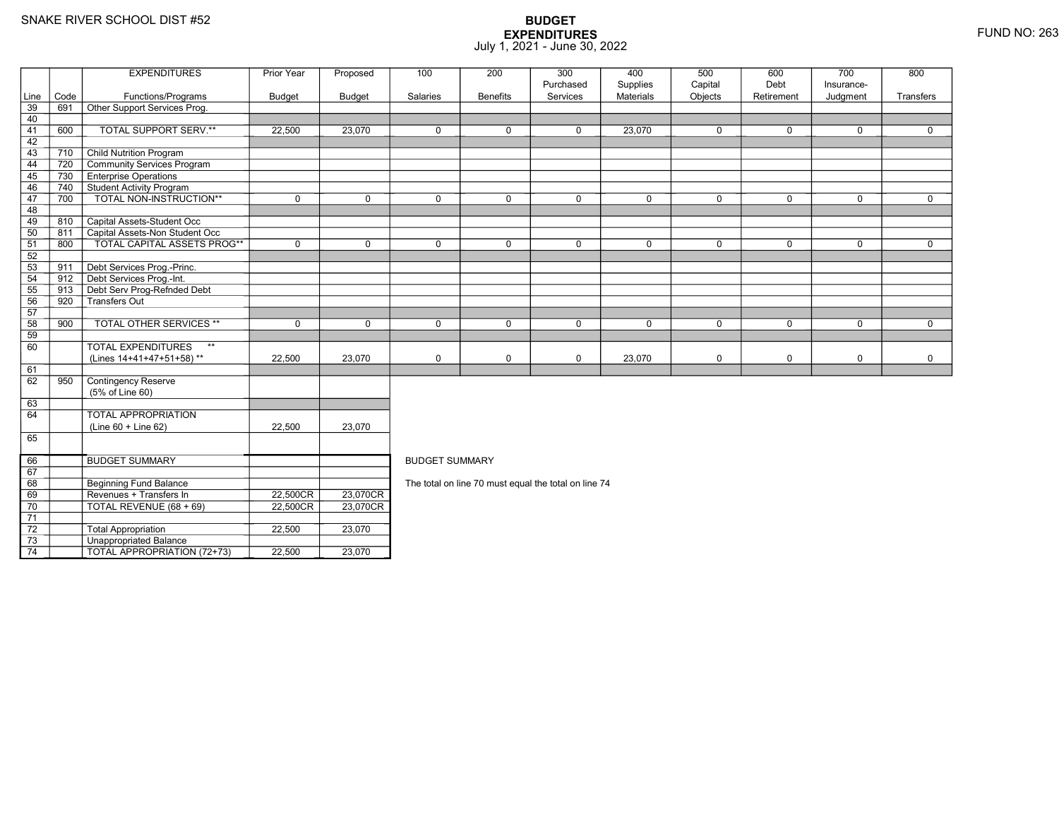SNAKE RIVER SCHOOL DIST #52

# BUDGET
## EXPENDITURES
July 1, 2021 - June 30, 2022

FUND NO: 263

| Line | Code | EXPENDITURES Functions/Programs | Prior Year Budget | Proposed Budget | 100 Salaries | 200 Benefits | 300 Purchased Services | 400 Supplies Materials | 500 Capital Objects | 600 Debt Retirement | 700 Insurance-Judgment | 800 Transfers |
|---|---|---|---|---|---|---|---|---|---|---|---|---|
| 39 | 691 | Other Support Services Prog. | | | | | | | | | | |
| 40 | | | | | | | | | | | | |
| 41 | 600 | TOTAL SUPPORT SERV.** | 22,500 | 23,070 | 0 | 0 | 0 | 23,070 | 0 | 0 | 0 | 0 |
| 42 | | | | | | | | | | | | |
| 43 | 710 | Child Nutrition Program | | | | | | | | | | |
| 44 | 720 | Community Services Program | | | | | | | | | | |
| 45 | 730 | Enterprise Operations | | | | | | | | | | |
| 46 | 740 | Student Activity Program | | | | | | | | | | |
| 47 | 700 | TOTAL NON-INSTRUCTION** | 0 | 0 | 0 | 0 | 0 | 0 | 0 | 0 | 0 | 0 |
| 48 | | | | | | | | | | | | |
| 49 | 810 | Capital Assets-Student Occ | | | | | | | | | | |
| 50 | 811 | Capital Assets-Non Student Occ | | | | | | | | | | |
| 51 | 800 | TOTAL CAPITAL ASSETS PROG** | 0 | 0 | 0 | 0 | 0 | 0 | 0 | 0 | 0 | 0 |
| 52 | | | | | | | | | | | | |
| 53 | 911 | Debt Services Prog.-Princ. | | | | | | | | | | |
| 54 | 912 | Debt Services Prog.-Int. | | | | | | | | | | |
| 55 | 913 | Debt Serv Prog-Refnded Debt | | | | | | | | | | |
| 56 | 920 | Transfers Out | | | | | | | | | | |
| 57 | | | | | | | | | | | | |
| 58 | 900 | TOTAL OTHER SERVICES ** | 0 | 0 | 0 | 0 | 0 | 0 | 0 | 0 | 0 | 0 |
| 59 | | | | | | | | | | | | |
| 60 | | TOTAL EXPENDITURES ** (Lines 14+41+47+51+58) ** | 22,500 | 23,070 | 0 | 0 | 0 | 23,070 | 0 | 0 | 0 | 0 |
| 61 | | | | | | | | | | | | |
| 62 | 950 | Contingency Reserve (5% of Line 60) | | | | | | | | | | |
| 63 | | | | | | | | | | | | |
| 64 | | TOTAL APPROPRIATION (Line 60 + Line 62) | 22,500 | 23,070 | | | | | | | | |
| 65 | | | | | | | | | | | | |

| Line | Code | | Prior Year Budget | Proposed Budget |
|---|---|---|---|---|
| 66 | | BUDGET SUMMARY | | |
| 67 | | | | |
| 68 | | Beginning Fund Balance | | |
| 69 | | Revenues + Transfers In | 22,500CR | 23,070CR |
| 70 | | TOTAL REVENUE (68 + 69) | 22,500CR | 23,070CR |
| 71 | | | | |
| 72 | | Total Appropriation | 22,500 | 23,070 |
| 73 | | Unappropriated Balance | | |
| 74 | | TOTAL APPROPRIATION (72+73) | 22,500 | 23,070 |

BUDGET SUMMARY

The total on line 70 must equal the total on line 74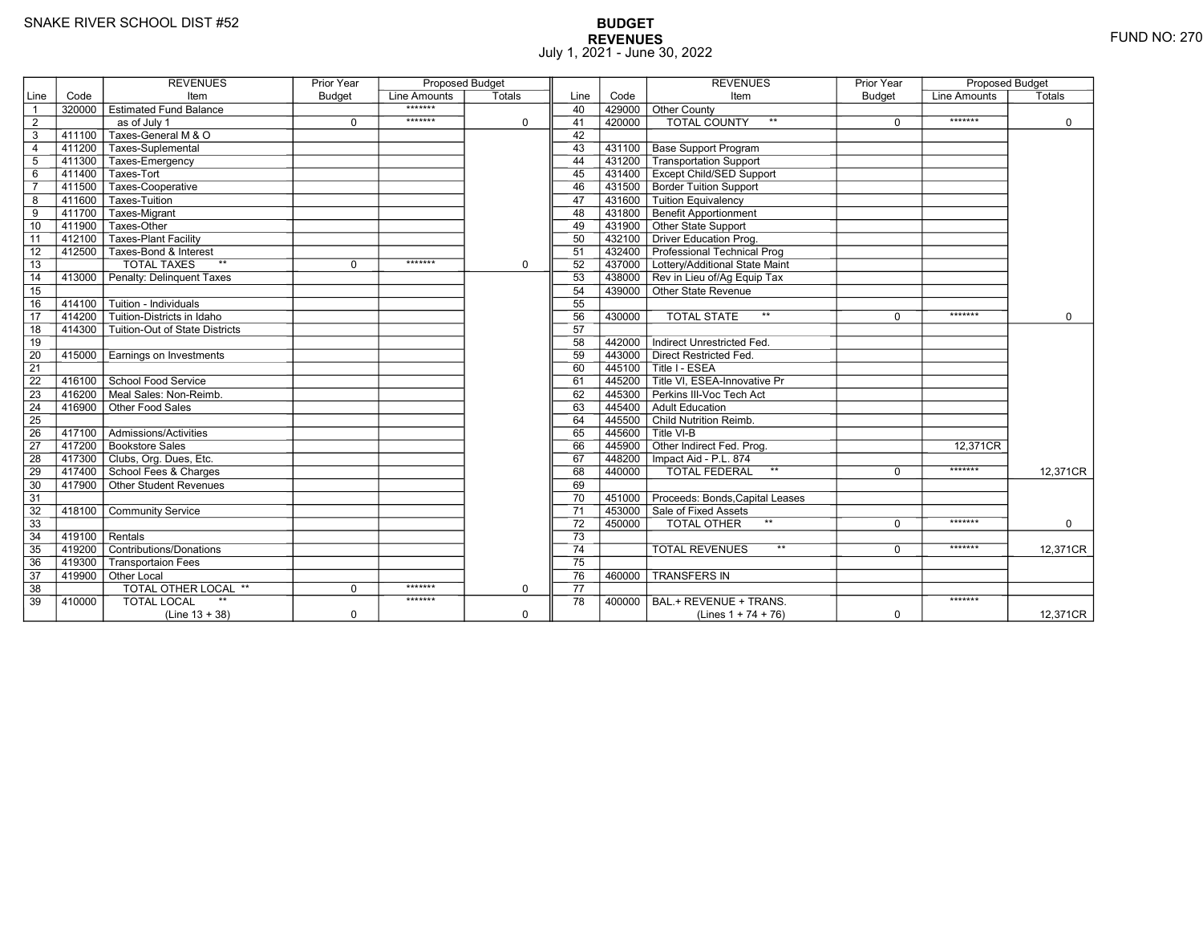SNAKE RIVER SCHOOL DIST #52

# BUDGET
## REVENUES
July 1, 2021 - June 30, 2022

FUND NO: 270

| Line | Code | REVENUES Item | Prior Year Budget | Proposed Budget Line Amounts | Proposed Budget Totals | Line | Code | REVENUES Item | Prior Year Budget | Proposed Budget Line Amounts | Proposed Budget Totals |
|---|---|---|---|---|---|---|---|---|---|---|---|
| 1 | 320000 | Estimated Fund Balance | | ******* | | 40 | 429000 | Other County | | | |
| 2 | | as of July 1 | 0 | ******* | 0 | 41 | 420000 | TOTAL COUNTY ** | 0 | ******* | 0 |
| 3 | 411100 | Taxes-General M & O | | | | 42 | | | | | |
| 4 | 411200 | Taxes-Suplemental | | | | 43 | 431100 | Base Support Program | | | |
| 5 | 411300 | Taxes-Emergency | | | | 44 | 431200 | Transportation Support | | | |
| 6 | 411400 | Taxes-Tort | | | | 45 | 431400 | Except Child/SED Support | | | |
| 7 | 411500 | Taxes-Cooperative | | | | 46 | 431500 | Border Tuition Support | | | |
| 8 | 411600 | Taxes-Tuition | | | | 47 | 431600 | Tuition Equivalency | | | |
| 9 | 411700 | Taxes-Migrant | | | | 48 | 431800 | Benefit Apportionment | | | |
| 10 | 411900 | Taxes-Other | | | | 49 | 431900 | Other State Support | | | |
| 11 | 412100 | Taxes-Plant Facility | | | | 50 | 432100 | Driver Education Prog. | | | |
| 12 | 412500 | Taxes-Bond & Interest | | | | 51 | 432400 | Professional Technical Prog | | | |
| 13 | | TOTAL TAXES ** | 0 | ******* | 0 | 52 | 437000 | Lottery/Additional State Maint | | | |
| 14 | 413000 | Penalty: Delinquent Taxes | | | | 53 | 438000 | Rev in Lieu of/Ag Equip Tax | | | |
| 15 | | | | | | 54 | 439000 | Other State Revenue | | | |
| 16 | 414100 | Tuition - Individuals | | | | 55 | | | | | |
| 17 | 414200 | Tuition-Districts in Idaho | | | | 56 | 430000 | TOTAL STATE ** | 0 | ******* | 0 |
| 18 | 414300 | Tuition-Out of State Districts | | | | 57 | | | | | |
| 19 | | | | | | 58 | 442000 | Indirect Unrestricted Fed. | | | |
| 20 | 415000 | Earnings on Investments | | | | 59 | 443000 | Direct Restricted Fed. | | | |
| 21 | | | | | | 60 | 445100 | Title I - ESEA | | | |
| 22 | 416100 | School Food Service | | | | 61 | 445200 | Title VI, ESEA-Innovative Pr | | | |
| 23 | 416200 | Meal Sales: Non-Reimb. | | | | 62 | 445300 | Perkins III-Voc Tech Act | | | |
| 24 | 416900 | Other Food Sales | | | | 63 | 445400 | Adult Education | | | |
| 25 | | | | | | 64 | 445500 | Child Nutrition Reimb. | | | |
| 26 | 417100 | Admissions/Activities | | | | 65 | 445600 | Title VI-B | | | |
| 27 | 417200 | Bookstore Sales | | | | 66 | 445900 | Other Indirect Fed. Prog. | | 12,371CR | |
| 28 | 417300 | Clubs, Org. Dues, Etc. | | | | 67 | 448200 | Impact Aid - P.L. 874 | | | |
| 29 | 417400 | School Fees & Charges | | | | 68 | 440000 | TOTAL FEDERAL ** | 0 | ******* | 12,371CR |
| 30 | 417900 | Other Student Revenues | | | | 69 | | | | | |
| 31 | | | | | | 70 | 451000 | Proceeds: Bonds,Capital Leases | | | |
| 32 | 418100 | Community Service | | | | 71 | 453000 | Sale of Fixed Assets | | | |
| 33 | | | | | | 72 | 450000 | TOTAL OTHER ** | 0 | ******* | 0 |
| 34 | 419100 | Rentals | | | | 73 | | | | | |
| 35 | 419200 | Contributions/Donations | | | | 74 | | TOTAL REVENUES ** | 0 | ******* | 12,371CR |
| 36 | 419300 | Transportaion Fees | | | | 75 | | | | | |
| 37 | 419900 | Other Local | | | | 76 | 460000 | TRANSFERS IN | | | |
| 38 | | TOTAL OTHER LOCAL ** | 0 | ******* | 0 | 77 | | | | | |
| 39 | 410000 | TOTAL LOCAL ** (Line 13 + 38) | 0 | ******* | 0 | 78 | 400000 | BAL.+ REVENUE + TRANS. (Lines 1 + 74 + 76) | 0 | ******* | 12,371CR |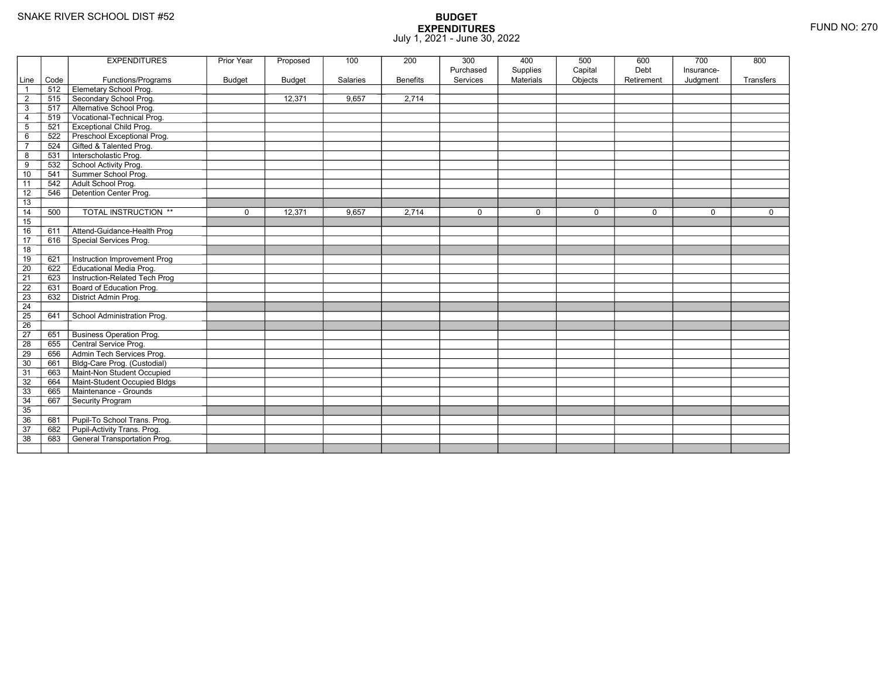SNAKE RIVER SCHOOL DIST #52

FUND NO: 270

# BUDGET
## EXPENDITURES
July 1, 2021 - June 30, 2022

| Line | Code | EXPENDITURES Functions/Programs | Prior Year Budget | Proposed Budget | 100 Salaries | 200 Benefits | 300 Purchased Services | 400 Supplies Materials | 500 Capital Objects | 600 Debt Retirement | 700 Insurance-Judgment | 800 Transfers |
|---|---|---|---|---|---|---|---|---|---|---|---|---|
| 1 | 512 | Elemetary School Prog. | | | | | | | | | | |
| 2 | 515 | Secondary School Prog. | | 12,371 | 9,657 | 2,714 | | | | | | |
| 3 | 517 | Alternative School Prog. | | | | | | | | | | |
| 4 | 519 | Vocational-Technical Prog. | | | | | | | | | | |
| 5 | 521 | Exceptional Child Prog. | | | | | | | | | | |
| 6 | 522 | Preschool Exceptional Prog. | | | | | | | | | | |
| 7 | 524 | Gifted & Talented Prog. | | | | | | | | | | |
| 8 | 531 | Interscholastic Prog. | | | | | | | | | | |
| 9 | 532 | School Activity Prog. | | | | | | | | | | |
| 10 | 541 | Summer School Prog. | | | | | | | | | | |
| 11 | 542 | Adult School Prog. | | | | | | | | | | |
| 12 | 546 | Detention Center Prog. | | | | | | | | | | |
| 13 | | | | | | | | | | | | |
| 14 | 500 | TOTAL INSTRUCTION ** | 0 | 12,371 | 9,657 | 2,714 | 0 | 0 | 0 | 0 | 0 | 0 |
| 15 | | | | | | | | | | | | |
| 16 | 611 | Attend-Guidance-Health Prog | | | | | | | | | | |
| 17 | 616 | Special Services Prog. | | | | | | | | | | |
| 18 | | | | | | | | | | | | |
| 19 | 621 | Instruction Improvement Prog | | | | | | | | | | |
| 20 | 622 | Educational Media Prog. | | | | | | | | | | |
| 21 | 623 | Instruction-Related Tech Prog | | | | | | | | | | |
| 22 | 631 | Board of Education Prog. | | | | | | | | | | |
| 23 | 632 | District Admin Prog. | | | | | | | | | | |
| 24 | | | | | | | | | | | | |
| 25 | 641 | School Administration Prog. | | | | | | | | | | |
| 26 | | | | | | | | | | | | |
| 27 | 651 | Business Operation Prog. | | | | | | | | | | |
| 28 | 655 | Central Service Prog. | | | | | | | | | | |
| 29 | 656 | Admin Tech Services Prog. | | | | | | | | | | |
| 30 | 661 | Bldg-Care Prog. (Custodial) | | | | | | | | | | |
| 31 | 663 | Maint-Non Student Occupied | | | | | | | | | | |
| 32 | 664 | Maint-Student Occupied Bldgs | | | | | | | | | | |
| 33 | 665 | Maintenance - Grounds | | | | | | | | | | |
| 34 | 667 | Security Program | | | | | | | | | | |
| 35 | | | | | | | | | | | | |
| 36 | 681 | Pupil-To School Trans. Prog. | | | | | | | | | | |
| 37 | 682 | Pupil-Activity Trans. Prog. | | | | | | | | | | |
| 38 | 683 | General Transportation Prog. | | | | | | | | | | |
| | | | | | | | | | | | | |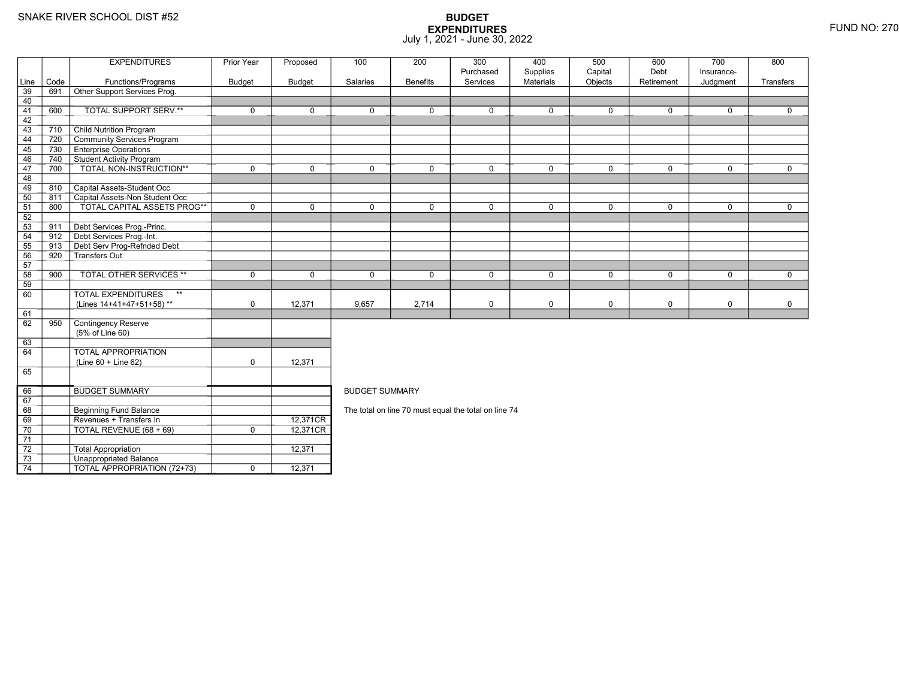SNAKE RIVER SCHOOL DIST #52

# BUDGET EXPENDITURES
July 1, 2021 - June 30, 2022

FUND NO: 270

| Line | Code | EXPENDITURES Functions/Programs | Prior Year Budget | Proposed Budget | 100 Salaries | 200 Benefits | 300 Purchased Services | 400 Supplies Materials | 500 Capital Objects | 600 Debt Retirement | 700 Insurance-Judgment | 800 Transfers |
|---|---|---|---|---|---|---|---|---|---|---|---|---|
| 39 | 691 | Other Support Services Prog. | | | | | | | | | | |
| 40 | | | | | | | | | | | | |
| 41 | 600 | TOTAL SUPPORT SERV.** | 0 | 0 | 0 | 0 | 0 | 0 | 0 | 0 | 0 | 0 |
| 42 | | | | | | | | | | | | |
| 43 | 710 | Child Nutrition Program | | | | | | | | | | |
| 44 | 720 | Community Services Program | | | | | | | | | | |
| 45 | 730 | Enterprise Operations | | | | | | | | | | |
| 46 | 740 | Student Activity Program | | | | | | | | | | |
| 47 | 700 | TOTAL NON-INSTRUCTION** | 0 | 0 | 0 | 0 | 0 | 0 | 0 | 0 | 0 | 0 |
| 48 | | | | | | | | | | | | |
| 49 | 810 | Capital Assets-Student Occ | | | | | | | | | | |
| 50 | 811 | Capital Assets-Non Student Occ | | | | | | | | | | |
| 51 | 800 | TOTAL CAPITAL ASSETS PROG** | 0 | 0 | 0 | 0 | 0 | 0 | 0 | 0 | 0 | 0 |
| 52 | | | | | | | | | | | | |
| 53 | 911 | Debt Services Prog.-Princ. | | | | | | | | | | |
| 54 | 912 | Debt Services Prog.-Int. | | | | | | | | | | |
| 55 | 913 | Debt Serv Prog-Refnded Debt | | | | | | | | | | |
| 56 | 920 | Transfers Out | | | | | | | | | | |
| 57 | | | | | | | | | | | | |
| 58 | 900 | TOTAL OTHER SERVICES ** | 0 | 0 | 0 | 0 | 0 | 0 | 0 | 0 | 0 | 0 |
| 59 | | | | | | | | | | | | |
| 60 | | TOTAL EXPENDITURES ** (Lines 14+41+47+51+58) ** | 0 | 12,371 | 9,657 | 2,714 | 0 | 0 | 0 | 0 | 0 | 0 |
| 61 | | | | | | | | | | | | |
| 62 | 950 | Contingency Reserve (5% of Line 60) | | | | | | | | | | |
| 63 | | | | | | | | | | | | |
| 64 | | TOTAL APPROPRIATION (Line 60 + Line 62) | 0 | 12,371 | | | | | | | | |
| 65 | | | | | | | | | | | | |

| Line | | BUDGET SUMMARY | Prior Year Budget | Proposed Budget |
|---|---|---|---|---|
| 66 | | BUDGET SUMMARY | | |
| 67 | | | | |
| 68 | | Beginning Fund Balance | | |
| 69 | | Revenues + Transfers In | | 12,371CR |
| 70 | | TOTAL REVENUE (68 + 69) | 0 | 12,371CR |
| 71 | | | | |
| 72 | | Total Appropriation | | 12,371 |
| 73 | | Unappropriated Balance | | |
| 74 | | TOTAL APPROPRIATION (72+73) | 0 | 12,371 |

BUDGET SUMMARY

The total on line 70 must equal the total on line 74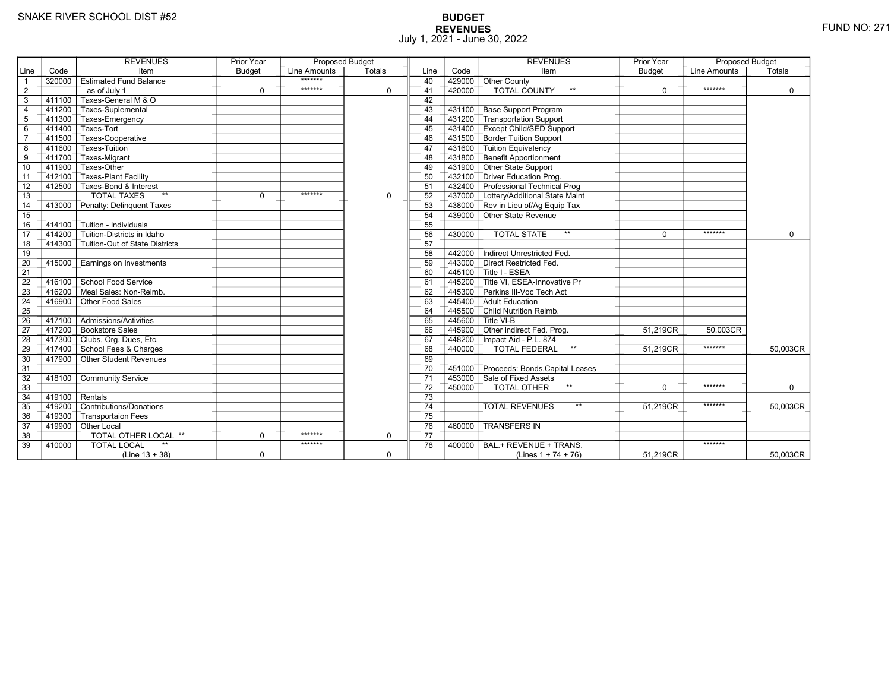SNAKE RIVER SCHOOL DIST #52

# BUDGET
## REVENUES
July 1, 2021 - June 30, 2022

FUND NO: 271

| Line | Code | REVENUES Item | Prior Year Budget | Proposed Budget Line Amounts | Proposed Budget Totals | Line | Code | REVENUES Item | Prior Year Budget | Proposed Budget Line Amounts | Proposed Budget Totals |
|---|---|---|---|---|---|---|---|---|---|---|---|
| 1 | 320000 | Estimated Fund Balance | | ******* | | 40 | 429000 | Other County | | | |
| 2 | | as of July 1 | 0 | ******* | 0 | 41 | 420000 | TOTAL COUNTY ** | 0 | ******* | 0 |
| 3 | 411100 | Taxes-General M & O | | | | 42 | | | | | |
| 4 | 411200 | Taxes-Suplemental | | | | 43 | 431100 | Base Support Program | | | |
| 5 | 411300 | Taxes-Emergency | | | | 44 | 431200 | Transportation Support | | | |
| 6 | 411400 | Taxes-Tort | | | | 45 | 431400 | Except Child/SED Support | | | |
| 7 | 411500 | Taxes-Cooperative | | | | 46 | 431500 | Border Tuition Support | | | |
| 8 | 411600 | Taxes-Tuition | | | | 47 | 431600 | Tuition Equivalency | | | |
| 9 | 411700 | Taxes-Migrant | | | | 48 | 431800 | Benefit Apportionment | | | |
| 10 | 411900 | Taxes-Other | | | | 49 | 431900 | Other State Support | | | |
| 11 | 412100 | Taxes-Plant Facility | | | | 50 | 432100 | Driver Education Prog. | | | |
| 12 | 412500 | Taxes-Bond & Interest | | | | 51 | 432400 | Professional Technical Prog | | | |
| 13 | | TOTAL TAXES ** | 0 | ******* | 0 | 52 | 437000 | Lottery/Additional State Maint | | | |
| 14 | 413000 | Penalty: Delinquent Taxes | | | | 53 | 438000 | Rev in Lieu of/Ag Equip Tax | | | |
| 15 | | | | | | 54 | 439000 | Other State Revenue | | | |
| 16 | 414100 | Tuition - Individuals | | | | 55 | | | | | |
| 17 | 414200 | Tuition-Districts in Idaho | | | | 56 | 430000 | TOTAL STATE ** | 0 | ******* | 0 |
| 18 | 414300 | Tuition-Out of State Districts | | | | 57 | | | | | |
| 19 | | | | | | 58 | 442000 | Indirect Unrestricted Fed. | | | |
| 20 | 415000 | Earnings on Investments | | | | 59 | 443000 | Direct Restricted Fed. | | | |
| 21 | | | | | | 60 | 445100 | Title I - ESEA | | | |
| 22 | 416100 | School Food Service | | | | 61 | 445200 | Title VI, ESEA-Innovative Pr | | | |
| 23 | 416200 | Meal Sales: Non-Reimb. | | | | 62 | 445300 | Perkins III-Voc Tech Act | | | |
| 24 | 416900 | Other Food Sales | | | | 63 | 445400 | Adult Education | | | |
| 25 | | | | | | 64 | 445500 | Child Nutrition Reimb. | | | |
| 26 | 417100 | Admissions/Activities | | | | 65 | 445600 | Title VI-B | | | |
| 27 | 417200 | Bookstore Sales | | | | 66 | 445900 | Other Indirect Fed. Prog. | 51,219CR | 50,003CR | |
| 28 | 417300 | Clubs, Org. Dues, Etc. | | | | 67 | 448200 | Impact Aid - P.L. 874 | | | |
| 29 | 417400 | School Fees & Charges | | | | 68 | 440000 | TOTAL FEDERAL ** | 51,219CR | ******* | 50,003CR |
| 30 | 417900 | Other Student Revenues | | | | 69 | | | | | |
| 31 | | | | | | 70 | 451000 | Proceeds: Bonds,Capital Leases | | | |
| 32 | 418100 | Community Service | | | | 71 | 453000 | Sale of Fixed Assets | | | |
| 33 | | | | | | 72 | 450000 | TOTAL OTHER ** | 0 | ******* | 0 |
| 34 | 419100 | Rentals | | | | 73 | | | | | |
| 35 | 419200 | Contributions/Donations | | | | 74 | | TOTAL REVENUES ** | 51,219CR | ******* | 50,003CR |
| 36 | 419300 | Transportaion Fees | | | | 75 | | | | | |
| 37 | 419900 | Other Local | | | | 76 | 460000 | TRANSFERS IN | | | |
| 38 | | TOTAL OTHER LOCAL ** | 0 | ******* | 0 | 77 | | | | | |
| 39 | 410000 | TOTAL LOCAL ** (Line 13 + 38) | 0 | ******* | 0 | 78 | 400000 | BAL.+ REVENUE + TRANS. (Lines 1 + 74 + 76) | 51,219CR | ******* | 50,003CR |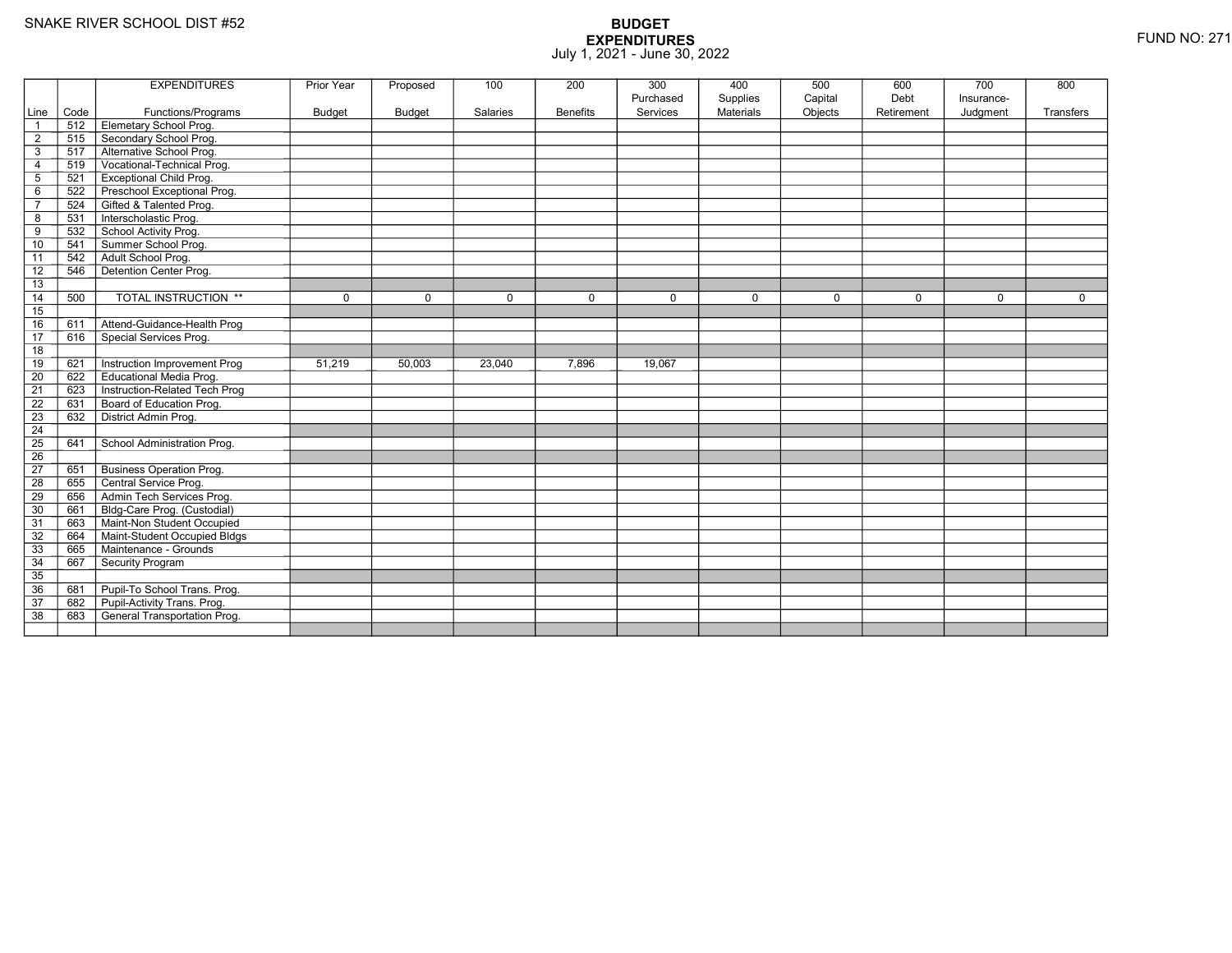SNAKE RIVER SCHOOL DIST #52

# BUDGET
## EXPENDITURES
July 1, 2021 - June 30, 2022

FUND NO: 271

| Line | Code | EXPENDITURES Functions/Programs | Prior Year Budget | Proposed Budget | 100 Salaries | 200 Benefits | 300 Purchased Services | 400 Supplies Materials | 500 Capital Objects | 600 Debt Retirement | 700 Insurance-Judgment | 800 Transfers |
|---|---|---|---|---|---|---|---|---|---|---|---|---|
| 1 | 512 | Elemetary School Prog. | | | | | | | | | | |
| 2 | 515 | Secondary School Prog. | | | | | | | | | | |
| 3 | 517 | Alternative School Prog. | | | | | | | | | | |
| 4 | 519 | Vocational-Technical Prog. | | | | | | | | | | |
| 5 | 521 | Exceptional Child Prog. | | | | | | | | | | |
| 6 | 522 | Preschool Exceptional Prog. | | | | | | | | | | |
| 7 | 524 | Gifted & Talented Prog. | | | | | | | | | | |
| 8 | 531 | Interscholastic Prog. | | | | | | | | | | |
| 9 | 532 | School Activity Prog. | | | | | | | | | | |
| 10 | 541 | Summer School Prog. | | | | | | | | | | |
| 11 | 542 | Adult School Prog. | | | | | | | | | | |
| 12 | 546 | Detention Center Prog. | | | | | | | | | | |
| 13 | | | | | | | | | | | | |
| 14 | 500 | TOTAL INSTRUCTION ** | 0 | 0 | 0 | 0 | 0 | 0 | 0 | 0 | 0 | 0 |
| 15 | | | | | | | | | | | | |
| 16 | 611 | Attend-Guidance-Health Prog | | | | | | | | | | |
| 17 | 616 | Special Services Prog. | | | | | | | | | | |
| 18 | | | | | | | | | | | | |
| 19 | 621 | Instruction Improvement Prog | 51,219 | 50,003 | 23,040 | 7,896 | 19,067 | | | | | |
| 20 | 622 | Educational Media Prog. | | | | | | | | | | |
| 21 | 623 | Instruction-Related Tech Prog | | | | | | | | | | |
| 22 | 631 | Board of Education Prog. | | | | | | | | | | |
| 23 | 632 | District Admin Prog. | | | | | | | | | | |
| 24 | | | | | | | | | | | | |
| 25 | 641 | School Administration Prog. | | | | | | | | | | |
| 26 | | | | | | | | | | | | |
| 27 | 651 | Business Operation Prog. | | | | | | | | | | |
| 28 | 655 | Central Service Prog. | | | | | | | | | | |
| 29 | 656 | Admin Tech Services Prog. | | | | | | | | | | |
| 30 | 661 | Bldg-Care Prog. (Custodial) | | | | | | | | | | |
| 31 | 663 | Maint-Non Student Occupied | | | | | | | | | | |
| 32 | 664 | Maint-Student Occupied Bldgs | | | | | | | | | | |
| 33 | 665 | Maintenance - Grounds | | | | | | | | | | |
| 34 | 667 | Security Program | | | | | | | | | | |
| 35 | | | | | | | | | | | | |
| 36 | 681 | Pupil-To School Trans. Prog. | | | | | | | | | | |
| 37 | 682 | Pupil-Activity Trans. Prog. | | | | | | | | | | |
| 38 | 683 | General Transportation Prog. | | | | | | | | | | |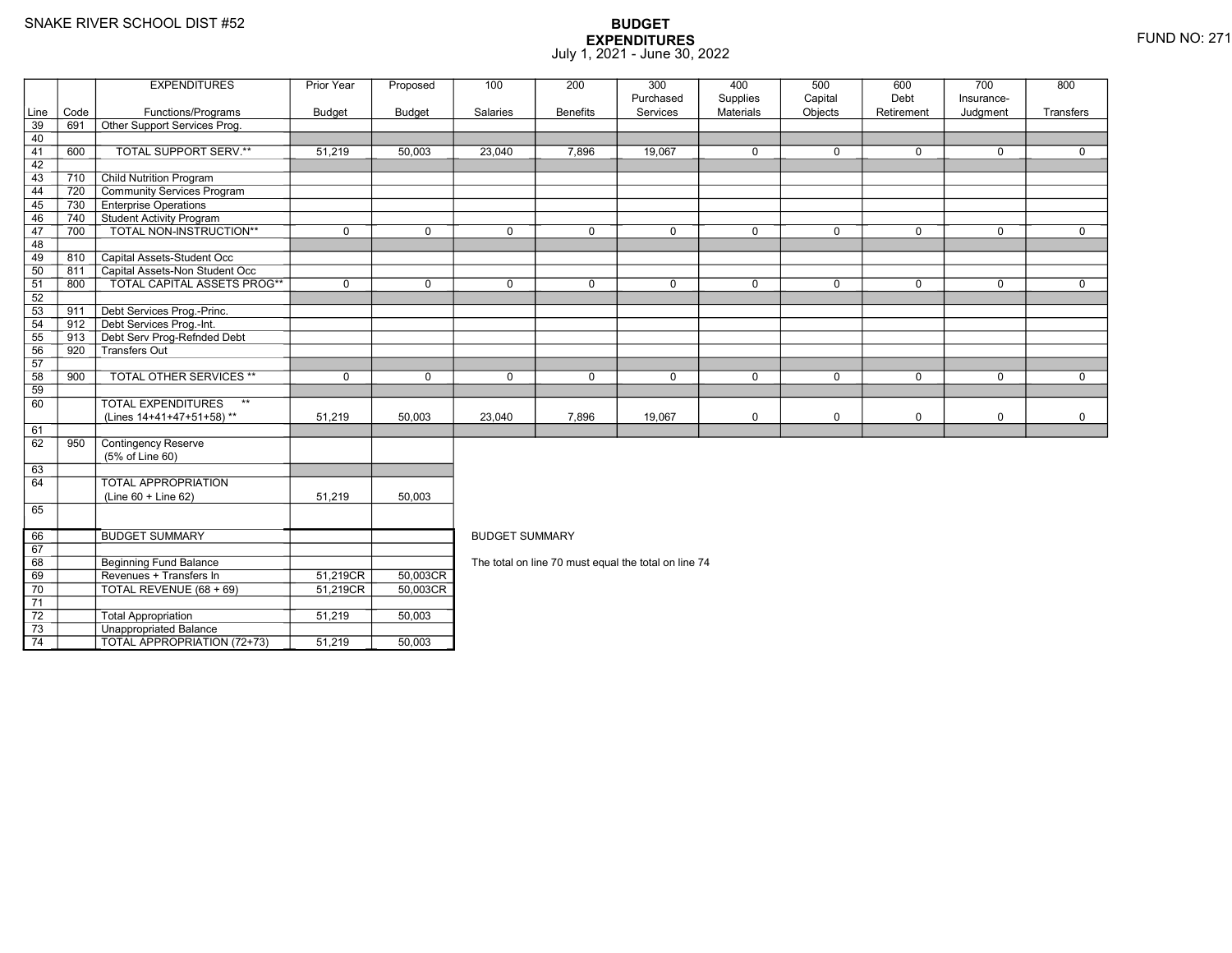SNAKE RIVER SCHOOL DIST #52

# BUDGET
## EXPENDITURES
July 1, 2021 - June 30, 2022

FUND NO: 271

| Line | Code | EXPENDITURES Functions/Programs | Prior Year Budget | Proposed Budget | 100 Salaries | 200 Benefits | 300 Purchased Services | 400 Supplies Materials | 500 Capital Objects | 600 Debt Retirement | 700 Insurance-Judgment | 800 Transfers |
|---|---|---|---|---|---|---|---|---|---|---|---|---|
| 39 | 691 | Other Support Services Prog. | | | | | | | | | | |
| 40 | | | | | | | | | | | | |
| 41 | 600 | TOTAL SUPPORT SERV.** | 51,219 | 50,003 | 23,040 | 7,896 | 19,067 | 0 | 0 | 0 | 0 | 0 |
| 42 | | | | | | | | | | | | |
| 43 | 710 | Child Nutrition Program | | | | | | | | | | |
| 44 | 720 | Community Services Program | | | | | | | | | | |
| 45 | 730 | Enterprise Operations | | | | | | | | | | |
| 46 | 740 | Student Activity Program | | | | | | | | | | |
| 47 | 700 | TOTAL NON-INSTRUCTION** | 0 | 0 | 0 | 0 | 0 | 0 | 0 | 0 | 0 | 0 |
| 48 | | | | | | | | | | | | |
| 49 | 810 | Capital Assets-Student Occ | | | | | | | | | | |
| 50 | 811 | Capital Assets-Non Student Occ | | | | | | | | | | |
| 51 | 800 | TOTAL CAPITAL ASSETS PROG** | 0 | 0 | 0 | 0 | 0 | 0 | 0 | 0 | 0 | 0 |
| 52 | | | | | | | | | | | | |
| 53 | 911 | Debt Services Prog.-Princ. | | | | | | | | | | |
| 54 | 912 | Debt Services Prog.-Int. | | | | | | | | | | |
| 55 | 913 | Debt Serv Prog-Refnded Debt | | | | | | | | | | |
| 56 | 920 | Transfers Out | | | | | | | | | | |
| 57 | | | | | | | | | | | | |
| 58 | 900 | TOTAL OTHER SERVICES ** | 0 | 0 | 0 | 0 | 0 | 0 | 0 | 0 | 0 | 0 |
| 59 | | | | | | | | | | | | |
| 60 | | TOTAL EXPENDITURES ** (Lines 14+41+47+51+58) ** | 51,219 | 50,003 | 23,040 | 7,896 | 19,067 | 0 | 0 | 0 | 0 | 0 |
| 61 | | | | | | | | | | | | |
| 62 | 950 | Contingency Reserve (5% of Line 60) | | | | | | | | | | |
| 63 | | | | | | | | | | | | |
| 64 | | TOTAL APPROPRIATION (Line 60 + Line 62) | 51,219 | 50,003 | | | | | | | | |
| 65 | | | | | | | | | | | | |

| Line | Code | BUDGET SUMMARY | Prior Year Budget | Proposed Budget |
|---|---|---|---|---|
| 66 | | BUDGET SUMMARY | | |
| 67 | | | | |
| 68 | | Beginning Fund Balance | | |
| 69 | | Revenues + Transfers In | 51,219CR | 50,003CR |
| 70 | | TOTAL REVENUE (68 + 69) | 51,219CR | 50,003CR |
| 71 | | | | |
| 72 | | Total Appropriation | 51,219 | 50,003 |
| 73 | | Unappropriated Balance | | |
| 74 | | TOTAL APPROPRIATION (72+73) | 51,219 | 50,003 |

BUDGET SUMMARY

The total on line 70 must equal the total on line 74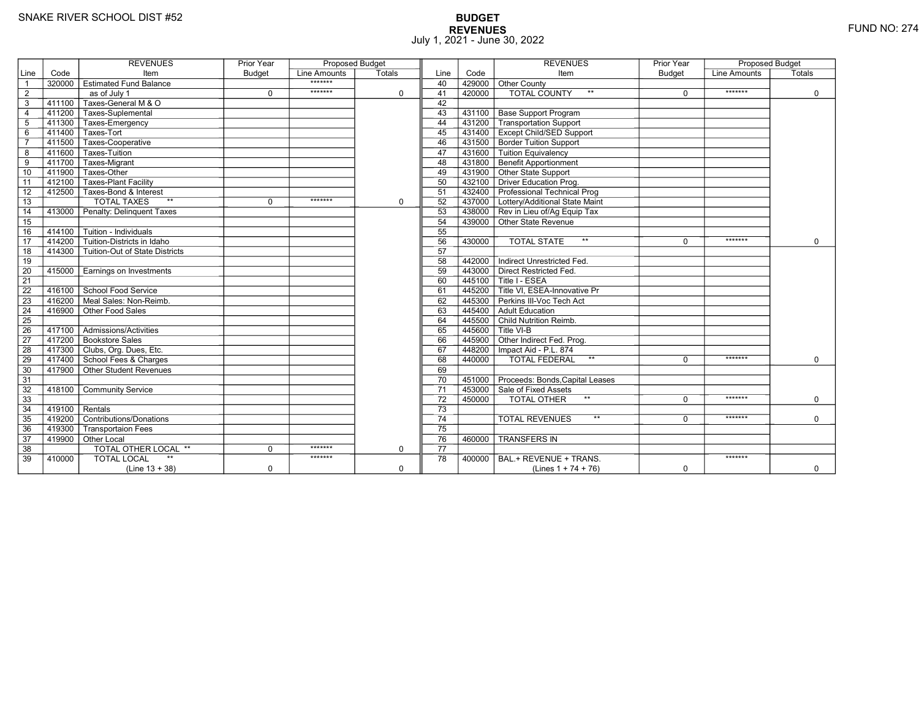SNAKE RIVER SCHOOL DIST #52

**BUDGET**
**REVENUES**
July 1, 2021 - June 30, 2022

FUND NO: 274

| Line | Code | REVENUES Item | Prior Year Budget | Proposed Budget Line Amounts | Proposed Budget Totals |
|---|---|---|---|---|---|
| 1 | 320000 | Estimated Fund Balance | | ******* | |
| 2 | | as of July 1 | 0 | ******* | 0 |
| 3 | 411100 | Taxes-General M & O | | | |
| 4 | 411200 | Taxes-Suplemental | | | |
| 5 | 411300 | Taxes-Emergency | | | |
| 6 | 411400 | Taxes-Tort | | | |
| 7 | 411500 | Taxes-Cooperative | | | |
| 8 | 411600 | Taxes-Tuition | | | |
| 9 | 411700 | Taxes-Migrant | | | |
| 10 | 411900 | Taxes-Other | | | |
| 11 | 412100 | Taxes-Plant Facility | | | |
| 12 | 412500 | Taxes-Bond & Interest | | | |
| 13 | | TOTAL TAXES ** | 0 | ******* | 0 |
| 14 | 413000 | Penalty: Delinquent Taxes | | | |
| 15 | | | | | |
| 16 | 414100 | Tuition - Individuals | | | |
| 17 | 414200 | Tuition-Districts in Idaho | | | |
| 18 | 414300 | Tuition-Out of State Districts | | | |
| 19 | | | | | |
| 20 | 415000 | Earnings on Investments | | | |
| 21 | | | | | |
| 22 | 416100 | School Food Service | | | |
| 23 | 416200 | Meal Sales: Non-Reimb. | | | |
| 24 | 416900 | Other Food Sales | | | |
| 25 | | | | | |
| 26 | 417100 | Admissions/Activities | | | |
| 27 | 417200 | Bookstore Sales | | | |
| 28 | 417300 | Clubs, Org. Dues, Etc. | | | |
| 29 | 417400 | School Fees & Charges | | | |
| 30 | 417900 | Other Student Revenues | | | |
| 31 | | | | | |
| 32 | 418100 | Community Service | | | |
| 33 | | | | | |
| 34 | 419100 | Rentals | | | |
| 35 | 419200 | Contributions/Donations | | | |
| 36 | 419300 | Transportaion Fees | | | |
| 37 | 419900 | Other Local | | | |
| 38 | | TOTAL OTHER LOCAL ** | 0 | ******* | 0 |
| 39 | 410000 | TOTAL LOCAL ** (Line 13 + 38) | 0 | ******* | 0 |
| 40 | 429000 | Other County | | | |
| 41 | 420000 | TOTAL COUNTY ** | 0 | ******* | 0 |
| 42 | | | | | |
| 43 | 431100 | Base Support Program | | | |
| 44 | 431200 | Transportation Support | | | |
| 45 | 431400 | Except Child/SED Support | | | |
| 46 | 431500 | Border Tuition Support | | | |
| 47 | 431600 | Tuition Equivalency | | | |
| 48 | 431800 | Benefit Apportionment | | | |
| 49 | 431900 | Other State Support | | | |
| 50 | 432100 | Driver Education Prog. | | | |
| 51 | 432400 | Professional Technical Prog | | | |
| 52 | 437000 | Lottery/Additional State Maint | | | |
| 53 | 438000 | Rev in Lieu of/Ag Equip Tax | | | |
| 54 | 439000 | Other State Revenue | | | |
| 55 | | | | | |
| 56 | 430000 | TOTAL STATE ** | 0 | ******* | 0 |
| 57 | | | | | |
| 58 | 442000 | Indirect Unrestricted Fed. | | | |
| 59 | 443000 | Direct Restricted Fed. | | | |
| 60 | 445100 | Title I - ESEA | | | |
| 61 | 445200 | Title VI, ESEA-Innovative Pr | | | |
| 62 | 445300 | Perkins III-Voc Tech Act | | | |
| 63 | 445400 | Adult Education | | | |
| 64 | 445500 | Child Nutrition Reimb. | | | |
| 65 | 445600 | Title VI-B | | | |
| 66 | 445900 | Other Indirect Fed. Prog. | | | |
| 67 | 448200 | Impact Aid - P.L. 874 | | | |
| 68 | 440000 | TOTAL FEDERAL ** | 0 | ******* | 0 |
| 69 | | | | | |
| 70 | 451000 | Proceeds: Bonds,Capital Leases | | | |
| 71 | 453000 | Sale of Fixed Assets | | | |
| 72 | 450000 | TOTAL OTHER ** | 0 | ******* | 0 |
| 73 | | | | | |
| 74 | | TOTAL REVENUES ** | 0 | ******* | 0 |
| 75 | | | | | |
| 76 | 460000 | TRANSFERS IN | | | |
| 77 | | | | | |
| 78 | 400000 | BAL.+ REVENUE + TRANS. (Lines 1 + 74 + 76) | 0 | ******* | 0 |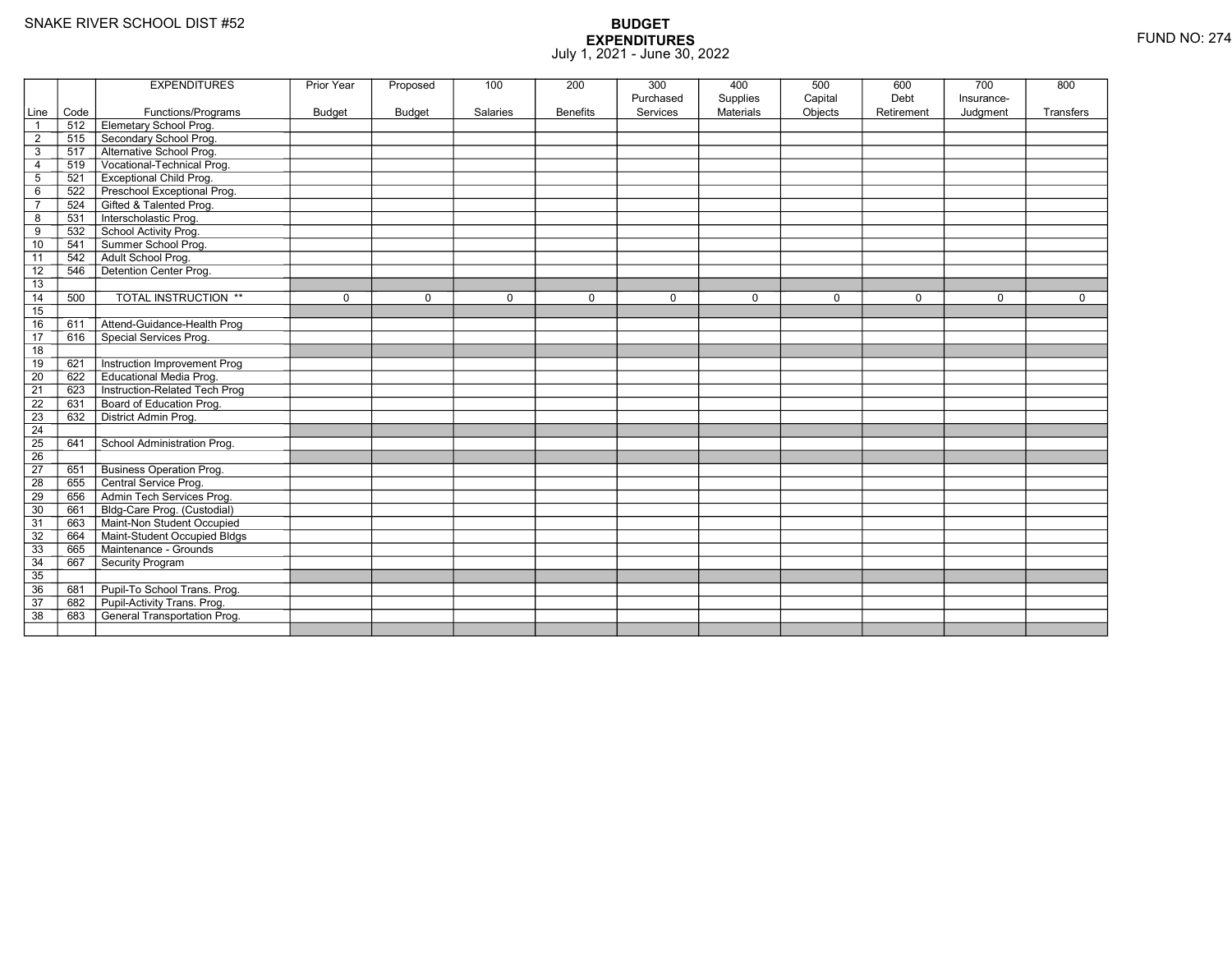SNAKE RIVER SCHOOL DIST #52

FUND NO: 274

# BUDGET
## EXPENDITURES
July 1, 2021 - June 30, 2022

| Line | Code | EXPENDITURES Functions/Programs | Prior Year Budget | Proposed Budget | 100 Salaries | 200 Benefits | 300 Purchased Services | 400 Supplies Materials | 500 Capital Objects | 600 Debt Retirement | 700 Insurance-Judgment | 800 Transfers |
|---|---|---|---|---|---|---|---|---|---|---|---|---|
| 1 | 512 | Elemetary School Prog. | | | | | | | | | | |
| 2 | 515 | Secondary School Prog. | | | | | | | | | | |
| 3 | 517 | Alternative School Prog. | | | | | | | | | | |
| 4 | 519 | Vocational-Technical Prog. | | | | | | | | | | |
| 5 | 521 | Exceptional Child Prog. | | | | | | | | | | |
| 6 | 522 | Preschool Exceptional Prog. | | | | | | | | | | |
| 7 | 524 | Gifted & Talented Prog. | | | | | | | | | | |
| 8 | 531 | Interscholastic Prog. | | | | | | | | | | |
| 9 | 532 | School Activity Prog. | | | | | | | | | | |
| 10 | 541 | Summer School Prog. | | | | | | | | | | |
| 11 | 542 | Adult School Prog. | | | | | | | | | | |
| 12 | 546 | Detention Center Prog. | | | | | | | | | | |
| 13 | | | | | | | | | | | | |
| 14 | 500 | TOTAL INSTRUCTION ** | 0 | 0 | 0 | 0 | 0 | 0 | 0 | 0 | 0 | 0 |
| 15 | | | | | | | | | | | | |
| 16 | 611 | Attend-Guidance-Health Prog | | | | | | | | | | |
| 17 | 616 | Special Services Prog. | | | | | | | | | | |
| 18 | | | | | | | | | | | | |
| 19 | 621 | Instruction Improvement Prog | | | | | | | | | | |
| 20 | 622 | Educational Media Prog. | | | | | | | | | | |
| 21 | 623 | Instruction-Related Tech Prog | | | | | | | | | | |
| 22 | 631 | Board of Education Prog. | | | | | | | | | | |
| 23 | 632 | District Admin Prog. | | | | | | | | | | |
| 24 | | | | | | | | | | | | |
| 25 | 641 | School Administration Prog. | | | | | | | | | | |
| 26 | | | | | | | | | | | | |
| 27 | 651 | Business Operation Prog. | | | | | | | | | | |
| 28 | 655 | Central Service Prog. | | | | | | | | | | |
| 29 | 656 | Admin Tech Services Prog. | | | | | | | | | | |
| 30 | 661 | Bldg-Care Prog. (Custodial) | | | | | | | | | | |
| 31 | 663 | Maint-Non Student Occupied | | | | | | | | | | |
| 32 | 664 | Maint-Student Occupied Bldgs | | | | | | | | | | |
| 33 | 665 | Maintenance - Grounds | | | | | | | | | | |
| 34 | 667 | Security Program | | | | | | | | | | |
| 35 | | | | | | | | | | | | |
| 36 | 681 | Pupil-To School Trans. Prog. | | | | | | | | | | |
| 37 | 682 | Pupil-Activity Trans. Prog. | | | | | | | | | | |
| 38 | 683 | General Transportation Prog. | | | | | | | | | | |
| | | | | | | | | | | | | |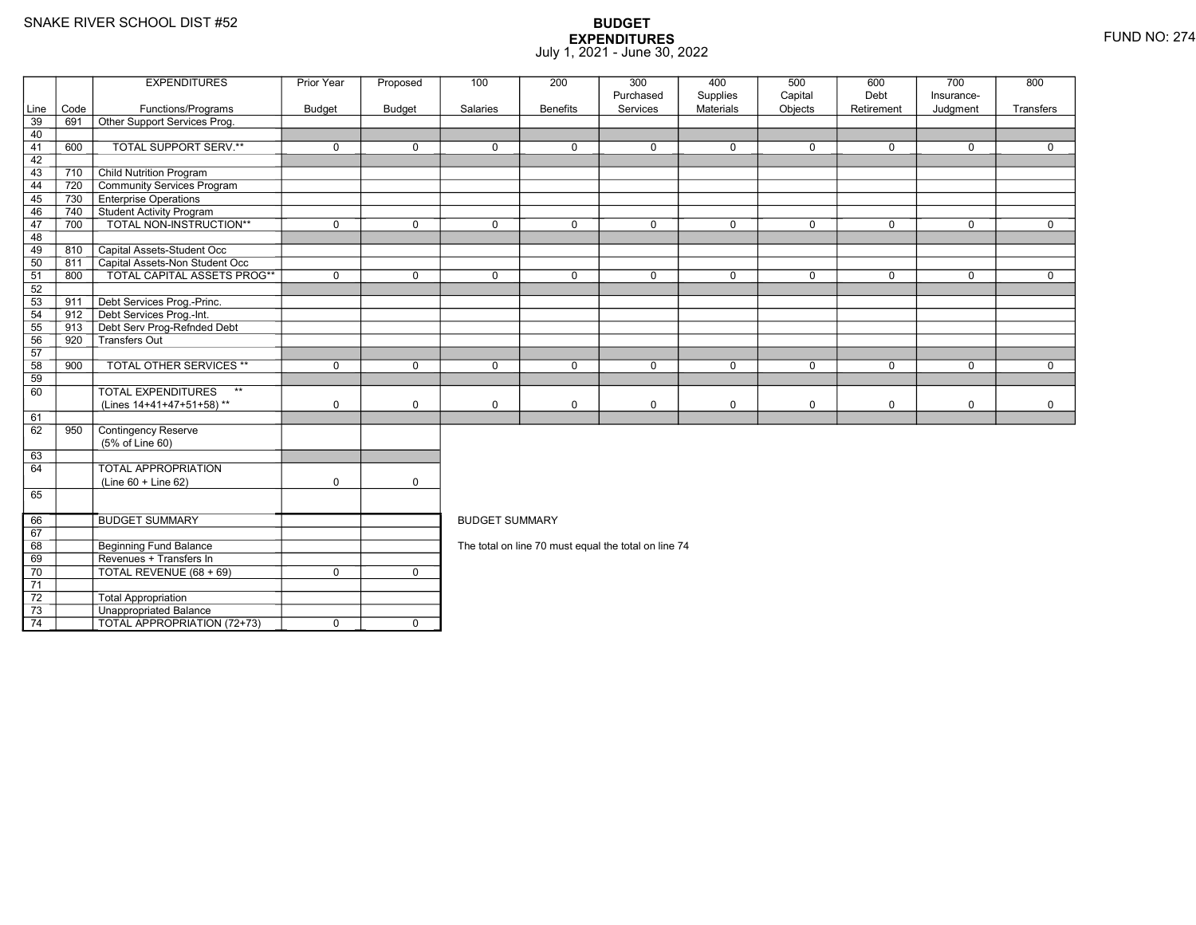SNAKE RIVER SCHOOL DIST #52

# BUDGET
## EXPENDITURES
July 1, 2021 - June 30, 2022

FUND NO: 274

| Line | Code | EXPENDITURES Functions/Programs | Prior Year Budget | Proposed Budget | 100 Salaries | 200 Benefits | 300 Purchased Services | 400 Supplies Materials | 500 Capital Objects | 600 Debt Retirement | 700 Insurance-Judgment | 800 Transfers |
|---|---|---|---|---|---|---|---|---|---|---|---|---|
| 39 | 691 | Other Support Services Prog. | | | | | | | | | | |
| 40 | | | | | | | | | | | | |
| 41 | 600 | TOTAL SUPPORT SERV.** | 0 | 0 | 0 | 0 | 0 | 0 | 0 | 0 | 0 | 0 |
| 42 | | | | | | | | | | | | |
| 43 | 710 | Child Nutrition Program | | | | | | | | | | |
| 44 | 720 | Community Services Program | | | | | | | | | | |
| 45 | 730 | Enterprise Operations | | | | | | | | | | |
| 46 | 740 | Student Activity Program | | | | | | | | | | |
| 47 | 700 | TOTAL NON-INSTRUCTION** | 0 | 0 | 0 | 0 | 0 | 0 | 0 | 0 | 0 | 0 |
| 48 | | | | | | | | | | | | |
| 49 | 810 | Capital Assets-Student Occ | | | | | | | | | | |
| 50 | 811 | Capital Assets-Non Student Occ | | | | | | | | | | |
| 51 | 800 | TOTAL CAPITAL ASSETS PROG** | 0 | 0 | 0 | 0 | 0 | 0 | 0 | 0 | 0 | 0 |
| 52 | | | | | | | | | | | | |
| 53 | 911 | Debt Services Prog.-Princ. | | | | | | | | | | |
| 54 | 912 | Debt Services Prog.-Int. | | | | | | | | | | |
| 55 | 913 | Debt Serv Prog-Refnded Debt | | | | | | | | | | |
| 56 | 920 | Transfers Out | | | | | | | | | | |
| 57 | | | | | | | | | | | | |
| 58 | 900 | TOTAL OTHER SERVICES ** | 0 | 0 | 0 | 0 | 0 | 0 | 0 | 0 | 0 | 0 |
| 59 | | | | | | | | | | | | |
| 60 | | TOTAL EXPENDITURES ** (Lines 14+41+47+51+58) ** | 0 | 0 | 0 | 0 | 0 | 0 | 0 | 0 | 0 | 0 |
| 61 | | | | | | | | | | | | |
| 62 | 950 | Contingency Reserve (5% of Line 60) | | | | | | | | | | |
| 63 | | | | | | | | | | | | |
| 64 | | TOTAL APPROPRIATION (Line 60 + Line 62) | 0 | 0 | | | | | | | | |
| 65 | | | | | | | | | | | | |

| Line | Code | | Prior Year Budget | Proposed Budget |
|---|---|---|---|---|
| 66 | | BUDGET SUMMARY | | |
| 67 | | | | |
| 68 | | Beginning Fund Balance | | |
| 69 | | Revenues + Transfers In | | |
| 70 | | TOTAL REVENUE (68 + 69) | 0 | 0 |
| 71 | | | | |
| 72 | | Total Appropriation | | |
| 73 | | Unappropriated Balance | | |
| 74 | | TOTAL APPROPRIATION (72+73) | 0 | 0 |

BUDGET SUMMARY

The total on line 70 must equal the total on line 74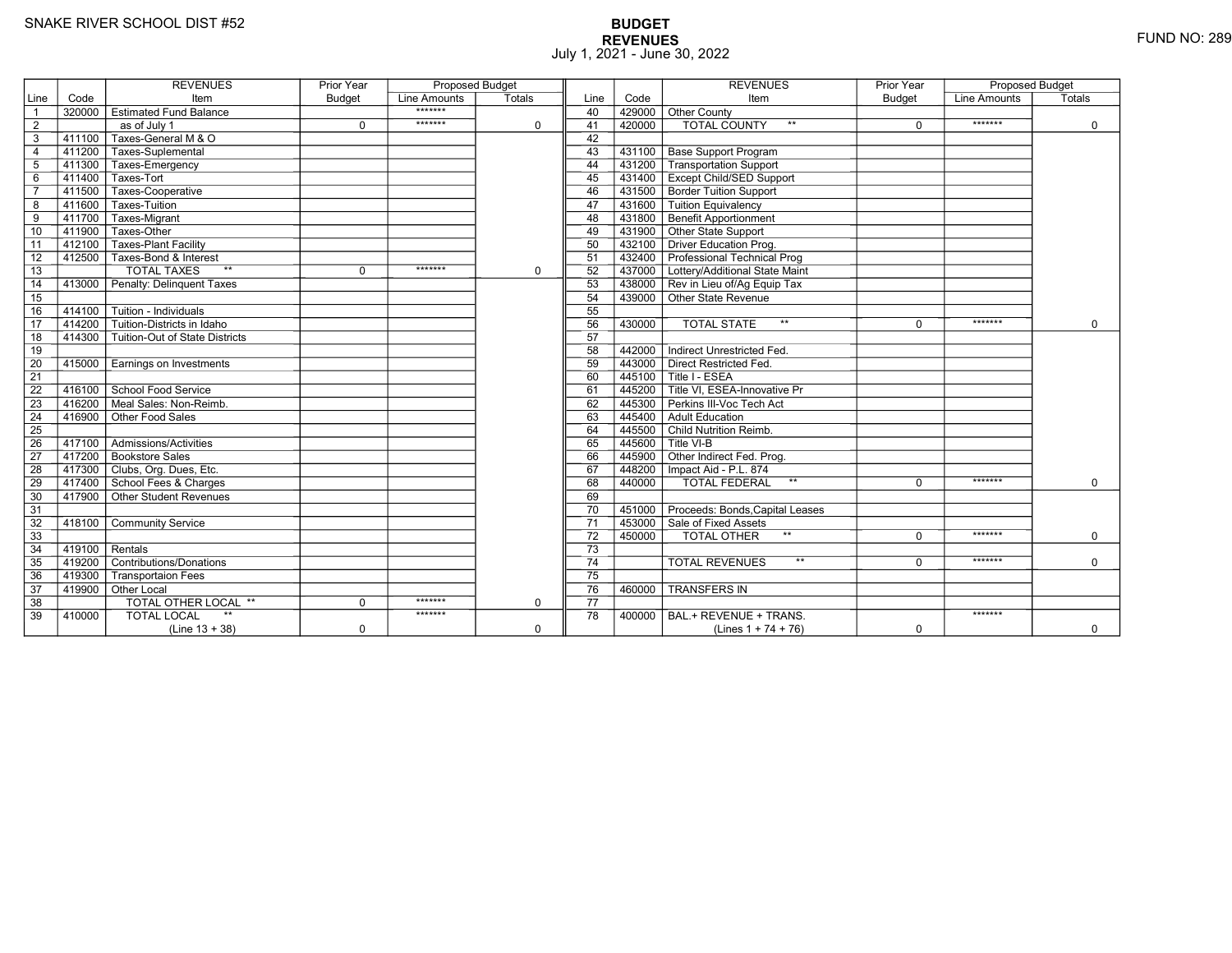SNAKE RIVER SCHOOL DIST #52

FUND NO: 289

# BUDGET
## REVENUES
July 1, 2021 - June 30, 2022

| Line | Code | REVENUES Item | Prior Year Budget | Proposed Budget Line Amounts | Proposed Budget Totals | Line | Code | REVENUES Item | Prior Year Budget | Proposed Budget Line Amounts | Proposed Budget Totals |
|---|---|---|---|---|---|---|---|---|---|---|---|
| 1 | 320000 | Estimated Fund Balance | | ******* | | 40 | 429000 | Other County | | | |
| 2 | | as of July 1 | 0 | ******* | 0 | 41 | 420000 | TOTAL COUNTY ** | 0 | ******* | 0 |
| 3 | 411100 | Taxes-General M & O | | | | 42 | | | | | |
| 4 | 411200 | Taxes-Suplemental | | | | 43 | 431100 | Base Support Program | | | |
| 5 | 411300 | Taxes-Emergency | | | | 44 | 431200 | Transportation Support | | | |
| 6 | 411400 | Taxes-Tort | | | | 45 | 431400 | Except Child/SED Support | | | |
| 7 | 411500 | Taxes-Cooperative | | | | 46 | 431500 | Border Tuition Support | | | |
| 8 | 411600 | Taxes-Tuition | | | | 47 | 431600 | Tuition Equivalency | | | |
| 9 | 411700 | Taxes-Migrant | | | | 48 | 431800 | Benefit Apportionment | | | |
| 10 | 411900 | Taxes-Other | | | | 49 | 431900 | Other State Support | | | |
| 11 | 412100 | Taxes-Plant Facility | | | | 50 | 432100 | Driver Education Prog. | | | |
| 12 | 412500 | Taxes-Bond & Interest | | | | 51 | 432400 | Professional Technical Prog | | | |
| 13 | | TOTAL TAXES ** | 0 | ******* | 0 | 52 | 437000 | Lottery/Additional State Maint | | | |
| 14 | 413000 | Penalty: Delinquent Taxes | | | | 53 | 438000 | Rev in Lieu of/Ag Equip Tax | | | |
| 15 | | | | | | 54 | 439000 | Other State Revenue | | | |
| 16 | 414100 | Tuition - Individuals | | | | 55 | | | | | |
| 17 | 414200 | Tuition-Districts in Idaho | | | | 56 | 430000 | TOTAL STATE ** | 0 | ******* | 0 |
| 18 | 414300 | Tuition-Out of State Districts | | | | 57 | | | | | |
| 19 | | | | | | 58 | 442000 | Indirect Unrestricted Fed. | | | |
| 20 | 415000 | Earnings on Investments | | | | 59 | 443000 | Direct Restricted Fed. | | | |
| 21 | | | | | | 60 | 445100 | Title I - ESEA | | | |
| 22 | 416100 | School Food Service | | | | 61 | 445200 | Title VI, ESEA-Innovative Pr | | | |
| 23 | 416200 | Meal Sales: Non-Reimb. | | | | 62 | 445300 | Perkins III-Voc Tech Act | | | |
| 24 | 416900 | Other Food Sales | | | | 63 | 445400 | Adult Education | | | |
| 25 | | | | | | 64 | 445500 | Child Nutrition Reimb. | | | |
| 26 | 417100 | Admissions/Activities | | | | 65 | 445600 | Title VI-B | | | |
| 27 | 417200 | Bookstore Sales | | | | 66 | 445900 | Other Indirect Fed. Prog. | | | |
| 28 | 417300 | Clubs, Org. Dues, Etc. | | | | 67 | 448200 | Impact Aid - P.L. 874 | | | |
| 29 | 417400 | School Fees & Charges | | | | 68 | 440000 | TOTAL FEDERAL ** | 0 | ******* | 0 |
| 30 | 417900 | Other Student Revenues | | | | 69 | | | | | |
| 31 | | | | | | 70 | 451000 | Proceeds: Bonds,Capital Leases | | | |
| 32 | 418100 | Community Service | | | | 71 | 453000 | Sale of Fixed Assets | | | |
| 33 | | | | | | 72 | 450000 | TOTAL OTHER ** | 0 | ******* | 0 |
| 34 | 419100 | Rentals | | | | 73 | | | | | |
| 35 | 419200 | Contributions/Donations | | | | 74 | | TOTAL REVENUES ** | 0 | ******* | 0 |
| 36 | 419300 | Transportaion Fees | | | | 75 | | | | | |
| 37 | 419900 | Other Local | | | | 76 | 460000 | TRANSFERS IN | | | |
| 38 | | TOTAL OTHER LOCAL ** | 0 | ******* | 0 | 77 | | | | | |
| 39 | 410000 | TOTAL LOCAL ** (Line 13 + 38) | 0 | ******* | 0 | 78 | 400000 | BAL.+ REVENUE + TRANS. (Lines 1 + 74 + 76) | 0 | ******* | 0 |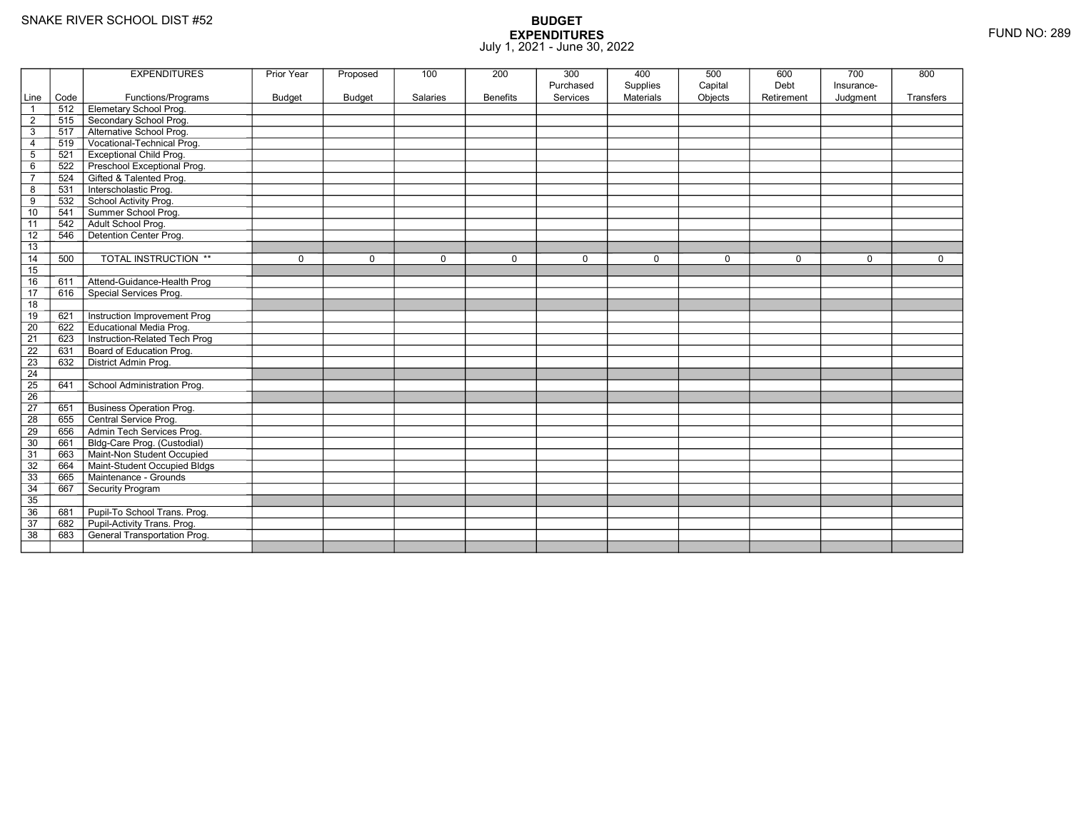SNAKE RIVER SCHOOL DIST #52

FUND NO: 289

# BUDGET
## EXPENDITURES
July 1, 2021 - June 30, 2022

| Line | Code | EXPENDITURES Functions/Programs | Prior Year Budget | Proposed Budget | 100 Salaries | 200 Benefits | 300 Purchased Services | 400 Supplies Materials | 500 Capital Objects | 600 Debt Retirement | 700 Insurance-Judgment | 800 Transfers |
|---|---|---|---|---|---|---|---|---|---|---|---|---|
| 1 | 512 | Elemetary School Prog. | | | | | | | | | | |
| 2 | 515 | Secondary School Prog. | | | | | | | | | | |
| 3 | 517 | Alternative School Prog. | | | | | | | | | | |
| 4 | 519 | Vocational-Technical Prog. | | | | | | | | | | |
| 5 | 521 | Exceptional Child Prog. | | | | | | | | | | |
| 6 | 522 | Preschool Exceptional Prog. | | | | | | | | | | |
| 7 | 524 | Gifted & Talented Prog. | | | | | | | | | | |
| 8 | 531 | Interscholastic Prog. | | | | | | | | | | |
| 9 | 532 | School Activity Prog. | | | | | | | | | | |
| 10 | 541 | Summer School Prog. | | | | | | | | | | |
| 11 | 542 | Adult School Prog. | | | | | | | | | | |
| 12 | 546 | Detention Center Prog. | | | | | | | | | | |
| 13 | | | | | | | | | | | | |
| 14 | 500 | TOTAL INSTRUCTION ** | 0 | 0 | 0 | 0 | 0 | 0 | 0 | 0 | 0 | 0 |
| 15 | | | | | | | | | | | | |
| 16 | 611 | Attend-Guidance-Health Prog | | | | | | | | | | |
| 17 | 616 | Special Services Prog. | | | | | | | | | | |
| 18 | | | | | | | | | | | | |
| 19 | 621 | Instruction Improvement Prog | | | | | | | | | | |
| 20 | 622 | Educational Media Prog. | | | | | | | | | | |
| 21 | 623 | Instruction-Related Tech Prog | | | | | | | | | | |
| 22 | 631 | Board of Education Prog. | | | | | | | | | | |
| 23 | 632 | District Admin Prog. | | | | | | | | | | |
| 24 | | | | | | | | | | | | |
| 25 | 641 | School Administration Prog. | | | | | | | | | | |
| 26 | | | | | | | | | | | | |
| 27 | 651 | Business Operation Prog. | | | | | | | | | | |
| 28 | 655 | Central Service Prog. | | | | | | | | | | |
| 29 | 656 | Admin Tech Services Prog. | | | | | | | | | | |
| 30 | 661 | Bldg-Care Prog. (Custodial) | | | | | | | | | | |
| 31 | 663 | Maint-Non Student Occupied | | | | | | | | | | |
| 32 | 664 | Maint-Student Occupied Bldgs | | | | | | | | | | |
| 33 | 665 | Maintenance - Grounds | | | | | | | | | | |
| 34 | 667 | Security Program | | | | | | | | | | |
| 35 | | | | | | | | | | | | |
| 36 | 681 | Pupil-To School Trans. Prog. | | | | | | | | | | |
| 37 | 682 | Pupil-Activity Trans. Prog. | | | | | | | | | | |
| 38 | 683 | General Transportation Prog. | | | | | | | | | | |
| | | | | | | | | | | | | |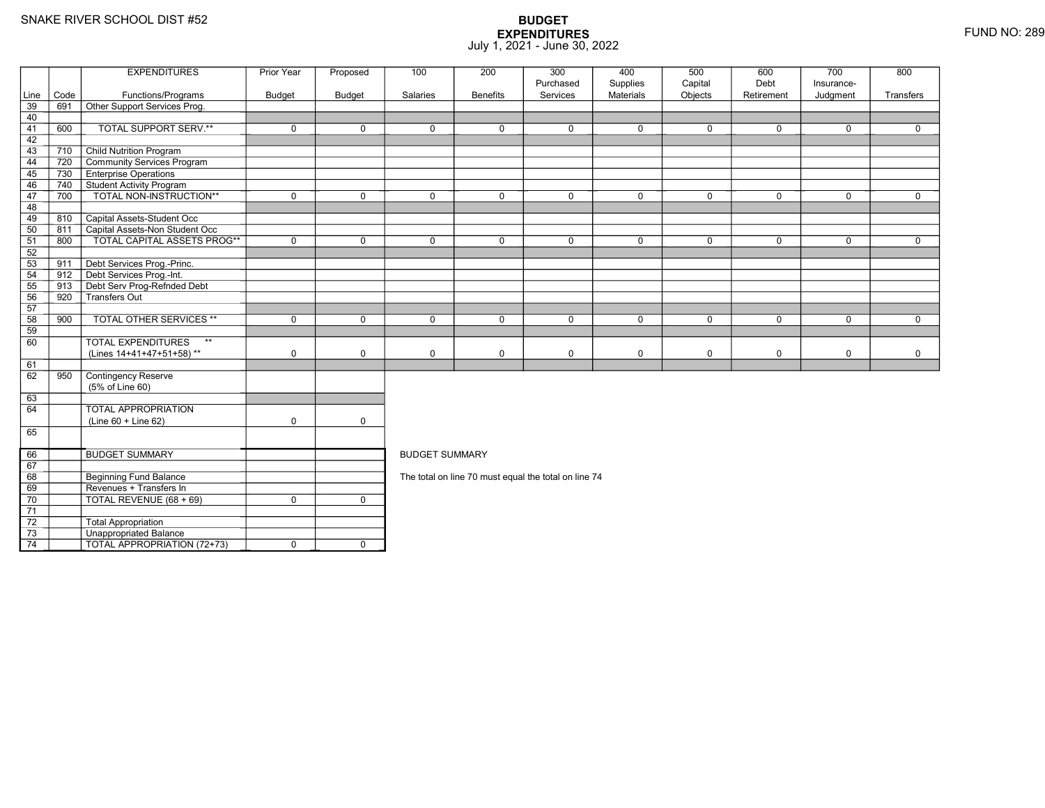SNAKE RIVER SCHOOL DIST #52

# BUDGET
## EXPENDITURES
July 1, 2021 - June 30, 2022

FUND NO: 289

| Line | Code | EXPENDITURES Functions/Programs | Prior Year Budget | Proposed Budget | 100 Salaries | 200 Benefits | 300 Purchased Services | 400 Supplies Materials | 500 Capital Objects | 600 Debt Retirement | 700 Insurance-Judgment | 800 Transfers |
|---|---|---|---|---|---|---|---|---|---|---|---|---|
| 39 | 691 | Other Support Services Prog. | | | | | | | | | | |
| 40 | | | | | | | | | | | | |
| 41 | 600 | TOTAL SUPPORT SERV.** | 0 | 0 | 0 | 0 | 0 | 0 | 0 | 0 | 0 | 0 |
| 42 | | | | | | | | | | | | |
| 43 | 710 | Child Nutrition Program | | | | | | | | | | |
| 44 | 720 | Community Services Program | | | | | | | | | | |
| 45 | 730 | Enterprise Operations | | | | | | | | | | |
| 46 | 740 | Student Activity Program | | | | | | | | | | |
| 47 | 700 | TOTAL NON-INSTRUCTION** | 0 | 0 | 0 | 0 | 0 | 0 | 0 | 0 | 0 | 0 |
| 48 | | | | | | | | | | | | |
| 49 | 810 | Capital Assets-Student Occ | | | | | | | | | | |
| 50 | 811 | Capital Assets-Non Student Occ | | | | | | | | | | |
| 51 | 800 | TOTAL CAPITAL ASSETS PROG** | 0 | 0 | 0 | 0 | 0 | 0 | 0 | 0 | 0 | 0 |
| 52 | | | | | | | | | | | | |
| 53 | 911 | Debt Services Prog.-Princ. | | | | | | | | | | |
| 54 | 912 | Debt Services Prog.-Int. | | | | | | | | | | |
| 55 | 913 | Debt Serv Prog-Refnded Debt | | | | | | | | | | |
| 56 | 920 | Transfers Out | | | | | | | | | | |
| 57 | | | | | | | | | | | | |
| 58 | 900 | TOTAL OTHER SERVICES ** | 0 | 0 | 0 | 0 | 0 | 0 | 0 | 0 | 0 | 0 |
| 59 | | | | | | | | | | | | |
| 60 | | TOTAL EXPENDITURES ** (Lines 14+41+47+51+58) ** | 0 | 0 | 0 | 0 | 0 | 0 | 0 | 0 | 0 | 0 |
| 61 | | | | | | | | | | | | |
| 62 | 950 | Contingency Reserve (5% of Line 60) | | | | | | | | | | |
| 63 | | | | | | | | | | | | |
| 64 | | TOTAL APPROPRIATION (Line 60 + Line 62) | 0 | 0 | | | | | | | | |
| 65 | | | | | | | | | | | | |

| Line | Code | | Prior Year Budget | Proposed Budget |
|---|---|---|---|---|
| 66 | | BUDGET SUMMARY | | |
| 67 | | | | |
| 68 | | Beginning Fund Balance | | |
| 69 | | Revenues + Transfers In | | |
| 70 | | TOTAL REVENUE (68 + 69) | 0 | 0 |
| 71 | | | | |
| 72 | | Total Appropriation | | |
| 73 | | Unappropriated Balance | | |
| 74 | | TOTAL APPROPRIATION (72+73) | 0 | 0 |

BUDGET SUMMARY

The total on line 70 must equal the total on line 74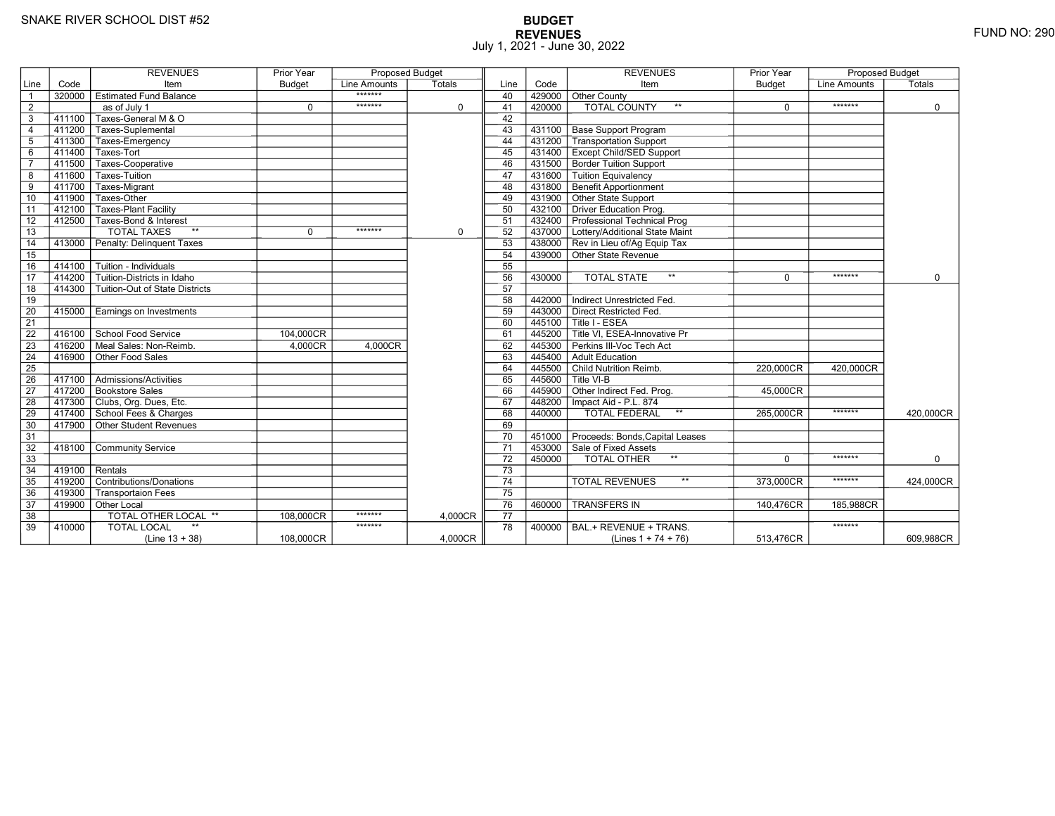SNAKE RIVER SCHOOL DIST #52

**BUDGET**
**REVENUES**
July 1, 2021 - June 30, 2022

FUND NO: 290

| Line | Code | REVENUES Item | Prior Year Budget | Proposed Budget Line Amounts | Proposed Budget Totals |
|---|---|---|---|---|---|
| 1 | 320000 | Estimated Fund Balance | | ******* | |
| 2 | | as of July 1 | 0 | ******* | 0 |
| 3 | 411100 | Taxes-General M & O | | | |
| 4 | 411200 | Taxes-Suplemental | | | |
| 5 | 411300 | Taxes-Emergency | | | |
| 6 | 411400 | Taxes-Tort | | | |
| 7 | 411500 | Taxes-Cooperative | | | |
| 8 | 411600 | Taxes-Tuition | | | |
| 9 | 411700 | Taxes-Migrant | | | |
| 10 | 411900 | Taxes-Other | | | |
| 11 | 412100 | Taxes-Plant Facility | | | |
| 12 | 412500 | Taxes-Bond & Interest | | | |
| 13 | | TOTAL TAXES ** | 0 | ******* | 0 |
| 14 | 413000 | Penalty: Delinquent Taxes | | | |
| 15 | | | | | |
| 16 | 414100 | Tuition - Individuals | | | |
| 17 | 414200 | Tuition-Districts in Idaho | | | |
| 18 | 414300 | Tuition-Out of State Districts | | | |
| 19 | | | | | |
| 20 | 415000 | Earnings on Investments | | | |
| 21 | | | | | |
| 22 | 416100 | School Food Service | 104,000CR | | |
| 23 | 416200 | Meal Sales: Non-Reimb. | 4,000CR | 4,000CR | |
| 24 | 416900 | Other Food Sales | | | |
| 25 | | | | | |
| 26 | 417100 | Admissions/Activities | | | |
| 27 | 417200 | Bookstore Sales | | | |
| 28 | 417300 | Clubs, Org. Dues, Etc. | | | |
| 29 | 417400 | School Fees & Charges | | | |
| 30 | 417900 | Other Student Revenues | | | |
| 31 | | | | | |
| 32 | 418100 | Community Service | | | |
| 33 | | | | | |
| 34 | 419100 | Rentals | | | |
| 35 | 419200 | Contributions/Donations | | | |
| 36 | 419300 | Transportaion Fees | | | |
| 37 | 419900 | Other Local | | | |
| 38 | | TOTAL OTHER LOCAL ** | 108,000CR | ******* | 4,000CR |
| 39 | 410000 | TOTAL LOCAL ** (Line 13 + 38) | 108,000CR | ******* | 4,000CR |
| 40 | 429000 | Other County | | | |
| 41 | 420000 | TOTAL COUNTY ** | 0 | ******* | 0 |
| 42 | | | | | |
| 43 | 431100 | Base Support Program | | | |
| 44 | 431200 | Transportation Support | | | |
| 45 | 431400 | Except Child/SED Support | | | |
| 46 | 431500 | Border Tuition Support | | | |
| 47 | 431600 | Tuition Equivalency | | | |
| 48 | 431800 | Benefit Apportionment | | | |
| 49 | 431900 | Other State Support | | | |
| 50 | 432100 | Driver Education Prog. | | | |
| 51 | 432400 | Professional Technical Prog | | | |
| 52 | 437000 | Lottery/Additional State Maint | | | |
| 53 | 438000 | Rev in Lieu of/Ag Equip Tax | | | |
| 54 | 439000 | Other State Revenue | | | |
| 55 | | | | | |
| 56 | 430000 | TOTAL STATE ** | 0 | ******* | 0 |
| 57 | | | | | |
| 58 | 442000 | Indirect Unrestricted Fed. | | | |
| 59 | 443000 | Direct Restricted Fed. | | | |
| 60 | 445100 | Title I - ESEA | | | |
| 61 | 445200 | Title VI, ESEA-Innovative Pr | | | |
| 62 | 445300 | Perkins III-Voc Tech Act | | | |
| 63 | 445400 | Adult Education | | | |
| 64 | 445500 | Child Nutrition Reimb. | 220,000CR | 420,000CR | |
| 65 | 445600 | Title VI-B | | | |
| 66 | 445900 | Other Indirect Fed. Prog. | 45,000CR | | |
| 67 | 448200 | Impact Aid - P.L. 874 | | | |
| 68 | 440000 | TOTAL FEDERAL ** | 265,000CR | ******* | 420,000CR |
| 69 | | | | | |
| 70 | 451000 | Proceeds: Bonds,Capital Leases | | | |
| 71 | 453000 | Sale of Fixed Assets | | | |
| 72 | 450000 | TOTAL OTHER ** | 0 | ******* | 0 |
| 73 | | | | | |
| 74 | | TOTAL REVENUES ** | 373,000CR | ******* | 424,000CR |
| 75 | | | | | |
| 76 | 460000 | TRANSFERS IN | 140,476CR | 185,988CR | |
| 77 | | | | | |
| 78 | 400000 | BAL.+ REVENUE + TRANS. (Lines 1 + 74 + 76) | 513,476CR | ******* | 609,988CR |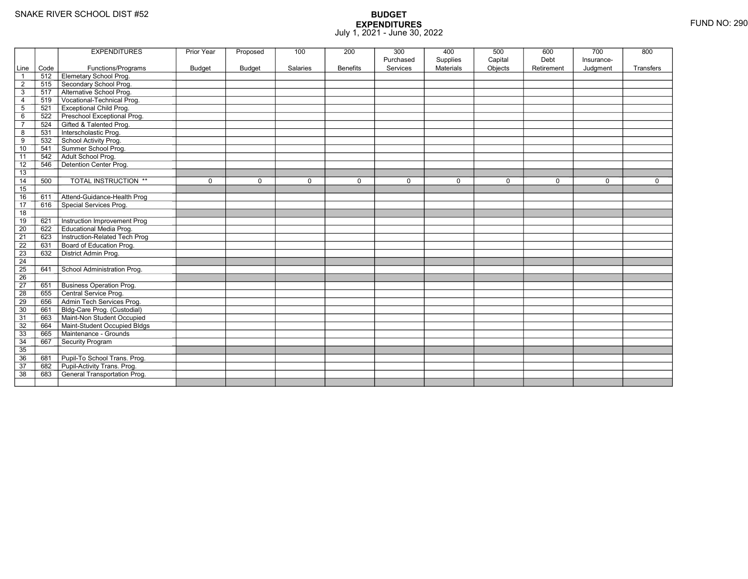SNAKE RIVER SCHOOL DIST #52

FUND NO: 290

# BUDGET
## EXPENDITURES
July 1, 2021 - June 30, 2022

| Line | Code | EXPENDITURES Functions/Programs | Prior Year Budget | Proposed Budget | 100 Salaries | 200 Benefits | 300 Purchased Services | 400 Supplies Materials | 500 Capital Objects | 600 Debt Retirement | 700 Insurance-Judgment | 800 Transfers |
|---|---|---|---|---|---|---|---|---|---|---|---|---|
| 1 | 512 | Elemetary School Prog. | | | | | | | | | | |
| 2 | 515 | Secondary School Prog. | | | | | | | | | | |
| 3 | 517 | Alternative School Prog. | | | | | | | | | | |
| 4 | 519 | Vocational-Technical Prog. | | | | | | | | | | |
| 5 | 521 | Exceptional Child Prog. | | | | | | | | | | |
| 6 | 522 | Preschool Exceptional Prog. | | | | | | | | | | |
| 7 | 524 | Gifted & Talented Prog. | | | | | | | | | | |
| 8 | 531 | Interscholastic Prog. | | | | | | | | | | |
| 9 | 532 | School Activity Prog. | | | | | | | | | | |
| 10 | 541 | Summer School Prog. | | | | | | | | | | |
| 11 | 542 | Adult School Prog. | | | | | | | | | | |
| 12 | 546 | Detention Center Prog. | | | | | | | | | | |
| 13 | | | | | | | | | | | | |
| 14 | 500 | TOTAL INSTRUCTION ** | 0 | 0 | 0 | 0 | 0 | 0 | 0 | 0 | 0 | 0 |
| 15 | | | | | | | | | | | | |
| 16 | 611 | Attend-Guidance-Health Prog | | | | | | | | | | |
| 17 | 616 | Special Services Prog. | | | | | | | | | | |
| 18 | | | | | | | | | | | | |
| 19 | 621 | Instruction Improvement Prog | | | | | | | | | | |
| 20 | 622 | Educational Media Prog. | | | | | | | | | | |
| 21 | 623 | Instruction-Related Tech Prog | | | | | | | | | | |
| 22 | 631 | Board of Education Prog. | | | | | | | | | | |
| 23 | 632 | District Admin Prog. | | | | | | | | | | |
| 24 | | | | | | | | | | | | |
| 25 | 641 | School Administration Prog. | | | | | | | | | | |
| 26 | | | | | | | | | | | | |
| 27 | 651 | Business Operation Prog. | | | | | | | | | | |
| 28 | 655 | Central Service Prog. | | | | | | | | | | |
| 29 | 656 | Admin Tech Services Prog. | | | | | | | | | | |
| 30 | 661 | Bldg-Care Prog. (Custodial) | | | | | | | | | | |
| 31 | 663 | Maint-Non Student Occupied | | | | | | | | | | |
| 32 | 664 | Maint-Student Occupied Bldgs | | | | | | | | | | |
| 33 | 665 | Maintenance - Grounds | | | | | | | | | | |
| 34 | 667 | Security Program | | | | | | | | | | |
| 35 | | | | | | | | | | | | |
| 36 | 681 | Pupil-To School Trans. Prog. | | | | | | | | | | |
| 37 | 682 | Pupil-Activity Trans. Prog. | | | | | | | | | | |
| 38 | 683 | General Transportation Prog. | | | | | | | | | | |
| | | | | | | | | | | | | |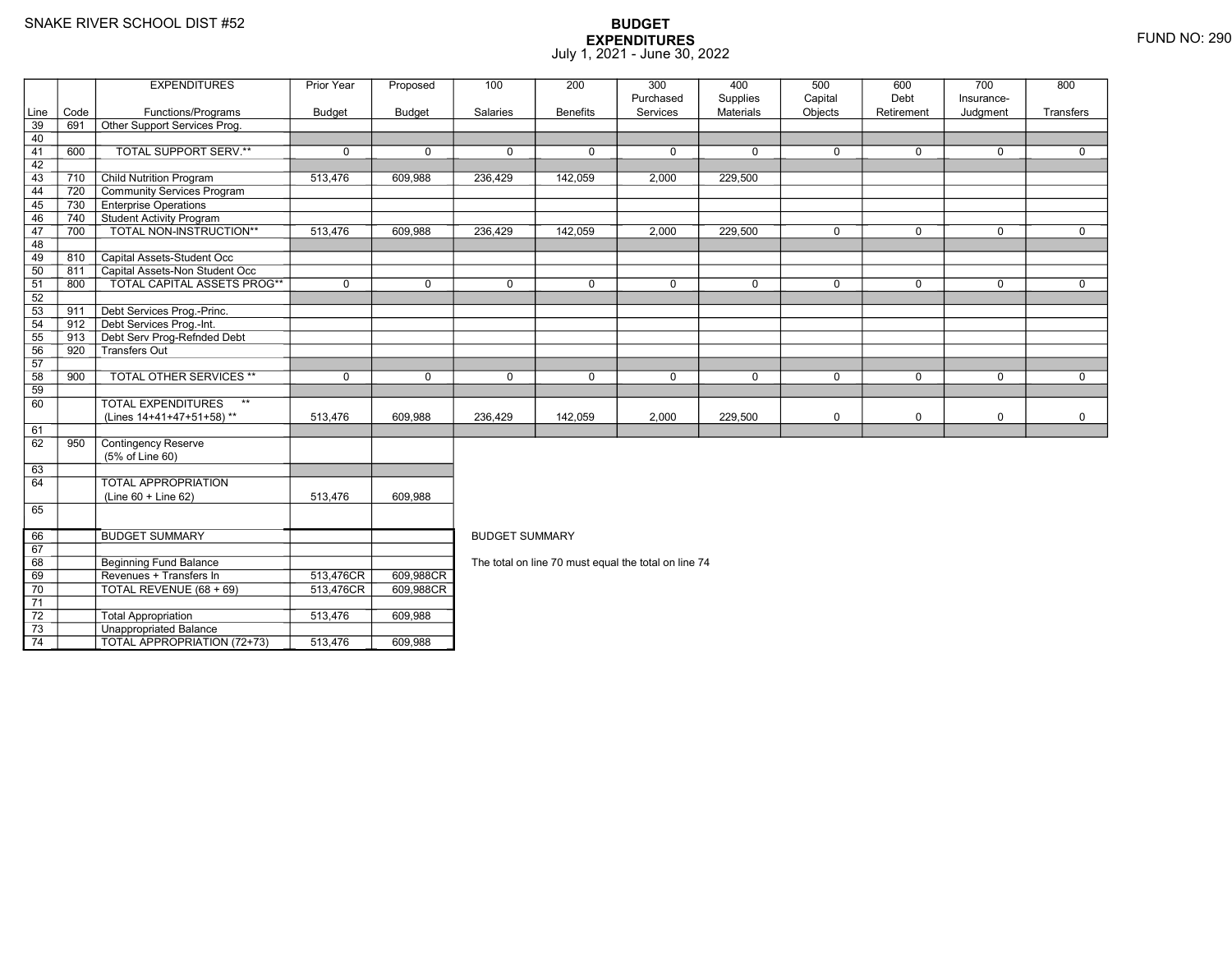SNAKE RIVER SCHOOL DIST #52

FUND NO: 290

# BUDGET EXPENDITURES

July 1, 2021 - June 30, 2022

| Line | Code | EXPENDITURES Functions/Programs | Prior Year Budget | Proposed Budget | 100 Salaries | 200 Benefits | 300 Purchased Services | 400 Supplies Materials | 500 Capital Objects | 600 Debt Retirement | 700 Insurance-Judgment | 800 Transfers |
|---|---|---|---|---|---|---|---|---|---|---|---|---|
| 39 | 691 | Other Support Services Prog. | | | | | | | | | | |
| 40 | | | | | | | | | | | | |
| 41 | 600 | TOTAL SUPPORT SERV.** | 0 | 0 | 0 | 0 | 0 | 0 | 0 | 0 | 0 | 0 |
| 42 | | | | | | | | | | | | |
| 43 | 710 | Child Nutrition Program | 513,476 | 609,988 | 236,429 | 142,059 | 2,000 | 229,500 | | | | |
| 44 | 720 | Community Services Program | | | | | | | | | | |
| 45 | 730 | Enterprise Operations | | | | | | | | | | |
| 46 | 740 | Student Activity Program | | | | | | | | | | |
| 47 | 700 | TOTAL NON-INSTRUCTION** | 513,476 | 609,988 | 236,429 | 142,059 | 2,000 | 229,500 | 0 | 0 | 0 | 0 |
| 48 | | | | | | | | | | | | |
| 49 | 810 | Capital Assets-Student Occ | | | | | | | | | | |
| 50 | 811 | Capital Assets-Non Student Occ | | | | | | | | | | |
| 51 | 800 | TOTAL CAPITAL ASSETS PROG** | 0 | 0 | 0 | 0 | 0 | 0 | 0 | 0 | 0 | 0 |
| 52 | | | | | | | | | | | | |
| 53 | 911 | Debt Services Prog.-Princ. | | | | | | | | | | |
| 54 | 912 | Debt Services Prog.-Int. | | | | | | | | | | |
| 55 | 913 | Debt Serv Prog-Refnded Debt | | | | | | | | | | |
| 56 | 920 | Transfers Out | | | | | | | | | | |
| 57 | | | | | | | | | | | | |
| 58 | 900 | TOTAL OTHER SERVICES ** | 0 | 0 | 0 | 0 | 0 | 0 | 0 | 0 | 0 | 0 |
| 59 | | | | | | | | | | | | |
| 60 | | TOTAL EXPENDITURES ** (Lines 14+41+47+51+58) ** | 513,476 | 609,988 | 236,429 | 142,059 | 2,000 | 229,500 | 0 | 0 | 0 | 0 |
| 61 | | | | | | | | | | | | |
| 62 | 950 | Contingency Reserve (5% of Line 60) | | | | | | | | | | |
| 63 | | | | | | | | | | | | |
| 64 | | TOTAL APPROPRIATION (Line 60 + Line 62) | 513,476 | 609,988 | | | | | | | | |
| 65 | | | | | | | | | | | | |

| Line | Code | | Prior Year Budget | Proposed Budget |
|---|---|---|---|---|
| 66 | | BUDGET SUMMARY | | |
| 67 | | | | |
| 68 | | Beginning Fund Balance | | |
| 69 | | Revenues + Transfers In | 513,476CR | 609,988CR |
| 70 | | TOTAL REVENUE (68 + 69) | 513,476CR | 609,988CR |
| 71 | | | | |
| 72 | | Total Appropriation | 513,476 | 609,988 |
| 73 | | Unappropriated Balance | | |
| 74 | | TOTAL APPROPRIATION (72+73) | 513,476 | 609,988 |

BUDGET SUMMARY

The total on line 70 must equal the total on line 74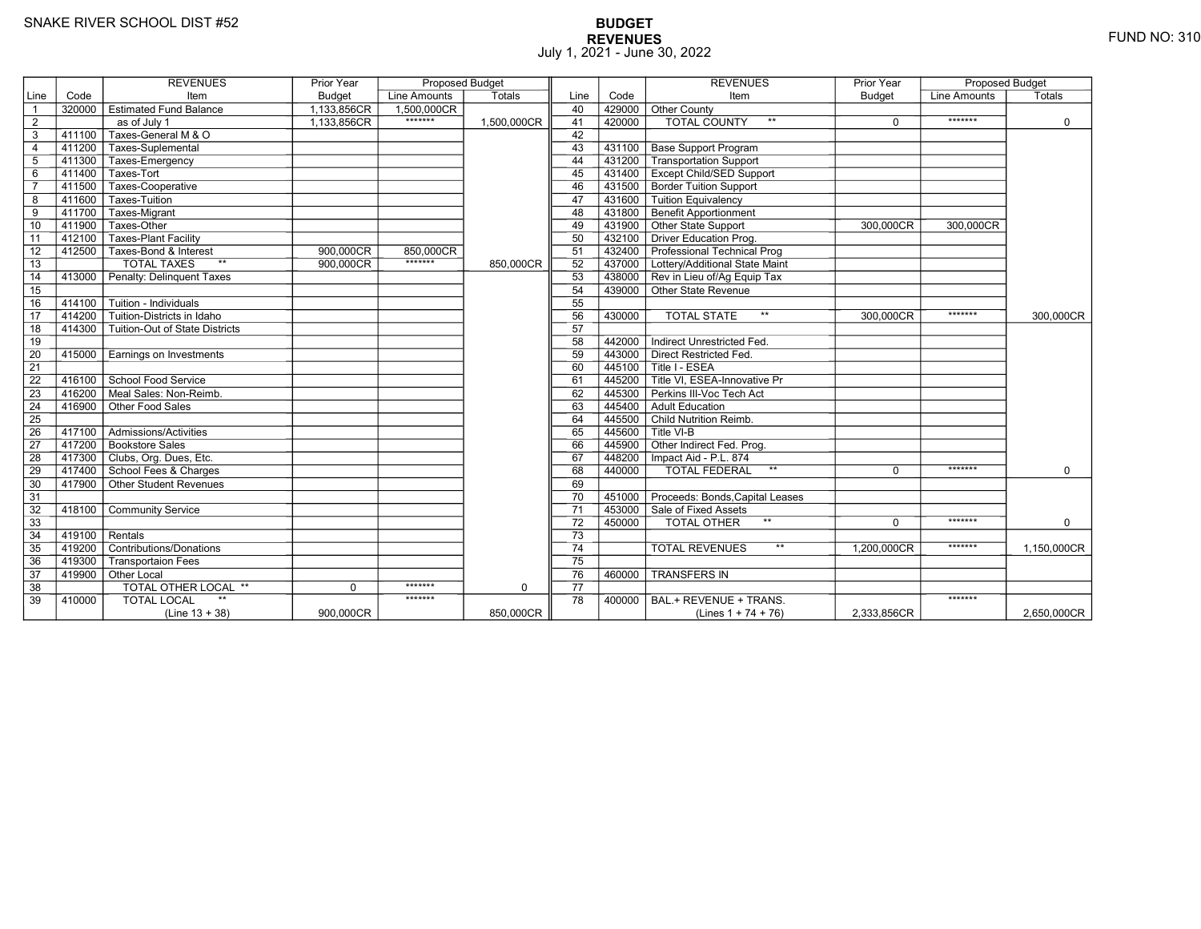SNAKE RIVER SCHOOL DIST #52

FUND NO: 310

# BUDGET
## REVENUES
July 1, 2021 - June 30, 2022

| Line | Code | REVENUES Item | Prior Year Budget | Proposed Budget Line Amounts | Proposed Budget Totals |
|---|---|---|---|---|---|
| 1 | 320000 | Estimated Fund Balance | 1,133,856CR | 1,500,000CR | |
| 2 | | as of July 1 | 1,133,856CR | ******* | 1,500,000CR |
| 3 | 411100 | Taxes-General M & O | | | |
| 4 | 411200 | Taxes-Suplemental | | | |
| 5 | 411300 | Taxes-Emergency | | | |
| 6 | 411400 | Taxes-Tort | | | |
| 7 | 411500 | Taxes-Cooperative | | | |
| 8 | 411600 | Taxes-Tuition | | | |
| 9 | 411700 | Taxes-Migrant | | | |
| 10 | 411900 | Taxes-Other | | | |
| 11 | 412100 | Taxes-Plant Facility | | | |
| 12 | 412500 | Taxes-Bond & Interest | 900,000CR | 850,000CR | |
| 13 | | TOTAL TAXES ** | 900,000CR | ******* | 850,000CR |
| 14 | 413000 | Penalty: Delinquent Taxes | | | |
| 15 | | | | | |
| 16 | 414100 | Tuition - Individuals | | | |
| 17 | 414200 | Tuition-Districts in Idaho | | | |
| 18 | 414300 | Tuition-Out of State Districts | | | |
| 19 | | | | | |
| 20 | 415000 | Earnings on Investments | | | |
| 21 | | | | | |
| 22 | 416100 | School Food Service | | | |
| 23 | 416200 | Meal Sales: Non-Reimb. | | | |
| 24 | 416900 | Other Food Sales | | | |
| 25 | | | | | |
| 26 | 417100 | Admissions/Activities | | | |
| 27 | 417200 | Bookstore Sales | | | |
| 28 | 417300 | Clubs, Org. Dues, Etc. | | | |
| 29 | 417400 | School Fees & Charges | | | |
| 30 | 417900 | Other Student Revenues | | | |
| 31 | | | | | |
| 32 | 418100 | Community Service | | | |
| 33 | | | | | |
| 34 | 419100 | Rentals | | | |
| 35 | 419200 | Contributions/Donations | | | |
| 36 | 419300 | Transportaion Fees | | | |
| 37 | 419900 | Other Local | | | |
| 38 | | TOTAL OTHER LOCAL ** | 0 | ******* | 0 |
| 39 | 410000 | TOTAL LOCAL ** (Line 13 + 38) | 900,000CR | ******* | 850,000CR |
| 40 | 429000 | Other County | | | |
| 41 | 420000 | TOTAL COUNTY ** | 0 | ******* | 0 |
| 42 | | | | | |
| 43 | 431100 | Base Support Program | | | |
| 44 | 431200 | Transportation Support | | | |
| 45 | 431400 | Except Child/SED Support | | | |
| 46 | 431500 | Border Tuition Support | | | |
| 47 | 431600 | Tuition Equivalency | | | |
| 48 | 431800 | Benefit Apportionment | | | |
| 49 | 431900 | Other State Support | 300,000CR | 300,000CR | |
| 50 | 432100 | Driver Education Prog. | | | |
| 51 | 432400 | Professional Technical Prog | | | |
| 52 | 437000 | Lottery/Additional State Maint | | | |
| 53 | 438000 | Rev in Lieu of/Ag Equip Tax | | | |
| 54 | 439000 | Other State Revenue | | | |
| 55 | | | | | |
| 56 | 430000 | TOTAL STATE ** | 300,000CR | ******* | 300,000CR |
| 57 | | | | | |
| 58 | 442000 | Indirect Unrestricted Fed. | | | |
| 59 | 443000 | Direct Restricted Fed. | | | |
| 60 | 445100 | Title I - ESEA | | | |
| 61 | 445200 | Title VI, ESEA-Innovative Pr | | | |
| 62 | 445300 | Perkins III-Voc Tech Act | | | |
| 63 | 445400 | Adult Education | | | |
| 64 | 445500 | Child Nutrition Reimb. | | | |
| 65 | 445600 | Title VI-B | | | |
| 66 | 445900 | Other Indirect Fed. Prog. | | | |
| 67 | 448200 | Impact Aid - P.L. 874 | | | |
| 68 | 440000 | TOTAL FEDERAL ** | 0 | ******* | 0 |
| 69 | | | | | |
| 70 | 451000 | Proceeds: Bonds,Capital Leases | | | |
| 71 | 453000 | Sale of Fixed Assets | | | |
| 72 | 450000 | TOTAL OTHER ** | 0 | ******* | 0 |
| 73 | | | | | |
| 74 | | TOTAL REVENUES ** | 1,200,000CR | ******* | 1,150,000CR |
| 75 | | | | | |
| 76 | 460000 | TRANSFERS IN | | | |
| 77 | | | | | |
| 78 | 400000 | BAL.+ REVENUE + TRANS. (Lines 1 + 74 + 76) | 2,333,856CR | ******* | 2,650,000CR |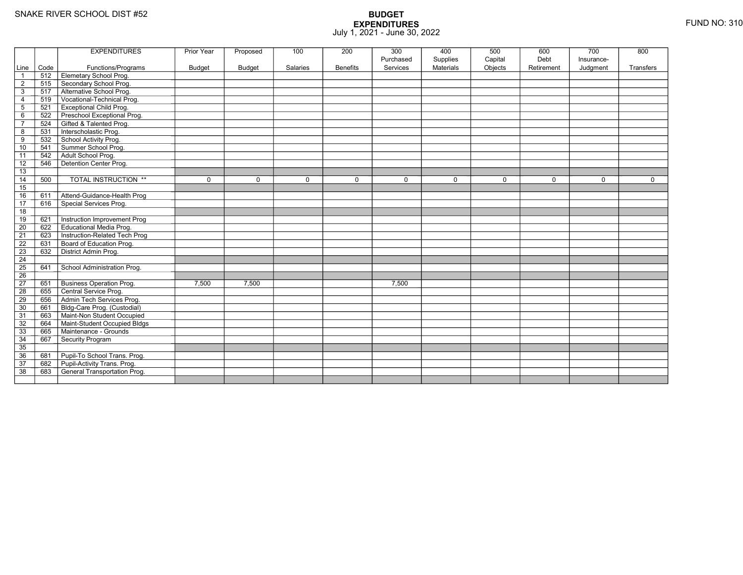SNAKE RIVER SCHOOL DIST #52

# BUDGET
## EXPENDITURES
July 1, 2021 - June 30, 2022

FUND NO: 310

| Line | Code | EXPENDITURES Functions/Programs | Prior Year Budget | Proposed Budget | 100 Salaries | 200 Benefits | 300 Purchased Services | 400 Supplies Materials | 500 Capital Objects | 600 Debt Retirement | 700 Insurance-Judgment | 800 Transfers |
|---|---|---|---|---|---|---|---|---|---|---|---|---|
| 1 | 512 | Elemetary School Prog. | | | | | | | | | | |
| 2 | 515 | Secondary School Prog. | | | | | | | | | | |
| 3 | 517 | Alternative School Prog. | | | | | | | | | | |
| 4 | 519 | Vocational-Technical Prog. | | | | | | | | | | |
| 5 | 521 | Exceptional Child Prog. | | | | | | | | | | |
| 6 | 522 | Preschool Exceptional Prog. | | | | | | | | | | |
| 7 | 524 | Gifted & Talented Prog. | | | | | | | | | | |
| 8 | 531 | Interscholastic Prog. | | | | | | | | | | |
| 9 | 532 | School Activity Prog. | | | | | | | | | | |
| 10 | 541 | Summer School Prog. | | | | | | | | | | |
| 11 | 542 | Adult School Prog. | | | | | | | | | | |
| 12 | 546 | Detention Center Prog. | | | | | | | | | | |
| 13 | | | | | | | | | | | | |
| 14 | 500 | TOTAL INSTRUCTION ** | 0 | 0 | 0 | 0 | 0 | 0 | 0 | 0 | 0 | 0 |
| 15 | | | | | | | | | | | | |
| 16 | 611 | Attend-Guidance-Health Prog | | | | | | | | | | |
| 17 | 616 | Special Services Prog. | | | | | | | | | | |
| 18 | | | | | | | | | | | | |
| 19 | 621 | Instruction Improvement Prog | | | | | | | | | | |
| 20 | 622 | Educational Media Prog. | | | | | | | | | | |
| 21 | 623 | Instruction-Related Tech Prog | | | | | | | | | | |
| 22 | 631 | Board of Education Prog. | | | | | | | | | | |
| 23 | 632 | District Admin Prog. | | | | | | | | | | |
| 24 | | | | | | | | | | | | |
| 25 | 641 | School Administration Prog. | | | | | | | | | | |
| 26 | | | | | | | | | | | | |
| 27 | 651 | Business Operation Prog. | 7,500 | 7,500 | | | 7,500 | | | | | |
| 28 | 655 | Central Service Prog. | | | | | | | | | | |
| 29 | 656 | Admin Tech Services Prog. | | | | | | | | | | |
| 30 | 661 | Bldg-Care Prog. (Custodial) | | | | | | | | | | |
| 31 | 663 | Maint-Non Student Occupied | | | | | | | | | | |
| 32 | 664 | Maint-Student Occupied Bldgs | | | | | | | | | | |
| 33 | 665 | Maintenance - Grounds | | | | | | | | | | |
| 34 | 667 | Security Program | | | | | | | | | | |
| 35 | | | | | | | | | | | | |
| 36 | 681 | Pupil-To School Trans. Prog. | | | | | | | | | | |
| 37 | 682 | Pupil-Activity Trans. Prog. | | | | | | | | | | |
| 38 | 683 | General Transportation Prog. | | | | | | | | | | |
| | | | | | | | | | | | | |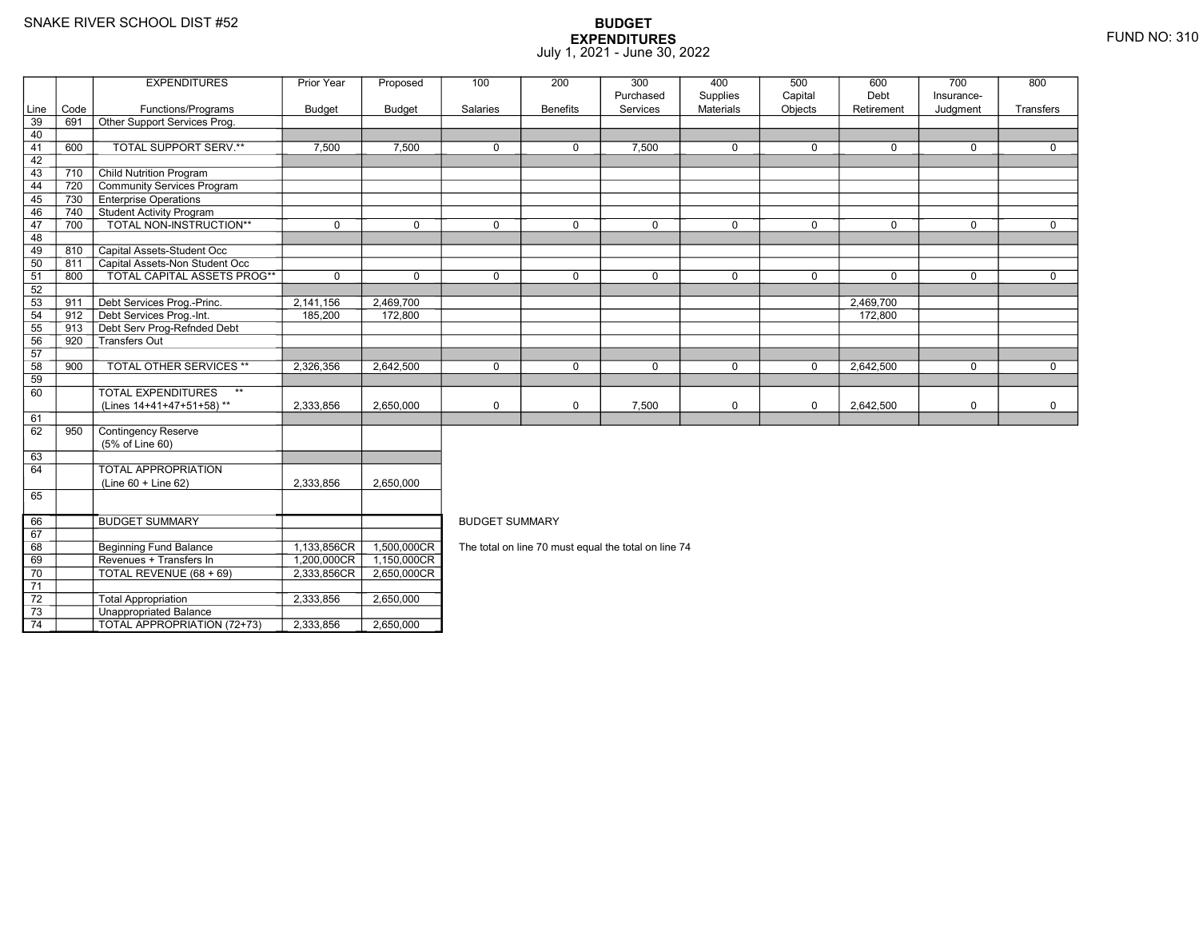SNAKE RIVER SCHOOL DIST #52

# BUDGET EXPENDITURES

July 1, 2021 - June 30, 2022

FUND NO: 310

| Line | Code | EXPENDITURES Functions/Programs | Prior Year Budget | Proposed Budget | 100 Salaries | 200 Benefits | 300 Purchased Services | 400 Supplies Materials | 500 Capital Objects | 600 Debt Retirement | 700 Insurance-Judgment | 800 Transfers |
|---|---|---|---|---|---|---|---|---|---|---|---|---|
| 39 | 691 | Other Support Services Prog. | | | | | | | | | | |
| 40 | | | | | | | | | | | | |
| 41 | 600 | TOTAL SUPPORT SERV.** | 7,500 | 7,500 | 0 | 0 | 7,500 | 0 | 0 | 0 | 0 | 0 |
| 42 | | | | | | | | | | | | |
| 43 | 710 | Child Nutrition Program | | | | | | | | | | |
| 44 | 720 | Community Services Program | | | | | | | | | | |
| 45 | 730 | Enterprise Operations | | | | | | | | | | |
| 46 | 740 | Student Activity Program | | | | | | | | | | |
| 47 | 700 | TOTAL NON-INSTRUCTION** | 0 | 0 | 0 | 0 | 0 | 0 | 0 | 0 | 0 | 0 |
| 48 | | | | | | | | | | | | |
| 49 | 810 | Capital Assets-Student Occ | | | | | | | | | | |
| 50 | 811 | Capital Assets-Non Student Occ | | | | | | | | | | |
| 51 | 800 | TOTAL CAPITAL ASSETS PROG** | 0 | 0 | 0 | 0 | 0 | 0 | 0 | 0 | 0 | 0 |
| 52 | | | | | | | | | | | | |
| 53 | 911 | Debt Services Prog.-Princ. | 2,141,156 | 2,469,700 | | | | | | 2,469,700 | | |
| 54 | 912 | Debt Services Prog.-Int. | 185,200 | 172,800 | | | | | | 172,800 | | |
| 55 | 913 | Debt Serv Prog-Refnded Debt | | | | | | | | | | |
| 56 | 920 | Transfers Out | | | | | | | | | | |
| 57 | | | | | | | | | | | | |
| 58 | 900 | TOTAL OTHER SERVICES ** | 2,326,356 | 2,642,500 | 0 | 0 | 0 | 0 | 0 | 2,642,500 | 0 | 0 |
| 59 | | | | | | | | | | | | |
| 60 | | TOTAL EXPENDITURES ** (Lines 14+41+47+51+58) ** | 2,333,856 | 2,650,000 | 0 | 0 | 7,500 | 0 | 0 | 2,642,500 | 0 | 0 |
| 61 | | | | | | | | | | | | |
| 62 | 950 | Contingency Reserve (5% of Line 60) | | | | | | | | | | |
| 63 | | | | | | | | | | | | |
| 64 | | TOTAL APPROPRIATION (Line 60 + Line 62) | 2,333,856 | 2,650,000 | | | | | | | | |
| 65 | | | | | | | | | | | | |

| Line | | BUDGET SUMMARY | Prior Year Budget | Proposed Budget |
|---|---|---|---|---|
| 66 | | BUDGET SUMMARY | | |
| 67 | | | | |
| 68 | | Beginning Fund Balance | 1,133,856CR | 1,500,000CR |
| 69 | | Revenues + Transfers In | 1,200,000CR | 1,150,000CR |
| 70 | | TOTAL REVENUE (68 + 69) | 2,333,856CR | 2,650,000CR |
| 71 | | | | |
| 72 | | Total Appropriation | 2,333,856 | 2,650,000 |
| 73 | | Unappropriated Balance | | |
| 74 | | TOTAL APPROPRIATION (72+73) | 2,333,856 | 2,650,000 |

BUDGET SUMMARY

The total on line 70 must equal the total on line 74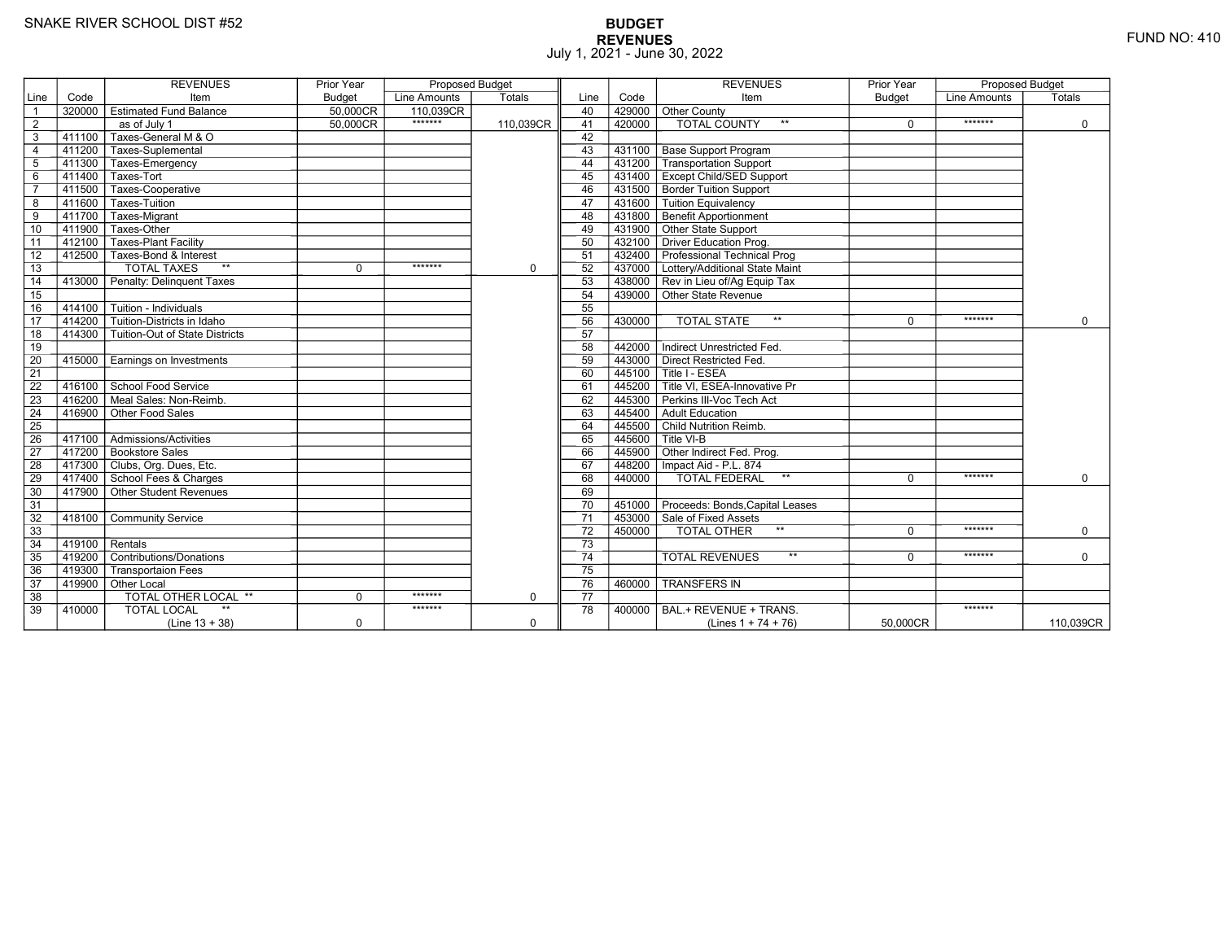SNAKE RIVER SCHOOL DIST #52

# BUDGET
## REVENUES
July 1, 2021 - June 30, 2022

FUND NO: 410

| Line | Code | REVENUES Item | Prior Year Budget | Proposed Budget Line Amounts | Proposed Budget Totals |
|---|---|---|---|---|---|
| 1 | 320000 | Estimated Fund Balance | 50,000CR | 110,039CR | |
| 2 | | as of July 1 | 50,000CR | ******* | 110,039CR |
| 3 | 411100 | Taxes-General M & O | | | |
| 4 | 411200 | Taxes-Suplemental | | | |
| 5 | 411300 | Taxes-Emergency | | | |
| 6 | 411400 | Taxes-Tort | | | |
| 7 | 411500 | Taxes-Cooperative | | | |
| 8 | 411600 | Taxes-Tuition | | | |
| 9 | 411700 | Taxes-Migrant | | | |
| 10 | 411900 | Taxes-Other | | | |
| 11 | 412100 | Taxes-Plant Facility | | | |
| 12 | 412500 | Taxes-Bond & Interest | | | |
| 13 | | TOTAL TAXES ** | 0 | ******* | 0 |
| 14 | 413000 | Penalty: Delinquent Taxes | | | |
| 15 | | | | | |
| 16 | 414100 | Tuition - Individuals | | | |
| 17 | 414200 | Tuition-Districts in Idaho | | | |
| 18 | 414300 | Tuition-Out of State Districts | | | |
| 19 | | | | | |
| 20 | 415000 | Earnings on Investments | | | |
| 21 | | | | | |
| 22 | 416100 | School Food Service | | | |
| 23 | 416200 | Meal Sales: Non-Reimb. | | | |
| 24 | 416900 | Other Food Sales | | | |
| 25 | | | | | |
| 26 | 417100 | Admissions/Activities | | | |
| 27 | 417200 | Bookstore Sales | | | |
| 28 | 417300 | Clubs, Org. Dues, Etc. | | | |
| 29 | 417400 | School Fees & Charges | | | |
| 30 | 417900 | Other Student Revenues | | | |
| 31 | | | | | |
| 32 | 418100 | Community Service | | | |
| 33 | | | | | |
| 34 | 419100 | Rentals | | | |
| 35 | 419200 | Contributions/Donations | | | |
| 36 | 419300 | Transportaion Fees | | | |
| 37 | 419900 | Other Local | | | |
| 38 | | TOTAL OTHER LOCAL ** | 0 | ******* | 0 |
| 39 | 410000 | TOTAL LOCAL ** (Line 13 + 38) | 0 | ******* | 0 |
| 40 | 429000 | Other County | | | |
| 41 | 420000 | TOTAL COUNTY ** | 0 | ******* | 0 |
| 42 | | | | | |
| 43 | 431100 | Base Support Program | | | |
| 44 | 431200 | Transportation Support | | | |
| 45 | 431400 | Except Child/SED Support | | | |
| 46 | 431500 | Border Tuition Support | | | |
| 47 | 431600 | Tuition Equivalency | | | |
| 48 | 431800 | Benefit Apportionment | | | |
| 49 | 431900 | Other State Support | | | |
| 50 | 432100 | Driver Education Prog. | | | |
| 51 | 432400 | Professional Technical Prog | | | |
| 52 | 437000 | Lottery/Additional State Maint | | | |
| 53 | 438000 | Rev in Lieu of/Ag Equip Tax | | | |
| 54 | 439000 | Other State Revenue | | | |
| 55 | | | | | |
| 56 | 430000 | TOTAL STATE ** | 0 | ******* | 0 |
| 57 | | | | | |
| 58 | 442000 | Indirect Unrestricted Fed. | | | |
| 59 | 443000 | Direct Restricted Fed. | | | |
| 60 | 445100 | Title I - ESEA | | | |
| 61 | 445200 | Title VI, ESEA-Innovative Pr | | | |
| 62 | 445300 | Perkins III-Voc Tech Act | | | |
| 63 | 445400 | Adult Education | | | |
| 64 | 445500 | Child Nutrition Reimb. | | | |
| 65 | 445600 | Title VI-B | | | |
| 66 | 445900 | Other Indirect Fed. Prog. | | | |
| 67 | 448200 | Impact Aid - P.L. 874 | | | |
| 68 | 440000 | TOTAL FEDERAL ** | 0 | ******* | 0 |
| 69 | | | | | |
| 70 | 451000 | Proceeds: Bonds,Capital Leases | | | |
| 71 | 453000 | Sale of Fixed Assets | | | |
| 72 | 450000 | TOTAL OTHER ** | 0 | ******* | 0 |
| 73 | | | | | |
| 74 | | TOTAL REVENUES ** | 0 | ******* | 0 |
| 75 | | | | | |
| 76 | 460000 | TRANSFERS IN | | | |
| 77 | | | | | |
| 78 | 400000 | BAL.+ REVENUE + TRANS. (Lines 1 + 74 + 76) | 50,000CR | ******* | 110,039CR |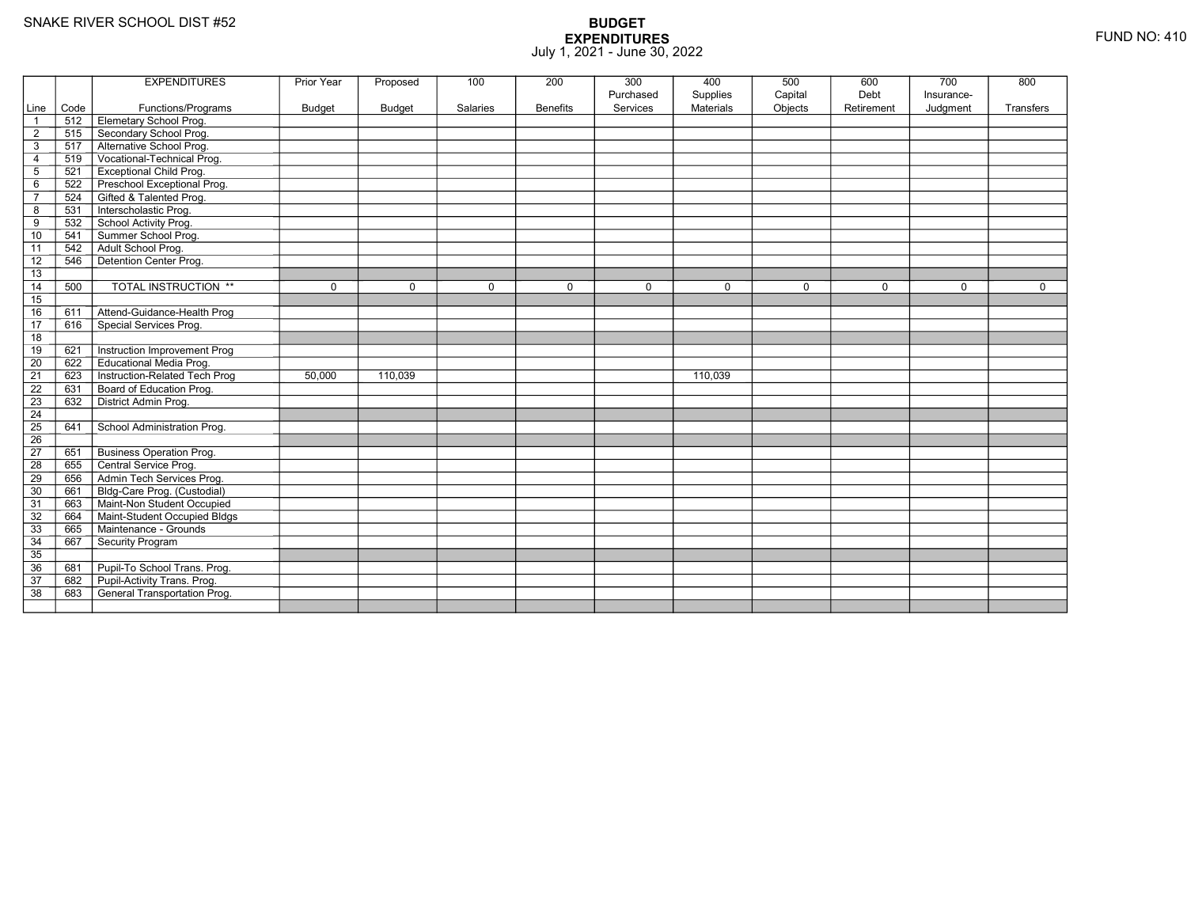SNAKE RIVER SCHOOL DIST #52

FUND NO: 410

# BUDGET
## EXPENDITURES
July 1, 2021 - June 30, 2022

| Line | Code | EXPENDITURES Functions/Programs | Prior Year Budget | Proposed Budget | 100 Salaries | 200 Benefits | 300 Purchased Services | 400 Supplies Materials | 500 Capital Objects | 600 Debt Retirement | 700 Insurance-Judgment | 800 Transfers |
|---|---|---|---|---|---|---|---|---|---|---|---|---|
| 1 | 512 | Elemetary School Prog. | | | | | | | | | | |
| 2 | 515 | Secondary School Prog. | | | | | | | | | | |
| 3 | 517 | Alternative School Prog. | | | | | | | | | | |
| 4 | 519 | Vocational-Technical Prog. | | | | | | | | | | |
| 5 | 521 | Exceptional Child Prog. | | | | | | | | | | |
| 6 | 522 | Preschool Exceptional Prog. | | | | | | | | | | |
| 7 | 524 | Gifted & Talented Prog. | | | | | | | | | | |
| 8 | 531 | Interscholastic Prog. | | | | | | | | | | |
| 9 | 532 | School Activity Prog. | | | | | | | | | | |
| 10 | 541 | Summer School Prog. | | | | | | | | | | |
| 11 | 542 | Adult School Prog. | | | | | | | | | | |
| 12 | 546 | Detention Center Prog. | | | | | | | | | | |
| 13 | | | | | | | | | | | | |
| 14 | 500 | TOTAL INSTRUCTION ** | 0 | 0 | 0 | 0 | 0 | 0 | 0 | 0 | 0 | 0 |
| 15 | | | | | | | | | | | | |
| 16 | 611 | Attend-Guidance-Health Prog | | | | | | | | | | |
| 17 | 616 | Special Services Prog. | | | | | | | | | | |
| 18 | | | | | | | | | | | | |
| 19 | 621 | Instruction Improvement Prog | | | | | | | | | | |
| 20 | 622 | Educational Media Prog. | | | | | | | | | | |
| 21 | 623 | Instruction-Related Tech Prog | 50,000 | 110,039 | | | | 110,039 | | | | |
| 22 | 631 | Board of Education Prog. | | | | | | | | | | |
| 23 | 632 | District Admin Prog. | | | | | | | | | | |
| 24 | | | | | | | | | | | | |
| 25 | 641 | School Administration Prog. | | | | | | | | | | |
| 26 | | | | | | | | | | | | |
| 27 | 651 | Business Operation Prog. | | | | | | | | | | |
| 28 | 655 | Central Service Prog. | | | | | | | | | | |
| 29 | 656 | Admin Tech Services Prog. | | | | | | | | | | |
| 30 | 661 | Bldg-Care Prog. (Custodial) | | | | | | | | | | |
| 31 | 663 | Maint-Non Student Occupied | | | | | | | | | | |
| 32 | 664 | Maint-Student Occupied Bldgs | | | | | | | | | | |
| 33 | 665 | Maintenance - Grounds | | | | | | | | | | |
| 34 | 667 | Security Program | | | | | | | | | | |
| 35 | | | | | | | | | | | | |
| 36 | 681 | Pupil-To School Trans. Prog. | | | | | | | | | | |
| 37 | 682 | Pupil-Activity Trans. Prog. | | | | | | | | | | |
| 38 | 683 | General Transportation Prog. | | | | | | | | | | |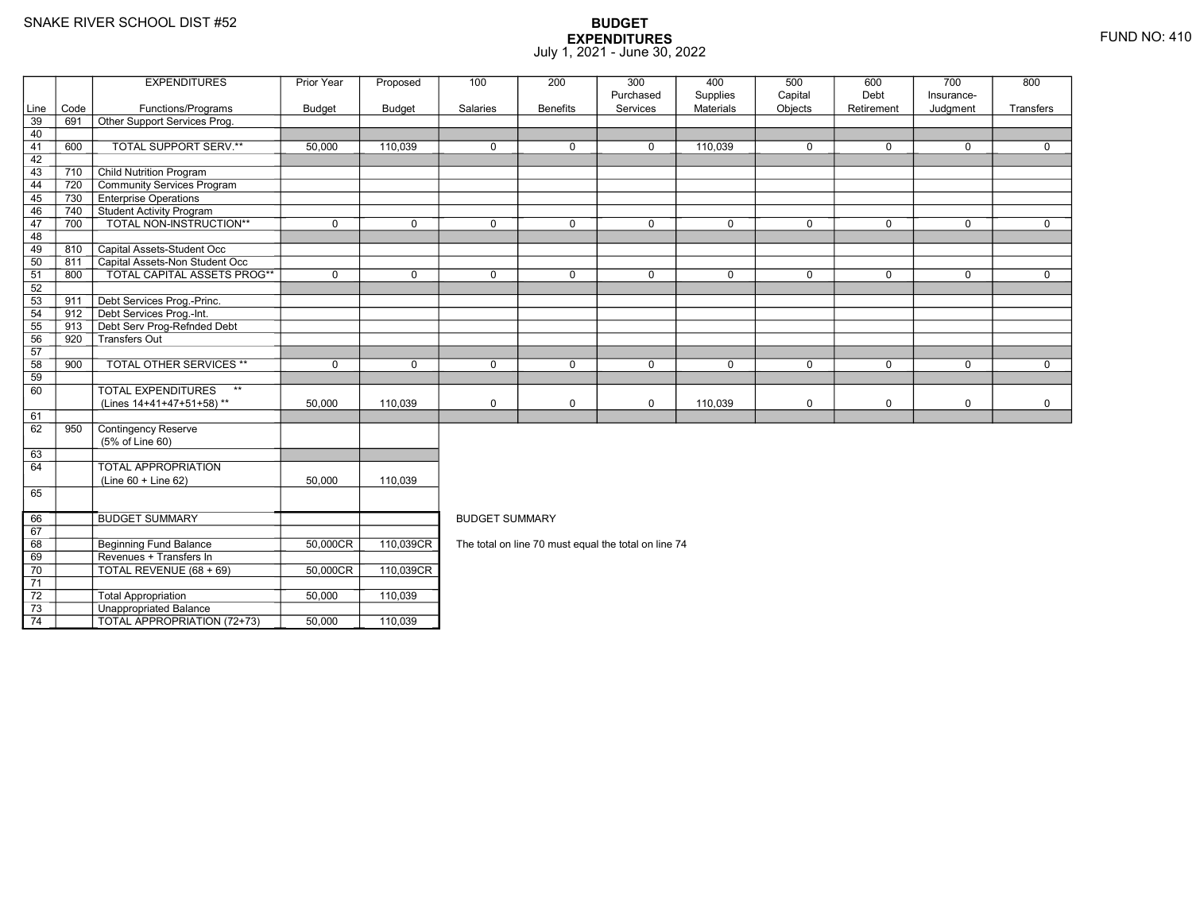SNAKE RIVER SCHOOL DIST #52

# BUDGET
## EXPENDITURES
July 1, 2021 - June 30, 2022

FUND NO: 410

| Line | Code | EXPENDITURES Functions/Programs | Prior Year Budget | Proposed Budget | 100 Salaries | 200 Benefits | 300 Purchased Services | 400 Supplies Materials | 500 Capital Objects | 600 Debt Retirement | 700 Insurance-Judgment | 800 Transfers |
|---|---|---|---|---|---|---|---|---|---|---|---|---|
| 39 | 691 | Other Support Services Prog. | | | | | | | | | | |
| 40 | | | | | | | | | | | | |
| 41 | 600 | TOTAL SUPPORT SERV.** | 50,000 | 110,039 | 0 | 0 | 0 | 110,039 | 0 | 0 | 0 | 0 |
| 42 | | | | | | | | | | | | |
| 43 | 710 | Child Nutrition Program | | | | | | | | | | |
| 44 | 720 | Community Services Program | | | | | | | | | | |
| 45 | 730 | Enterprise Operations | | | | | | | | | | |
| 46 | 740 | Student Activity Program | | | | | | | | | | |
| 47 | 700 | TOTAL NON-INSTRUCTION** | 0 | 0 | 0 | 0 | 0 | 0 | 0 | 0 | 0 | 0 |
| 48 | | | | | | | | | | | | |
| 49 | 810 | Capital Assets-Student Occ | | | | | | | | | | |
| 50 | 811 | Capital Assets-Non Student Occ | | | | | | | | | | |
| 51 | 800 | TOTAL CAPITAL ASSETS PROG** | 0 | 0 | 0 | 0 | 0 | 0 | 0 | 0 | 0 | 0 |
| 52 | | | | | | | | | | | | |
| 53 | 911 | Debt Services Prog.-Princ. | | | | | | | | | | |
| 54 | 912 | Debt Services Prog.-Int. | | | | | | | | | | |
| 55 | 913 | Debt Serv Prog-Refnded Debt | | | | | | | | | | |
| 56 | 920 | Transfers Out | | | | | | | | | | |
| 57 | | | | | | | | | | | | |
| 58 | 900 | TOTAL OTHER SERVICES ** | 0 | 0 | 0 | 0 | 0 | 0 | 0 | 0 | 0 | 0 |
| 59 | | | | | | | | | | | | |
| 60 | | TOTAL EXPENDITURES ** (Lines 14+41+47+51+58) ** | 50,000 | 110,039 | 0 | 0 | 0 | 110,039 | 0 | 0 | 0 | 0 |
| 61 | | | | | | | | | | | | |
| 62 | 950 | Contingency Reserve (5% of Line 60) | | | | | | | | | | |
| 63 | | | | | | | | | | | | |
| 64 | | TOTAL APPROPRIATION (Line 60 + Line 62) | 50,000 | 110,039 | | | | | | | | |
| 65 | | | | | | | | | | | | |

| Line | Code | BUDGET SUMMARY | Prior Year Budget | Proposed Budget |
|---|---|---|---|---|
| 66 | | BUDGET SUMMARY | | |
| 67 | | | | |
| 68 | | Beginning Fund Balance | 50,000CR | 110,039CR |
| 69 | | Revenues + Transfers In | | |
| 70 | | TOTAL REVENUE (68 + 69) | 50,000CR | 110,039CR |
| 71 | | | | |
| 72 | | Total Appropriation | 50,000 | 110,039 |
| 73 | | Unappropriated Balance | | |
| 74 | | TOTAL APPROPRIATION (72+73) | 50,000 | 110,039 |

BUDGET SUMMARY

The total on line 70 must equal the total on line 74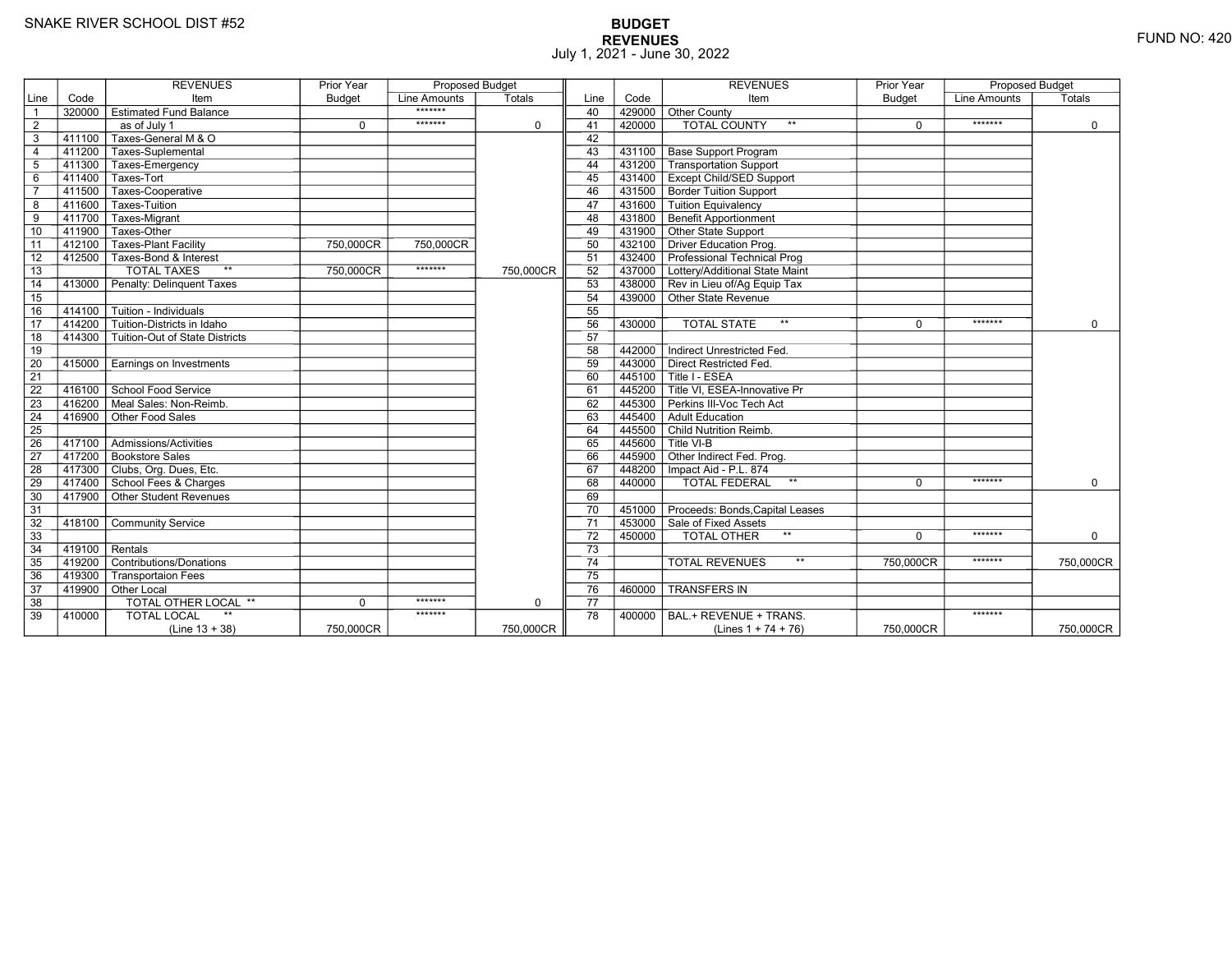SNAKE RIVER SCHOOL DIST #52

# BUDGET
## REVENUES
July 1, 2021 - June 30, 2022

FUND NO: 420

| Line | Code | REVENUES Item | Prior Year Budget | Proposed Budget Line Amounts | Proposed Budget Totals | Line | Code | REVENUES Item | Prior Year Budget | Proposed Budget Line Amounts | Proposed Budget Totals |
|---|---|---|---|---|---|---|---|---|---|---|---|
| 1 | 320000 | Estimated Fund Balance | | ******* | | 40 | 429000 | Other County | | | |
| 2 | | as of July 1 | 0 | ******* | 0 | 41 | 420000 | TOTAL COUNTY ** | 0 | ******* | 0 |
| 3 | 411100 | Taxes-General M & O | | | | 42 | | | | | |
| 4 | 411200 | Taxes-Suplemental | | | | 43 | 431100 | Base Support Program | | | |
| 5 | 411300 | Taxes-Emergency | | | | 44 | 431200 | Transportation Support | | | |
| 6 | 411400 | Taxes-Tort | | | | 45 | 431400 | Except Child/SED Support | | | |
| 7 | 411500 | Taxes-Cooperative | | | | 46 | 431500 | Border Tuition Support | | | |
| 8 | 411600 | Taxes-Tuition | | | | 47 | 431600 | Tuition Equivalency | | | |
| 9 | 411700 | Taxes-Migrant | | | | 48 | 431800 | Benefit Apportionment | | | |
| 10 | 411900 | Taxes-Other | | | | 49 | 431900 | Other State Support | | | |
| 11 | 412100 | Taxes-Plant Facility | 750,000CR | 750,000CR | | 50 | 432100 | Driver Education Prog. | | | |
| 12 | 412500 | Taxes-Bond & Interest | | | | 51 | 432400 | Professional Technical Prog | | | |
| 13 | | TOTAL TAXES ** | 750,000CR | ******* | 750,000CR | 52 | 437000 | Lottery/Additional State Maint | | | |
| 14 | 413000 | Penalty: Delinquent Taxes | | | | 53 | 438000 | Rev in Lieu of/Ag Equip Tax | | | |
| 15 | | | | | | 54 | 439000 | Other State Revenue | | | |
| 16 | 414100 | Tuition - Individuals | | | | 55 | | | | | |
| 17 | 414200 | Tuition-Districts in Idaho | | | | 56 | 430000 | TOTAL STATE ** | 0 | ******* | 0 |
| 18 | 414300 | Tuition-Out of State Districts | | | | 57 | | | | | |
| 19 | | | | | | 58 | 442000 | Indirect Unrestricted Fed. | | | |
| 20 | 415000 | Earnings on Investments | | | | 59 | 443000 | Direct Restricted Fed. | | | |
| 21 | | | | | | 60 | 445100 | Title I - ESEA | | | |
| 22 | 416100 | School Food Service | | | | 61 | 445200 | Title VI, ESEA-Innovative Pr | | | |
| 23 | 416200 | Meal Sales: Non-Reimb. | | | | 62 | 445300 | Perkins III-Voc Tech Act | | | |
| 24 | 416900 | Other Food Sales | | | | 63 | 445400 | Adult Education | | | |
| 25 | | | | | | 64 | 445500 | Child Nutrition Reimb. | | | |
| 26 | 417100 | Admissions/Activities | | | | 65 | 445600 | Title VI-B | | | |
| 27 | 417200 | Bookstore Sales | | | | 66 | 445900 | Other Indirect Fed. Prog. | | | |
| 28 | 417300 | Clubs, Org. Dues, Etc. | | | | 67 | 448200 | Impact Aid - P.L. 874 | | | |
| 29 | 417400 | School Fees & Charges | | | | 68 | 440000 | TOTAL FEDERAL ** | 0 | ******* | 0 |
| 30 | 417900 | Other Student Revenues | | | | 69 | | | | | |
| 31 | | | | | | 70 | 451000 | Proceeds: Bonds,Capital Leases | | | |
| 32 | 418100 | Community Service | | | | 71 | 453000 | Sale of Fixed Assets | | | |
| 33 | | | | | | 72 | 450000 | TOTAL OTHER ** | 0 | ******* | 0 |
| 34 | 419100 | Rentals | | | | 73 | | | | | |
| 35 | 419200 | Contributions/Donations | | | | 74 | | TOTAL REVENUES ** | 750,000CR | ******* | 750,000CR |
| 36 | 419300 | Transportaion Fees | | | | 75 | | | | | |
| 37 | 419900 | Other Local | | | | 76 | 460000 | TRANSFERS IN | | | |
| 38 | | TOTAL OTHER LOCAL ** | 0 | ******* | 0 | 77 | | | | | |
| 39 | 410000 | TOTAL LOCAL ** (Line 13 + 38) | 750,000CR | ******* | 750,000CR | 78 | 400000 | BAL.+ REVENUE + TRANS. (Lines 1 + 74 + 76) | 750,000CR | ******* | 750,000CR |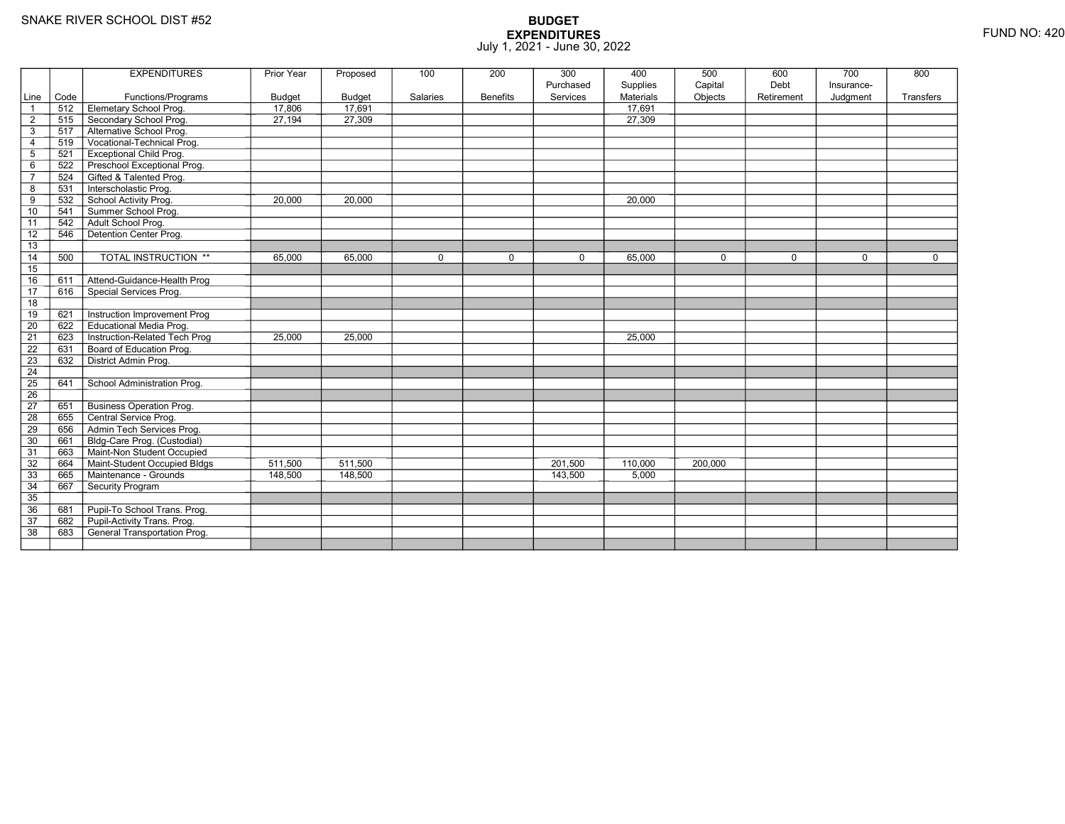SNAKE RIVER SCHOOL DIST #52

FUND NO: 420

# BUDGET
## EXPENDITURES
July 1, 2021 - June 30, 2022

| Line | Code | EXPENDITURES<br>Functions/Programs | Prior Year<br>Budget | Proposed<br>Budget | 100<br>Salaries | 200<br>Benefits | 300<br>Purchased<br>Services | 400<br>Supplies<br>Materials | 500<br>Capital<br>Objects | 600<br>Debt<br>Retirement | 700<br>Insurance-<br>Judgment | 800<br>Transfers |
|---|---|---|---|---|---|---|---|---|---|---|---|---|
| 1 | 512 | Elemetary School Prog. | 17,806 | 17,691 | | | | 17,691 | | | | |
| 2 | 515 | Secondary School Prog. | 27,194 | 27,309 | | | | 27,309 | | | | |
| 3 | 517 | Alternative School Prog. | | | | | | | | | | |
| 4 | 519 | Vocational-Technical Prog. | | | | | | | | | | |
| 5 | 521 | Exceptional Child Prog. | | | | | | | | | | |
| 6 | 522 | Preschool Exceptional Prog. | | | | | | | | | | |
| 7 | 524 | Gifted & Talented Prog. | | | | | | | | | | |
| 8 | 531 | Interscholastic Prog. | | | | | | | | | | |
| 9 | 532 | School Activity Prog. | 20,000 | 20,000 | | | | 20,000 | | | | |
| 10 | 541 | Summer School Prog. | | | | | | | | | | |
| 11 | 542 | Adult School Prog. | | | | | | | | | | |
| 12 | 546 | Detention Center Prog. | | | | | | | | | | |
| 13 | | | | | | | | | | | | |
| 14 | 500 | TOTAL INSTRUCTION ** | 65,000 | 65,000 | 0 | 0 | 0 | 65,000 | 0 | 0 | 0 | 0 |
| 15 | | | | | | | | | | | | |
| 16 | 611 | Attend-Guidance-Health Prog | | | | | | | | | | |
| 17 | 616 | Special Services Prog. | | | | | | | | | | |
| 18 | | | | | | | | | | | | |
| 19 | 621 | Instruction Improvement Prog | | | | | | | | | | |
| 20 | 622 | Educational Media Prog. | | | | | | | | | | |
| 21 | 623 | Instruction-Related Tech Prog | 25,000 | 25,000 | | | | 25,000 | | | | |
| 22 | 631 | Board of Education Prog. | | | | | | | | | | |
| 23 | 632 | District Admin Prog. | | | | | | | | | | |
| 24 | | | | | | | | | | | | |
| 25 | 641 | School Administration Prog. | | | | | | | | | | |
| 26 | | | | | | | | | | | | |
| 27 | 651 | Business Operation Prog. | | | | | | | | | | |
| 28 | 655 | Central Service Prog. | | | | | | | | | | |
| 29 | 656 | Admin Tech Services Prog. | | | | | | | | | | |
| 30 | 661 | Bldg-Care Prog. (Custodial) | | | | | | | | | | |
| 31 | 663 | Maint-Non Student Occupied | | | | | | | | | | |
| 32 | 664 | Maint-Student Occupied Bldgs | 511,500 | 511,500 | | | 201,500 | 110,000 | 200,000 | | | |
| 33 | 665 | Maintenance - Grounds | 148,500 | 148,500 | | | 143,500 | 5,000 | | | | |
| 34 | 667 | Security Program | | | | | | | | | | |
| 35 | | | | | | | | | | | | |
| 36 | 681 | Pupil-To School Trans. Prog. | | | | | | | | | | |
| 37 | 682 | Pupil-Activity Trans. Prog. | | | | | | | | | | |
| 38 | 683 | General Transportation Prog. | | | | | | | | | | |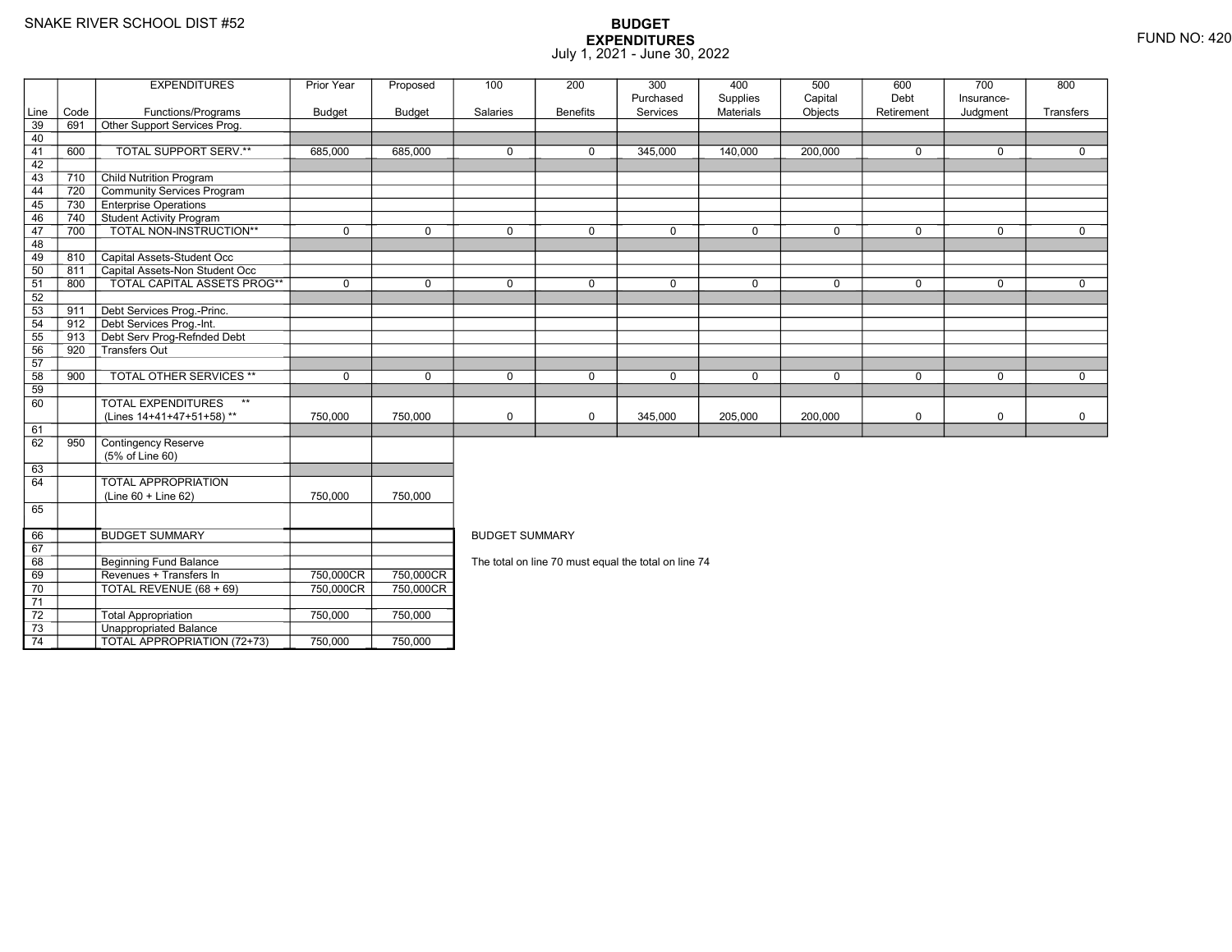SNAKE RIVER SCHOOL DIST #52

# BUDGET EXPENDITURES

July 1, 2021 - June 30, 2022

FUND NO: 420

| Line | Code | EXPENDITURES Functions/Programs | Prior Year Budget | Proposed Budget | 100 Salaries | 200 Benefits | 300 Purchased Services | 400 Supplies Materials | 500 Capital Objects | 600 Debt Retirement | 700 Insurance-Judgment | 800 Transfers |
|---|---|---|---|---|---|---|---|---|---|---|---|---|
| 39 | 691 | Other Support Services Prog. | | | | | | | | | | |
| 40 | | | | | | | | | | | | |
| 41 | 600 | TOTAL SUPPORT SERV.** | 685,000 | 685,000 | 0 | 0 | 345,000 | 140,000 | 200,000 | 0 | 0 | 0 |
| 42 | | | | | | | | | | | | |
| 43 | 710 | Child Nutrition Program | | | | | | | | | | |
| 44 | 720 | Community Services Program | | | | | | | | | | |
| 45 | 730 | Enterprise Operations | | | | | | | | | | |
| 46 | 740 | Student Activity Program | | | | | | | | | | |
| 47 | 700 | TOTAL NON-INSTRUCTION** | 0 | 0 | 0 | 0 | 0 | 0 | 0 | 0 | 0 | 0 |
| 48 | | | | | | | | | | | | |
| 49 | 810 | Capital Assets-Student Occ | | | | | | | | | | |
| 50 | 811 | Capital Assets-Non Student Occ | | | | | | | | | | |
| 51 | 800 | TOTAL CAPITAL ASSETS PROG** | 0 | 0 | 0 | 0 | 0 | 0 | 0 | 0 | 0 | 0 |
| 52 | | | | | | | | | | | | |
| 53 | 911 | Debt Services Prog.-Princ. | | | | | | | | | | |
| 54 | 912 | Debt Services Prog.-Int. | | | | | | | | | | |
| 55 | 913 | Debt Serv Prog-Refnded Debt | | | | | | | | | | |
| 56 | 920 | Transfers Out | | | | | | | | | | |
| 57 | | | | | | | | | | | | |
| 58 | 900 | TOTAL OTHER SERVICES ** | 0 | 0 | 0 | 0 | 0 | 0 | 0 | 0 | 0 | 0 |
| 59 | | | | | | | | | | | | |
| 60 | | TOTAL EXPENDITURES ** (Lines 14+41+47+51+58) ** | 750,000 | 750,000 | 0 | 0 | 345,000 | 205,000 | 200,000 | 0 | 0 | 0 |
| 61 | | | | | | | | | | | | |
| 62 | 950 | Contingency Reserve (5% of Line 60) | | | | | | | | | | |
| 63 | | | | | | | | | | | | |
| 64 | | TOTAL APPROPRIATION (Line 60 + Line 62) | 750,000 | 750,000 | | | | | | | | |
| 65 | | | | | | | | | | | | |
| 66 | | BUDGET SUMMARY | | | | | | | | | | |
| 67 | | | | | | | | | | | | |
| 68 | | Beginning Fund Balance | | | | | | | | | | |
| 69 | | Revenues + Transfers In | 750,000CR | 750,000CR | | | | | | | | |
| 70 | | TOTAL REVENUE (68 + 69) | 750,000CR | 750,000CR | | | | | | | | |
| 71 | | | | | | | | | | | | |
| 72 | | Total Appropriation | 750,000 | 750,000 | | | | | | | | |
| 73 | | Unappropriated Balance | | | | | | | | | | |
| 74 | | TOTAL APPROPRIATION (72+73) | 750,000 | 750,000 | | | | | | | | |

BUDGET SUMMARY

The total on line 70 must equal the total on line 74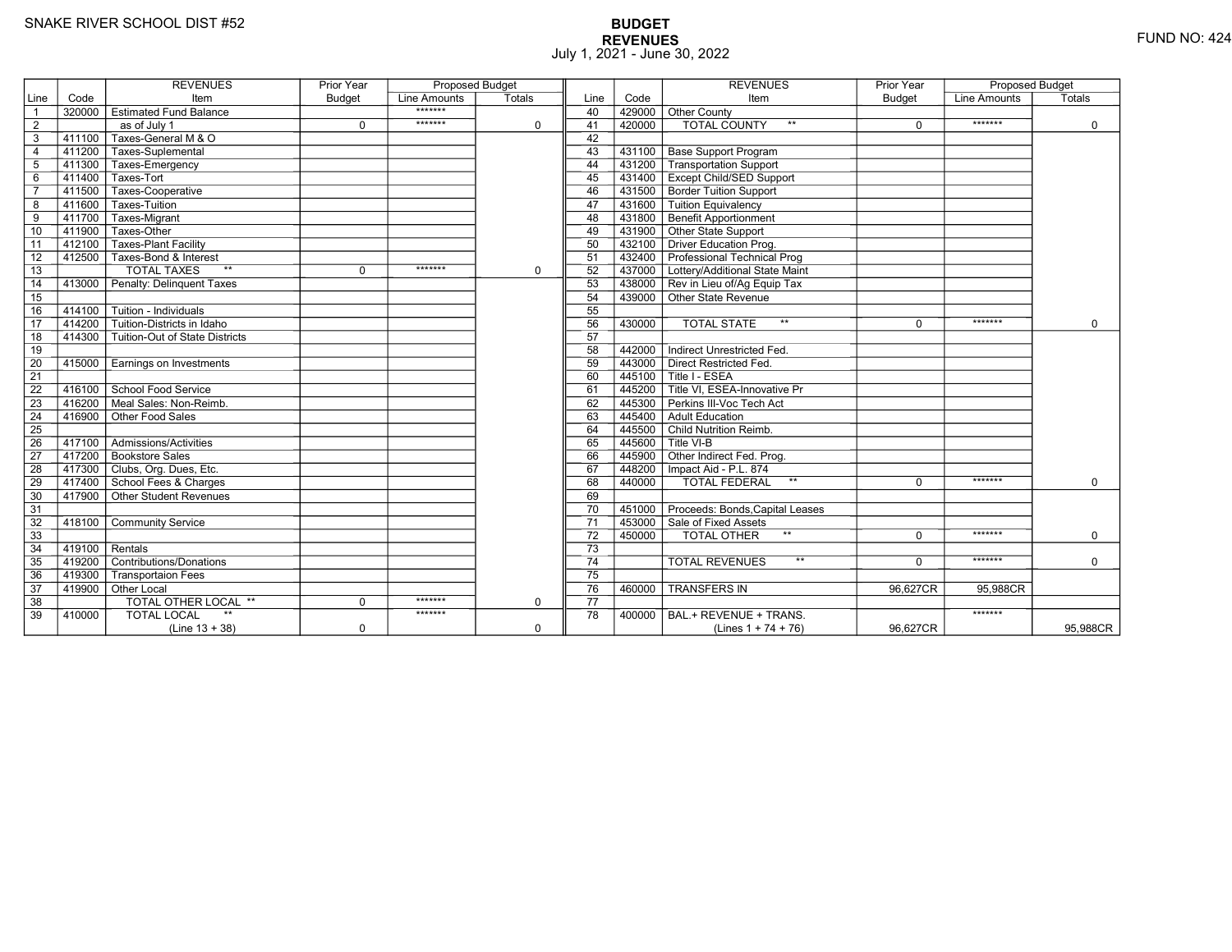SNAKE RIVER SCHOOL DIST #52

# BUDGET
## REVENUES
July 1, 2021 - June 30, 2022

FUND NO: 424

| Line | Code | REVENUES Item | Prior Year Budget | Proposed Budget Line Amounts | Proposed Budget Totals |
|---|---|---|---|---|---|
| 1 | 320000 | Estimated Fund Balance | | ******* | |
| 2 | | as of July 1 | 0 | ******* | 0 |
| 3 | 411100 | Taxes-General M & O | | | |
| 4 | 411200 | Taxes-Suplemental | | | |
| 5 | 411300 | Taxes-Emergency | | | |
| 6 | 411400 | Taxes-Tort | | | |
| 7 | 411500 | Taxes-Cooperative | | | |
| 8 | 411600 | Taxes-Tuition | | | |
| 9 | 411700 | Taxes-Migrant | | | |
| 10 | 411900 | Taxes-Other | | | |
| 11 | 412100 | Taxes-Plant Facility | | | |
| 12 | 412500 | Taxes-Bond & Interest | | | |
| 13 | | TOTAL TAXES ** | 0 | ******* | 0 |
| 14 | 413000 | Penalty: Delinquent Taxes | | | |
| 15 | | | | | |
| 16 | 414100 | Tuition - Individuals | | | |
| 17 | 414200 | Tuition-Districts in Idaho | | | |
| 18 | 414300 | Tuition-Out of State Districts | | | |
| 19 | | | | | |
| 20 | 415000 | Earnings on Investments | | | |
| 21 | | | | | |
| 22 | 416100 | School Food Service | | | |
| 23 | 416200 | Meal Sales: Non-Reimb. | | | |
| 24 | 416900 | Other Food Sales | | | |
| 25 | | | | | |
| 26 | 417100 | Admissions/Activities | | | |
| 27 | 417200 | Bookstore Sales | | | |
| 28 | 417300 | Clubs, Org. Dues, Etc. | | | |
| 29 | 417400 | School Fees & Charges | | | |
| 30 | 417900 | Other Student Revenues | | | |
| 31 | | | | | |
| 32 | 418100 | Community Service | | | |
| 33 | | | | | |
| 34 | 419100 | Rentals | | | |
| 35 | 419200 | Contributions/Donations | | | |
| 36 | 419300 | Transportaion Fees | | | |
| 37 | 419900 | Other Local | | | |
| 38 | | TOTAL OTHER LOCAL ** | 0 | ******* | 0 |
| 39 | 410000 | TOTAL LOCAL ** (Line 13 + 38) | 0 | ******* | 0 |
| 40 | 429000 | Other County | | | |
| 41 | 420000 | TOTAL COUNTY ** | 0 | ******* | 0 |
| 42 | | | | | |
| 43 | 431100 | Base Support Program | | | |
| 44 | 431200 | Transportation Support | | | |
| 45 | 431400 | Except Child/SED Support | | | |
| 46 | 431500 | Border Tuition Support | | | |
| 47 | 431600 | Tuition Equivalency | | | |
| 48 | 431800 | Benefit Apportionment | | | |
| 49 | 431900 | Other State Support | | | |
| 50 | 432100 | Driver Education Prog. | | | |
| 51 | 432400 | Professional Technical Prog | | | |
| 52 | 437000 | Lottery/Additional State Maint | | | |
| 53 | 438000 | Rev in Lieu of/Ag Equip Tax | | | |
| 54 | 439000 | Other State Revenue | | | |
| 55 | | | | | |
| 56 | 430000 | TOTAL STATE ** | 0 | ******* | 0 |
| 57 | | | | | |
| 58 | 442000 | Indirect Unrestricted Fed. | | | |
| 59 | 443000 | Direct Restricted Fed. | | | |
| 60 | 445100 | Title I - ESEA | | | |
| 61 | 445200 | Title VI, ESEA-Innovative Pr | | | |
| 62 | 445300 | Perkins III-Voc Tech Act | | | |
| 63 | 445400 | Adult Education | | | |
| 64 | 445500 | Child Nutrition Reimb. | | | |
| 65 | 445600 | Title VI-B | | | |
| 66 | 445900 | Other Indirect Fed. Prog. | | | |
| 67 | 448200 | Impact Aid - P.L. 874 | | | |
| 68 | 440000 | TOTAL FEDERAL ** | 0 | ******* | 0 |
| 69 | | | | | |
| 70 | 451000 | Proceeds: Bonds,Capital Leases | | | |
| 71 | 453000 | Sale of Fixed Assets | | | |
| 72 | 450000 | TOTAL OTHER ** | 0 | ******* | 0 |
| 73 | | | | | |
| 74 | | TOTAL REVENUES ** | 0 | ******* | 0 |
| 75 | | | | | |
| 76 | 460000 | TRANSFERS IN | 96,627CR | 95,988CR | |
| 77 | | | | | |
| 78 | 400000 | BAL.+ REVENUE + TRANS. (Lines 1 + 74 + 76) | 96,627CR | ******* | 95,988CR |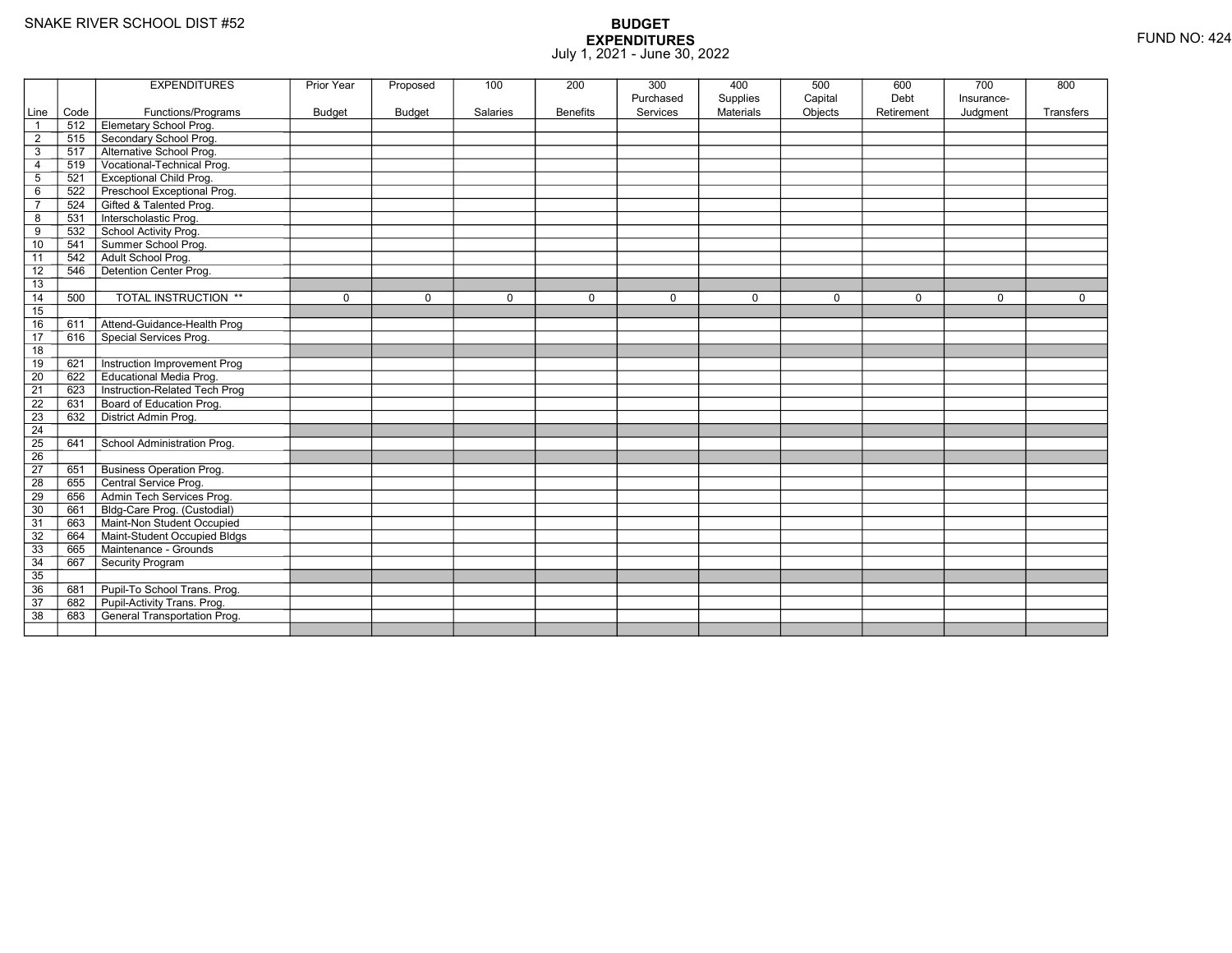SNAKE RIVER SCHOOL DIST #52

# BUDGET
## EXPENDITURES
July 1, 2021 - June 30, 2022

FUND NO: 424

| Line | Code | EXPENDITURES Functions/Programs | Prior Year Budget | Proposed Budget | 100 Salaries | 200 Benefits | 300 Purchased Services | 400 Supplies Materials | 500 Capital Objects | 600 Debt Retirement | 700 Insurance- Judgment | 800 Transfers |
|---|---|---|---|---|---|---|---|---|---|---|---|---|
| 1 | 512 | Elemetary School Prog. | | | | | | | | | | |
| 2 | 515 | Secondary School Prog. | | | | | | | | | | |
| 3 | 517 | Alternative School Prog. | | | | | | | | | | |
| 4 | 519 | Vocational-Technical Prog. | | | | | | | | | | |
| 5 | 521 | Exceptional Child Prog. | | | | | | | | | | |
| 6 | 522 | Preschool Exceptional Prog. | | | | | | | | | | |
| 7 | 524 | Gifted & Talented Prog. | | | | | | | | | | |
| 8 | 531 | Interscholastic Prog. | | | | | | | | | | |
| 9 | 532 | School Activity Prog. | | | | | | | | | | |
| 10 | 541 | Summer School Prog. | | | | | | | | | | |
| 11 | 542 | Adult School Prog. | | | | | | | | | | |
| 12 | 546 | Detention Center Prog. | | | | | | | | | | |
| 13 | | | | | | | | | | | | |
| 14 | 500 | TOTAL INSTRUCTION ** | 0 | 0 | 0 | 0 | 0 | 0 | 0 | 0 | 0 | 0 |
| 15 | | | | | | | | | | | | |
| 16 | 611 | Attend-Guidance-Health Prog | | | | | | | | | | |
| 17 | 616 | Special Services Prog. | | | | | | | | | | |
| 18 | | | | | | | | | | | | |
| 19 | 621 | Instruction Improvement Prog | | | | | | | | | | |
| 20 | 622 | Educational Media Prog. | | | | | | | | | | |
| 21 | 623 | Instruction-Related Tech Prog | | | | | | | | | | |
| 22 | 631 | Board of Education Prog. | | | | | | | | | | |
| 23 | 632 | District Admin Prog. | | | | | | | | | | |
| 24 | | | | | | | | | | | | |
| 25 | 641 | School Administration Prog. | | | | | | | | | | |
| 26 | | | | | | | | | | | | |
| 27 | 651 | Business Operation Prog. | | | | | | | | | | |
| 28 | 655 | Central Service Prog. | | | | | | | | | | |
| 29 | 656 | Admin Tech Services Prog. | | | | | | | | | | |
| 30 | 661 | Bldg-Care Prog. (Custodial) | | | | | | | | | | |
| 31 | 663 | Maint-Non Student Occupied | | | | | | | | | | |
| 32 | 664 | Maint-Student Occupied Bldgs | | | | | | | | | | |
| 33 | 665 | Maintenance - Grounds | | | | | | | | | | |
| 34 | 667 | Security Program | | | | | | | | | | |
| 35 | | | | | | | | | | | | |
| 36 | 681 | Pupil-To School Trans. Prog. | | | | | | | | | | |
| 37 | 682 | Pupil-Activity Trans. Prog. | | | | | | | | | | |
| 38 | 683 | General Transportation Prog. | | | | | | | | | | |
| | | | | | | | | | | | | |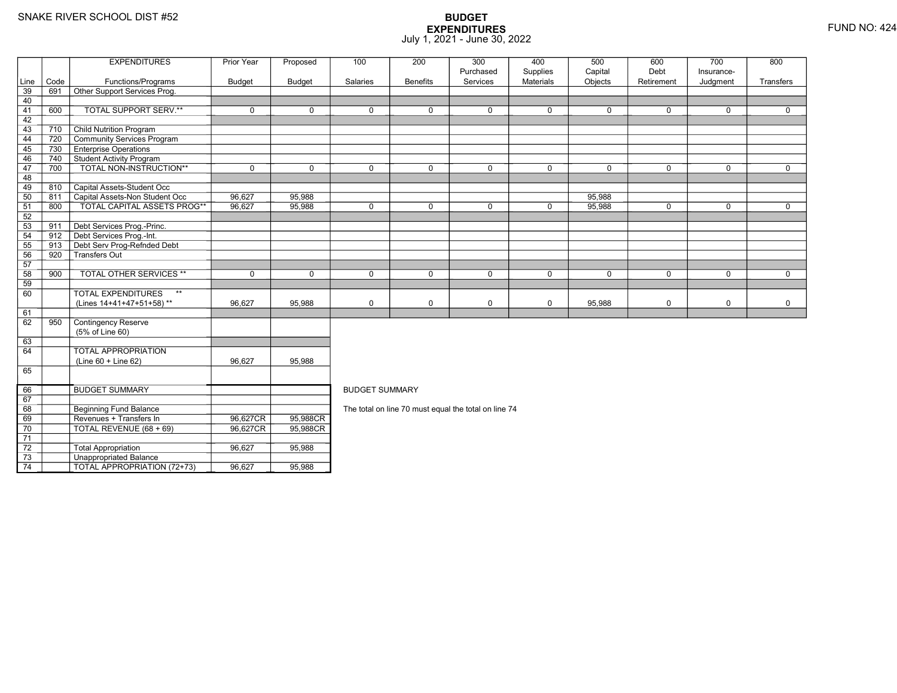SNAKE RIVER SCHOOL DIST #52

# BUDGET EXPENDITURES
July 1, 2021 - June 30, 2022

FUND NO: 424

| Line | Code | EXPENDITURES Functions/Programs | Prior Year Budget | Proposed Budget | 100 Salaries | 200 Benefits | 300 Purchased Services | 400 Supplies Materials | 500 Capital Objects | 600 Debt Retirement | 700 Insurance-Judgment | 800 Transfers |
|---|---|---|---|---|---|---|---|---|---|---|---|---|
| 39 | 691 | Other Support Services Prog. | | | | | | | | | | |
| 40 | | | | | | | | | | | | |
| 41 | 600 | TOTAL SUPPORT SERV.** | 0 | 0 | 0 | 0 | 0 | 0 | 0 | 0 | 0 | 0 |
| 42 | | | | | | | | | | | | |
| 43 | 710 | Child Nutrition Program | | | | | | | | | | |
| 44 | 720 | Community Services Program | | | | | | | | | | |
| 45 | 730 | Enterprise Operations | | | | | | | | | | |
| 46 | 740 | Student Activity Program | | | | | | | | | | |
| 47 | 700 | TOTAL NON-INSTRUCTION** | 0 | 0 | 0 | 0 | 0 | 0 | 0 | 0 | 0 | 0 |
| 48 | | | | | | | | | | | | |
| 49 | 810 | Capital Assets-Student Occ | | | | | | | | | | |
| 50 | 811 | Capital Assets-Non Student Occ | 96,627 | 95,988 | | | | | 95,988 | | | |
| 51 | 800 | TOTAL CAPITAL ASSETS PROG** | 96,627 | 95,988 | 0 | 0 | 0 | 0 | 95,988 | 0 | 0 | 0 |
| 52 | | | | | | | | | | | | |
| 53 | 911 | Debt Services Prog.-Princ. | | | | | | | | | | |
| 54 | 912 | Debt Services Prog.-Int. | | | | | | | | | | |
| 55 | 913 | Debt Serv Prog-Refnded Debt | | | | | | | | | | |
| 56 | 920 | Transfers Out | | | | | | | | | | |
| 57 | | | | | | | | | | | | |
| 58 | 900 | TOTAL OTHER SERVICES ** | 0 | 0 | 0 | 0 | 0 | 0 | 0 | 0 | 0 | 0 |
| 59 | | | | | | | | | | | | |
| 60 | | TOTAL EXPENDITURES ** (Lines 14+41+47+51+58) ** | 96,627 | 95,988 | 0 | 0 | 0 | 0 | 95,988 | 0 | 0 | 0 |
| 61 | | | | | | | | | | | | |
| 62 | 950 | Contingency Reserve (5% of Line 60) | | | | | | | | | | |
| 63 | | | | | | | | | | | | |
| 64 | | TOTAL APPROPRIATION (Line 60 + Line 62) | 96,627 | 95,988 | | | | | | | | |
| 65 | | | | | | | | | | | | |
| 66 | | BUDGET SUMMARY | | | | | | | | | | |
| 67 | | | | | | | | | | | | |
| 68 | | Beginning Fund Balance | | | | | | | | | | |
| 69 | | Revenues + Transfers In | 96,627CR | 95,988CR | | | | | | | | |
| 70 | | TOTAL REVENUE (68 + 69) | 96,627CR | 95,988CR | | | | | | | | |
| 71 | | | | | | | | | | | | |
| 72 | | Total Appropriation | 96,627 | 95,988 | | | | | | | | |
| 73 | | Unappropriated Balance | | | | | | | | | | |
| 74 | | TOTAL APPROPRIATION (72+73) | 96,627 | 95,988 | | | | | | | | |

BUDGET SUMMARY

The total on line 70 must equal the total on line 74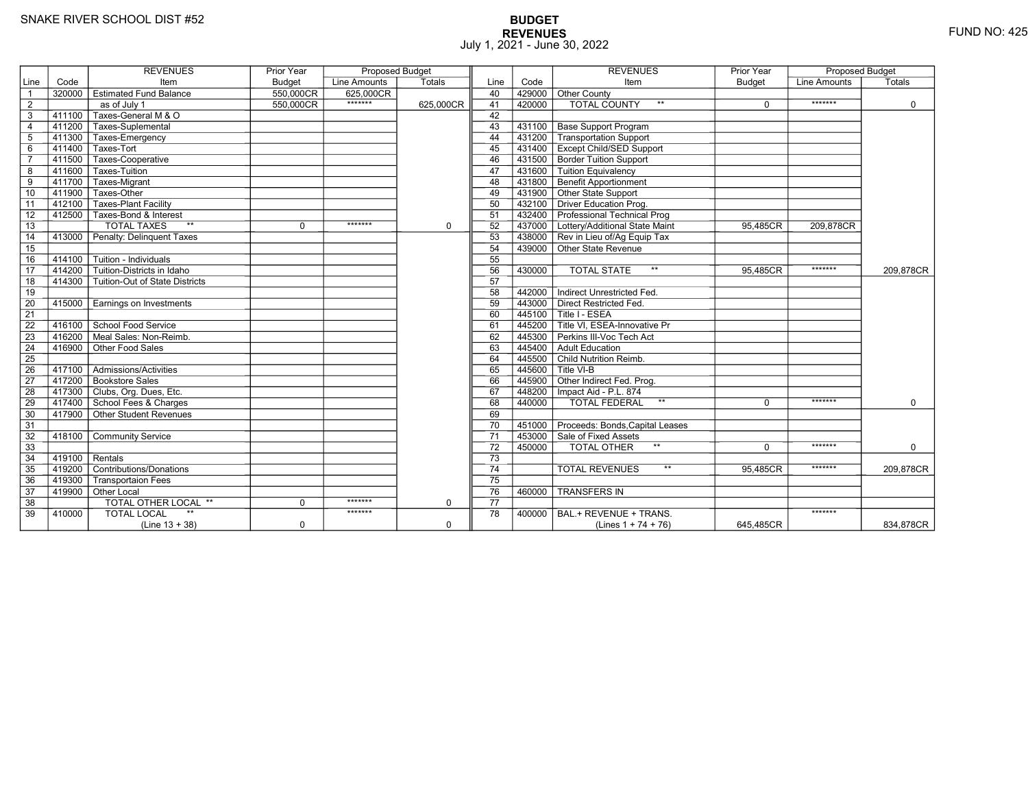SNAKE RIVER SCHOOL DIST #52

# BUDGET
## REVENUES
July 1, 2021 - June 30, 2022

FUND NO: 425

| Line | Code | REVENUES Item | Prior Year Budget | Proposed Budget Line Amounts | Proposed Budget Totals |
|---|---|---|---|---|---|
| 1 | 320000 | Estimated Fund Balance | 550,000CR | 625,000CR | |
| 2 | | as of July 1 | 550,000CR | ******* | 625,000CR |
| 3 | 411100 | Taxes-General M & O | | | |
| 4 | 411200 | Taxes-Suplemental | | | |
| 5 | 411300 | Taxes-Emergency | | | |
| 6 | 411400 | Taxes-Tort | | | |
| 7 | 411500 | Taxes-Cooperative | | | |
| 8 | 411600 | Taxes-Tuition | | | |
| 9 | 411700 | Taxes-Migrant | | | |
| 10 | 411900 | Taxes-Other | | | |
| 11 | 412100 | Taxes-Plant Facility | | | |
| 12 | 412500 | Taxes-Bond & Interest | | | |
| 13 | | TOTAL TAXES ** | 0 | ******* | 0 |
| 14 | 413000 | Penalty: Delinquent Taxes | | | |
| 15 | | | | | |
| 16 | 414100 | Tuition - Individuals | | | |
| 17 | 414200 | Tuition-Districts in Idaho | | | |
| 18 | 414300 | Tuition-Out of State Districts | | | |
| 19 | | | | | |
| 20 | 415000 | Earnings on Investments | | | |
| 21 | | | | | |
| 22 | 416100 | School Food Service | | | |
| 23 | 416200 | Meal Sales: Non-Reimb. | | | |
| 24 | 416900 | Other Food Sales | | | |
| 25 | | | | | |
| 26 | 417100 | Admissions/Activities | | | |
| 27 | 417200 | Bookstore Sales | | | |
| 28 | 417300 | Clubs, Org. Dues, Etc. | | | |
| 29 | 417400 | School Fees & Charges | | | |
| 30 | 417900 | Other Student Revenues | | | |
| 31 | | | | | |
| 32 | 418100 | Community Service | | | |
| 33 | | | | | |
| 34 | 419100 | Rentals | | | |
| 35 | 419200 | Contributions/Donations | | | |
| 36 | 419300 | Transportaion Fees | | | |
| 37 | 419900 | Other Local | | | |
| 38 | | TOTAL OTHER LOCAL ** | 0 | ******* | 0 |
| 39 | 410000 | TOTAL LOCAL ** (Line 13 + 38) | 0 | ******* | 0 |

| Line | Code | REVENUES Item | Prior Year Budget | Proposed Budget Line Amounts | Proposed Budget Totals |
|---|---|---|---|---|---|
| 40 | 429000 | Other County | | | |
| 41 | 420000 | TOTAL COUNTY ** | 0 | ******* | 0 |
| 42 | | | | | |
| 43 | 431100 | Base Support Program | | | |
| 44 | 431200 | Transportation Support | | | |
| 45 | 431400 | Except Child/SED Support | | | |
| 46 | 431500 | Border Tuition Support | | | |
| 47 | 431600 | Tuition Equivalency | | | |
| 48 | 431800 | Benefit Apportionment | | | |
| 49 | 431900 | Other State Support | | | |
| 50 | 432100 | Driver Education Prog. | | | |
| 51 | 432400 | Professional Technical Prog | | | |
| 52 | 437000 | Lottery/Additional State Maint | 95,485CR | 209,878CR | |
| 53 | 438000 | Rev in Lieu of/Ag Equip Tax | | | |
| 54 | 439000 | Other State Revenue | | | |
| 55 | | | | | |
| 56 | 430000 | TOTAL STATE ** | 95,485CR | ******* | 209,878CR |
| 57 | | | | | |
| 58 | 442000 | Indirect Unrestricted Fed. | | | |
| 59 | 443000 | Direct Restricted Fed. | | | |
| 60 | 445100 | Title I - ESEA | | | |
| 61 | 445200 | Title VI, ESEA-Innovative Pr | | | |
| 62 | 445300 | Perkins III-Voc Tech Act | | | |
| 63 | 445400 | Adult Education | | | |
| 64 | 445500 | Child Nutrition Reimb. | | | |
| 65 | 445600 | Title VI-B | | | |
| 66 | 445900 | Other Indirect Fed. Prog. | | | |
| 67 | 448200 | Impact Aid - P.L. 874 | | | |
| 68 | 440000 | TOTAL FEDERAL ** | 0 | ******* | 0 |
| 69 | | | | | |
| 70 | 451000 | Proceeds: Bonds,Capital Leases | | | |
| 71 | 453000 | Sale of Fixed Assets | | | |
| 72 | 450000 | TOTAL OTHER ** | 0 | ******* | 0 |
| 73 | | | | | |
| 74 | | TOTAL REVENUES ** | 95,485CR | ******* | 209,878CR |
| 75 | | | | | |
| 76 | 460000 | TRANSFERS IN | | | |
| 77 | | | | | |
| 78 | 400000 | BAL.+ REVENUE + TRANS. (Lines 1 + 74 + 76) | 645,485CR | ******* | 834,878CR |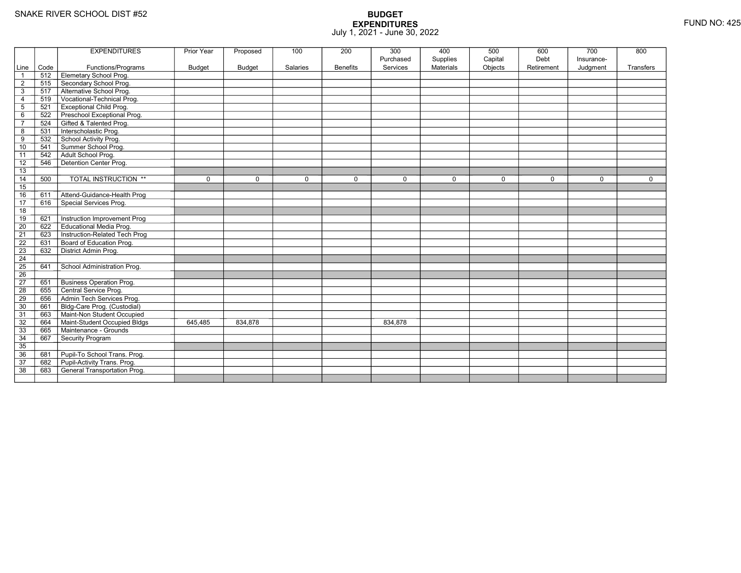SNAKE RIVER SCHOOL DIST #52

FUND NO: 425

# BUDGET
## EXPENDITURES
July 1, 2021 - June 30, 2022

| Line | Code | EXPENDITURES Functions/Programs | Prior Year Budget | Proposed Budget | 100 Salaries | 200 Benefits | 300 Purchased Services | 400 Supplies Materials | 500 Capital Objects | 600 Debt Retirement | 700 Insurance-Judgment | 800 Transfers |
|---|---|---|---|---|---|---|---|---|---|---|---|---|
| 1 | 512 | Elemetary School Prog. | | | | | | | | | | |
| 2 | 515 | Secondary School Prog. | | | | | | | | | | |
| 3 | 517 | Alternative School Prog. | | | | | | | | | | |
| 4 | 519 | Vocational-Technical Prog. | | | | | | | | | | |
| 5 | 521 | Exceptional Child Prog. | | | | | | | | | | |
| 6 | 522 | Preschool Exceptional Prog. | | | | | | | | | | |
| 7 | 524 | Gifted & Talented Prog. | | | | | | | | | | |
| 8 | 531 | Interscholastic Prog. | | | | | | | | | | |
| 9 | 532 | School Activity Prog. | | | | | | | | | | |
| 10 | 541 | Summer School Prog. | | | | | | | | | | |
| 11 | 542 | Adult School Prog. | | | | | | | | | | |
| 12 | 546 | Detention Center Prog. | | | | | | | | | | |
| 13 | | | | | | | | | | | | |
| 14 | 500 | TOTAL INSTRUCTION ** | 0 | 0 | 0 | 0 | 0 | 0 | 0 | 0 | 0 | 0 |
| 15 | | | | | | | | | | | | |
| 16 | 611 | Attend-Guidance-Health Prog | | | | | | | | | | |
| 17 | 616 | Special Services Prog. | | | | | | | | | | |
| 18 | | | | | | | | | | | | |
| 19 | 621 | Instruction Improvement Prog | | | | | | | | | | |
| 20 | 622 | Educational Media Prog. | | | | | | | | | | |
| 21 | 623 | Instruction-Related Tech Prog | | | | | | | | | | |
| 22 | 631 | Board of Education Prog. | | | | | | | | | | |
| 23 | 632 | District Admin Prog. | | | | | | | | | | |
| 24 | | | | | | | | | | | | |
| 25 | 641 | School Administration Prog. | | | | | | | | | | |
| 26 | | | | | | | | | | | | |
| 27 | 651 | Business Operation Prog. | | | | | | | | | | |
| 28 | 655 | Central Service Prog. | | | | | | | | | | |
| 29 | 656 | Admin Tech Services Prog. | | | | | | | | | | |
| 30 | 661 | Bldg-Care Prog. (Custodial) | | | | | | | | | | |
| 31 | 663 | Maint-Non Student Occupied | | | | | | | | | | |
| 32 | 664 | Maint-Student Occupied Bldgs | 645,485 | 834,878 | | | 834,878 | | | | | |
| 33 | 665 | Maintenance - Grounds | | | | | | | | | | |
| 34 | 667 | Security Program | | | | | | | | | | |
| 35 | | | | | | | | | | | | |
| 36 | 681 | Pupil-To School Trans. Prog. | | | | | | | | | | |
| 37 | 682 | Pupil-Activity Trans. Prog. | | | | | | | | | | |
| 38 | 683 | General Transportation Prog. | | | | | | | | | | |
| | | | | | | | | | | | | |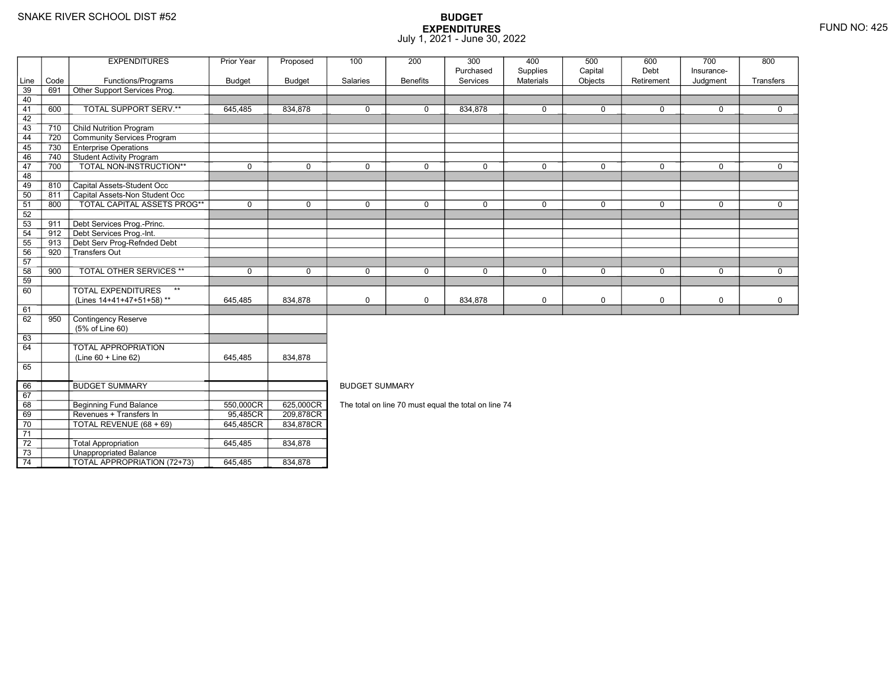SNAKE RIVER SCHOOL DIST #52

# BUDGET EXPENDITURES

July 1, 2021 - June 30, 2022

FUND NO: 425

| Line | Code | EXPENDITURES Functions/Programs | Prior Year Budget | Proposed Budget | 100 Salaries | 200 Benefits | 300 Purchased Services | 400 Supplies Materials | 500 Capital Objects | 600 Debt Retirement | 700 Insurance-Judgment | 800 Transfers |
|---|---|---|---|---|---|---|---|---|---|---|---|---|
| 39 | 691 | Other Support Services Prog. | | | | | | | | | | |
| 40 | | | | | | | | | | | | |
| 41 | 600 | TOTAL SUPPORT SERV.** | 645,485 | 834,878 | 0 | 0 | 834,878 | 0 | 0 | 0 | 0 | 0 |
| 42 | | | | | | | | | | | | |
| 43 | 710 | Child Nutrition Program | | | | | | | | | | |
| 44 | 720 | Community Services Program | | | | | | | | | | |
| 45 | 730 | Enterprise Operations | | | | | | | | | | |
| 46 | 740 | Student Activity Program | | | | | | | | | | |
| 47 | 700 | TOTAL NON-INSTRUCTION** | 0 | 0 | 0 | 0 | 0 | 0 | 0 | 0 | 0 | 0 |
| 48 | | | | | | | | | | | | |
| 49 | 810 | Capital Assets-Student Occ | | | | | | | | | | |
| 50 | 811 | Capital Assets-Non Student Occ | | | | | | | | | | |
| 51 | 800 | TOTAL CAPITAL ASSETS PROG** | 0 | 0 | 0 | 0 | 0 | 0 | 0 | 0 | 0 | 0 |
| 52 | | | | | | | | | | | | |
| 53 | 911 | Debt Services Prog.-Princ. | | | | | | | | | | |
| 54 | 912 | Debt Services Prog.-Int. | | | | | | | | | | |
| 55 | 913 | Debt Serv Prog-Refnded Debt | | | | | | | | | | |
| 56 | 920 | Transfers Out | | | | | | | | | | |
| 57 | | | | | | | | | | | | |
| 58 | 900 | TOTAL OTHER SERVICES ** | 0 | 0 | 0 | 0 | 0 | 0 | 0 | 0 | 0 | 0 |
| 59 | | | | | | | | | | | | |
| 60 | | TOTAL EXPENDITURES ** (Lines 14+41+47+51+58) ** | 645,485 | 834,878 | 0 | 0 | 834,878 | 0 | 0 | 0 | 0 | 0 |
| 61 | | | | | | | | | | | | |
| 62 | 950 | Contingency Reserve (5% of Line 60) | | | | | | | | | | |
| 63 | | | | | | | | | | | | |
| 64 | | TOTAL APPROPRIATION (Line 60 + Line 62) | 645,485 | 834,878 | | | | | | | | |
| 65 | | | | | | | | | | | | |

| Line | Code | BUDGET SUMMARY | Prior Year Budget | Proposed Budget |
|---|---|---|---|---|
| 66 | | BUDGET SUMMARY | | |
| 67 | | | | |
| 68 | | Beginning Fund Balance | 550,000CR | 625,000CR |
| 69 | | Revenues + Transfers In | 95,485CR | 209,878CR |
| 70 | | TOTAL REVENUE (68 + 69) | 645,485CR | 834,878CR |
| 71 | | | | |
| 72 | | Total Appropriation | 645,485 | 834,878 |
| 73 | | Unappropriated Balance | | |
| 74 | | TOTAL APPROPRIATION (72+73) | 645,485 | 834,878 |

BUDGET SUMMARY

The total on line 70 must equal the total on line 74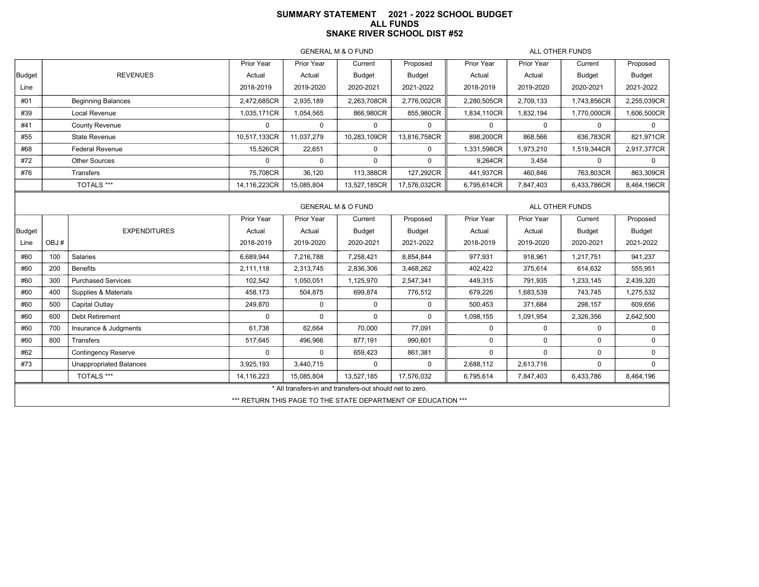# SUMMARY STATEMENT 2021 - 2022 SCHOOL BUDGET
## ALL FUNDS
## SNAKE RIVER SCHOOL DIST #52

| Budget Line | REVENUES | GENERAL M & O FUND Prior Year Actual 2018-2019 | Prior Year Actual 2019-2020 | Current Budget 2020-2021 | Proposed Budget 2021-2022 | ALL OTHER FUNDS Prior Year Actual 2018-2019 | Prior Year Actual 2019-2020 | Current Budget 2020-2021 | Proposed Budget 2021-2022 |
|---|---|---|---|---|---|---|---|---|---|
| #01 | Beginning Balances | 2,472,685CR | 2,935,189 | 2,263,708CR | 2,776,002CR | 2,280,505CR | 2,709,133 | 1,743,856CR | 2,255,039CR |
| #39 | Local Revenue | 1,035,171CR | 1,054,565 | 866,980CR | 855,980CR | 1,834,110CR | 1,832,194 | 1,770,000CR | 1,606,500CR |
| #41 | County Revenue | 0 | 0 | 0 | 0 | 0 | 0 | 0 | 0 |
| #55 | State Revenue | 10,517,133CR | 11,037,279 | 10,283,109CR | 13,816,758CR | 898,200CR | 868,566 | 636,783CR | 821,971CR |
| #68 | Federal Revenue | 15,526CR | 22,651 | 0 | 0 | 1,331,598CR | 1,973,210 | 1,519,344CR | 2,917,377CR |
| #72 | Other Sources | 0 | 0 | 0 | 0 | 9,264CR | 3,454 | 0 | 0 |
| #76 | Transfers | 75,708CR | 36,120 | 113,388CR | 127,292CR | 441,937CR | 460,846 | 763,803CR | 863,309CR |
| | TOTALS *** | 14,116,223CR | 15,085,804 | 13,527,185CR | 17,576,032CR | 6,795,614CR | 7,847,403 | 6,433,786CR | 8,464,196CR |

| Budget Line | OBJ # | EXPENDITURES | GENERAL M & O FUND Prior Year Actual 2018-2019 | Prior Year Actual 2019-2020 | Current Budget 2020-2021 | Proposed Budget 2021-2022 | ALL OTHER FUNDS Prior Year Actual 2018-2019 | Prior Year Actual 2019-2020 | Current Budget 2020-2021 | Proposed Budget 2021-2022 |
|---|---|---|---|---|---|---|---|---|---|---|
| #60 | 100 | Salaries | 6,689,944 | 7,216,788 | 7,258,421 | 8,854,844 | 977,931 | 918,961 | 1,217,751 | 941,237 |
| #60 | 200 | Benefits | 2,111,118 | 2,313,745 | 2,836,306 | 3,468,262 | 402,422 | 375,614 | 614,632 | 555,951 |
| #60 | 300 | Purchased Services | 102,542 | 1,050,051 | 1,125,970 | 2,547,341 | 449,315 | 791,935 | 1,233,145 | 2,439,320 |
| #60 | 400 | Supplies & Materials | 458,173 | 504,875 | 699,874 | 776,512 | 679,226 | 1,683,539 | 743,745 | 1,275,532 |
| #60 | 500 | Capital Outlay | 249,870 | 0 | 0 | 0 | 500,453 | 371,684 | 298,157 | 609,656 |
| #60 | 600 | Debt Retirement | 0 | 0 | 0 | 0 | 1,098,155 | 1,091,954 | 2,326,356 | 2,642,500 |
| #60 | 700 | Insurance & Judgments | 61,738 | 62,664 | 70,000 | 77,091 | 0 | 0 | 0 | 0 |
| #60 | 800 | Transfers | 517,645 | 496,966 | 877,191 | 990,601 | 0 | 0 | 0 | 0 |
| #62 | | Contingency Reserve | 0 | 0 | 659,423 | 861,381 | 0 | 0 | 0 | 0 |
| #73 | | Unappropriated Balances | 3,925,193 | 3,440,715 | 0 | 0 | 2,688,112 | 2,613,716 | 0 | 0 |
| | | TOTALS *** | 14,116,223 | 15,085,804 | 13,527,185 | 17,576,032 | 6,795,614 | 7,847,403 | 6,433,786 | 8,464,196 |

* All transfers-in and transfers-out should net to zero.

*** RETURN THIS PAGE TO THE STATE DEPARTMENT OF EDUCATION ***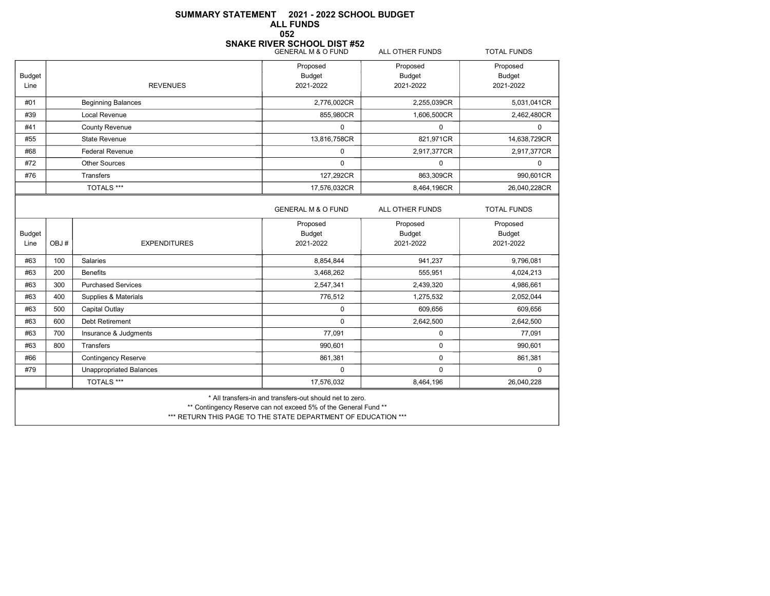# SUMMARY STATEMENT 2021 - 2022 SCHOOL BUDGET

## ALL FUNDS

## 052

## SNAKE RIVER SCHOOL DIST #52

| Budget Line | REVENUES | GENERAL M & O FUND Proposed Budget 2021-2022 | ALL OTHER FUNDS Proposed Budget 2021-2022 | TOTAL FUNDS Proposed Budget 2021-2022 |
|---|---|---|---|---|
| #01 | Beginning Balances | 2,776,002CR | 2,255,039CR | 5,031,041CR |
| #39 | Local Revenue | 855,980CR | 1,606,500CR | 2,462,480CR |
| #41 | County Revenue | 0 | 0 | 0 |
| #55 | State Revenue | 13,816,758CR | 821,971CR | 14,638,729CR |
| #68 | Federal Revenue | 0 | 2,917,377CR | 2,917,377CR |
| #72 | Other Sources | 0 | 0 | 0 |
| #76 | Transfers | 127,292CR | 863,309CR | 990,601CR |
| | TOTALS *** | 17,576,032CR | 8,464,196CR | 26,040,228CR |

| Budget Line | OBJ # | EXPENDITURES | GENERAL M & O FUND Proposed Budget 2021-2022 | ALL OTHER FUNDS Proposed Budget 2021-2022 | TOTAL FUNDS Proposed Budget 2021-2022 |
|---|---|---|---|---|---|
| #63 | 100 | Salaries | 8,854,844 | 941,237 | 9,796,081 |
| #63 | 200 | Benefits | 3,468,262 | 555,951 | 4,024,213 |
| #63 | 300 | Purchased Services | 2,547,341 | 2,439,320 | 4,986,661 |
| #63 | 400 | Supplies & Materials | 776,512 | 1,275,532 | 2,052,044 |
| #63 | 500 | Capital Outlay | 0 | 609,656 | 609,656 |
| #63 | 600 | Debt Retirement | 0 | 2,642,500 | 2,642,500 |
| #63 | 700 | Insurance & Judgments | 77,091 | 0 | 77,091 |
| #63 | 800 | Transfers | 990,601 | 0 | 990,601 |
| #66 | | Contingency Reserve | 861,381 | 0 | 861,381 |
| #79 | | Unappropriated Balances | 0 | 0 | 0 |
| | | TOTALS *** | 17,576,032 | 8,464,196 | 26,040,228 |

* All transfers-in and transfers-out should net to zero.

** Contingency Reserve can not exceed 5% of the General Fund **

*** RETURN THIS PAGE TO THE STATE DEPARTMENT OF EDUCATION ***